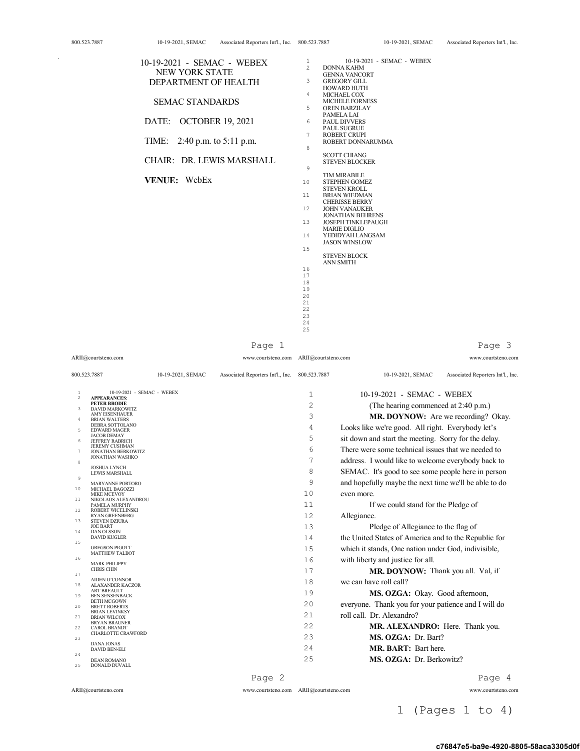# 10-19-2021 - SEMAC - WEBEX

## NEW YORK STATE DEPARTMENT OF HEALTH

### SEMAC STANDARDS

DATE: OCTOBER 19, 2021

TIME: 2:40 p.m. to 5:11 p.m.

CHAIR: DR. LEWIS MARSHALL

**VENUE:** WebEx

---

10-19-2021 - SEMAC - WEBEX

**APPEARANCES:**

**PETER BRODIE**
DAVID MARKOWITZ
AMY EISENHAUER
BRIAN WALTERS
DEBRA SOTTOLANO
EDWARD MAGER
JACOB DEMAY
JEFFREY RABRICH
JEREMY CUSHMAN
JONATHAN BERKOWITZ
JONATHAN WASHKO

JOSHUA LYNCH
LEWIS MARSHALL

MARYANNE PORTORO
MICHAEL BAGOZZI
MIKE MCEVOY
NIKOLAOS ALEXANDROU
PAMELA MURPHY
ROBERT WICELINSKI
RYAN GREENBERG
STEVEN DZIURA
JOE BART
DAN OLSSON
DAVID KUGLER

GREGSON PIGOTT
MATTHEW TALBOT

MARK PHILIPPY
CHRIS CHIN

AIDEN O'CONNOR
ALAXANDER KACZOR
ART BREAULT
BEN SENSENBACK
BETH MCGOWN
BRETT ROBERTS
BRIAN LEVINKSY
BRIAN WILCOX
BRYAN BRAUNER
CAROL BRANDT
CHARLOTTE CRAWFORD

DANA JONAS
DAVID BEN-ELI

DEAN ROMANO
DONALD DUVALL

---

10-19-2021 - SEMAC - WEBEX

DONNA KAHM
GENNA VANCORT
GREGORY GILL
HOWARD HUTH
MICHAEL COX
MICHELE FORNESS
OREN BARZILAY
PAMELA LAI
PAUL DIVVERS
PAUL SUGRUE
ROBERT CRUPI
ROBERT DONNARUMMA

SCOTT CHIANG
STEVEN BLOCKER

TIM MIRABILE
STEPHEN GOMEZ
STEVEN KROLL
BRIAN WIEDMAN
CHERISSE BERRY
JOHN VANAUKER
JONATHAN BEHRENS
JOSEPH TINKLEPAUGH
MARIE DIGLIO
YEDIDYAH LANGSAM
JASON WINSLOW

STEVEN BLOCK
ANN SMITH

---

10-19-2021 - SEMAC - WEBEX

(The hearing commenced at 2:40 p.m.)

**MR. DOYNOW:** Are we recording? Okay. Looks like we're good. All right. Everybody let's sit down and start the meeting. Sorry for the delay. There were some technical issues that we needed to address. I would like to welcome everybody back to SEMAC. It's good to see some people here in person and hopefully maybe the next time we'll be able to do even more.

If we could stand for the Pledge of Allegiance.

Pledge of Allegiance to the flag of the United States of America and to the Republic for which it stands, One nation under God, indivisible, with liberty and justice for all.

**MR. DOYNOW:** Thank you all. Val, if we can have roll call?

**MS. OZGA:** Okay. Good afternoon, everyone. Thank you for your patience and I will do roll call. Dr. Alexandro?

**MR. ALEXANDRO:** Here. Thank you.

**MS. OZGA:** Dr. Bart?

**MR. BART:** Bart here.

**MS. OZGA:** Dr. Berkowitz?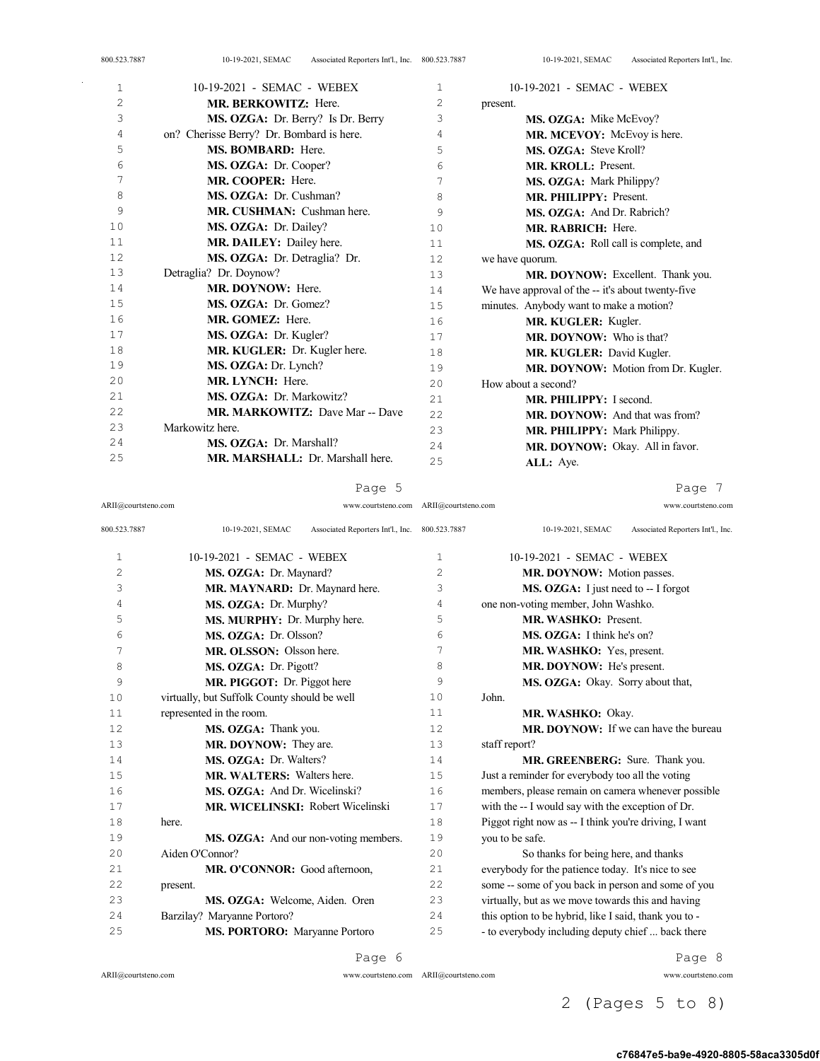MR. BERKOWITZ: Here.

MS. OZGA: Dr. Berry? Is Dr. Berry on? Cherisse Berry? Dr. Bombard is here.

MS. BOMBARD: Here.

MS. OZGA: Dr. Cooper?

MR. COOPER: Here.

MS. OZGA: Dr. Cushman?

MR. CUSHMAN: Cushman here.

MS. OZGA: Dr. Dailey?

MR. DAILEY: Dailey here.

MS. OZGA: Dr. Detraglia? Dr. Detraglia? Dr. Doynow?

MR. DOYNOW: Here.

MS. OZGA: Dr. Gomez?

MR. GOMEZ: Here.

MS. OZGA: Dr. Kugler?

MR. KUGLER: Dr. Kugler here.

MS. OZGA: Dr. Lynch?

MR. LYNCH: Here.

MS. OZGA: Dr. Markowitz?

MR. MARKOWITZ: Dave Mar -- Dave Markowitz here.

MS. OZGA: Dr. Marshall?

MR. MARSHALL: Dr. Marshall here.

MS. OZGA: Dr. Maynard?

MR. MAYNARD: Dr. Maynard here.

MS. OZGA: Dr. Murphy?

MS. MURPHY: Dr. Murphy here.

MS. OZGA: Dr. Olsson?

MR. OLSSON: Olsson here.

MS. OZGA: Dr. Pigott?

MR. PIGGOT: Dr. Piggot here virtually, but Suffolk County should be well represented in the room.

MS. OZGA: Thank you.

MR. DOYNOW: They are.

MS. OZGA: Dr. Walters?

MR. WALTERS: Walters here.

MS. OZGA: And Dr. Wicelinski?

MR. WICELINSKI: Robert Wicelinski here.

MS. OZGA: And our non-voting members. Aiden O'Connor?

MR. O'CONNOR: Good afternoon, present.

MS. OZGA: Welcome, Aiden. Oren Barzilay? Maryanne Portoro?

MS. PORTORO: Maryanne Portoro present.

MS. OZGA: Mike McEvoy?

MR. MCEVOY: McEvoy is here.

MS. OZGA: Steve Kroll?

MR. KROLL: Present.

MS. OZGA: Mark Philippy?

MR. PHILIPPY: Present.

MS. OZGA: And Dr. Rabrich?

MR. RABRICH: Here.

MS. OZGA: Roll call is complete, and we have quorum.

MR. DOYNOW: Excellent. Thank you. We have approval of the -- it's about twenty-five minutes. Anybody want to make a motion?

MR. KUGLER: Kugler.

MR. DOYNOW: Who is that?

MR. KUGLER: David Kugler.

MR. DOYNOW: Motion from Dr. Kugler. How about a second?

MR. PHILIPPY: I second.

MR. DOYNOW: And that was from?

MR. PHILIPPY: Mark Philippy.

MR. DOYNOW: Okay. All in favor.

ALL: Aye.

MR. DOYNOW: Motion passes.

MS. OZGA: I just need to -- I forgot one non-voting member, John Washko.

MR. WASHKO: Present.

MS. OZGA: I think he's on?

MR. WASHKO: Yes, present.

MR. DOYNOW: He's present.

MS. OZGA: Okay. Sorry about that, John.

MR. WASHKO: Okay.

MR. DOYNOW: If we can have the bureau staff report?

MR. GREENBERG: Sure. Thank you. Just a reminder for everybody too all the voting members, please remain on camera whenever possible with the -- I would say with the exception of Dr. Piggot right now as -- I think you're driving, I want you to be safe.

So thanks for being here, and thanks everybody for the patience today. It's nice to see some -- some of you back in person and some of you virtually, but as we move towards this and having this option to be hybrid, like I said, thank you to -- to everybody including deputy chief ... back there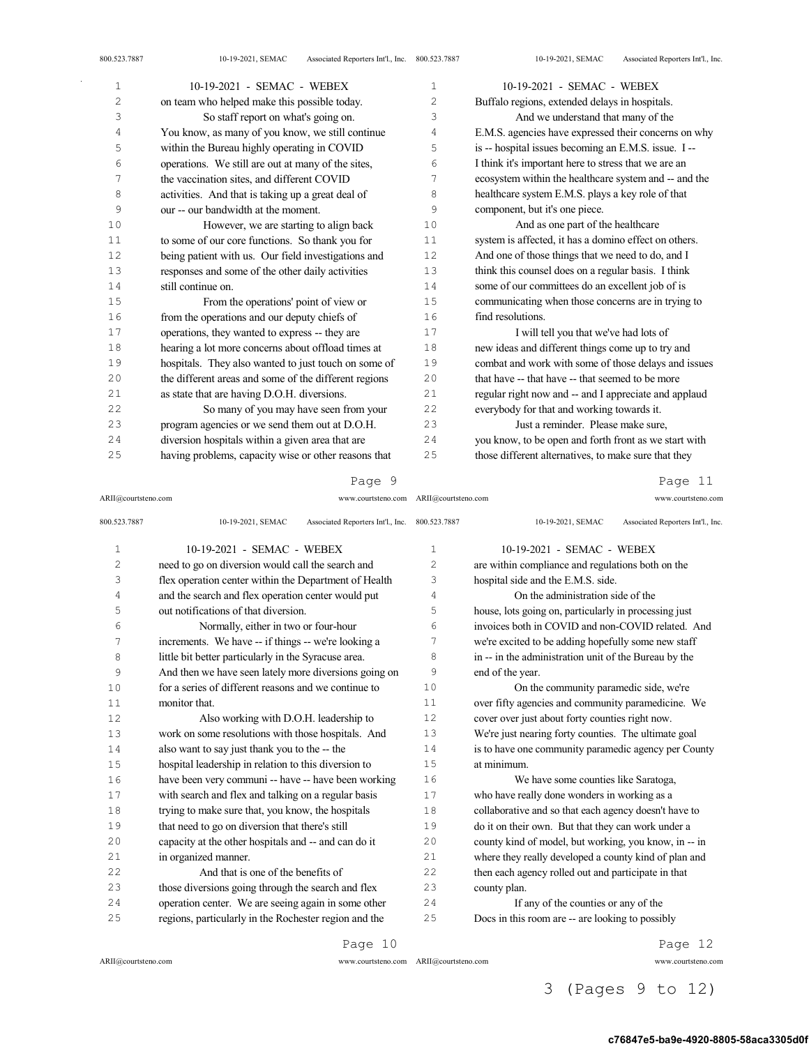on team who helped make this possible today.

So staff report on what's going on. You know, as many of you know, we still continue within the Bureau highly operating in COVID operations. We still are out at many of the sites, the vaccination sites, and different COVID activities. And that is taking up a great deal of our -- our bandwidth at the moment.

However, we are starting to align back to some of our core functions. So thank you for being patient with us. Our field investigations and responses and some of the other daily activities still continue on.

From the operations' point of view or from the operations and our deputy chiefs of operations, they wanted to express -- they are hearing a lot more concerns about offload times at hospitals. They also wanted to just touch on some of the different areas and some of the different regions as state that are having D.O.H. diversions.

So many of you may have seen from your program agencies or we send them out at D.O.H. diversion hospitals within a given area that are having problems, capacity wise or other reasons that need to go on diversion would call the search and flex operation center within the Department of Health and the search and flex operation center would put out notifications of that diversion.

Normally, either in two or four-hour increments. We have -- if things -- we're looking a little bit better particularly in the Syracuse area. And then we have seen lately more diversions going on for a series of different reasons and we continue to monitor that.

Also working with D.O.H. leadership to work on some resolutions with those hospitals. And also want to say just thank you to the -- the hospital leadership in relation to this diversion to have been very communi -- have -- have been working with search and flex and talking on a regular basis trying to make sure that, you know, the hospitals that need to go on diversion that there's still capacity at the other hospitals and -- and can do it in organized manner.

And that is one of the benefits of those diversions going through the search and flex operation center. We are seeing again in some other regions, particularly in the Rochester region and the Buffalo regions, extended delays in hospitals.

And we understand that many of the E.M.S. agencies have expressed their concerns on why is -- hospital issues becoming an E.M.S. issue. I -- I think it's important here to stress that we are an ecosystem within the healthcare system and -- and the healthcare system E.M.S. plays a key role of that component, but it's one piece.

And as one part of the healthcare system is affected, it has a domino effect on others. And one of those things that we need to do, and I think this counsel does on a regular basis. I think some of our committees do an excellent job of is communicating when those concerns are in trying to find resolutions.

I will tell you that we've had lots of new ideas and different things come up to try and combat and work with some of those delays and issues that have -- that have -- that seemed to be more regular right now and -- and I appreciate and applaud everybody for that and working towards it.

Just a reminder. Please make sure, you know, to be open and forth front as we start with those different alternatives, to make sure that they are within compliance and regulations both on the hospital side and the E.M.S. side.

On the administration side of the house, lots going on, particularly in processing just invoices both in COVID and non-COVID related. And we're excited to be adding hopefully some new staff in -- in the administration unit of the Bureau by the end of the year.

On the community paramedic side, we're over fifty agencies and community paramedicine. We cover over just about forty counties right now. We're just nearing forty counties. The ultimate goal is to have one community paramedic agency per County at minimum.

We have some counties like Saratoga, who have really done wonders in working as a collaborative and so that each agency doesn't have to do it on their own. But that they can work under a county kind of model, but working, you know, in -- in where they really developed a county kind of plan and then each agency rolled out and participate in that county plan.

If any of the counties or any of the Docs in this room are -- are looking to possibly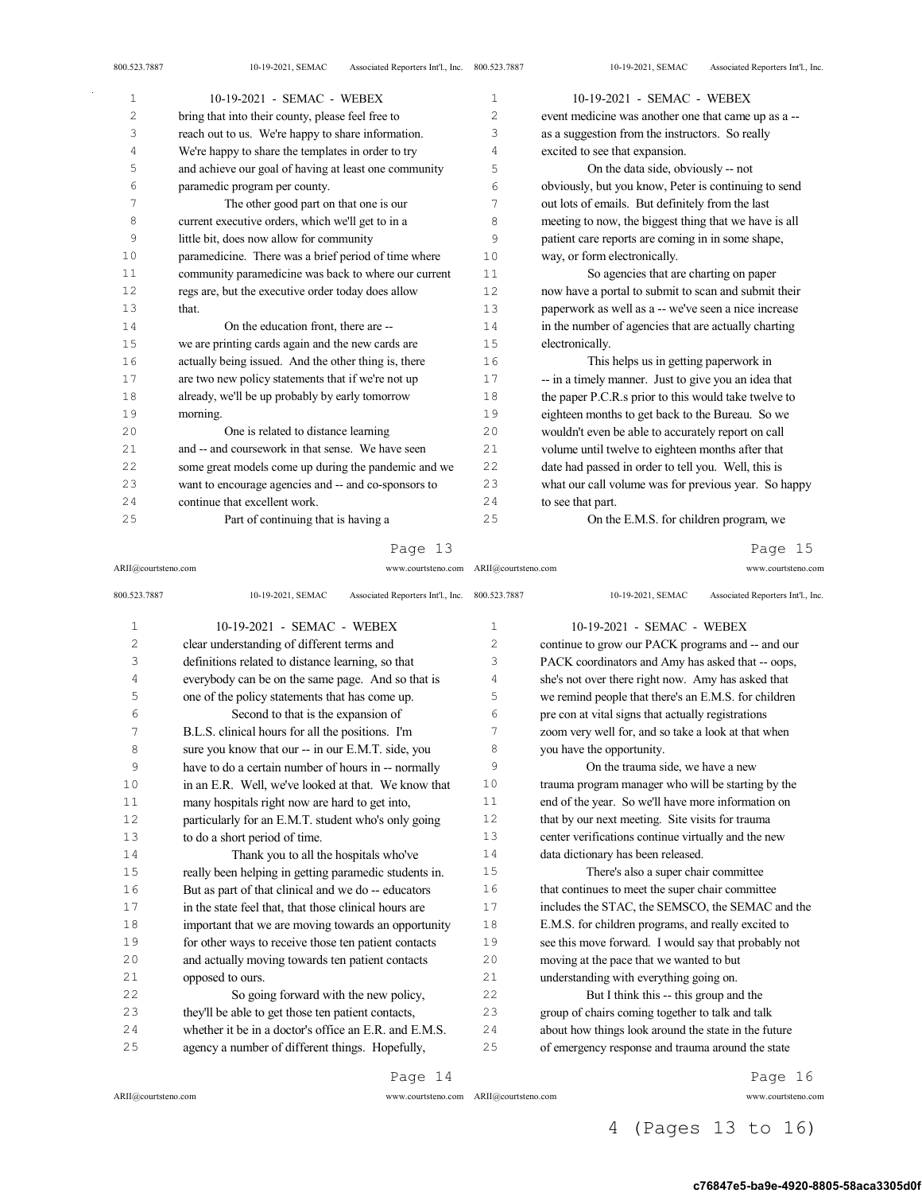bring that into their county, please feel free to reach out to us. We're happy to share information. We're happy to share the templates in order to try and achieve our goal of having at least one community paramedic program per county.

The other good part on that one is our current executive orders, which we'll get to in a little bit, does now allow for community paramedicine. There was a brief period of time where community paramedicine was back to where our current regs are, but the executive order today does allow that.

On the education front, there are -- we are printing cards again and the new cards are actually being issued. And the other thing is, there are two new policy statements that if we're not up already, we'll be up probably by early tomorrow morning.

One is related to distance learning and -- and coursework in that sense. We have seen some great models come up during the pandemic and we want to encourage agencies and -- and co-sponsors to continue that excellent work.

Part of continuing that is having a clear understanding of different terms and definitions related to distance learning, so that everybody can be on the same page. And so that is one of the policy statements that has come up.

Second to that is the expansion of B.L.S. clinical hours for all the positions. I'm sure you know that our -- in our E.M.T. side, you have to do a certain number of hours in -- normally in an E.R. Well, we've looked at that. We know that many hospitals right now are hard to get into, particularly for an E.M.T. student who's only going to do a short period of time.

Thank you to all the hospitals who've really been helping in getting paramedic students in. But as part of that clinical and we do -- educators in the state feel that, that those clinical hours are important that we are moving towards an opportunity for other ways to receive those ten patient contacts and actually moving towards ten patient contacts opposed to ours.

So going forward with the new policy, they'll be able to get those ten patient contacts, whether it be in a doctor's office an E.R. and E.M.S. agency a number of different things. Hopefully, event medicine was another one that came up as a -- as a suggestion from the instructors. So really excited to see that expansion.

On the data side, obviously -- not obviously, but you know, Peter is continuing to send out lots of emails. But definitely from the last meeting to now, the biggest thing that we have is all patient care reports are coming in in some shape, way, or form electronically.

So agencies that are charting on paper now have a portal to submit to scan and submit their paperwork as well as a -- we've seen a nice increase in the number of agencies that are actually charting electronically.

This helps us in getting paperwork in -- in a timely manner. Just to give you an idea that the paper P.C.R.s prior to this would take twelve to eighteen months to get back to the Bureau. So we wouldn't even be able to accurately report on call volume until twelve to eighteen months after that date had passed in order to tell you. Well, this is what our call volume was for previous year. So happy to see that part.

On the E.M.S. for children program, we continue to grow our PACK programs and -- and our PACK coordinators and Amy has asked that -- oops, she's not over there right now. Amy has asked that we remind people that there's an E.M.S. for children pre con at vital signs that actually registrations zoom very well for, and so take a look at that when you have the opportunity.

On the trauma side, we have a new trauma program manager who will be starting by the end of the year. So we'll have more information on that by our next meeting. Site visits for trauma center verifications continue virtually and the new data dictionary has been released.

There's also a super chair committee that continues to meet the super chair committee includes the STAC, the SEMSCO, the SEMAC and the E.M.S. for children programs, and really excited to see this move forward. I would say that probably not moving at the pace that we wanted to but understanding with everything going on.

But I think this -- this group and the group of chairs coming together to talk and talk about how things look around the state in the future of emergency response and trauma around the state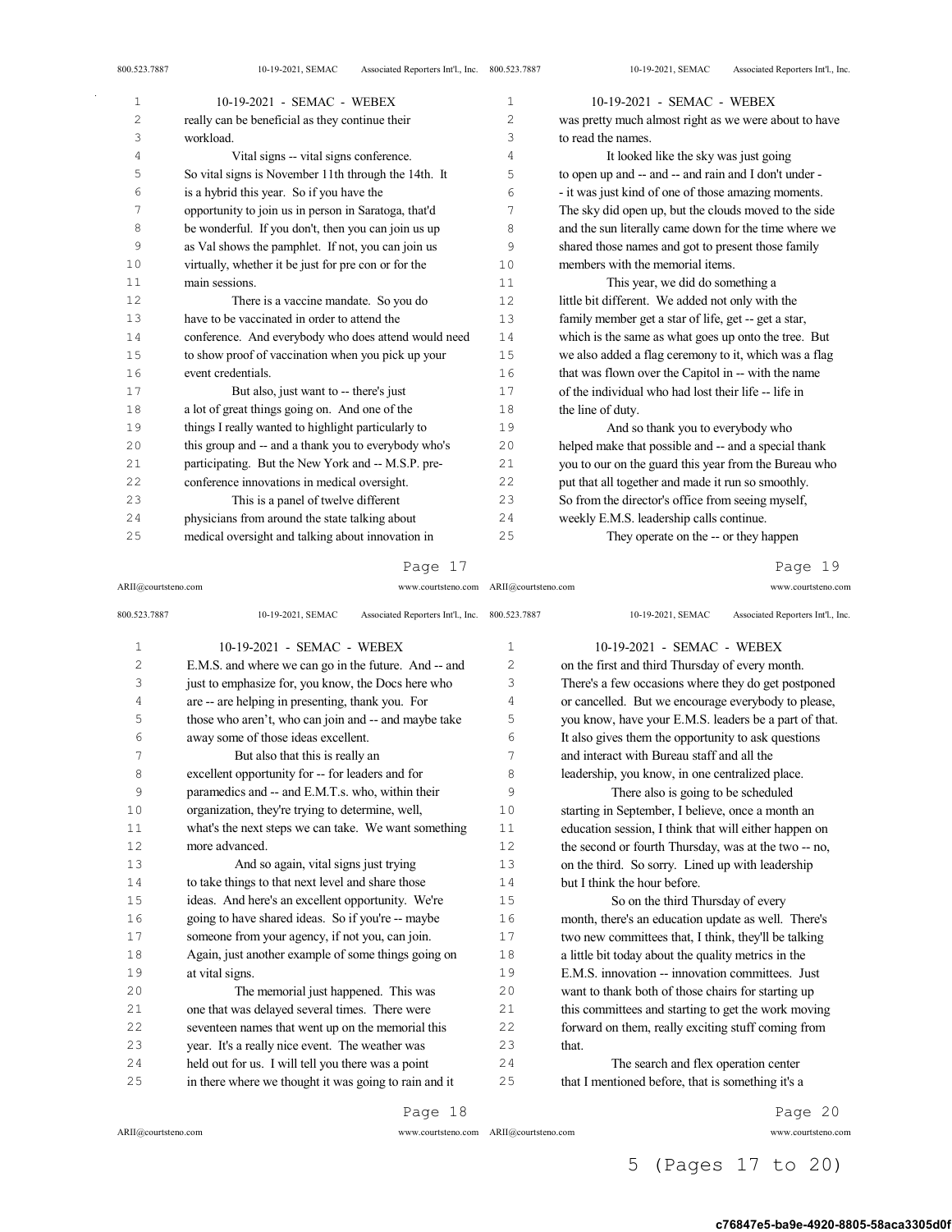really can be beneficial as they continue their workload.

Vital signs -- vital signs conference. So vital signs is November 11th through the 14th. It is a hybrid this year. So if you have the opportunity to join us in person in Saratoga, that'd be wonderful. If you don't, then you can join us up as Val shows the pamphlet. If not, you can join us virtually, whether it be just for pre con or for the main sessions.

There is a vaccine mandate. So you do have to be vaccinated in order to attend the conference. And everybody who does attend would need to show proof of vaccination when you pick up your event credentials.

But also, just want to -- there's just a lot of great things going on. And one of the things I really wanted to highlight particularly to this group and -- and a thank you to everybody who's participating. But the New York and -- M.S.P. pre-conference innovations in medical oversight.

This is a panel of twelve different physicians from around the state talking about medical oversight and talking about innovation in E.M.S. and where we can go in the future. And -- and just to emphasize for, you know, the Docs here who are -- are helping in presenting, thank you. For those who aren't, who can join and -- and maybe take away some of those ideas excellent.

But also that this is really an excellent opportunity for -- for leaders and for paramedics and -- and E.M.T.s. who, within their organization, they're trying to determine, well, what's the next steps we can take. We want something more advanced.

And so again, vital signs just trying to take things to that next level and share those ideas. And here's an excellent opportunity. We're going to have shared ideas. So if you're -- maybe someone from your agency, if not you, can join. Again, just another example of some things going on at vital signs.

The memorial just happened. This was one that was delayed several times. There were seventeen names that went up on the memorial this year. It's a really nice event. The weather was held out for us. I will tell you there was a point in there where we thought it was going to rain and it was pretty much almost right as we were about to have to read the names.

It looked like the sky was just going to open up and -- and -- and rain and I don't under -- it was just kind of one of those amazing moments. The sky did open up, but the clouds moved to the side and the sun literally came down for the time where we shared those names and got to present those family members with the memorial items.

This year, we did do something a little bit different. We added not only with the family member get a star of life, get -- get a star, which is the same as what goes up onto the tree. But we also added a flag ceremony to it, which was a flag that was flown over the Capitol in -- with the name of the individual who had lost their life -- life in the line of duty.

And so thank you to everybody who helped make that possible and -- and a special thank you to our on the guard this year from the Bureau who put that all together and made it run so smoothly. So from the director's office from seeing myself, weekly E.M.S. leadership calls continue.

They operate on the -- or they happen on the first and third Thursday of every month. There's a few occasions where they do get postponed or cancelled. But we encourage everybody to please, you know, have your E.M.S. leaders be a part of that. It also gives them the opportunity to ask questions and interact with Bureau staff and all the leadership, you know, in one centralized place.

There also is going to be scheduled starting in September, I believe, once a month an education session, I think that will either happen on the second or fourth Thursday, was at the two -- no, on the third. So sorry. Lined up with leadership but I think the hour before.

So on the third Thursday of every month, there's an education update as well. There's two new committees that, I think, they'll be talking a little bit today about the quality metrics in the E.M.S. innovation -- innovation committees. Just want to thank both of those chairs for starting up this committees and starting to get the work moving forward on them, really exciting stuff coming from that.

The search and flex operation center that I mentioned before, that is something it's a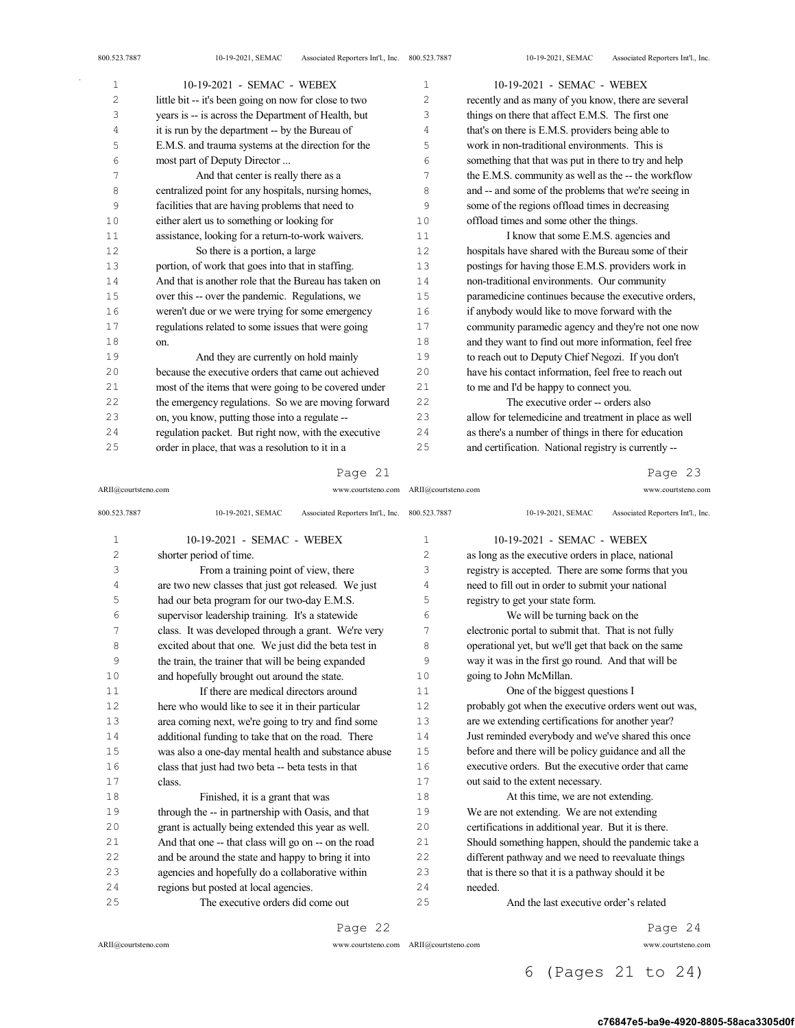**Page 21**

little bit -- it's been going on now for close to two years is -- is across the Department of Health, but it is run by the department -- by the Bureau of E.M.S. and trauma systems at the direction for the most part of Deputy Director ...

And that center is really there as a centralized point for any hospitals, nursing homes, facilities that are having problems that need to either alert us to something or looking for assistance, looking for a return-to-work waivers.

So there is a portion, a large portion, of work that goes into that in staffing. And that is another role that the Bureau has taken on over this -- over the pandemic. Regulations, we weren't due or we were trying for some emergency regulations related to some issues that were going on.

And they are currently on hold mainly because the executive orders that came out achieved most of the items that were going to be covered under the emergency regulations. So we are moving forward on, you know, putting those into a regulate -- regulation packet. But right now, with the executive order in place, that was a resolution to it in a

**Page 22**

shorter period of time.

From a training point of view, there are two new classes that just got released. We just had our beta program for our two-day E.M.S. supervisor leadership training. It's a statewide class. It was developed through a grant. We're very excited about that one. We just did the beta test in the train, the trainer that will be being expanded and hopefully brought out around the state.

If there are medical directors around here who would like to see it in their particular area coming next, we're going to try and find some additional funding to take that on the road. There was also a one-day mental health and substance abuse class that just had two beta -- beta tests in that class.

Finished, it is a grant that was through the -- in partnership with Oasis, and that grant is actually being extended this year as well. And that one -- that class will go on -- on the road and be around the state and happy to bring it into agencies and hopefully do a collaborative within regions but posted at local agencies.

The executive orders did come out

**Page 23**

recently and as many of you know, there are several things on there that affect E.M.S. The first one that's on there is E.M.S. providers being able to work in non-traditional environments. This is something that that was put in there to try and help the E.M.S. community as well as the -- the workflow and -- and some of the problems that we're seeing in some of the regions offload times in decreasing offload times and some other the things.

I know that some E.M.S. agencies and hospitals have shared with the Bureau some of their postings for having those E.M.S. providers work in non-traditional environments. Our community paramedicine continues because the executive orders, if anybody would like to move forward with the community paramedic agency and they're not one now and they want to find out more information, feel free to reach out to Deputy Chief Negozi. If you don't have his contact information, feel free to reach out to me and I'd be happy to connect you.

The executive order -- orders also allow for telemedicine and treatment in place as well as there's a number of things in there for education and certification. National registry is currently --

**Page 24**

as long as the executive orders in place, national registry is accepted. There are some forms that you need to fill out in order to submit your national registry to get your state form.

We will be turning back on the electronic portal to submit that. That is not fully operational yet, but we'll get that back on the same way it was in the first go round. And that will be going to John McMillan.

One of the biggest questions I probably got when the executive orders went out was, are we extending certifications for another year? Just reminded everybody and we've shared this once before and there will be policy guidance and all the executive orders. But the executive order that came out said to the extent necessary.

At this time, we are not extending. We are not extending. We are not extending certifications in additional year. But it is there. Should something happen, should the pandemic take a different pathway and we need to reevaluate things that is there so that it is a pathway should it be needed.

And the last executive order's related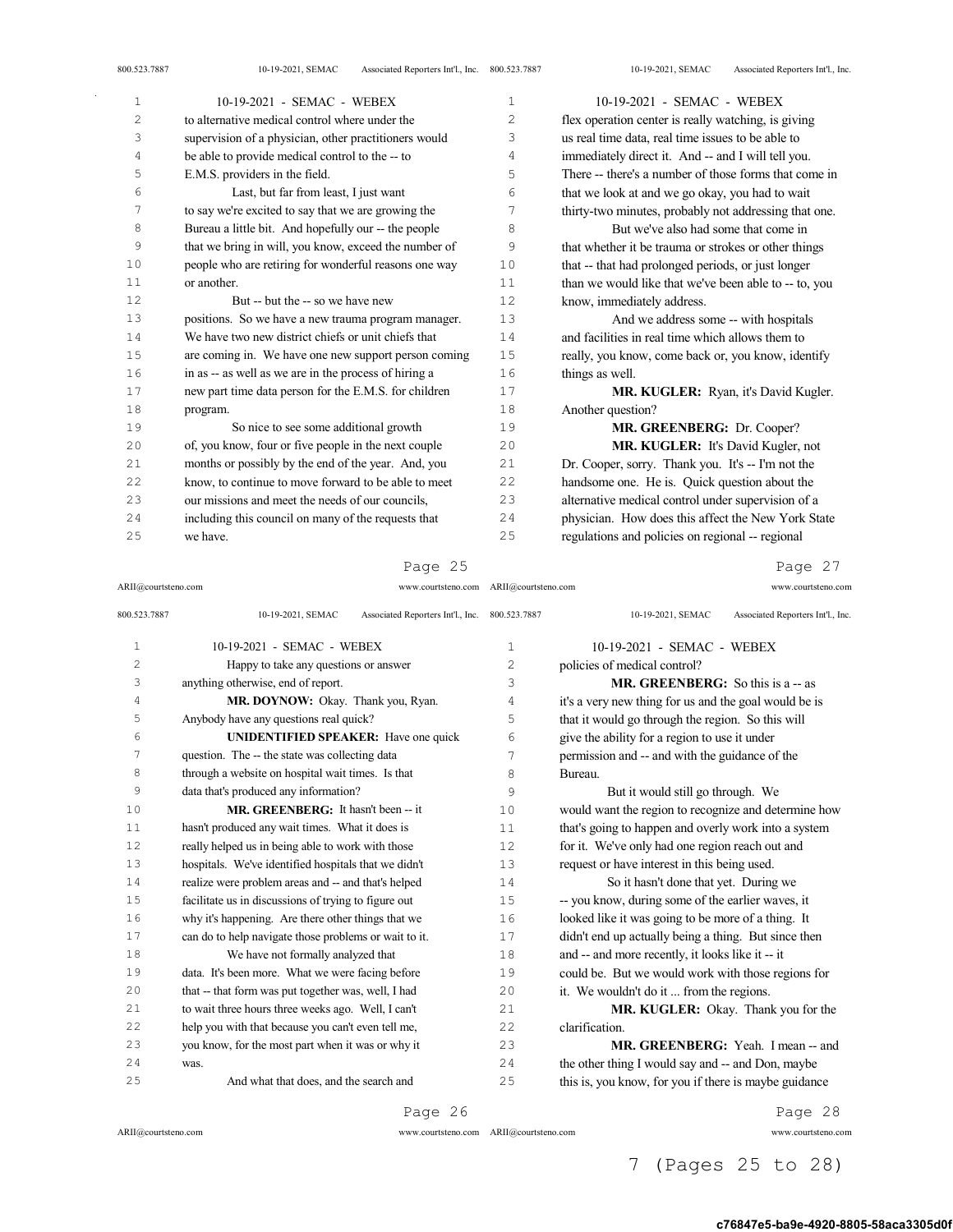to alternative medical control where under the supervision of a physician, other practitioners would be able to provide medical control to the -- to E.M.S. providers in the field.

Last, but far from least, I just want to say we're excited to say that we are growing the Bureau a little bit. And hopefully our -- the people that we bring in will, you know, exceed the number of people who are retiring for wonderful reasons one way or another.

But -- but the -- so we have new positions. So we have a new trauma program manager. We have two new district chiefs or unit chiefs that are coming in. We have one new support person coming in as -- as well as we are in the process of hiring a new part time data person for the E.M.S. for children program.

So nice to see some additional growth of, you know, four or five people in the next couple months or possibly by the end of the year. And, you know, to continue to move forward to be able to meet our missions and meet the needs of our councils, including this council on many of the requests that we have.

Happy to take any questions or answer anything otherwise, end of report.

**MR. DOYNOW:** Okay. Thank you, Ryan. Anybody have any questions real quick?

**UNIDENTIFIED SPEAKER:** Have one quick question. The -- the state was collecting data through a website on hospital wait times. Is that data that's produced any information?

**MR. GREENBERG:** It hasn't been -- it hasn't produced any wait times. What it does is really helped us in being able to work with those hospitals. We've identified hospitals that we didn't realize were problem areas and -- and that's helped facilitate us in discussions of trying to figure out why it's happening. Are there other things that we can do to help navigate those problems or wait to it.

We have not formally analyzed that data. It's been more. What we were facing before that -- that form was put together was, well, I had to wait three hours three weeks ago. Well, I can't help you with that because you can't even tell me, you know, for the most part when it was or why it was.

And what that does, and the search and flex operation center is really watching, is giving us real time data, real time issues to be able to immediately direct it. And -- and I will tell you. There -- there's a number of those forms that come in that we look at and we go okay, you had to wait thirty-two minutes, probably not addressing that one.

But we've also had some that come in that whether it be trauma or strokes or other things that -- that had prolonged periods, or just longer than we would like that we've been able to -- to, you know, immediately address.

And we address some -- with hospitals and facilities in real time which allows them to really, you know, come back or, you know, identify things as well.

**MR. KUGLER:** Ryan, it's David Kugler. Another question?

**MR. GREENBERG:** Dr. Cooper?

**MR. KUGLER:** It's David Kugler, not Dr. Cooper, sorry. Thank you. It's -- I'm not the handsome one. He is. Quick question about the alternative medical control under supervision of a physician. How does this affect the New York State regulations and policies on regional -- regional policies of medical control?

**MR. GREENBERG:** So this is a -- as it's a very new thing for us and the goal would be is that it would go through the region. So this will give the ability for a region to use it under permission and -- and with the guidance of the Bureau.

But it would still go through. We would want the region to recognize and determine how that's going to happen and overly work into a system for it. We've only had one region reach out and request or have interest in this being used.

So it hasn't done that yet. During we -- you know, during some of the earlier waves, it looked like it was going to be more of a thing. It didn't end up actually being a thing. But since then and -- and more recently, it looks like it -- it could be. But we would work with those regions for it. We wouldn't do it ... from the regions.

**MR. KUGLER:** Okay. Thank you for the clarification.

**MR. GREENBERG:** Yeah. I mean -- and the other thing I would say and -- and Don, maybe this is, you know, for you if there is maybe guidance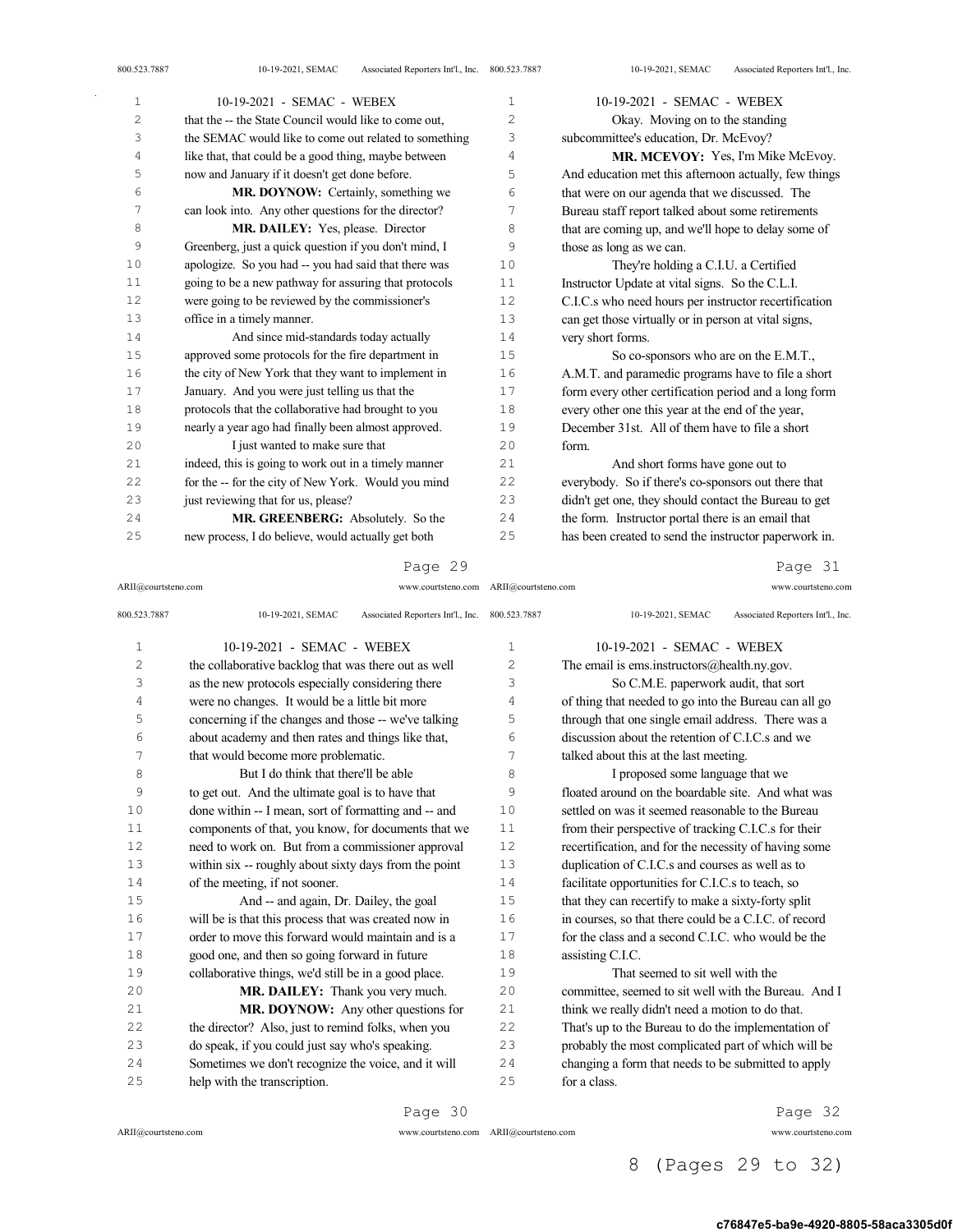that the -- the State Council would like to come out, the SEMAC would like to come out related to something like that, that could be a good thing, maybe between now and January if it doesn't get done before.

**MR. DOYNOW:** Certainly, something we can look into. Any other questions for the director?

**MR. DAILEY:** Yes, please. Director Greenberg, just a quick question if you don't mind, I apologize. So you had -- you had said that there was going to be a new pathway for assuring that protocols were going to be reviewed by the commissioner's office in a timely manner.

And since mid-standards today actually approved some protocols for the fire department in the city of New York that they want to implement in January. And you were just telling us that the protocols that the collaborative had brought to you nearly a year ago had finally been almost approved.

I just wanted to make sure that indeed, this is going to work out in a timely manner for the -- for the city of New York. Would you mind just reviewing that for us, please?

**MR. GREENBERG:** Absolutely. So the new process, I do believe, would actually get both the collaborative backlog that was there out as well as the new protocols especially considering there were no changes. It would be a little bit more concerning if the changes and those -- we've talking about academy and then rates and things like that, that would become more problematic.

But I do think that there'll be able to get out. And the ultimate goal is to have that done within -- I mean, sort of formatting and -- and components of that, you know, for documents that we need to work on. But from a commissioner approval within six -- roughly about sixty days from the point of the meeting, if not sooner.

And -- and again, Dr. Dailey, the goal will be is that this process that was created now in order to move this forward would maintain and is a good one, and then so going forward in future collaborative things, we'd still be in a good place.

**MR. DAILEY:** Thank you very much.

**MR. DOYNOW:** Any other questions for the director? Also, just to remind folks, when you do speak, if you could just say who's speaking. Sometimes we don't recognize the voice, and it will help with the transcription.

Okay. Moving on to the standing subcommittee's education, Dr. McEvoy?

**MR. MCEVOY:** Yes, I'm Mike McEvoy. And education met this afternoon actually, few things that were on our agenda that we discussed. The Bureau staff report talked about some retirements that are coming up, and we'll hope to delay some of those as long as we can.

They're holding a C.I.U. a Certified Instructor Update at vital signs. So the C.L.I. C.I.C.s who need hours per instructor recertification can get those virtually or in person at vital signs, very short forms.

So co-sponsors who are on the E.M.T., A.M.T. and paramedic programs have to file a short form every other certification period and a long form every other one this year at the end of the year, December 31st. All of them have to file a short form.

And short forms have gone out to everybody. So if there's co-sponsors out there that didn't get one, they should contact the Bureau to get the form. Instructor portal there is an email that has been created to send the instructor paperwork in. The email is ems.instructors@health.ny.gov.

So C.M.E. paperwork audit, that sort of thing that needed to go into the Bureau can all go through that one single email address. There was a discussion about the retention of C.I.C.s and we talked about this at the last meeting.

I proposed some language that we floated around on the boardable site. And what was settled on was it seemed reasonable to the Bureau from their perspective of tracking C.I.C.s for their recertification, and for the necessity of having some duplication of C.I.C.s and courses as well as to facilitate opportunities for C.I.C.s to teach, so that they can recertify to make a sixty-forty split in courses, so that there could be a C.I.C. of record for the class and a second C.I.C. who would be the assisting C.I.C.

That seemed to sit well with the committee, seemed to sit well with the Bureau. And I think we really didn't need a motion to do that. That's up to the Bureau to do the implementation of probably the most complicated part of which will be changing a form that needs to be submitted to apply for a class.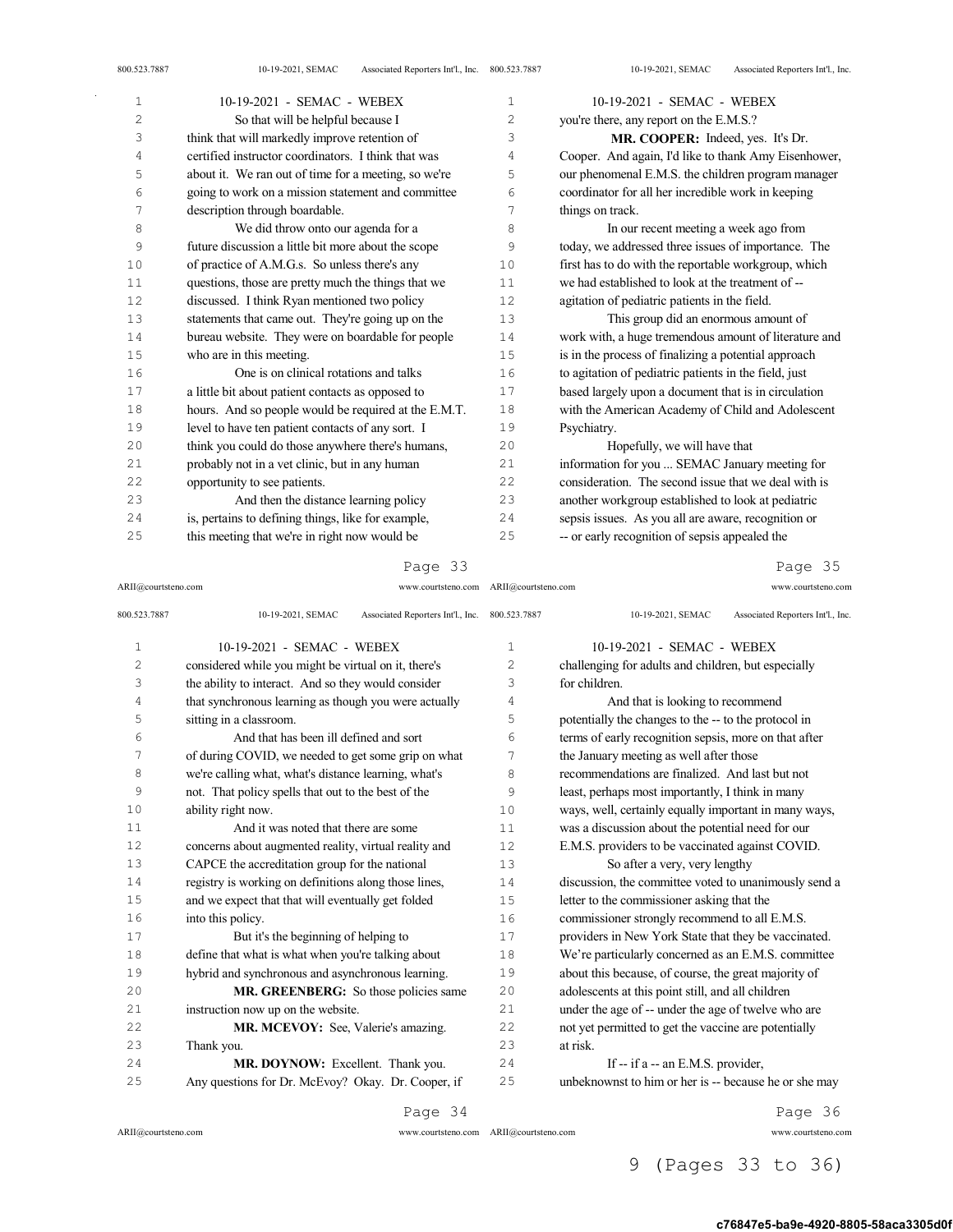So that will be helpful because I think that will markedly improve retention of certified instructor coordinators. I think that was about it. We ran out of time for a meeting, so we're going to work on a mission statement and committee description through boardable.

We did throw onto our agenda for a future discussion a little bit more about the scope of practice of A.M.G.s. So unless there's any questions, those are pretty much the things that we discussed. I think Ryan mentioned two policy statements that came out. They're going up on the bureau website. They were on boardable for people who are in this meeting.

One is on clinical rotations and talks a little bit about patient contacts as opposed to hours. And so people would be required at the E.M.T. level to have ten patient contacts of any sort. I think you could do those anywhere there's humans, probably not in a vet clinic, but in any human opportunity to see patients.

And then the distance learning policy is, pertains to defining things, like for example, this meeting that we're in right now would be considered while you might be virtual on it, there's the ability to interact. And so they would consider that synchronous learning as though you were actually sitting in a classroom.

And that has been ill defined and sort of during COVID, we needed to get some grip on what we're calling what, what's distance learning, what's not. That policy spells that out to the best of the ability right now.

And it was noted that there are some concerns about augmented reality, virtual reality and CAPCE the accreditation group for the national registry is working on definitions along those lines, and we expect that that will eventually get folded into this policy.

But it's the beginning of helping to define that what is what when you're talking about hybrid and synchronous and asynchronous learning.

**MR. GREENBERG:** So those policies same instruction now up on the website.

**MR. MCEVOY:** See, Valerie's amazing. Thank you.

**MR. DOYNOW:** Excellent. Thank you. Any questions for Dr. McEvoy? Okay. Dr. Cooper, if you're there, any report on the E.M.S.?

**MR. COOPER:** Indeed, yes. It's Dr. Cooper. And again, I'd like to thank Amy Eisenhower, our phenomenal E.M.S. the children program manager coordinator for all her incredible work in keeping things on track.

In our recent meeting a week ago from today, we addressed three issues of importance. The first has to do with the reportable workgroup, which we had established to look at the treatment of -- agitation of pediatric patients in the field.

This group did an enormous amount of work with, a huge tremendous amount of literature and is in the process of finalizing a potential approach to agitation of pediatric patients in the field, just based largely upon a document that is in circulation with the American Academy of Child and Adolescent Psychiatry.

Hopefully, we will have that information for you ... SEMAC January meeting for consideration. The second issue that we deal with is another workgroup established to look at pediatric sepsis issues. As you all are aware, recognition or -- or early recognition of sepsis appealed the challenging for adults and children, but especially for children.

And that is looking to recommend potentially the changes to the -- to the protocol in terms of early recognition sepsis, more on that after the January meeting as well after those recommendations are finalized. And last but not least, perhaps most importantly, I think in many ways, well, certainly equally important in many ways, was a discussion about the potential need for our E.M.S. providers to be vaccinated against COVID.

So after a very, very lengthy discussion, the committee voted to unanimously send a letter to the commissioner asking that the commissioner strongly recommend to all E.M.S. providers in New York State that they be vaccinated. We're particularly concerned as an E.M.S. committee about this because, of course, the great majority of adolescents at this point still, and all children under the age of -- under the age of twelve who are not yet permitted to get the vaccine are potentially at risk.

If -- if a -- an E.M.S. provider, unbeknownst to him or her is -- because he or she may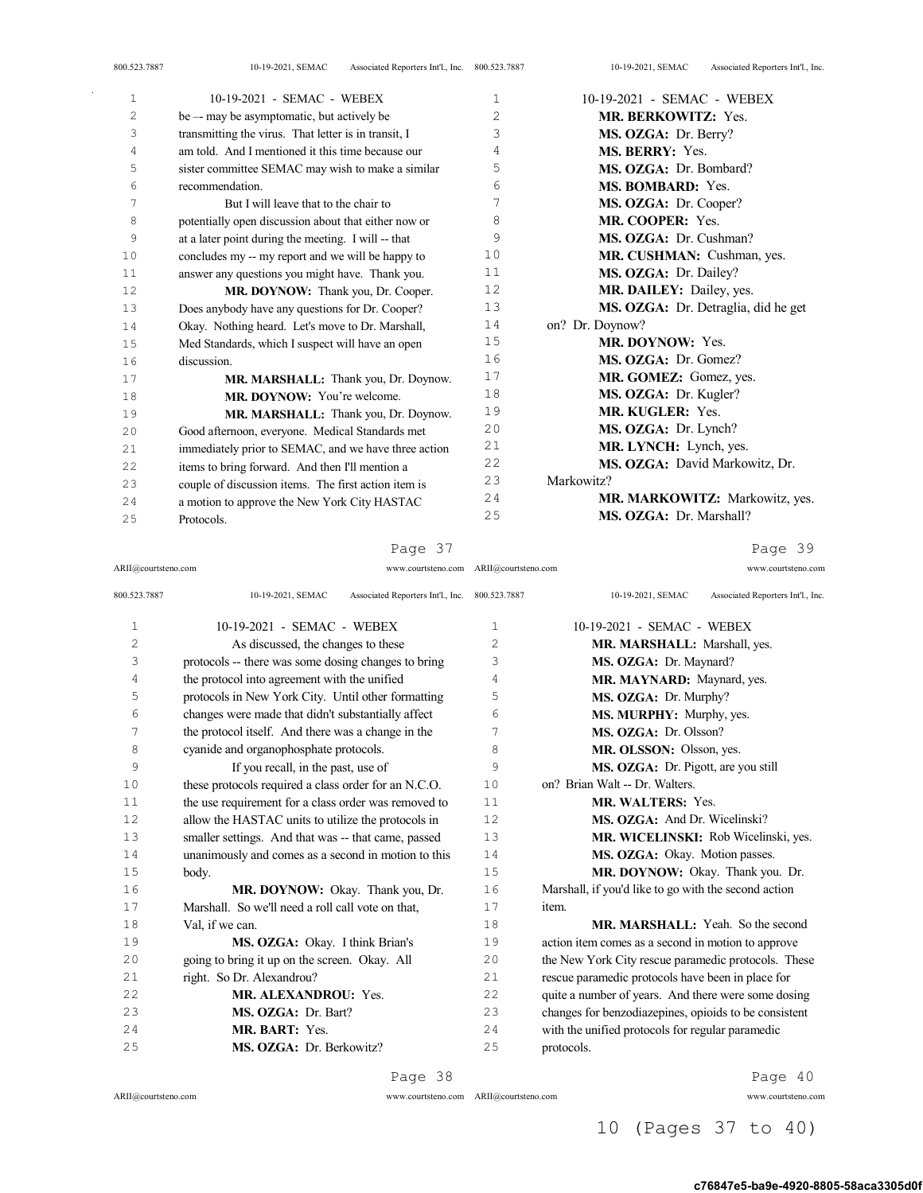be –- may be asymptomatic, but actively be transmitting the virus. That letter is in transit, I am told. And I mentioned it this time because our sister committee SEMAC may wish to make a similar recommendation.

But I will leave that to the chair to potentially open discussion about that either now or at a later point during the meeting. I will -- that concludes my -- my report and we will be happy to answer any questions you might have. Thank you.

**MR. DOYNOW:** Thank you, Dr. Cooper. Does anybody have any questions for Dr. Cooper? Okay. Nothing heard. Let's move to Dr. Marshall, Med Standards, which I suspect will have an open discussion.

**MR. MARSHALL:** Thank you, Dr. Doynow.

**MR. DOYNOW:** You're welcome.

**MR. MARSHALL:** Thank you, Dr. Doynow. Good afternoon, everyone. Medical Standards met immediately prior to SEMAC, and we have three action items to bring forward. And then I'll mention a couple of discussion items. The first action item is a motion to approve the New York City HASTAC Protocols.

As discussed, the changes to these protocols -- there was some dosing changes to bring the protocol into agreement with the unified protocols in New York City. Until other formatting changes were made that didn't substantially affect the protocol itself. And there was a change in the cyanide and organophosphate protocols.

If you recall, in the past, use of these protocols required a class order for an N.C.O. the use requirement for a class order was removed to allow the HASTAC units to utilize the protocols in smaller settings. And that was -- that came, passed unanimously and comes as a second in motion to this body.

**MR. DOYNOW:** Okay. Thank you, Dr. Marshall. So we'll need a roll call vote on that, Val, if we can.

**MS. OZGA:** Okay. I think Brian's going to bring it up on the screen. Okay. All right. So Dr. Alexandrou?

**MR. ALEXANDROU:** Yes.

**MS. OZGA:** Dr. Bart?

**MR. BART:** Yes.

**MS. OZGA:** Dr. Berkowitz?

**MR. BERKOWITZ:** Yes.

**MS. OZGA:** Dr. Berry?

**MS. BERRY:** Yes.

**MS. OZGA:** Dr. Bombard?

**MS. BOMBARD:** Yes.

**MS. OZGA:** Dr. Cooper?

**MR. COOPER:** Yes.

**MS. OZGA:** Dr. Cushman?

**MR. CUSHMAN:** Cushman, yes.

**MS. OZGA:** Dr. Dailey?

**MR. DAILEY:** Dailey, yes.

**MS. OZGA:** Dr. Detraglia, did he get on? Dr. Doynow?

**MR. DOYNOW:** Yes.

**MS. OZGA:** Dr. Gomez?

**MR. GOMEZ:** Gomez, yes.

**MS. OZGA:** Dr. Kugler?

**MR. KUGLER:** Yes.

**MS. OZGA:** Dr. Lynch?

**MR. LYNCH:** Lynch, yes.

**MS. OZGA:** David Markowitz, Dr. Markowitz?

**MR. MARKOWITZ:** Markowitz, yes.

**MS. OZGA:** Dr. Marshall?

**MR. MARSHALL:** Marshall, yes.

**MS. OZGA:** Dr. Maynard?

**MR. MAYNARD:** Maynard, yes.

**MS. OZGA:** Dr. Murphy?

**MS. MURPHY:** Murphy, yes.

**MS. OZGA:** Dr. Olsson?

**MR. OLSSON:** Olsson, yes.

**MS. OZGA:** Dr. Pigott, are you still on? Brian Walt -- Dr. Walters.

**MR. WALTERS:** Yes.

**MS. OZGA:** And Dr. Wicelinski?

**MR. WICELINSKI:** Rob Wicelinski, yes.

**MS. OZGA:** Okay. Motion passes.

**MR. DOYNOW:** Okay. Thank you. Dr. Marshall, if you'd like to go with the second action item.

**MR. MARSHALL:** Yeah. So the second action item comes as a second in motion to approve the New York City rescue paramedic protocols. These rescue paramedic protocols have been in place for quite a number of years. And there were some dosing changes for benzodiazepines, opioids to be consistent with the unified protocols for regular paramedic protocols.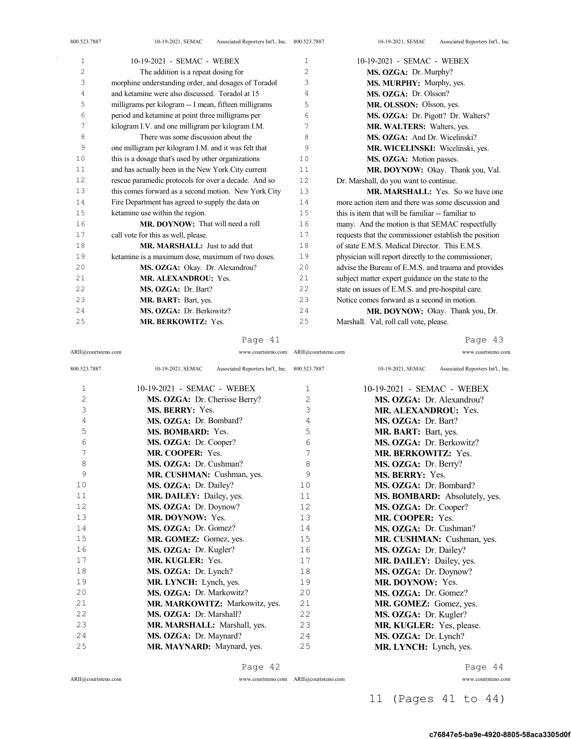10-19-2021 - SEMAC - WEBEX

The addition is a repeat dosing for morphine understanding order, and dosages of Toradol and ketamine were also discussed. Toradol at 15 milligrams per kilogram -- I mean, fifteen milligrams period and ketamine at point three milligrams per kilogram I.V. and one milligram per kilogram I.M.

There was some discussion about the one milligram per kilogram I.M. and it was felt that this is a dosage that's used by other organizations and has actually been in the New York City current rescue paramedic protocols for over a decade. And so this comes forward as a second motion. New York City Fire Department has agreed to supply the data on ketamine use within the region.

**MR. DOYNOW:** That will need a roll call vote for this as well, please.

**MR. MARSHALL:** Just to add that ketamine is a maximum dose, maximum of two doses.

**MS. OZGA:** Okay. Dr. Alexandrou?

**MR. ALEXANDROU:** Yes.

**MS. OZGA:** Dr. Bart?

**MR. BART:** Bart, yes.

**MS. OZGA:** Dr. Berkowitz?

**MR. BERKOWITZ:** Yes.

**MS. OZGA:** Dr. Cherisse Berry?

**MS. BERRY:** Yes.

**MS. OZGA:** Dr. Bombard?

**MS. BOMBARD:** Yes.

**MS. OZGA:** Dr. Cooper?

**MR. COOPER:** Yes.

**MS. OZGA:** Dr. Cushman?

**MR. CUSHMAN:** Cushman, yes.

**MS. OZGA:** Dr. Dailey?

**MR. DAILEY:** Dailey, yes.

**MS. OZGA:** Dr. Doynow?

**MR. DOYNOW:** Yes.

**MS. OZGA:** Dr. Gomez?

**MR. GOMEZ:** Gomez, yes.

**MS. OZGA:** Dr. Kugler?

**MR. KUGLER:** Yes.

**MS. OZGA:** Dr. Lynch?

**MR. LYNCH:** Lynch, yes.

**MS. OZGA:** Dr. Markowitz?

**MR. MARKOWITZ:** Markowitz, yes.

**MS. OZGA:** Dr. Marshall?

**MR. MARSHALL:** Marshall, yes.

**MS. OZGA:** Dr. Maynard?

**MR. MAYNARD:** Maynard, yes.

**MS. OZGA:** Dr. Murphy?

**MS. MURPHY:** Murphy, yes.

**MS. OZGA:** Dr. Olsson?

**MR. OLSSON:** Olsson, yes.

**MS. OZGA:** Dr. Pigott? Dr. Walters?

**MR. WALTERS:** Walters, yes.

**MS. OZGA:** And Dr. Wicelinski?

**MR. WICELINSKI:** Wicelinski, yes.

**MS. OZGA:** Motion passes.

**MR. DOYNOW:** Okay. Thank you, Val. Dr. Marshall, do you want to continue.

**MR. MARSHALL:** Yes. So we have one more action item and there was some discussion and this is item that will be familiar -- familiar to many. And the motion is that SEMAC respectfully requests that the commissioner establish the position of state E.M.S. Medical Director. This E.M.S. physician will report directly to the commissioner, advise the Bureau of E.M.S. and trauma and provides subject matter expert guidance on the state to the state on issues of E.M.S. and pre-hospital care. Notice comes forward as a second in motion.

**MR. DOYNOW:** Okay. Thank you, Dr. Marshall. Val, roll call vote, please.

**MS. OZGA:** Dr. Alexandrou?

**MR. ALEXANDROU:** Yes.

**MS. OZGA:** Dr. Bart?

**MR. BART:** Bart, yes.

**MS. OZGA:** Dr. Berkowitz?

**MR. BERKOWITZ:** Yes.

**MS. OZGA:** Dr. Berry?

**MS. BERRY:** Yes.

**MS. OZGA:** Dr. Bombard?

**MS. BOMBARD:** Absolutely, yes.

**MS. OZGA:** Dr. Cooper?

**MR. COOPER:** Yes.

**MS. OZGA:** Dr. Cushman?

**MR. CUSHMAN:** Cushman, yes.

**MS. OZGA:** Dr. Dailey?

**MR. DAILEY:** Dailey, yes.

**MS. OZGA:** Dr. Doynow?

**MR. DOYNOW:** Yes.

**MS. OZGA:** Dr. Gomez?

**MR. GOMEZ:** Gomez, yes.

**MS. OZGA:** Dr. Kugler?

**MR. KUGLER:** Yes, please.

**MS. OZGA:** Dr. Lynch?

**MR. LYNCH:** Lynch, yes.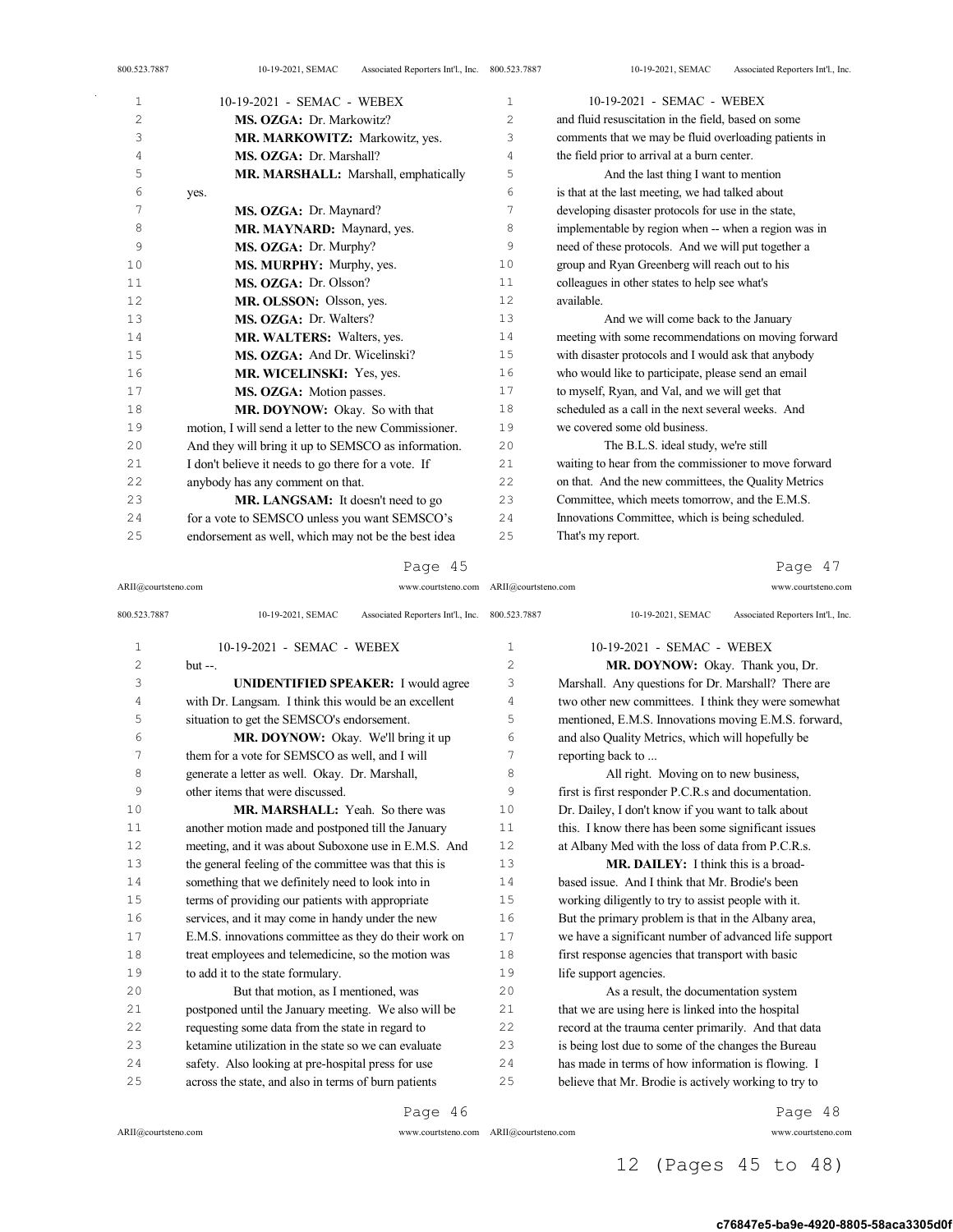MS. OZGA: Dr. Markowitz?

MR. MARKOWITZ: Markowitz, yes.

MS. OZGA: Dr. Marshall?

MR. MARSHALL: Marshall, emphatically yes.

MS. OZGA: Dr. Maynard?

MR. MAYNARD: Maynard, yes.

MS. OZGA: Dr. Murphy?

MS. MURPHY: Murphy, yes.

MS. OZGA: Dr. Olsson?

MR. OLSSON: Olsson, yes.

MS. OZGA: Dr. Walters?

MR. WALTERS: Walters, yes.

MS. OZGA: And Dr. Wicelinski?

MR. WICELINSKI: Yes, yes.

MS. OZGA: Motion passes.

MR. DOYNOW: Okay. So with that motion, I will send a letter to the new Commissioner. And they will bring it up to SEMSCO as information. I don't believe it needs to go there for a vote. If anybody has any comment on that.

MR. LANGSAM: It doesn't need to go for a vote to SEMSCO unless you want SEMSCO's endorsement as well, which may not be the best idea but --.

UNIDENTIFIED SPEAKER: I would agree with Dr. Langsam. I think this would be an excellent situation to get the SEMSCO's endorsement.

MR. DOYNOW: Okay. We'll bring it up them for a vote for SEMSCO as well, and I will generate a letter as well. Okay. Dr. Marshall, other items that were discussed.

MR. MARSHALL: Yeah. So there was another motion made and postponed till the January meeting, and it was about Suboxone use in E.M.S. And the general feeling of the committee was that this is something that we definitely need to look into in terms of providing our patients with appropriate services, and it may come in handy under the new E.M.S. innovations committee as they do their work on treat employees and telemedicine, so the motion was to add it to the state formulary.

But that motion, as I mentioned, was postponed until the January meeting. We also will be requesting some data from the state in regard to ketamine utilization in the state so we can evaluate safety. Also looking at pre-hospital press for use across the state, and also in terms of burn patients and fluid resuscitation in the field, based on some comments that we may be fluid overloading patients in the field prior to arrival at a burn center.

And the last thing I want to mention is that at the last meeting, we had talked about developing disaster protocols for use in the state, implementable by region when -- when a region was in need of these protocols. And we will put together a group and Ryan Greenberg will reach out to his colleagues in other states to help see what's available.

And we will come back to the January meeting with some recommendations on moving forward with disaster protocols and I would ask that anybody who would like to participate, please send an email to myself, Ryan, and Val, and we will get that scheduled as a call in the next several weeks. And we covered some old business.

The B.L.S. ideal study, we're still waiting to hear from the commissioner to move forward on that. And the new committees, the Quality Metrics Committee, which meets tomorrow, and the E.M.S. Innovations Committee, which is being scheduled. That's my report.

MR. DOYNOW: Okay. Thank you, Dr. Marshall. Any questions for Dr. Marshall? There are two other new committees. I think they were somewhat mentioned, E.M.S. Innovations moving E.M.S. forward, and also Quality Metrics, which will hopefully be reporting back to ...

All right. Moving on to new business, first is first responder P.C.R.s and documentation. Dr. Dailey, I don't know if you want to talk about this. I know there has been some significant issues at Albany Med with the loss of data from P.C.R.s.

MR. DAILEY: I think this is a broad-based issue. And I think that Mr. Brodie's been working diligently to try to assist people with it. But the primary problem is that in the Albany area, we have a significant number of advanced life support first response agencies that transport with basic life support agencies.

As a result, the documentation system that we are using here is linked into the hospital record at the trauma center primarily. And that data is being lost due to some of the changes the Bureau has made in terms of how information is flowing. I believe that Mr. Brodie is actively working to try to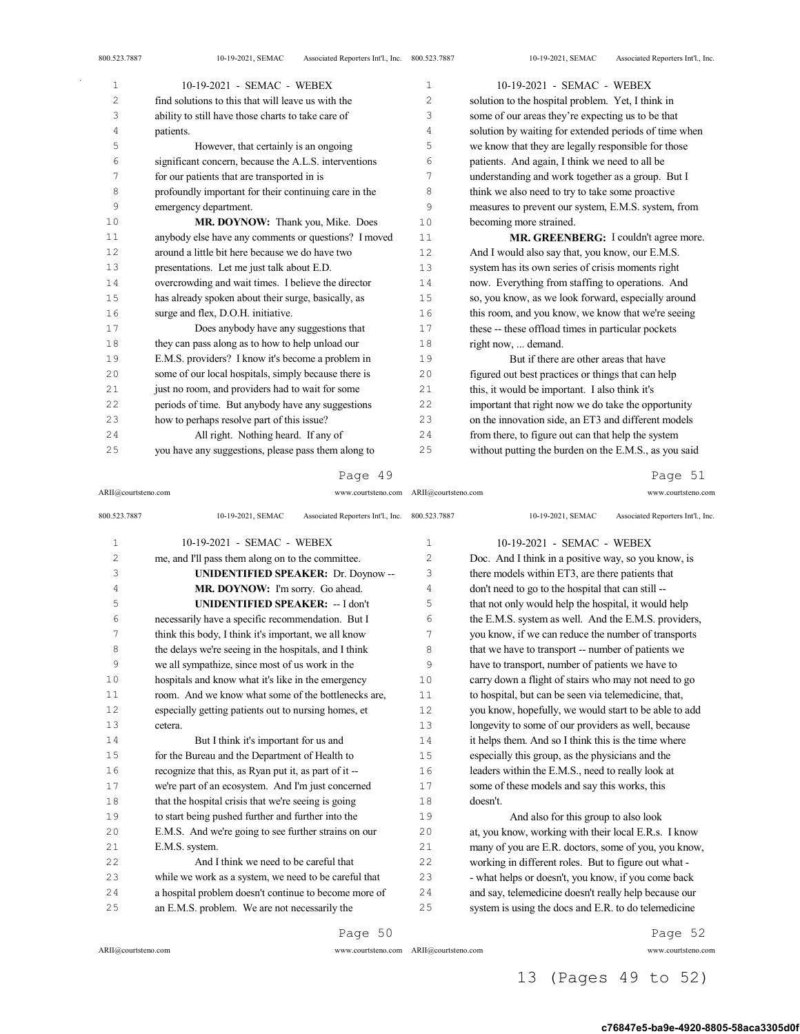find solutions to this that will leave us with the ability to still have those charts to take care of patients.

However, that certainly is an ongoing significant concern, because the A.L.S. interventions for our patients that are transported in is profoundly important for their continuing care in the emergency department.

**MR. DOYNOW:** Thank you, Mike. Does anybody else have any comments or questions? I moved around a little bit here because we do have two presentations. Let me just talk about E.D. overcrowding and wait times. I believe the director has already spoken about their surge, basically, as surge and flex, D.O.H. initiative.

Does anybody have any suggestions that they can pass along as to how to help unload our E.M.S. providers? I know it's become a problem in some of our local hospitals, simply because there is just no room, and providers had to wait for some periods of time. But anybody have any suggestions how to perhaps resolve part of this issue?

All right. Nothing heard. If any of you have any suggestions, please pass them along to me, and I'll pass them along on to the committee.

**UNIDENTIFIED SPEAKER:** Dr. Doynow --

**MR. DOYNOW:** I'm sorry. Go ahead.

**UNIDENTIFIED SPEAKER:** -- I don't necessarily have a specific recommendation. But I think this body, I think it's important, we all know the delays we're seeing in the hospitals, and I think we all sympathize, since most of us work in the hospitals and know what it's like in the emergency room. And we know what some of the bottlenecks are, especially getting patients out to nursing homes, et cetera.

But I think it's important for us and for the Bureau and the Department of Health to recognize that this, as Ryan put it, as part of it -- we're part of an ecosystem. And I'm just concerned that the hospital crisis that we're seeing is going to start being pushed further and further into the E.M.S. And we're going to see further strains on our E.M.S. system.

And I think we need to be careful that while we work as a system, we need to be careful that a hospital problem doesn't continue to become more of an E.M.S. problem. We are not necessarily the solution to the hospital problem. Yet, I think in some of our areas they're expecting us to be that solution by waiting for extended periods of time when we know that they are legally responsible for those patients. And again, I think we need to all be understanding and work together as a group. But I think we also need to try to take some proactive measures to prevent our system, E.M.S. system, from becoming more strained.

**MR. GREENBERG:** I couldn't agree more. And I would also say that, you know, our E.M.S. system has its own series of crisis moments right now. Everything from staffing to operations. And so, you know, as we look forward, especially around this room, and you know, we know that we're seeing these -- these offload times in particular pockets right now, ... demand.

But if there are other areas that have figured out best practices or things that can help this, it would be important. I also think it's important that right now we do take the opportunity on the innovation side, an ET3 and different models from there, to figure out can that help the system without putting the burden on the E.M.S., as you said Doc. And I think in a positive way, so you know, is there models within ET3, are there patients that don't need to go to the hospital that can still -- that not only would help the hospital, it would help the E.M.S. system as well. And the E.M.S. providers, you know, if we can reduce the number of transports that we have to transport -- number of patients we have to transport, number of patients we have to carry down a flight of stairs who may not need to go to hospital, but can be seen via telemedicine, that, you know, hopefully, we would start to be able to add longevity to some of our providers as well, because it helps them. And so I think this is the time where especially this group, as the physicians and the leaders within the E.M.S., need to really look at some of these models and say this works, this doesn't.

And also for this group to also look at, you know, working with their local E.R.s. I know many of you are E.R. doctors, some of you, you know, working in different roles. But to figure out what - - what helps or doesn't, you know, if you come back and say, telemedicine doesn't really help because our system is using the docs and E.R. to do telemedicine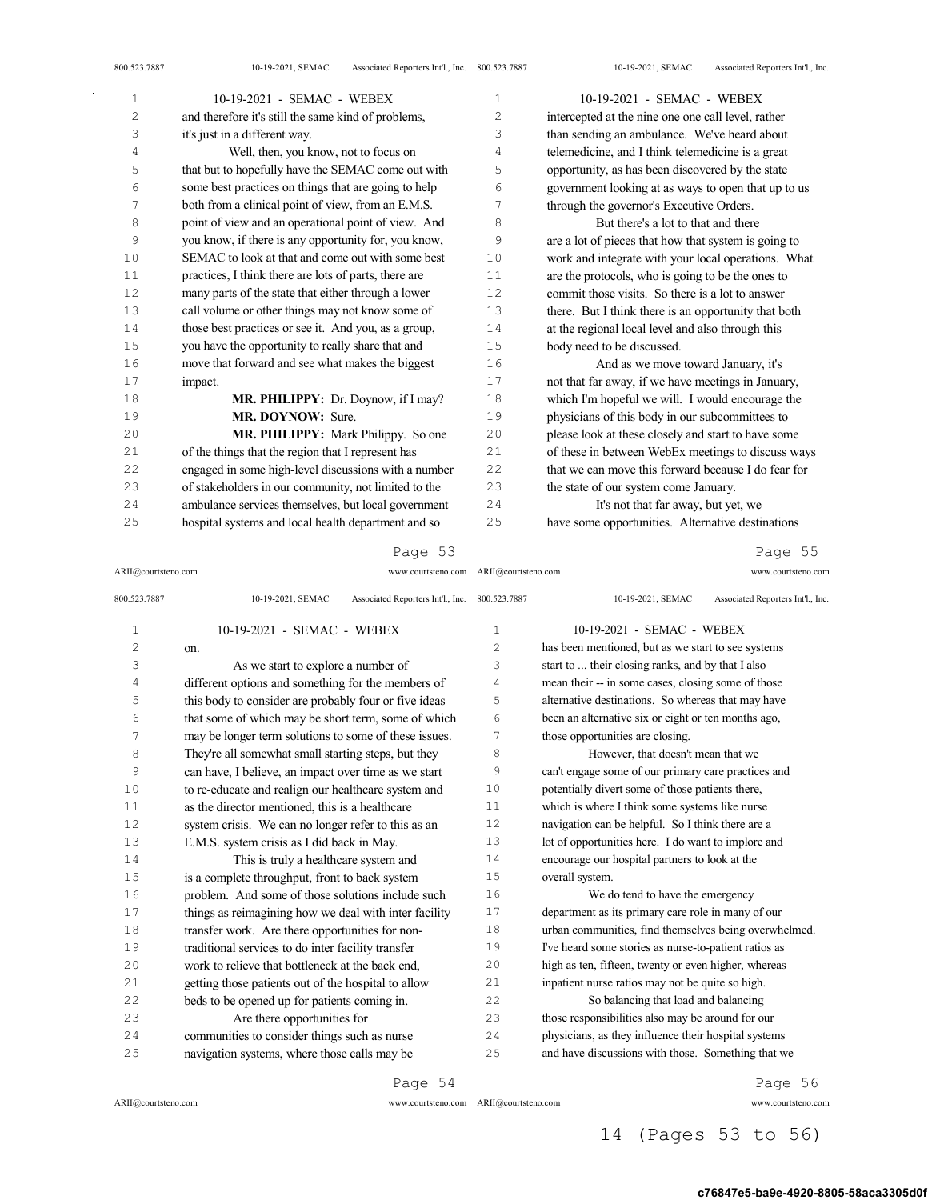and therefore it's still the same kind of problems, it's just in a different way.

Well, then, you know, not to focus on that but to hopefully have the SEMAC come out with some best practices on things that are going to help both from a clinical point of view, from an E.M.S. point of view and an operational point of view. And you know, if there is any opportunity for, you know, SEMAC to look at that and come out with some best practices, I think there are lots of parts, there are many parts of the state that either through a lower call volume or other things may not know some of those best practices or see it. And you, as a group, you have the opportunity to really share that and move that forward and see what makes the biggest impact.

**MR. PHILIPPY:** Dr. Doynow, if I may?

**MR. DOYNOW:** Sure.

**MR. PHILIPPY:** Mark Philippy. So one of the things that the region that I represent has engaged in some high-level discussions with a number of stakeholders in our community, not limited to the ambulance services themselves, but local government hospital systems and local health department and so on.

As we start to explore a number of different options and something for the members of this body to consider are probably four or five ideas that some of which may be short term, some of which may be longer term solutions to some of these issues. They're all somewhat small starting steps, but they can have, I believe, an impact over time as we start to re-educate and realign our healthcare system and as the director mentioned, this is a healthcare system crisis. We can no longer refer to this as an E.M.S. system crisis as I did back in May.

This is truly a healthcare system and is a complete throughput, front to back system problem. And some of those solutions include such things as reimagining how we deal with inter facility transfer work. Are there opportunities for non-traditional services to do inter facility transfer work to relieve that bottleneck at the back end, getting those patients out of the hospital to allow beds to be opened up for patients coming in.

Are there opportunities for communities to consider things such as nurse navigation systems, where those calls may be intercepted at the nine one one call level, rather than sending an ambulance. We've heard about telemedicine, and I think telemedicine is a great opportunity, as has been discovered by the state government looking at as ways to open that up to us through the governor's Executive Orders.

But there's a lot to that and there are a lot of pieces that how that system is going to work and integrate with your local operations. What are the protocols, who is going to be the ones to commit those visits. So there is a lot to answer there. But I think there is an opportunity that both at the regional local level and also through this body need to be discussed.

And as we move toward January, it's not that far away, if we have meetings in January, which I'm hopeful we will. I would encourage the physicians of this body in our subcommittees to please look at these closely and start to have some of these in between WebEx meetings to discuss ways that we can move this forward because I do fear for the state of our system come January.

It's not that far away, but yet, we have some opportunities. Alternative destinations has been mentioned, but as we start to see systems start to ... their closing ranks, and by that I also mean their -- in some cases, closing some of those alternative destinations. So whereas that may have been an alternative six or eight or ten months ago, those opportunities are closing.

However, that doesn't mean that we can't engage some of our primary care practices and potentially divert some of those patients there, which is where I think some systems like nurse navigation can be helpful. So I think there are a lot of opportunities here. I do want to implore and encourage our hospital partners to look at the overall system.

We do tend to have the emergency department as its primary care role in many of our urban communities, find themselves being overwhelmed. I've heard some stories as nurse-to-patient ratios as high as ten, fifteen, twenty or even higher, whereas inpatient nurse ratios may not be quite so high.

So balancing that load and balancing those responsibilities also may be around for our physicians, as they influence their hospital systems and have discussions with those. Something that we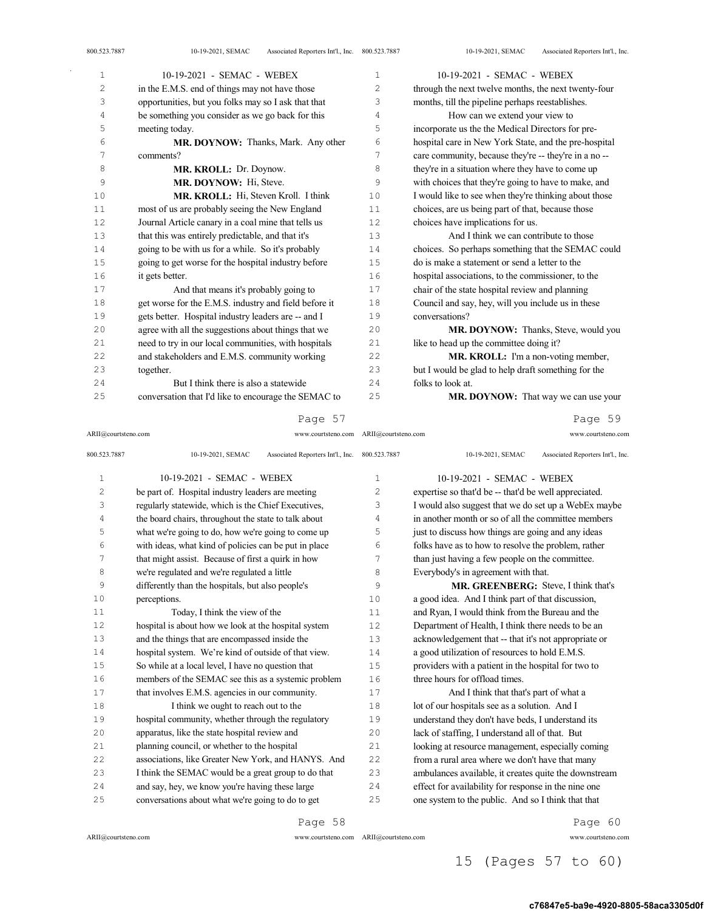in the E.M.S. end of things may not have those opportunities, but you folks may so I ask that that be something you consider as we go back for this meeting today.

**MR. DOYNOW:** Thanks, Mark. Any other comments?

**MR. KROLL:** Dr. Doynow.

**MR. DOYNOW:** Hi, Steve.

**MR. KROLL:** Hi, Steven Kroll. I think most of us are probably seeing the New England Journal Article canary in a coal mine that tells us that this was entirely predictable, and that it's going to be with us for a while. So it's probably going to get worse for the hospital industry before it gets better.

And that means it's probably going to get worse for the E.M.S. industry and field before it gets better. Hospital industry leaders are -- and I agree with all the suggestions about things that we need to try in our local communities, with hospitals and stakeholders and E.M.S. community working together.

But I think there is also a statewide conversation that I'd like to encourage the SEMAC to be part of. Hospital industry leaders are meeting regularly statewide, which is the Chief Executives, the board chairs, throughout the state to talk about what we're going to do, how we're going to come up with ideas, what kind of policies can be put in place that might assist. Because of first a quirk in how we're regulated and we're regulated a little differently than the hospitals, but also people's perceptions.

Today, I think the view of the hospital is about how we look at the hospital system and the things that are encompassed inside the hospital system. We're kind of outside of that view. So while at a local level, I have no question that members of the SEMAC see this as a systemic problem that involves E.M.S. agencies in our community.

I think we ought to reach out to the hospital community, whether through the regulatory apparatus, like the state hospital review and planning council, or whether to the hospital associations, like Greater New York, and HANYS. And I think the SEMAC would be a great group to do that and say, hey, we know you're having these large conversations about what we're going to do to get through the next twelve months, the next twenty-four months, till the pipeline perhaps reestablishes.

How can we extend your view to incorporate us the the Medical Directors for pre-hospital care in New York State, and the pre-hospital care community, because they're -- they're in a no -- they're in a situation where they have to come up with choices that they're going to have to make, and I would like to see when they're thinking about those choices, are us being part of that, because those choices have implications for us.

And I think we can contribute to those choices. So perhaps something that the SEMAC could do is make a statement or send a letter to the hospital associations, to the commissioner, to the chair of the state hospital review and planning Council and say, hey, will you include us in these conversations?

**MR. DOYNOW:** Thanks, Steve, would you like to head up the committee doing it?

**MR. KROLL:** I'm a non-voting member, but I would be glad to help draft something for the folks to look at.

**MR. DOYNOW:** That way we can use your expertise so that'd be -- that'd be well appreciated. I would also suggest that we do set up a WebEx maybe in another month or so of all the committee members just to discuss how things are going and any ideas folks have as to how to resolve the problem, rather than just having a few people on the committee. Everybody's in agreement with that.

**MR. GREENBERG:** Steve, I think that's a good idea. And I think part of that discussion, and Ryan, I would think from the Bureau and the Department of Health, I think there needs to be an acknowledgement that -- that it's not appropriate or a good utilization of resources to hold E.M.S. providers with a patient in the hospital for two to three hours for offload times.

And I think that that's part of what a lot of our hospitals see as a solution. And I understand they don't have beds, I understand its lack of staffing, I understand all of that. But looking at resource management, especially coming from a rural area where we don't have that many ambulances available, it creates quite the downstream effect for availability for response in the nine one one system to the public. And so I think that that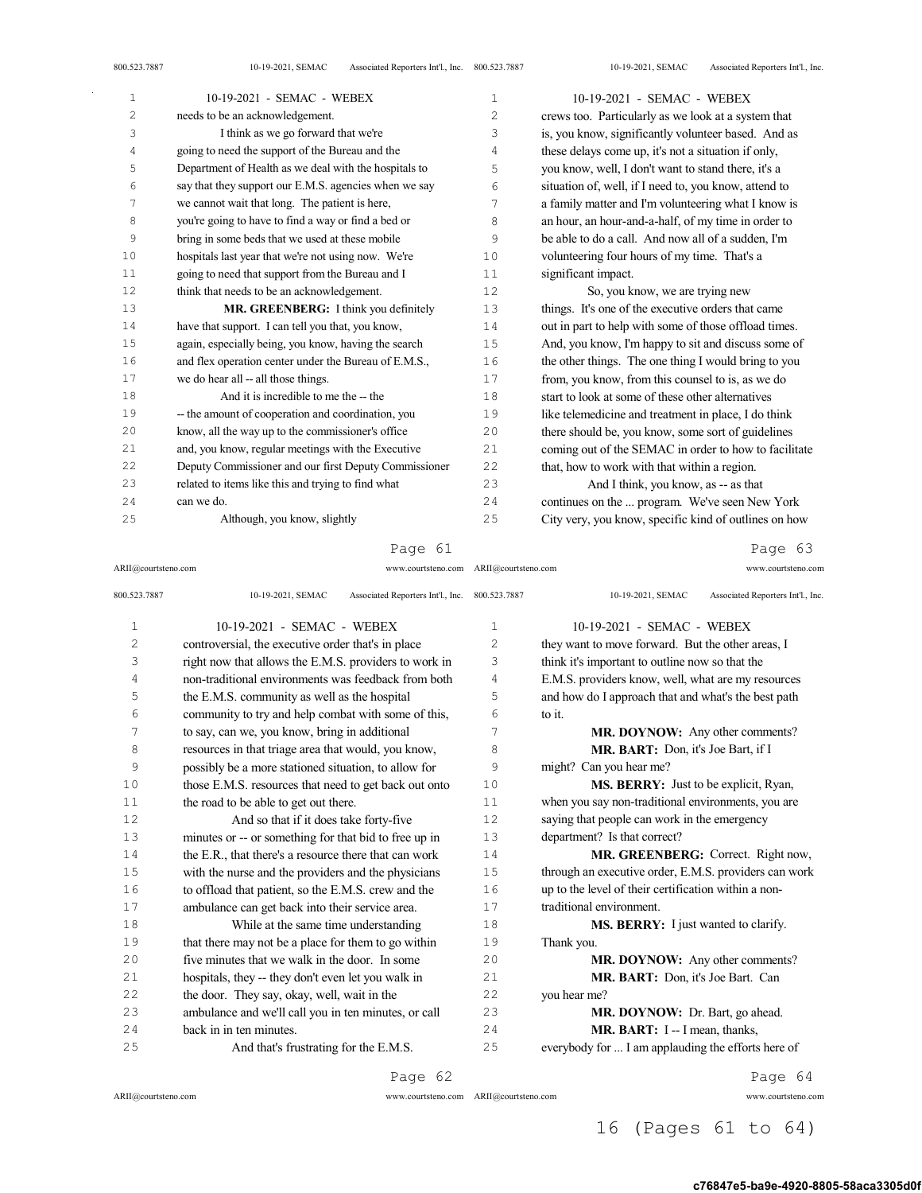needs to be an acknowledgement.

I think as we go forward that we're going to need the support of the Bureau and the Department of Health as we deal with the hospitals to say that they support our E.M.S. agencies when we say we cannot wait that long. The patient is here, you're going to have to find a way or find a bed or bring in some beds that we used at these mobile hospitals last year that we're not using now. We're going to need that support from the Bureau and I think that needs to be an acknowledgement.

**MR. GREENBERG:** I think you definitely have that support. I can tell you that, you know, again, especially being, you know, having the search and flex operation center under the Bureau of E.M.S., we do hear all -- all those things.

And it is incredible to me the -- the -- the amount of cooperation and coordination, you know, all the way up to the commissioner's office and, you know, regular meetings with the Executive Deputy Commissioner and our first Deputy Commissioner related to items like this and trying to find what can we do.

Although, you know, slightly controversial, the executive order that's in place right now that allows the E.M.S. providers to work in non-traditional environments was feedback from both the E.M.S. community as well as the hospital community to try and help combat with some of this, to say, can we, you know, bring in additional resources in that triage area that would, you know, possibly be a more stationed situation, to allow for those E.M.S. resources that need to get back out onto the road to be able to get out there.

And so that if it does take forty-five minutes or -- or something for that bid to free up in the E.R., that there's a resource there that can work with the nurse and the providers and the physicians to offload that patient, so the E.M.S. crew and the ambulance can get back into their service area.

While at the same time understanding that there may not be a place for them to go within five minutes that we walk in the door. In some hospitals, they -- they don't even let you walk in the door. They say, okay, well, wait in the ambulance and we'll call you in ten minutes, or call back in in ten minutes.

And that's frustrating for the E.M.S. crews too. Particularly as we look at a system that is, you know, significantly volunteer based. And as these delays come up, it's not a situation if only, you know, well, I don't want to stand there, it's a situation of, well, if I need to, you know, attend to a family matter and I'm volunteering what I know is an hour, an hour-and-a-half, of my time in order to be able to do a call. And now all of a sudden, I'm volunteering four hours of my time. That's a significant impact.

So, you know, we are trying new things. It's one of the executive orders that came out in part to help with some of those offload times. And, you know, I'm happy to sit and discuss some of the other things. The one thing I would bring to you from, you know, from this counsel to is, as we do start to look at some of these other alternatives like telemedicine and treatment in place, I do think there should be, you know, some sort of guidelines coming out of the SEMAC in order to how to facilitate that, how to work with that within a region.

And I think, you know, as -- as that continues on the ... program. We've seen New York City very, you know, specific kind of outlines on how they want to move forward. But the other areas, I think it's important to outline now so that the E.M.S. providers know, well, what are my resources and how do I approach that and what's the best path to it.

**MR. DOYNOW:** Any other comments?

**MR. BART:** Don, it's Joe Bart, if I might? Can you hear me?

**MS. BERRY:** Just to be explicit, Ryan, when you say non-traditional environments, you are saying that people can work in the emergency department? Is that correct?

**MR. GREENBERG:** Correct. Right now, through an executive order, E.M.S. providers can work up to the level of their certification within a non-traditional environment.

**MS. BERRY:** I just wanted to clarify. Thank you.

**MR. DOYNOW:** Any other comments?

**MR. BART:** Don, it's Joe Bart. Can you hear me?

**MR. DOYNOW:** Dr. Bart, go ahead.

**MR. BART:** I -- I mean, thanks, everybody for ... I am applauding the efforts here of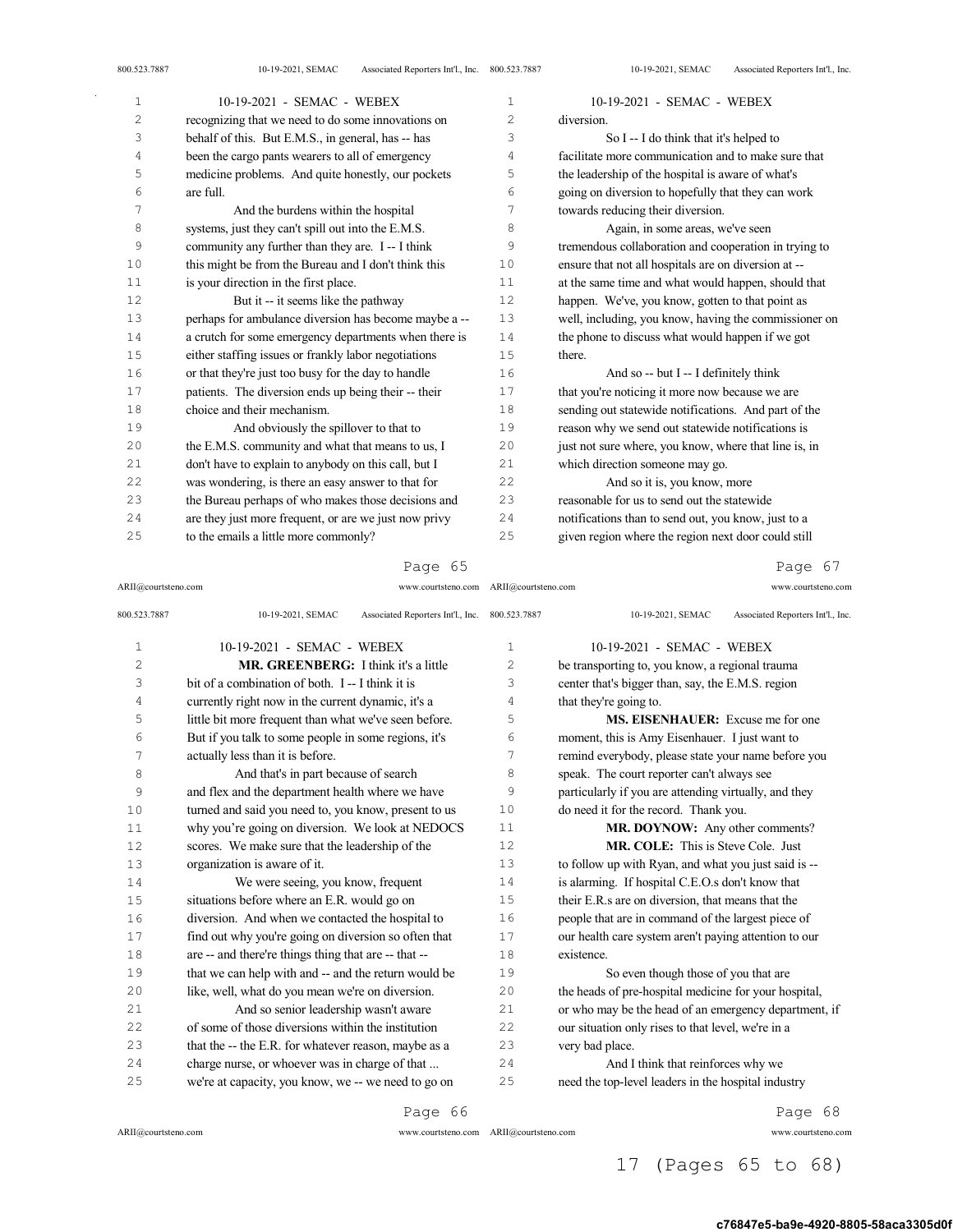recognizing that we need to do some innovations on behalf of this. But E.M.S., in general, has -- has been the cargo pants wearers to all of emergency medicine problems. And quite honestly, our pockets are full.

And the burdens within the hospital systems, just they can't spill out into the E.M.S. community any further than they are. I -- I think this might be from the Bureau and I don't think this is your direction in the first place.

But it -- it seems like the pathway perhaps for ambulance diversion has become maybe a -- a crutch for some emergency departments when there is either staffing issues or frankly labor negotiations or that they're just too busy for the day to handle patients. The diversion ends up being their -- their choice and their mechanism.

And obviously the spillover to that to the E.M.S. community and what that means to us, I don't have to explain to anybody on this call, but I was wondering, is there an easy answer to that for the Bureau perhaps of who makes those decisions and are they just more frequent, or are we just now privy to the emails a little more commonly?

**MR. GREENBERG:** I think it's a little bit of a combination of both. I -- I think it is currently right now in the current dynamic, it's a little bit more frequent than what we've seen before. But if you talk to some people in some regions, it's actually less than it is before.

And that's in part because of search and flex and the department health where we have turned and said you need to, you know, present to us why you're going on diversion. We look at NEDOCS scores. We make sure that the leadership of the organization is aware of it.

We were seeing, you know, frequent situations before where an E.R. would go on diversion. And when we contacted the hospital to find out why you're going on diversion so often that are -- and there's things thing that are -- that -- that we can help with and -- and the return would be like, well, what do you mean we're on diversion.

And so senior leadership wasn't aware of some of those diversions within the institution that the -- the E.R. for whatever reason, maybe as a charge nurse, or whoever was in charge of that ... we're at capacity, you know, we -- we need to go on diversion.

So I -- I do think that it's helped to facilitate more communication and to make sure that the leadership of the hospital is aware of what's going on diversion to hopefully that they can work towards reducing their diversion.

Again, in some areas, we've seen tremendous collaboration and cooperation in trying to ensure that not all hospitals are on diversion at -- at the same time and what would happen, should that happen. We've, you know, gotten to that point as well, including, you know, having the commissioner on the phone to discuss what would happen if we got there.

And so -- but I -- I definitely think that you're noticing it more now because we are sending out statewide notifications. And part of the reason why we send out statewide notifications is just not sure where, you know, where that line is, in which direction someone may go.

And so it is, you know, more reasonable for us to send out the statewide notifications than to send out, you know, just to a given region where the region next door could still be transporting to, you know, a regional trauma center that's bigger than, say, the E.M.S. region that they're going to.

**MS. EISENHAUER:** Excuse me for one moment, this is Amy Eisenhauer. I just want to remind everybody, please state your name before you speak. The court reporter can't always see particularly if you are attending virtually, and they do need it for the record. Thank you.

**MR. DOYNOW:** Any other comments?

**MR. COLE:** This is Steve Cole. Just to follow up with Ryan, and what you just said is -- is alarming. If hospital C.E.O.s don't know that their E.R.s are on diversion, that means that the people that are in command of the largest piece of our health care system aren't paying attention to our existence.

So even though those of you that are the heads of pre-hospital medicine for your hospital, or who may be the head of an emergency department, if our situation only rises to that level, we're in a very bad place.

And I think that reinforces why we need the top-level leaders in the hospital industry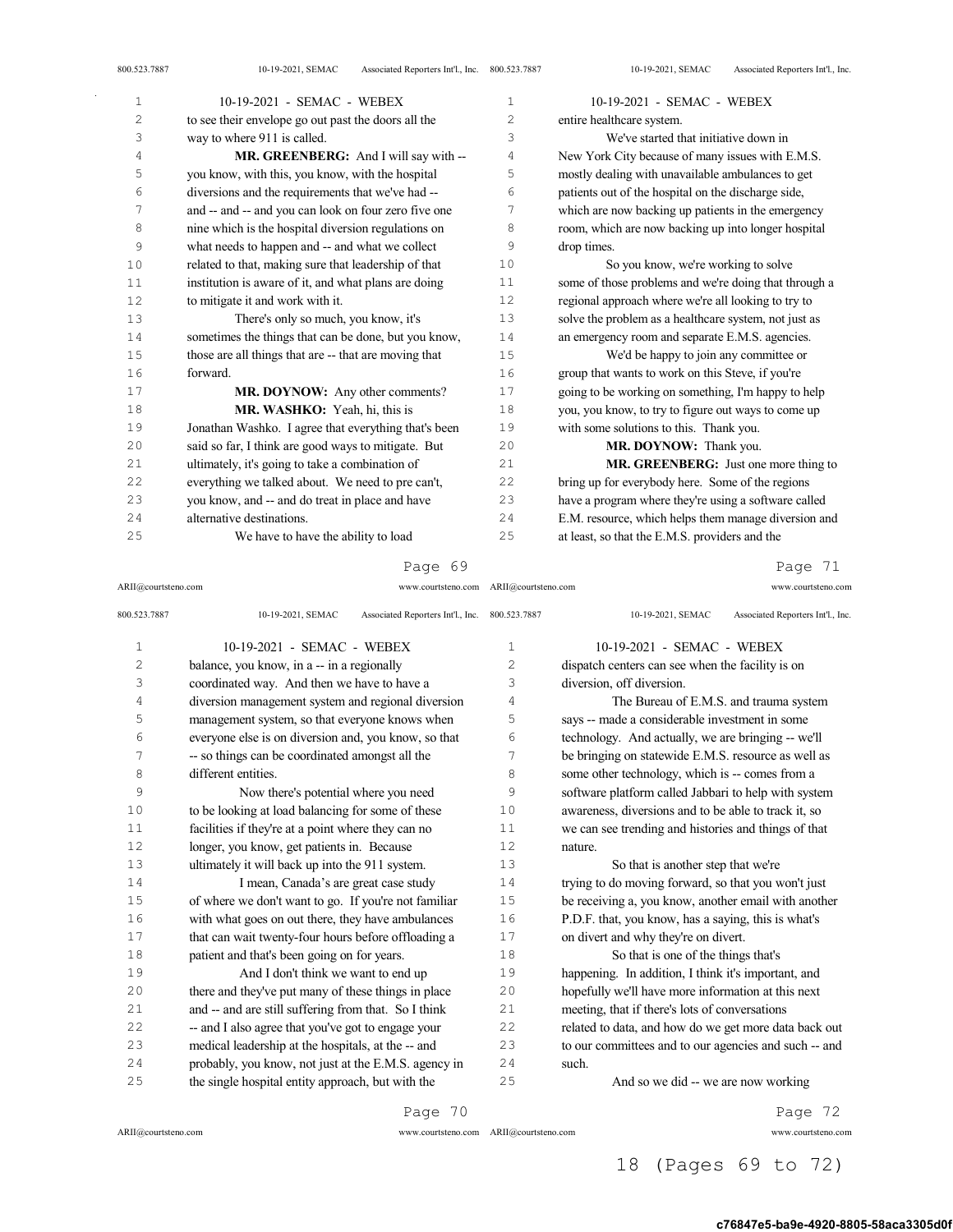to see their envelope go out past the doors all the way to where 911 is called.

**MR. GREENBERG:** And I will say with -- you know, with this, you know, with the hospital diversions and the requirements that we've had -- and -- and -- and you can look on four zero five one nine which is the hospital diversion regulations on what needs to happen and -- and what we collect related to that, making sure that leadership of that institution is aware of it, and what plans are doing to mitigate it and work with it.

There's only so much, you know, it's sometimes the things that can be done, but you know, those are all things that are -- that are moving that forward.

**MR. DOYNOW:** Any other comments?

**MR. WASHKO:** Yeah, hi, this is Jonathan Washko. I agree that everything that's been said so far, I think are good ways to mitigate. But ultimately, it's going to take a combination of everything we talked about. We need to pre can't, you know, and -- and do treat in place and have alternative destinations.

We have to have the ability to load balance, you know, in a -- in a regionally coordinated way. And then we have to have a diversion management system and regional diversion management system, so that everyone knows when everyone else is on diversion and, you know, so that -- so things can be coordinated amongst all the different entities.

Now there's potential where you need to be looking at load balancing for some of these facilities if they're at a point where they can no longer, you know, get patients in. Because ultimately it will back up into the 911 system.

I mean, Canada's are great case study of where we don't want to go. If you're not familiar with what goes on out there, they have ambulances that can wait twenty-four hours before offloading a patient and that's been going on for years.

And I don't think we want to end up there and they've put many of these things in place and -- and are still suffering from that. So I think -- and I also agree that you've got to engage your medical leadership at the hospitals, at the -- and probably, you know, not just at the E.M.S. agency in the single hospital entity approach, but with the entire healthcare system.

We've started that initiative down in New York City because of many issues with E.M.S. mostly dealing with unavailable ambulances to get patients out of the hospital on the discharge side, which are now backing up patients in the emergency room, which are now backing up into longer hospital drop times.

So you know, we're working to solve some of those problems and we're doing that through a regional approach where we're all looking to try to solve the problem as a healthcare system, not just as an emergency room and separate E.M.S. agencies.

We'd be happy to join any committee or group that wants to work on this Steve, if you're going to be working on something, I'm happy to help you, you know, to try to figure out ways to come up with some solutions to this. Thank you.

**MR. DOYNOW:** Thank you.

**MR. GREENBERG:** Just one more thing to bring up for everybody here. Some of the regions have a program where they're using a software called E.M. resource, which helps them manage diversion and at least, so that the E.M.S. providers and the dispatch centers can see when the facility is on diversion, off diversion.

The Bureau of E.M.S. and trauma system says -- made a considerable investment in some technology. And actually, we are bringing -- we'll be bringing on statewide E.M.S. resource as well as some other technology, which is -- comes from a software platform called Jabbari to help with system awareness, diversions and to be able to track it, so we can see trending and histories and things of that nature.

So that is another step that we're trying to do moving forward, so that you won't just be receiving a, you know, another email with another P.D.F. that, you know, has a saying, this is what's on divert and why they're on divert.

So that is one of the things that's happening. In addition, I think it's important, and hopefully we'll have more information at this next meeting, that if there's lots of conversations related to data, and how do we get more data back out to our committees and to our agencies and such -- and such.

And so we did -- we are now working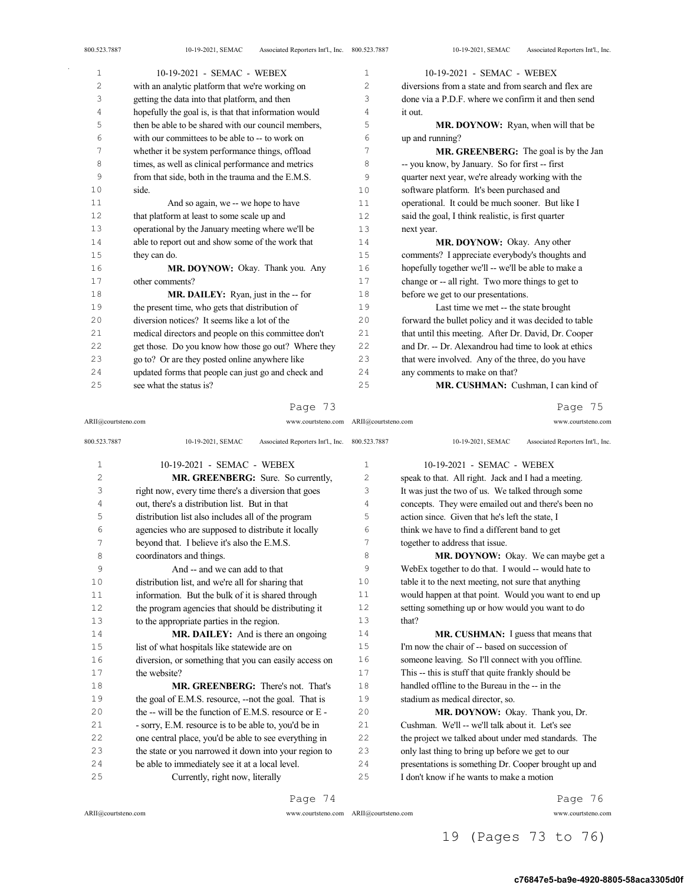with an analytic platform that we're working on getting the data into that platform, and then hopefully the goal is, is that that information would then be able to be shared with our council members, with our committees to be able to -- to work on whether it be system performance things, offload times, as well as clinical performance and metrics from that side, both in the trauma and the E.M.S. side.

And so again, we -- we hope to have that platform at least to some scale up and operational by the January meeting where we'll be able to report out and show some of the work that they can do.

**MR. DOYNOW:** Okay. Thank you. Any other comments?

**MR. DAILEY:** Ryan, just in the -- for the present time, who gets that distribution of diversion notices? It seems like a lot of the medical directors and people on this committee don't get those. Do you know how those go out? Where they go to? Or are they posted online anywhere like updated forms that people can just go and check and see what the status is?

**MR. GREENBERG:** Sure. So currently, right now, every time there's a diversion that goes out, there's a distribution list. But in that distribution list also includes all of the program agencies who are supposed to distribute it locally beyond that. I believe it's also the E.M.S. coordinators and things.

And -- and we can add to that distribution list, and we're all for sharing that information. But the bulk of it is shared through the program agencies that should be distributing it to the appropriate parties in the region.

**MR. DAILEY:** And is there an ongoing list of what hospitals like statewide are on diversion, or something that you can easily access on the website?

**MR. GREENBERG:** There's not. That's the goal of E.M.S. resource, --not the goal. That is the -- will be the function of E.M.S. resource or E - - sorry, E.M. resource is to be able to, you'd be in one central place, you'd be able to see everything in the state or you narrowed it down into your region to be able to immediately see it at a local level.

Currently, right now, literally diversions from a state and from search and flex are done via a P.D.F. where we confirm it and then send it out.

**MR. DOYNOW:** Ryan, when will that be up and running?

**MR. GREENBERG:** The goal is by the Jan -- you know, by January. So for first -- first quarter next year, we're already working with the software platform. It's been purchased and operational. It could be much sooner. But like I said the goal, I think realistic, is first quarter next year.

**MR. DOYNOW:** Okay. Any other comments? I appreciate everybody's thoughts and hopefully together we'll -- we'll be able to make a change or -- all right. Two more things to get to before we get to our presentations.

Last time we met -- the state brought forward the bullet policy and it was decided to table that until this meeting. After Dr. David, Dr. Cooper and Dr. -- Dr. Alexandrou had time to look at ethics that were involved. Any of the three, do you have any comments to make on that?

**MR. CUSHMAN:** Cushman, I can kind of speak to that. All right. Jack and I had a meeting. It was just the two of us. We talked through some concepts. They were emailed out and there's been no action since. Given that he's left the state, I think we have to find a different band to get together to address that issue.

**MR. DOYNOW:** Okay. We can maybe get a WebEx together to do that. I would -- would hate to table it to the next meeting, not sure that anything would happen at that point. Would you want to end up setting something up or how would you want to do that?

**MR. CUSHMAN:** I guess that means that I'm now the chair of -- based on succession of someone leaving. So I'll connect with you offline. This -- this is stuff that quite frankly should be handled offline to the Bureau in the -- in the stadium as medical director, so.

**MR. DOYNOW:** Okay. Thank you, Dr. Cushman. We'll -- we'll talk about it. Let's see the project we talked about under med standards. The only last thing to bring up before we get to our presentations is something Dr. Cooper brought up and I don't know if he wants to make a motion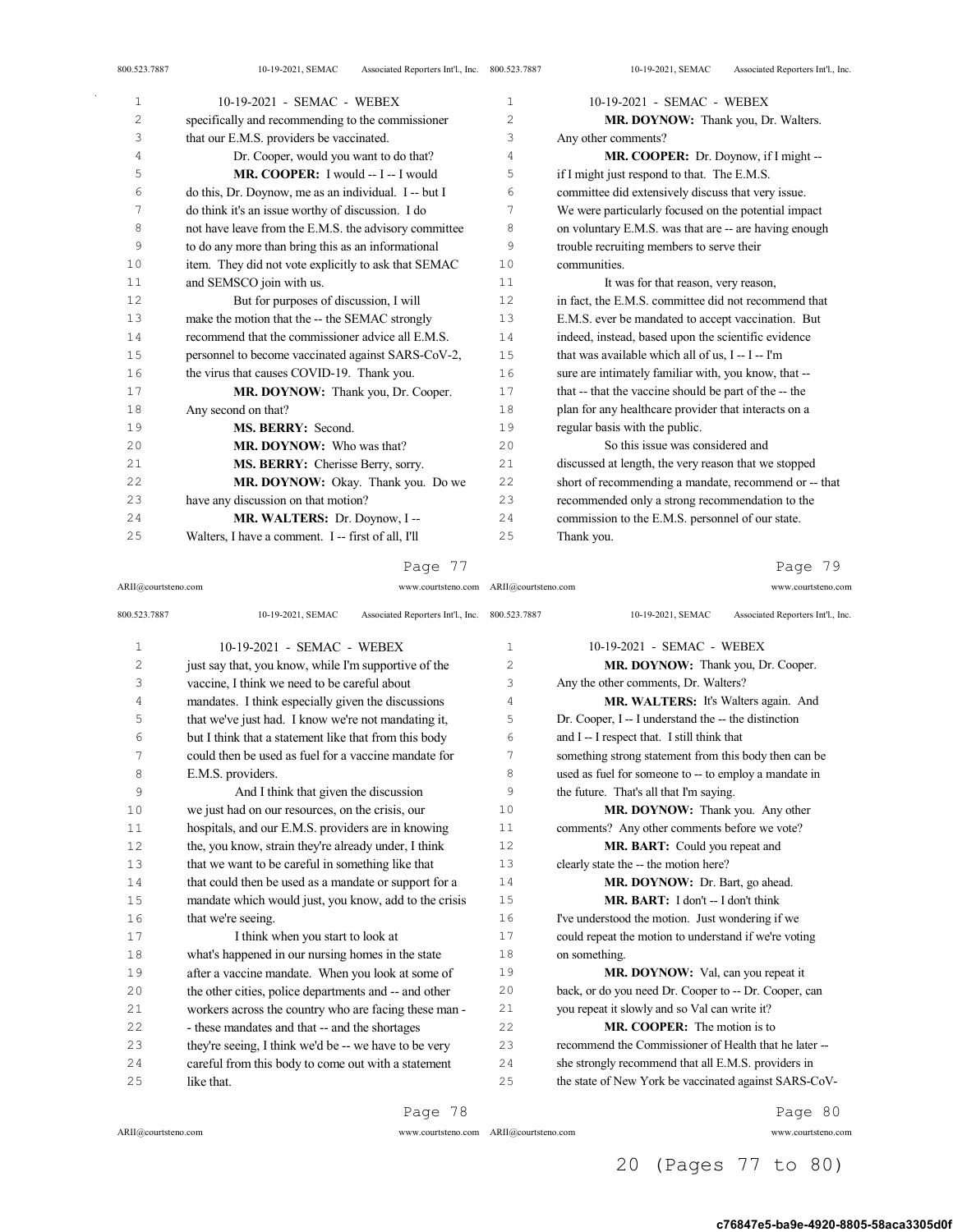specifically and recommending to the commissioner that our E.M.S. providers be vaccinated.

Dr. Cooper, would you want to do that?

**MR. COOPER:** I would -- I -- I would do this, Dr. Doynow, me as an individual. I -- but I do think it's an issue worthy of discussion. I do not have leave from the E.M.S. the advisory committee to do any more than bring this as an informational item. They did not vote explicitly to ask that SEMAC and SEMSCO join with us.

But for purposes of discussion, I will make the motion that the -- the SEMAC strongly recommend that the commissioner advice all E.M.S. personnel to become vaccinated against SARS-CoV-2, the virus that causes COVID-19. Thank you.

**MR. DOYNOW:** Thank you, Dr. Cooper. Any second on that?

**MS. BERRY:** Second.

**MR. DOYNOW:** Who was that?

**MS. BERRY:** Cherisse Berry, sorry.

**MR. DOYNOW:** Okay. Thank you. Do we have any discussion on that motion?

**MR. WALTERS:** Dr. Doynow, I -- Walters, I have a comment. I -- first of all, I'll just say that, you know, while I'm supportive of the vaccine, I think we need to be careful about mandates. I think especially given the discussions that we've just had. I know we're not mandating it, but I think that a statement like that from this body could then be used as fuel for a vaccine mandate for E.M.S. providers.

And I think that given the discussion we just had on our resources, on the crisis, our hospitals, and our E.M.S. providers are in knowing the, you know, strain they're already under, I think that we want to be careful in something like that that could then be used as a mandate or support for a mandate which would just, you know, add to the crisis that we're seeing.

I think when you start to look at what's happened in our nursing homes in the state after a vaccine mandate. When you look at some of the other cities, police departments and -- and other workers across the country who are facing these man - - these mandates and that -- and the shortages they're seeing, I think we'd be -- we have to be very careful from this body to come out with a statement like that.

**MR. DOYNOW:** Thank you, Dr. Walters. Any other comments?

**MR. COOPER:** Dr. Doynow, if I might -- if I might just respond to that. The E.M.S. committee did extensively discuss that very issue. We were particularly focused on the potential impact on voluntary E.M.S. was that are -- are having enough trouble recruiting members to serve their communities.

It was for that reason, very reason, in fact, the E.M.S. committee did not recommend that E.M.S. ever be mandated to accept vaccination. But indeed, instead, based upon the scientific evidence that was available which all of us, I -- I -- I'm sure are intimately familiar with, you know, that -- that -- that the vaccine should be part of the -- the plan for any healthcare provider that interacts on a regular basis with the public.

So this issue was considered and discussed at length, the very reason that we stopped short of recommending a mandate, recommend or -- that recommended only a strong recommendation to the commission to the E.M.S. personnel of our state. Thank you.

**MR. DOYNOW:** Thank you, Dr. Cooper. Any the other comments, Dr. Walters?

**MR. WALTERS:** It's Walters again. And Dr. Cooper, I -- I understand the -- the distinction and I -- I respect that. I still think that something strong statement from this body then can be used as fuel for someone to -- to employ a mandate in the future. That's all that I'm saying.

**MR. DOYNOW:** Thank you. Any other comments? Any other comments before we vote?

**MR. BART:** Could you repeat and clearly state the -- the motion here?

**MR. DOYNOW:** Dr. Bart, go ahead.

**MR. BART:** I don't -- I don't think I've understood the motion. Just wondering if we could repeat the motion to understand if we're voting on something.

**MR. DOYNOW:** Val, can you repeat it back, or do you need Dr. Cooper to -- Dr. Cooper, can you repeat it slowly and so Val can write it?

**MR. COOPER:** The motion is to recommend the Commissioner of Health that he later -- she strongly recommend that all E.M.S. providers in the state of New York be vaccinated against SARS-CoV-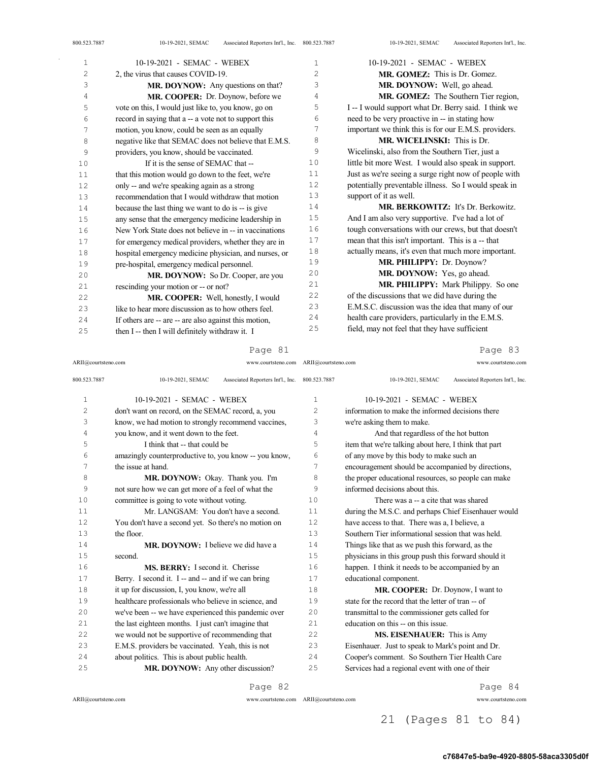2, the virus that causes COVID-19.

**MR. DOYNOW:** Any questions on that?

**MR. COOPER:** Dr. Doynow, before we vote on this, I would just like to, you know, go on record in saying that a -- a vote not to support this motion, you know, could be seen as an equally negative like that SEMAC does not believe that E.M.S. providers, you know, should be vaccinated.

If it is the sense of SEMAC that -- that this motion would go down to the feet, we're only -- and we're speaking again as a strong recommendation that I would withdraw that motion because the last thing we want to do is -- is give any sense that the emergency medicine leadership in New York State does not believe in -- in vaccinations for emergency medical providers, whether they are in hospital emergency medicine physician, and nurses, or pre-hospital, emergency medical personnel.

**MR. DOYNOW:** So Dr. Cooper, are you rescinding your motion or -- or not?

**MR. COOPER:** Well, honestly, I would like to hear more discussion as to how others feel. If others are -- are -- are also against this motion, then I -- then I will definitely withdraw it. I don't want on record, on the SEMAC record, a, you know, we had motion to strongly recommend vaccines, you know, and it went down to the feet.

I think that -- that could be amazingly counterproductive to, you know -- you know, the issue at hand.

**MR. DOYNOW:** Okay. Thank you. I'm not sure how we can get more of a feel of what the committee is going to vote without voting.

Mr. LANGSAM: You don't have a second. You don't have a second yet. So there's no motion on the floor.

**MR. DOYNOW:** I believe we did have a second.

**MS. BERRY:** I second it. Cherisse Berry. I second it. I -- and -- and if we can bring it up for discussion, I, you know, we're all healthcare professionals who believe in science, and we've been -- we have experienced this pandemic over the last eighteen months. I just can't imagine that we would not be supportive of recommending that E.M.S. providers be vaccinated. Yeah, this is not about politics. This is about public health.

**MR. DOYNOW:** Any other discussion?

**MR. GOMEZ:** This is Dr. Gomez.

**MR. DOYNOW:** Well, go ahead.

**MR. GOMEZ:** The Southern Tier region, I -- I would support what Dr. Berry said. I think we need to be very proactive in -- in stating how important we think this is for our E.M.S. providers.

**MR. WICELINSKI:** This is Dr. Wicelinski, also from the Southern Tier, just a little bit more West. I would also speak in support. Just as we're seeing a surge right now of people with potentially preventable illness. So I would speak in support of it as well.

**MR. BERKOWITZ:** It's Dr. Berkowitz. And I am also very supportive. I've had a lot of tough conversations with our crews, but that doesn't mean that this isn't important. This is a -- that actually means, it's even that much more important.

**MR. PHILIPPY:** Dr. Doynow?

**MR. DOYNOW:** Yes, go ahead.

**MR. PHILIPPY:** Mark Philippy. So one of the discussions that we did have during the E.M.S.C. discussion was the idea that many of our health care providers, particularly in the E.M.S. field, may not feel that they have sufficient information to make the informed decisions there we're asking them to make.

And that regardless of the hot button item that we're talking about here, I think that part of any move by this body to make such an encouragement should be accompanied by directions, the proper educational resources, so people can make informed decisions about this.

There was a -- a cite that was shared during the M.S.C. and perhaps Chief Eisenhauer would have access to that. There was a, I believe, a Southern Tier informational session that was held. Things like that as we push this forward, as the physicians in this group push this forward should it happen. I think it needs to be accompanied by an educational component.

**MR. COOPER:** Dr. Doynow, I want to state for the record that the letter of tran -- of transmittal to the commissioner gets called for education on this -- on this issue.

**MS. EISENHAUER:** This is Amy Eisenhauer. Just to speak to Mark's point and Dr. Cooper's comment. So Southern Tier Health Care Services had a regional event with one of their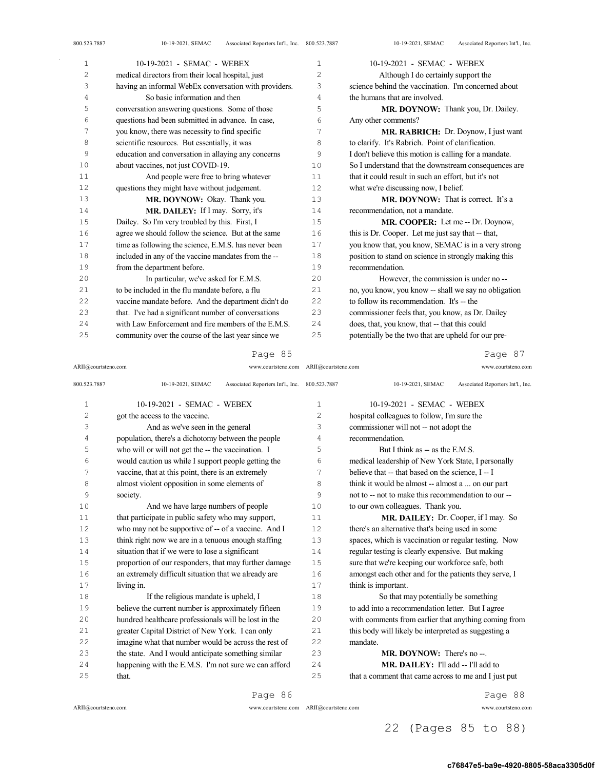medical directors from their local hospital, just having an informal WebEx conversation with providers.

So basic information and then conversation answering questions. Some of those questions had been submitted in advance. In case, you know, there was necessity to find specific scientific resources. But essentially, it was education and conversation in allaying any concerns about vaccines, not just COVID-19.

And people were free to bring whatever questions they might have without judgement.

**MR. DOYNOW:** Okay. Thank you.

**MR. DAILEY:** If I may. Sorry, it's Dailey. So I'm very troubled by this. First, I agree we should follow the science. But at the same time as following the science, E.M.S. has never been included in any of the vaccine mandates from the -- from the department before.

In particular, we've asked for E.M.S. to be included in the flu mandate before, a flu vaccine mandate before. And the department didn't do that. I've had a significant number of conversations with Law Enforcement and fire members of the E.M.S. community over the course of the last year since we got the access to the vaccine.

And as we've seen in the general population, there's a dichotomy between the people who will or will not get the -- the vaccination. I would caution us while I support people getting the vaccine, that at this point, there is an extremely almost violent opposition in some elements of society.

And we have large numbers of people that participate in public safety who may support, who may not be supportive of -- of a vaccine. And I think right now we are in a tenuous enough staffing situation that if we were to lose a significant proportion of our responders, that may further damage an extremely difficult situation that we already are living in.

If the religious mandate is upheld, I believe the current number is approximately fifteen hundred healthcare professionals will be lost in the greater Capital District of New York. I can only imagine what that number would be across the rest of the state. And I would anticipate something similar happening with the E.M.S. I'm not sure we can afford that.

Although I do certainly support the science behind the vaccination. I'm concerned about the humans that are involved.

**MR. DOYNOW:** Thank you, Dr. Dailey. Any other comments?

**MR. RABRICH:** Dr. Doynow, I just want to clarify. It's Rabrich. Point of clarification. I don't believe this motion is calling for a mandate. So I understand that the downstream consequences are that it could result in such an effort, but it's not what we're discussing now, I belief.

**MR. DOYNOW:** That is correct. It's a recommendation, not a mandate.

**MR. COOPER:** Let me -- Dr. Doynow, this is Dr. Cooper. Let me just say that -- that, you know that, you know, SEMAC is in a very strong position to stand on science in strongly making this recommendation.

However, the commission is under no -- no, you know, you know -- shall we say no obligation to follow its recommendation. It's -- the commissioner feels that, you know, as Dr. Dailey does, that, you know, that -- that this could potentially be the two that are upheld for our pre-hospital colleagues to follow, I'm sure the commissioner will not -- not adopt the recommendation.

But I think as -- as the E.M.S. medical leadership of New York State, I personally believe that -- that based on the science, I -- I think it would be almost -- almost a ... on our part not to -- not to make this recommendation to our -- to our own colleagues. Thank you.

**MR. DAILEY:** Dr. Cooper, if I may. So there's an alternative that's being used in some spaces, which is vaccination or regular testing. Now regular testing is clearly expensive. But making sure that we're keeping our workforce safe, both amongst each other and for the patients they serve, I think is important.

So that may potentially be something to add into a recommendation letter. But I agree with comments from earlier that anything coming from this body will likely be interpreted as suggesting a mandate.

**MR. DOYNOW:** There's no --.

**MR. DAILEY:** I'll add -- I'll add to that a comment that came across to me and I just put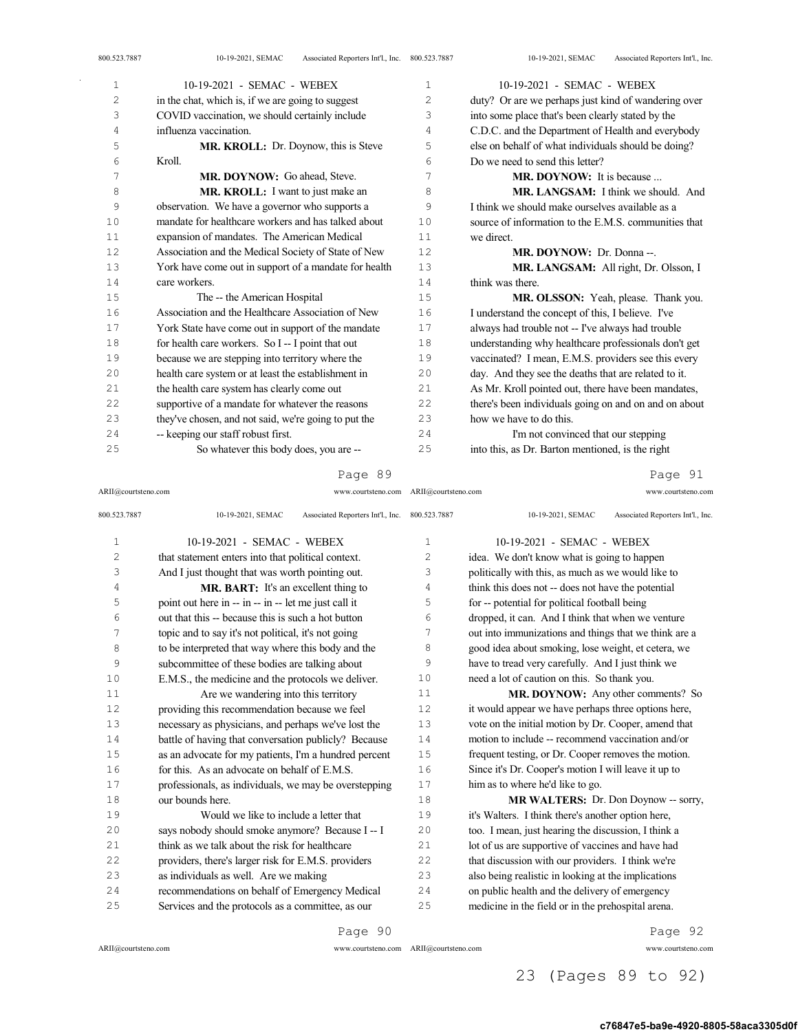in the chat, which is, if we are going to suggest COVID vaccination, we should certainly include influenza vaccination.

**MR. KROLL:** Dr. Doynow, this is Steve Kroll.

**MR. DOYNOW:** Go ahead, Steve.

**MR. KROLL:** I want to just make an observation. We have a governor who supports a mandate for healthcare workers and has talked about expansion of mandates. The American Medical Association and the Medical Society of State of New York have come out in support of a mandate for health care workers.

The -- the American Hospital Association and the Healthcare Association of New York State have come out in support of the mandate for health care workers. So I -- I point that out because we are stepping into territory where the health care system or at least the establishment in the health care system has clearly come out supportive of a mandate for whatever the reasons they've chosen, and not said, we're going to put the -- keeping our staff robust first.

So whatever this body does, you are -- that statement enters into that political context. And I just thought that was worth pointing out.

**MR. BART:** It's an excellent thing to point out here in -- in -- in -- let me just call it out that this -- because this is such a hot button topic and to say it's not political, it's not going to be interpreted that way where this body and the subcommittee of these bodies are talking about E.M.S., the medicine and the protocols we deliver.

Are we wandering into this territory providing this recommendation because we feel necessary as physicians, and perhaps we've lost the battle of having that conversation publicly? Because as an advocate for my patients, I'm a hundred percent for this. As an advocate on behalf of E.M.S. professionals, as individuals, we may be overstepping our bounds here.

Would we like to include a letter that says nobody should smoke anymore? Because I -- I think as we talk about the risk for healthcare providers, there's larger risk for E.M.S. providers as individuals as well. Are we making recommendations on behalf of Emergency Medical Services and the protocols as a committee, as our duty? Or are we perhaps just kind of wandering over into some place that's been clearly stated by the C.D.C. and the Department of Health and everybody else on behalf of what individuals should be doing? Do we need to send this letter?

**MR. DOYNOW:** It is because ...

**MR. LANGSAM:** I think we should. And I think we should make ourselves available as a source of information to the E.M.S. communities that we direct.

**MR. DOYNOW:** Dr. Donna --.

**MR. LANGSAM:** All right, Dr. Olsson, I think was there.

**MR. OLSSON:** Yeah, please. Thank you. I understand the concept of this, I believe. I've always had trouble not -- I've always had trouble understanding why healthcare professionals don't get vaccinated? I mean, E.M.S. providers see this every day. And they see the deaths that are related to it. As Mr. Kroll pointed out, there have been mandates, there's been individuals going on and on and on about how we have to do this.

I'm not convinced that our stepping into this, as Dr. Barton mentioned, is the right idea. We don't know what is going to happen politically with this, as much as we would like to think this does not -- does not have the potential for -- potential for political football being dropped, it can. And I think that when we venture out into immunizations and things that we think are a good idea about smoking, lose weight, et cetera, we have to tread very carefully. And I just think we need a lot of caution on this. So thank you.

**MR. DOYNOW:** Any other comments? So it would appear we have perhaps three options here, vote on the initial motion by Dr. Cooper, amend that motion to include -- recommend vaccination and/or frequent testing, or Dr. Cooper removes the motion. Since it's Dr. Cooper's motion I will leave it up to him as to where he'd like to go.

**MR WALTERS:** Dr. Don Doynow -- sorry, it's Walters. I think there's another option here, too. I mean, just hearing the discussion, I think a lot of us are supportive of vaccines and have had that discussion with our providers. I think we're also being realistic in looking at the implications on public health and the delivery of emergency medicine in the field or in the prehospital arena.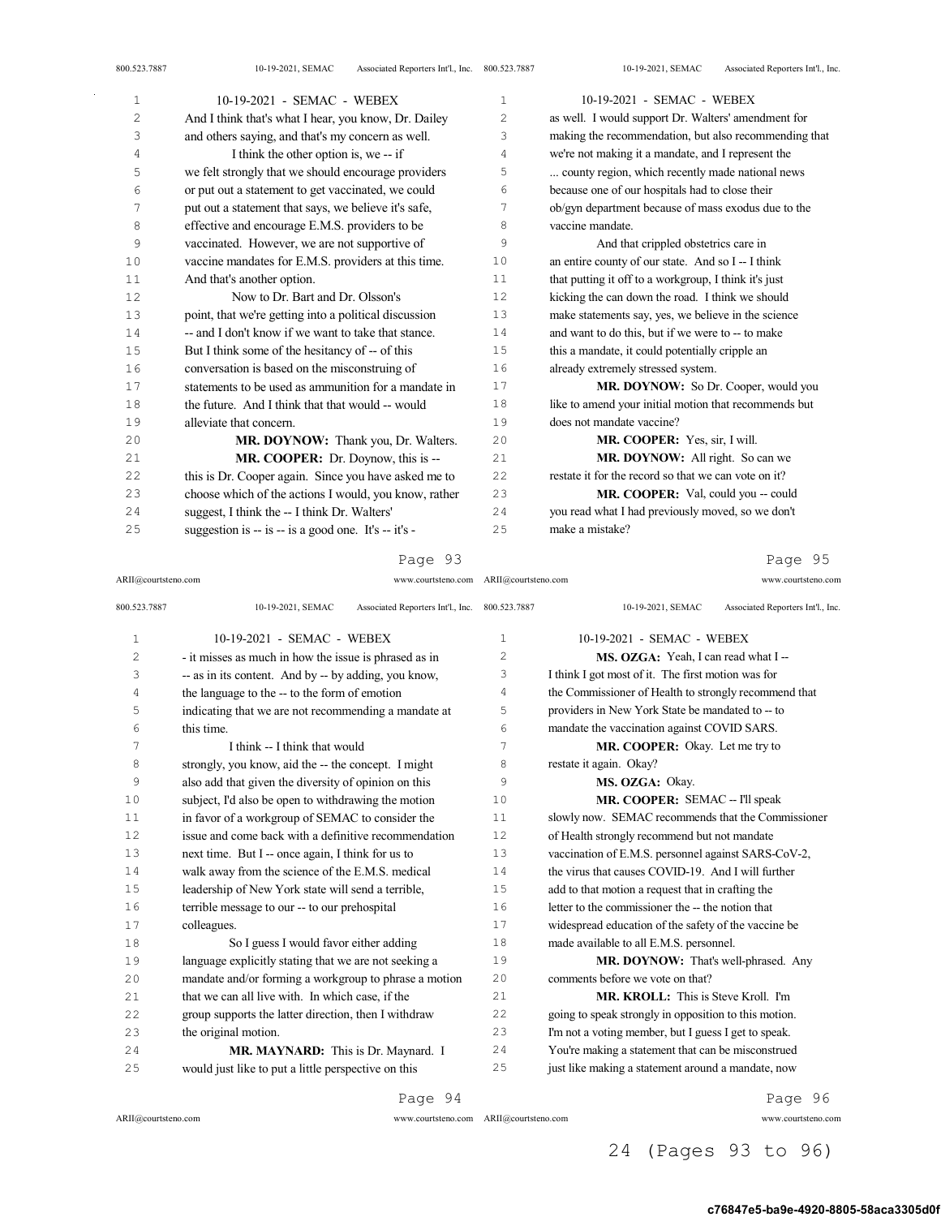And I think that's what I hear, you know, Dr. Dailey and others saying, and that's my concern as well.

I think the other option is, we -- if we felt strongly that we should encourage providers or put out a statement to get vaccinated, we could put out a statement that says, we believe it's safe, effective and encourage E.M.S. providers to be vaccinated. However, we are not supportive of vaccine mandates for E.M.S. providers at this time. And that's another option.

Now to Dr. Bart and Dr. Olsson's point, that we're getting into a political discussion -- and I don't know if we want to take that stance. But I think some of the hesitancy of -- of this conversation is based on the misconstruing of statements to be used as ammunition for a mandate in the future. And I think that that would -- would alleviate that concern.

**MR. DOYNOW:** Thank you, Dr. Walters.

**MR. COOPER:** Dr. Doynow, this is -- this is Dr. Cooper again. Since you have asked me to choose which of the actions I would, you know, rather suggest, I think the -- I think Dr. Walters' suggestion is -- is -- is a good one. It's -- it's - - it misses as much in how the issue is phrased as in -- as in its content. And by -- by adding, you know, the language to the -- to the form of emotion indicating that we are not recommending a mandate at this time.

I think -- I think that would strongly, you know, aid the -- the concept. I might also add that given the diversity of opinion on this subject, I'd also be open to withdrawing the motion in favor of a workgroup of SEMAC to consider the issue and come back with a definitive recommendation next time. But I -- once again, I think for us to walk away from the science of the E.M.S. medical leadership of New York state will send a terrible, terrible message to our -- to our prehospital colleagues.

So I guess I would favor either adding language explicitly stating that we are not seeking a mandate and/or forming a workgroup to phrase a motion that we can all live with. In which case, if the group supports the latter direction, then I withdraw the original motion.

**MR. MAYNARD:** This is Dr. Maynard. I would just like to put a little perspective on this as well. I would support Dr. Walters' amendment for making the recommendation, but also recommending that we're not making it a mandate, and I represent the ... county region, which recently made national news because one of our hospitals had to close their ob/gyn department because of mass exodus due to the vaccine mandate.

And that crippled obstetrics care in an entire county of our state. And so I -- I think that putting it off to a workgroup, I think it's just kicking the can down the road. I think we should make statements say, yes, we believe in the science and want to do this, but if we were to -- to make this a mandate, it could potentially cripple an already extremely stressed system.

**MR. DOYNOW:** So Dr. Cooper, would you like to amend your initial motion that recommends but does not mandate vaccine?

**MR. COOPER:** Yes, sir, I will.

**MR. DOYNOW:** All right. So can we restate it for the record so that we can vote on it?

**MR. COOPER:** Val, could you -- could you read what I had previously moved, so we don't make a mistake?

**MS. OZGA:** Yeah, I can read what I -- I think I got most of it. The first motion was for the Commissioner of Health to strongly recommend that providers in New York State be mandated to -- to mandate the vaccination against COVID SARS.

**MR. COOPER:** Okay. Let me try to restate it again. Okay?

**MS. OZGA:** Okay.

**MR. COOPER:** SEMAC -- I'll speak slowly now. SEMAC recommends that the Commissioner of Health strongly recommend but not mandate vaccination of E.M.S. personnel against SARS-CoV-2, the virus that causes COVID-19. And I will further add to that motion a request that in crafting the letter to the commissioner the -- the notion that widespread education of the safety of the vaccine be made available to all E.M.S. personnel.

**MR. DOYNOW:** That's well-phrased. Any comments before we vote on that?

**MR. KROLL:** This is Steve Kroll. I'm going to speak strongly in opposition to this motion. I'm not a voting member, but I guess I get to speak. You're making a statement that can be misconstrued just like making a statement around a mandate, now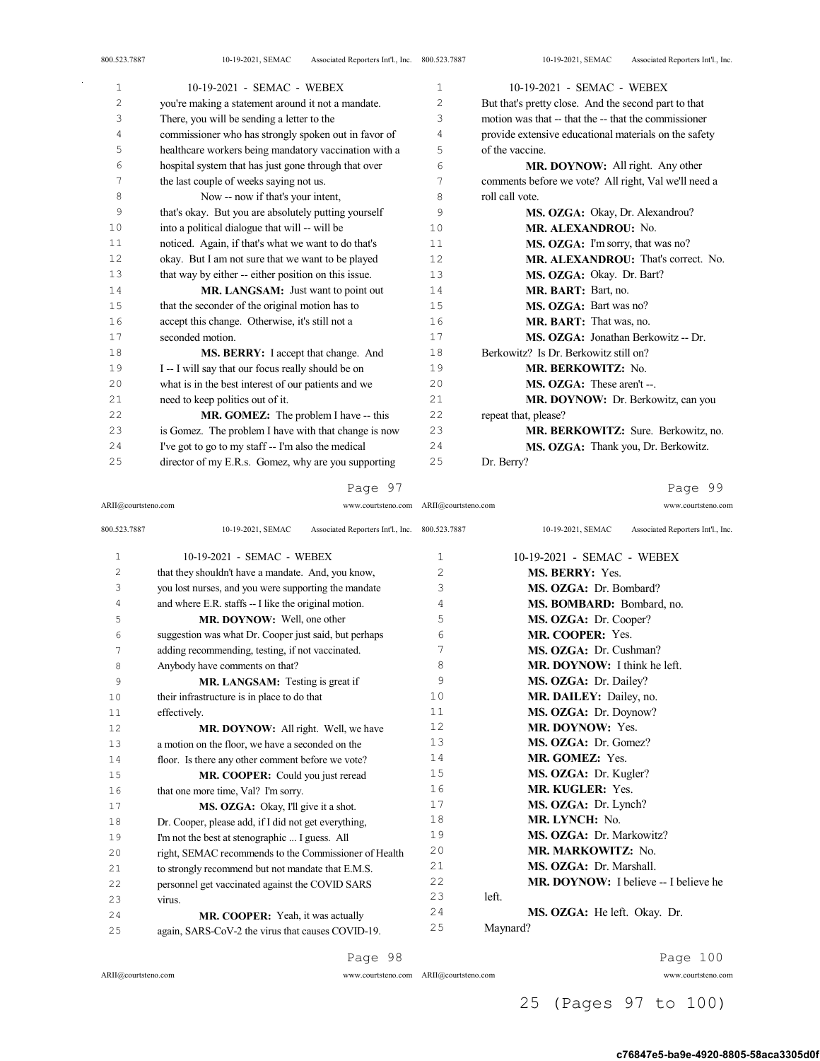you're making a statement around it not a mandate. There, you will be sending a letter to the commissioner who has strongly spoken out in favor of healthcare workers being mandatory vaccination with a hospital system that has just gone through that over the last couple of weeks saying not us.

Now -- now if that's your intent, that's okay. But you are absolutely putting yourself into a political dialogue that will -- will be noticed. Again, if that's what we want to do that's okay. But I am not sure that we want to be played that way by either -- either position on this issue.

**MR. LANGSAM:** Just want to point out that the seconder of the original motion has to accept this change. Otherwise, it's still not a seconded motion.

**MS. BERRY:** I accept that change. And I -- I will say that our focus really should be on what is in the best interest of our patients and we need to keep politics out of it.

**MR. GOMEZ:** The problem I have -- this is Gomez. The problem I have with that change is now I've got to go to my staff -- I'm also the medical director of my E.R.s. Gomez, why are you supporting that they shouldn't have a mandate. And, you know, you lost nurses, and you were supporting the mandate and where E.R. staffs -- I like the original motion.

**MR. DOYNOW:** Well, one other suggestion was what Dr. Cooper just said, but perhaps adding recommending, testing, if not vaccinated. Anybody have comments on that?

**MR. LANGSAM:** Testing is great if their infrastructure is in place to do that effectively.

**MR. DOYNOW:** All right. Well, we have a motion on the floor, we have a seconded on the floor. Is there any other comment before we vote?

**MR. COOPER:** Could you just reread that one more time, Val? I'm sorry.

**MS. OZGA:** Okay, I'll give it a shot. Dr. Cooper, please add, if I did not get everything, I'm not the best at stenographic ... I guess. All right, SEMAC recommends to the Commissioner of Health to strongly recommend but not mandate that E.M.S. personnel get vaccinated against the COVID SARS virus.

**MR. COOPER:** Yeah, it was actually again, SARS-CoV-2 the virus that causes COVID-19. But that's pretty close. And the second part to that motion was that -- that the -- that the commissioner provide extensive educational materials on the safety of the vaccine.

**MR. DOYNOW:** All right. Any other comments before we vote? All right, Val we'll need a roll call vote.

**MS. OZGA:** Okay, Dr. Alexandrou?

**MR. ALEXANDROU:** No.

**MS. OZGA:** I'm sorry, that was no?

**MR. ALEXANDROU:** That's correct. No.

**MS. OZGA:** Okay. Dr. Bart?

**MR. BART:** Bart, no.

**MS. OZGA:** Bart was no?

**MR. BART:** That was, no.

**MS. OZGA:** Jonathan Berkowitz -- Dr. Berkowitz? Is Dr. Berkowitz still on?

**MR. BERKOWITZ:** No.

**MS. OZGA:** These aren't --.

**MR. DOYNOW:** Dr. Berkowitz, can you repeat that, please?

**MR. BERKOWITZ:** Sure. Berkowitz, no.

**MS. OZGA:** Thank you, Dr. Berkowitz. Dr. Berry?

**MS. BERRY:** Yes.

**MS. OZGA:** Dr. Bombard?

**MS. BOMBARD:** Bombard, no.

**MS. OZGA:** Dr. Cooper?

**MR. COOPER:** Yes.

**MS. OZGA:** Dr. Cushman?

**MR. DOYNOW:** I think he left.

**MS. OZGA:** Dr. Dailey?

**MR. DAILEY:** Dailey, no.

**MS. OZGA:** Dr. Doynow?

**MR. DOYNOW:** Yes.

**MS. OZGA:** Dr. Gomez?

**MR. GOMEZ:** Yes.

**MS. OZGA:** Dr. Kugler?

**MR. KUGLER:** Yes.

**MS. OZGA:** Dr. Lynch?

**MR. LYNCH:** No.

**MS. OZGA:** Dr. Markowitz?

**MR. MARKOWITZ:** No.

**MS. OZGA:** Dr. Marshall.

**MR. DOYNOW:** I believe -- I believe he left.

**MS. OZGA:** He left. Okay. Dr. Maynard?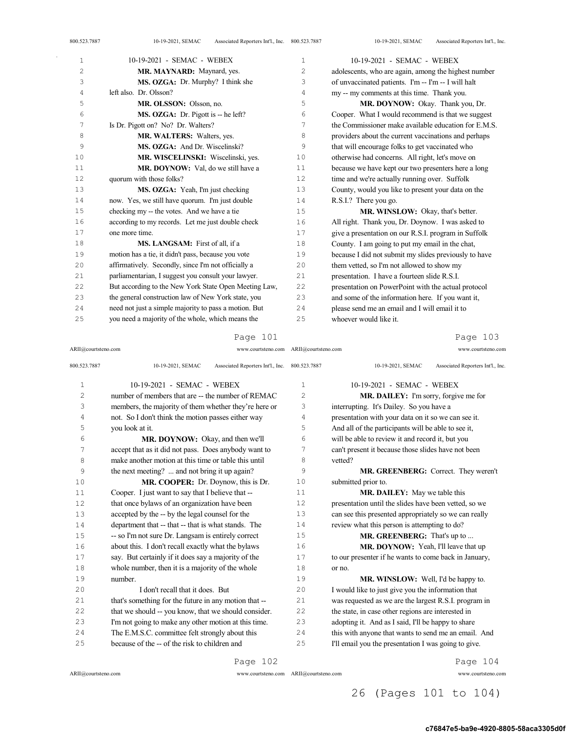MR. MAYNARD: Maynard, yes.

MS. OZGA: Dr. Murphy? I think she left also. Dr. Olsson?

MR. OLSSON: Olsson, no.

MS. OZGA: Dr. Pigott is -- he left? Is Dr. Pigott on? No? Dr. Walters?

MR. WALTERS: Walters, yes.

MS. OZGA: And Dr. Wiscelinski?

MR. WISCELINSKI: Wiscelinski, yes.

MR. DOYNOW: Val, do we still have a quorum with those folks?

MS. OZGA: Yeah, I'm just checking now. Yes, we still have quorum. I'm just double checking my -- the votes. And we have a tie according to my records. Let me just double check one more time.

MS. LANGSAM: First of all, if a motion has a tie, it didn't pass, because you vote affirmatively. Secondly, since I'm not officially a parliamentarian, I suggest you consult your lawyer. But according to the New York State Open Meeting Law, the general construction law of New York state, you need not just a simple majority to pass a motion. But you need a majority of the whole, which means the number of members that are -- the number of REMAC members, the majority of them whether they're here or not. So I don't think the motion passes either way you look at it.

MR. DOYNOW: Okay, and then we'll accept that as it did not pass. Does anybody want to make another motion at this time or table this until the next meeting? ... and not bring it up again?

MR. COOPER: Dr. Doynow, this is Dr. Cooper. I just want to say that I believe that -- that once bylaws of an organization have been accepted by the -- by the legal counsel for the department that -- that -- that is what stands. The -- so I'm not sure Dr. Langsam is entirely correct about this. I don't recall exactly what the bylaws say. But certainly if it does say a majority of the whole number, then it is a majority of the whole number.

I don't recall that it does. But that's something for the future in any motion that -- that we should -- you know, that we should consider. I'm not going to make any other motion at this time. The E.M.S.C. committee felt strongly about this because of the -- of the risk to children and adolescents, who are again, among the highest number of unvaccinated patients. I'm -- I'm -- I will halt my -- my comments at this time. Thank you.

MR. DOYNOW: Okay. Thank you, Dr. Cooper. What I would recommend is that we suggest the Commissioner make available education for E.M.S. providers about the current vaccinations and perhaps that will encourage folks to get vaccinated who otherwise had concerns. All right, let's move on because we have kept our two presenters here a long time and we're actually running over. Suffolk County, would you like to present your data on the R.S.I.? There you go.

MR. WINSLOW: Okay, that's better. All right. Thank you, Dr. Doynow. I was asked to give a presentation on our R.S.I. program in Suffolk County. I am going to put my email in the chat, because I did not submit my slides previously to have them vetted, so I'm not allowed to show my presentation. I have a fourteen slide R.S.I. presentation on PowerPoint with the actual protocol and some of the information here. If you want it, please send me an email and I will email it to whoever would like it.

MR. DAILEY: I'm sorry, forgive me for interrupting. It's Dailey. So you have a presentation with your data on it so we can see it. And all of the participants will be able to see it, will be able to review it and record it, but you can't present it because those slides have not been vetted?

MR. GREENBERG: Correct. They weren't submitted prior to.

MR. DAILEY: May we table this presentation until the slides have been vetted, so we can see this presented appropriately so we can really review what this person is attempting to do?

MR. GREENBERG: That's up to ...

MR. DOYNOW: Yeah, I'll leave that up to our presenter if he wants to come back in January, or no.

MR. WINSLOW: Well, I'd be happy to. I would like to just give you the information that was requested as we are the largest R.S.I. program in the state, in case other regions are interested in adopting it. And as I said, I'll be happy to share this with anyone that wants to send me an email. And I'll email you the presentation I was going to give.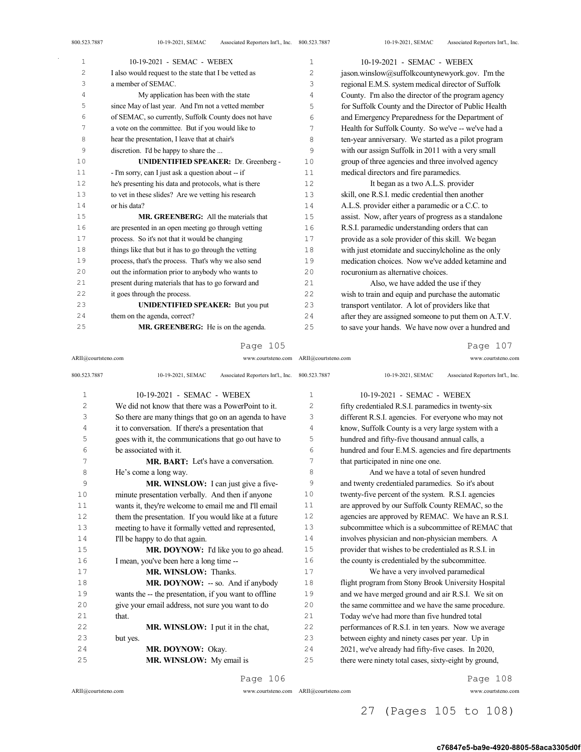I also would request to the state that I be vetted as a member of SEMAC.

My application has been with the state since May of last year. And I'm not a vetted member of SEMAC, so currently, Suffolk County does not have a vote on the committee. But if you would like to hear the presentation, I leave that at chair's discretion. I'd be happy to share the ...

**UNIDENTIFIED SPEAKER:** Dr. Greenberg - - I'm sorry, can I just ask a question about -- if he's presenting his data and protocols, what is there to vet in these slides? Are we vetting his research or his data?

**MR. GREENBERG:** All the materials that are presented in an open meeting go through vetting process. So it's not that it would be changing things like that but it has to go through the vetting process, that's the process. That's why we also send out the information prior to anybody who wants to present during materials that has to go forward and it goes through the process.

**UNIDENTIFIED SPEAKER:** But you put them on the agenda, correct?

**MR. GREENBERG:** He is on the agenda. We did not know that there was a PowerPoint to it. So there are many things that go on an agenda to have it to conversation. If there's a presentation that goes with it, the communications that go out have to be associated with it.

**MR. BART:** Let's have a conversation. He's come a long way.

**MR. WINSLOW:** I can just give a five-minute presentation verbally. And then if anyone wants it, they're welcome to email me and I'll email them the presentation. If you would like at a future meeting to have it formally vetted and represented, I'll be happy to do that again.

**MR. DOYNOW:** I'd like you to go ahead. I mean, you've been here a long time --

**MR. WINSLOW:** Thanks.

**MR. DOYNOW:** -- so. And if anybody wants the -- the presentation, if you want to offline give your email address, not sure you want to do that.

**MR. WINSLOW:** I put it in the chat, but yes.

**MR. DOYNOW:** Okay.

**MR. WINSLOW:** My email is jason.winslow@suffolkcountynewyork.gov. I'm the regional E.M.S. system medical director of Suffolk County. I'm also the director of the program agency for Suffolk County and the Director of Public Health and Emergency Preparedness for the Department of Health for Suffolk County. So we've -- we've had a ten-year anniversary. We started as a pilot program with our assign Suffolk in 2011 with a very small group of three agencies and three involved agency medical directors and fire paramedics.

It began as a two A.L.S. provider skill, one R.S.I. medic credential then another A.L.S. provider either a paramedic or a C.C. to assist. Now, after years of progress as a standalone R.S.I. paramedic understanding orders that can provide as a sole provider of this skill. We began with just etomidate and succinylcholine as the only medication choices. Now we've added ketamine and rocuronium as alternative choices.

Also, we have added the use if they wish to train and equip and purchase the automatic transport ventilator. A lot of providers like that after they are assigned someone to put them on A.T.V. to save your hands. We have now over a hundred and fifty credentialed R.S.I. paramedics in twenty-six different R.S.I. agencies. For everyone who may not know, Suffolk County is a very large system with a hundred and fifty-five thousand annual calls, a hundred and four E.M.S. agencies and fire departments that participated in nine one one.

And we have a total of seven hundred and twenty credentialed paramedics. So it's about twenty-five percent of the system. R.S.I. agencies are approved by our Suffolk County REMAC, so the agencies are approved by REMAC. We have an R.S.I. subcommittee which is a subcommittee of REMAC that involves physician and non-physician members. A provider that wishes to be credentialed as R.S.I. in the county is credentialed by the subcommittee.

We have a very involved paramedical flight program from Stony Brook University Hospital and we have merged ground and air R.S.I. We sit on the same committee and we have the same procedure. Today we've had more than five hundred total performances of R.S.I. in ten years. Now we average between eighty and ninety cases per year. Up in 2021, we've already had fifty-five cases. In 2020, there were ninety total cases, sixty-eight by ground,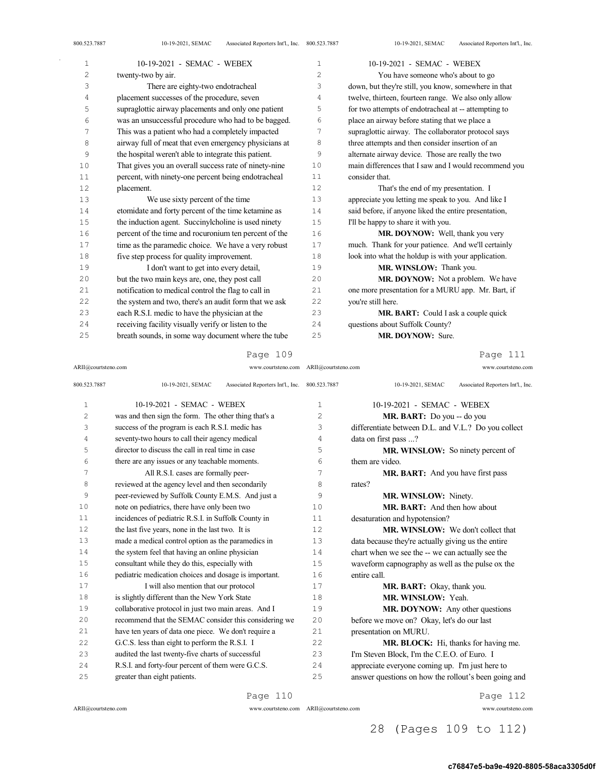twenty-two by air.

There are eighty-two endotracheal placement successes of the procedure, seven supraglottic airway placements and only one patient was an unsuccessful procedure who had to be bagged. This was a patient who had a completely impacted airway full of meat that even emergency physicians at the hospital weren't able to integrate this patient. That gives you an overall success rate of ninety-nine percent, with ninety-one percent being endotracheal placement.

We use sixty percent of the time etomidate and forty percent of the time ketamine as the induction agent. Succinylcholine is used ninety percent of the time and rocuronium ten percent of the time as the paramedic choice. We have a very robust five step process for quality improvement.

I don't want to get into every detail, but the two main keys are, one, they post call notification to medical control the flag to call in the system and two, there's an audit form that we ask each R.S.I. medic to have the physician at the receiving facility visually verify or listen to the breath sounds, in some way document where the tube was and then sign the form. The other thing that's a success of the program is each R.S.I. medic has seventy-two hours to call their agency medical director to discuss the call in real time in case there are any issues or any teachable moments.

All R.S.I. cases are formally peer-reviewed at the agency level and then secondarily peer-reviewed by Suffolk County E.M.S. And just a note on pediatrics, there have only been two incidences of pediatric R.S.I. in Suffolk County in the last five years, none in the last two. It is made a medical control option as the paramedics in the system feel that having an online physician consultant while they do this, especially with pediatric medication choices and dosage is important.

I will also mention that our protocol is slightly different than the New York State collaborative protocol in just two main areas. And I recommend that the SEMAC consider this considering we have ten years of data one piece. We don't require a G.C.S. less than eight to perform the R.S.I. I audited the last twenty-five charts of successful R.S.I. and forty-four percent of them were G.C.S. greater than eight patients.

You have someone who's about to go down, but they're still, you know, somewhere in that twelve, thirteen, fourteen range. We also only allow for two attempts of endotracheal at -- attempting to place an airway before stating that we place a supraglottic airway. The collaborator protocol says three attempts and then consider insertion of an alternate airway device. Those are really the two main differences that I saw and I would recommend you consider that.

That's the end of my presentation. I appreciate you letting me speak to you. And like I said before, if anyone liked the entire presentation, I'll be happy to share it with you.

**MR. DOYNOW:** Well, thank you very much. Thank for your patience. And we'll certainly look into what the holdup is with your application.

**MR. WINSLOW:** Thank you.

**MR. DOYNOW:** Not a problem. We have one more presentation for a MURU app. Mr. Bart, if you're still here.

**MR. BART:** Could I ask a couple quick questions about Suffolk County?

**MR. DOYNOW:** Sure.

**MR. BART:** Do you -- do you differentiate between D.L. and V.L.? Do you collect data on first pass ...?

**MR. WINSLOW:** So ninety percent of them are video.

**MR. BART:** And you have first pass rates?

**MR. WINSLOW:** Ninety.

**MR. BART:** And then how about desaturation and hypotension?

**MR. WINSLOW:** We don't collect that data because they're actually giving us the entire chart when we see the -- we can actually see the waveform capnography as well as the pulse ox the entire call.

**MR. BART:** Okay, thank you.

**MR. WINSLOW:** Yeah.

**MR. DOYNOW:** Any other questions before we move on? Okay, let's do our last presentation on MURU.

**MR. BLOCK:** Hi, thanks for having me. I'm Steven Block, I'm the C.E.O. of Euro. I appreciate everyone coming up. I'm just here to answer questions on how the rollout's been going and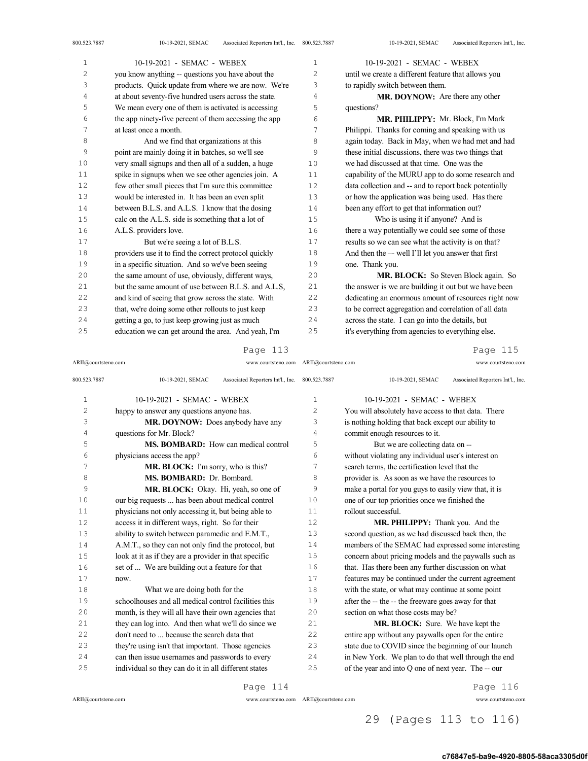you know anything -- questions you have about the products. Quick update from where we are now. We're at about seventy-five hundred users across the state. We mean every one of them is activated is accessing the app ninety-five percent of them accessing the app at least once a month.

And we find that organizations at this point are mainly doing it in batches, so we'll see very small signups and then all of a sudden, a huge spike in signups when we see other agencies join. A few other small pieces that I'm sure this committee would be interested in. It has been an even split between B.L.S. and A.L.S. I know that the dosing calc on the A.L.S. side is something that a lot of A.L.S. providers love.

But we're seeing a lot of B.L.S. providers use it to find the correct protocol quickly in a specific situation. And so we've been seeing the same amount of use, obviously, different ways, but the same amount of use between B.L.S. and A.L.S, and kind of seeing that grow across the state. With that, we're doing some other rollouts to just keep getting a go, to just keep growing just as much education we can get around the area. And yeah, I'm happy to answer any questions anyone has.

**MR. DOYNOW:** Does anybody have any questions for Mr. Block?

**MS. BOMBARD:** How can medical control physicians access the app?

**MR. BLOCK:** I'm sorry, who is this?

**MS. BOMBARD:** Dr. Bombard.

**MR. BLOCK:** Okay. Hi, yeah, so one of our big requests ... has been about medical control physicians not only accessing it, but being able to access it in different ways, right. So for their ability to switch between paramedic and E.M.T., A.M.T., so they can not only find the protocol, but look at it as if they are a provider in that specific set of ... We are building out a feature for that now.

What we are doing both for the schoolhouses and all medical control facilities this month, is they will all have their own agencies that they can log into. And then what we'll do since we don't need to ... because the search data that they're using isn't that important. Those agencies can then issue usernames and passwords to every individual so they can do it in all different states until we create a different feature that allows you to rapidly switch between them.

**MR. DOYNOW:** Are there any other questions?

**MR. PHILIPPY:** Mr. Block, I'm Mark Philippi. Thanks for coming and speaking with us again today. Back in May, when we had met and had these initial discussions, there was two things that we had discussed at that time. One was the capability of the MURU app to do some research and data collection and -- and to report back potentially or how the application was being used. Has there been any effort to get that information out?

Who is using it if anyone? And is there a way potentially we could see some of those results so we can see what the activity is on that? And then the –- well I'll let you answer that first one. Thank you.

**MR. BLOCK:** So Steven Block again. So the answer is we are building it out but we have been dedicating an enormous amount of resources right now to be correct aggregation and correlation of all data across the state. I can go into the details, but it's everything from agencies to everything else. You will absolutely have access to that data. There is nothing holding that back except our ability to commit enough resources to it.

But we are collecting data on -- without violating any individual user's interest on search terms, the certification level that the provider is. As soon as we have the resources to make a portal for you guys to easily view that, it is one of our top priorities once we finished the rollout successful.

**MR. PHILIPPY:** Thank you. And the second question, as we had discussed back then, the members of the SEMAC had expressed some interesting concern about pricing models and the paywalls such as that. Has there been any further discussion on what features may be continued under the current agreement with the state, or what may continue at some point after the -- the -- the freeware goes away for that section on what those costs may be?

**MR. BLOCK:** Sure. We have kept the entire app without any paywalls open for the entire state due to COVID since the beginning of our launch in New York. We plan to do that well through the end of the year and into Q one of next year. The -- our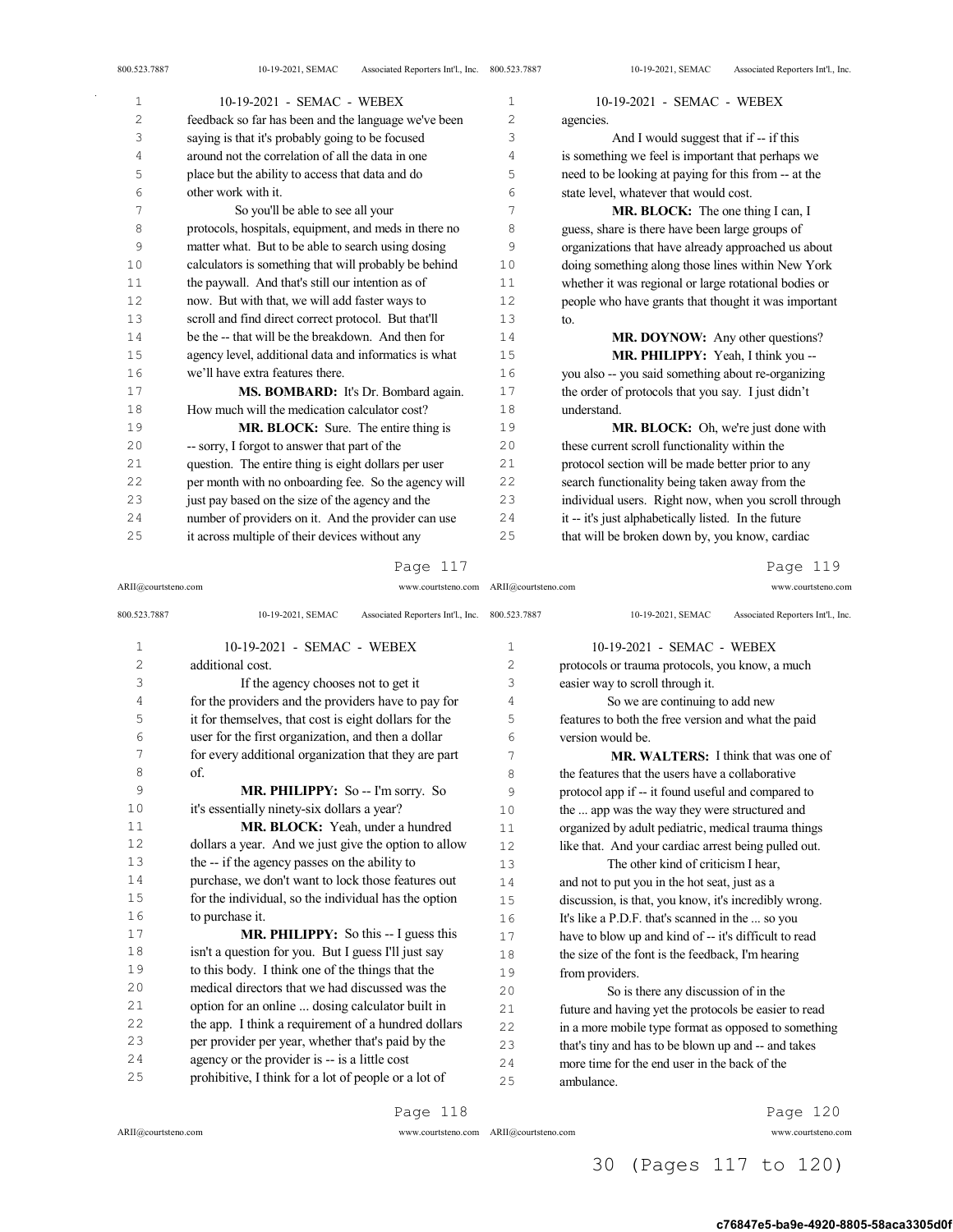feedback so far has been and the language we've been saying is that it's probably going to be focused around not the correlation of all the data in one place but the ability to access that data and do other work with it.

So you'll be able to see all your protocols, hospitals, equipment, and meds in there no matter what. But to be able to search using dosing calculators is something that will probably be behind the paywall. And that's still our intention as of now. But with that, we will add faster ways to scroll and find direct correct protocol. But that'll be the -- that will be the breakdown. And then for agency level, additional data and informatics is what we'll have extra features there.

**MS. BOMBARD:** It's Dr. Bombard again. How much will the medication calculator cost?

**MR. BLOCK:** Sure. The entire thing is -- sorry, I forgot to answer that part of the question. The entire thing is eight dollars per user per month with no onboarding fee. So the agency will just pay based on the size of the agency and the number of providers on it. And the provider can use it across multiple of their devices without any additional cost.

If the agency chooses not to get it for the providers and the providers have to pay for it for themselves, that cost is eight dollars for the user for the first organization, and then a dollar for every additional organization that they are part of.

**MR. PHILIPPY:** So -- I'm sorry. So it's essentially ninety-six dollars a year?

**MR. BLOCK:** Yeah, under a hundred dollars a year. And we just give the option to allow the -- if the agency passes on the ability to purchase, we don't want to lock those features out for the individual, so the individual has the option to purchase it.

**MR. PHILIPPY:** So this -- I guess this isn't a question for you. But I guess I'll just say to this body. I think one of the things that the medical directors that we had discussed was the option for an online ... dosing calculator built in the app. I think a requirement of a hundred dollars per provider per year, whether that's paid by the agency or the provider is -- is a little cost prohibitive, I think for a lot of people or a lot of agencies.

And I would suggest that if -- if this is something we feel is important that perhaps we need to be looking at paying for this from -- at the state level, whatever that would cost.

**MR. BLOCK:** The one thing I can, I guess, share is there have been large groups of organizations that have already approached us about doing something along those lines within New York whether it was regional or large rotational bodies or people who have grants that thought it was important to.

**MR. DOYNOW:** Any other questions?

**MR. PHILIPPY:** Yeah, I think you -- you also -- you said something about re-organizing the order of protocols that you say. I just didn't understand.

**MR. BLOCK:** Oh, we're just done with these current scroll functionality within the protocol section will be made better prior to any search functionality being taken away from the individual users. Right now, when you scroll through it -- it's just alphabetically listed. In the future that will be broken down by, you know, cardiac protocols or trauma protocols, you know, a much easier way to scroll through it.

So we are continuing to add new features to both the free version and what the paid version would be.

**MR. WALTERS:** I think that was one of the features that the users have a collaborative protocol app if -- it found useful and compared to the ... app was the way they were structured and organized by adult pediatric, medical trauma things like that. And your cardiac arrest being pulled out.

The other kind of criticism I hear, and not to put you in the hot seat, just as a discussion, is that, you know, it's incredibly wrong. It's like a P.D.F. that's scanned in the ... so you have to blow up and kind of -- it's difficult to read the size of the font is the feedback, I'm hearing from providers.

So is there any discussion of in the future and having yet the protocols be easier to read in a more mobile type format as opposed to something that's tiny and has to be blown up and -- and takes more time for the end user in the back of the ambulance.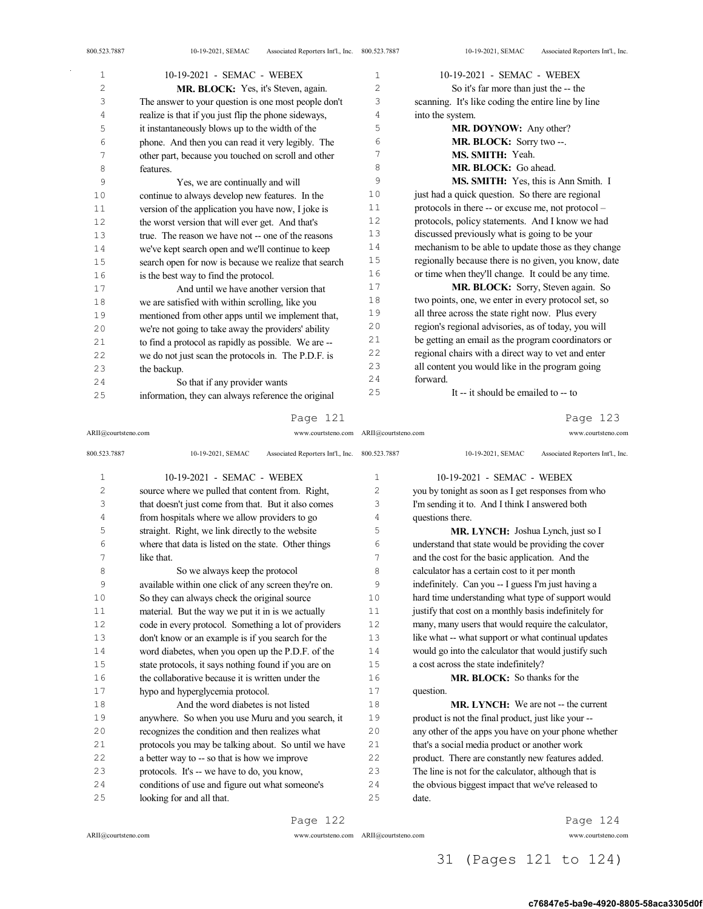**MR. BLOCK:** Yes, it's Steven, again. The answer to your question is one most people don't realize is that if you just flip the phone sideways, it instantaneously blows up to the width of the phone. And then you can read it very legibly. The other part, because you touched on scroll and other features.

Yes, we are continually and will continue to always develop new features. In the version of the application you have now, I joke is the worst version that will ever get. And that's true. The reason we have not -- one of the reasons we've kept search open and we'll continue to keep search open for now is because we realize that search is the best way to find the protocol.

And until we have another version that we are satisfied with within scrolling, like you mentioned from other apps until we implement that, we're not going to take away the providers' ability to find a protocol as rapidly as possible. We are -- we do not just scan the protocols in. The P.D.F. is the backup.

So that if any provider wants information, they can always reference the original source where we pulled that content from. Right, that doesn't just come from that. But it also comes from hospitals where we allow providers to go straight. Right, we link directly to the website where that data is listed on the state. Other things like that.

So we always keep the protocol available within one click of any screen they're on. So they can always check the original source material. But the way we put it in is we actually code in every protocol. Something a lot of providers don't know or an example is if you search for the word diabetes, when you open up the P.D.F. of the state protocols, it says nothing found if you are on the collaborative because it is written under the hypo and hyperglycemia protocol.

And the word diabetes is not listed anywhere. So when you use Muru and you search, it recognizes the condition and then realizes what protocols you may be talking about. So until we have a better way to -- so that is how we improve protocols. It's -- we have to do, you know, conditions of use and figure out what someone's looking for and all that.

So it's far more than just the -- the scanning. It's like coding the entire line by line into the system.

**MR. DOYNOW:** Any other?

**MR. BLOCK:** Sorry two --.

**MS. SMITH:** Yeah.

**MR. BLOCK:** Go ahead.

**MS. SMITH:** Yes, this is Ann Smith. I just had a quick question. So there are regional protocols in there -- or excuse me, not protocol – protocols, policy statements. And I know we had discussed previously what is going to be your mechanism to be able to update those as they change regionally because there is no given, you know, date or time when they'll change. It could be any time.

**MR. BLOCK:** Sorry, Steven again. So two points, one, we enter in every protocol set, so all three across the state right now. Plus every region's regional advisories, as of today, you will be getting an email as the program coordinators or regional chairs with a direct way to vet and enter all content you would like in the program going forward.

It -- it should be emailed to -- to you by tonight as soon as I get responses from who I'm sending it to. And I think I answered both questions there.

**MR. LYNCH:** Joshua Lynch, just so I understand that state would be providing the cover and the cost for the basic application. And the calculator has a certain cost to it per month indefinitely. Can you -- I guess I'm just having a hard time understanding what type of support would justify that cost on a monthly basis indefinitely for many, many users that would require the calculator, like what -- what support or what continual updates would go into the calculator that would justify such a cost across the state indefinitely?

**MR. BLOCK:** So thanks for the question.

**MR. LYNCH:** We are not -- the current product is not the final product, just like your -- any other of the apps you have on your phone whether that's a social media product or another work product. There are constantly new features added. The line is not for the calculator, although that is the obvious biggest impact that we've released to date.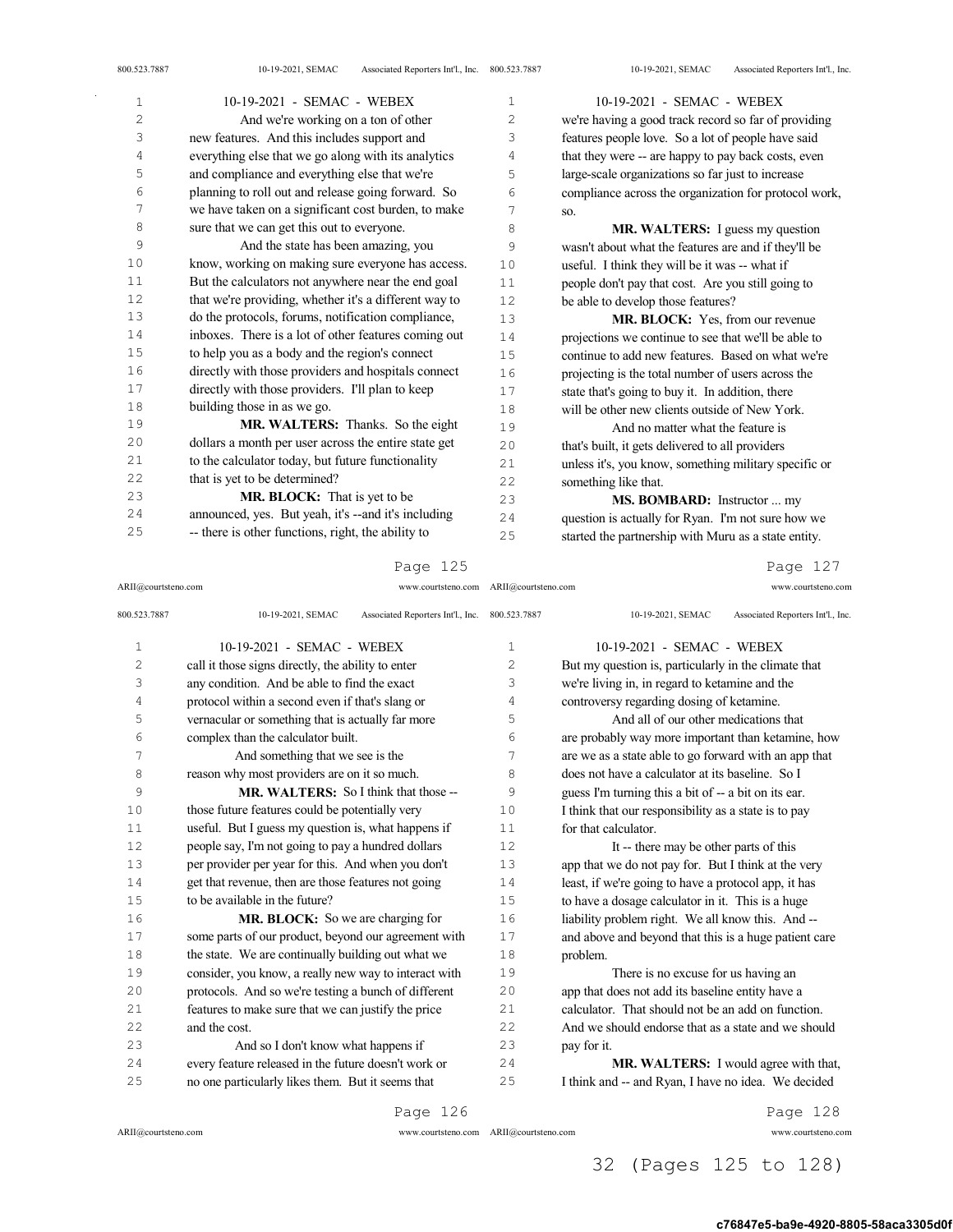And we're working on a ton of other new features. And this includes support and everything else that we go along with its analytics and compliance and everything else that we're planning to roll out and release going forward. So we have taken on a significant cost burden, to make sure that we can get this out to everyone.

And the state has been amazing, you know, working on making sure everyone has access. But the calculators not anywhere near the end goal that we're providing, whether it's a different way to do the protocols, forums, notification compliance, inboxes. There is a lot of other features coming out to help you as a body and the region's connect directly with those providers and hospitals connect directly with those providers. I'll plan to keep building those in as we go.

**MR. WALTERS:** Thanks. So the eight dollars a month per user across the entire state get to the calculator today, but future functionality that is yet to be determined?

**MR. BLOCK:** That is yet to be announced, yes. But yeah, it's --and it's including -- there is other functions, right, the ability to call it those signs directly, the ability to enter any condition. And be able to find the exact protocol within a second even if that's slang or vernacular or something that is actually far more complex than the calculator built.

And something that we see is the reason why most providers are on it so much.

**MR. WALTERS:** So I think that those -- those future features could be potentially very useful. But I guess my question is, what happens if people say, I'm not going to pay a hundred dollars per provider per year for this. And when you don't get that revenue, then are those features not going to be available in the future?

**MR. BLOCK:** So we are charging for some parts of our product, beyond our agreement with the state. We are continually building out what we consider, you know, a really new way to interact with protocols. And so we're testing a bunch of different features to make sure that we can justify the price and the cost.

And so I don't know what happens if every feature released in the future doesn't work or no one particularly likes them. But it seems that we're having a good track record so far of providing features people love. So a lot of people have said that they were -- are happy to pay back costs, even large-scale organizations so far just to increase compliance across the organization for protocol work, so.

**MR. WALTERS:** I guess my question wasn't about what the features are and if they'll be useful. I think they will be it was -- what if people don't pay that cost. Are you still going to be able to develop those features?

**MR. BLOCK:** Yes, from our revenue projections we continue to see that we'll be able to continue to add new features. Based on what we're projecting is the total number of users across the state that's going to buy it. In addition, there will be other new clients outside of New York.

And no matter what the feature is that's built, it gets delivered to all providers unless it's, you know, something military specific or something like that.

**MS. BOMBARD:** Instructor ... my question is actually for Ryan. I'm not sure how we started the partnership with Muru as a state entity. But my question is, particularly in the climate that we're living in, in regard to ketamine and the controversy regarding dosing of ketamine.

And all of our other medications that are probably way more important than ketamine, how are we as a state able to go forward with an app that does not have a calculator at its baseline. So I guess I'm turning this a bit of -- a bit on its ear. I think that our responsibility as a state is to pay for that calculator.

It -- there may be other parts of this app that we do not pay for. But I think at the very least, if we're going to have a protocol app, it has to have a dosage calculator in it. This is a huge liability problem right. We all know this. And -- and above and beyond that this is a huge patient care problem.

There is no excuse for us having an app that does not add its baseline entity have a calculator. That should not be an add on function. And we should endorse that as a state and we should pay for it.

**MR. WALTERS:** I would agree with that, I think and -- and Ryan, I have no idea. We decided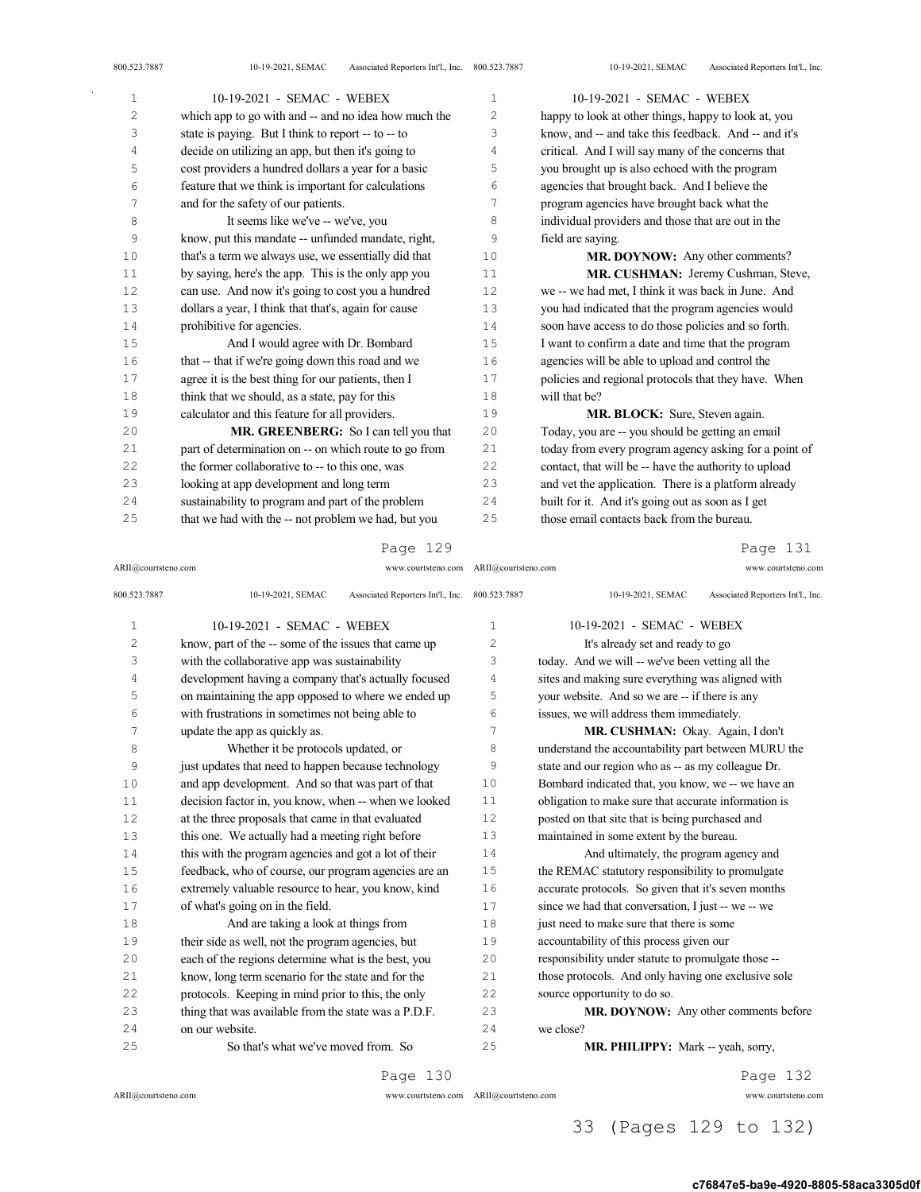which app to go with and -- and no idea how much the state is paying. But I think to report -- to -- to decide on utilizing an app, but then it's going to cost providers a hundred dollars a year for a basic feature that we think is important for calculations and for the safety of our patients.

It seems like we've -- we've, you know, put this mandate -- unfunded mandate, right, that's a term we always use, we essentially did that by saying, here's the app. This is the only app you can use. And now it's going to cost you a hundred dollars a year, I think that that's, again for cause prohibitive for agencies.

And I would agree with Dr. Bombard that -- that if we're going down this road and we agree it is the best thing for our patients, then I think that we should, as a state, pay for this calculator and this feature for all providers.

**MR. GREENBERG:** So I can tell you that part of determination on -- on which route to go from the former collaborative to -- to this one, was looking at app development and long term sustainability to program and part of the problem that we had with the -- not problem we had, but you know, part of the -- some of the issues that came up with the collaborative app was sustainability development having a company that's actually focused on maintaining the app opposed to where we ended up with frustrations in sometimes not being able to update the app as quickly as.

Whether it be protocols updated, or just updates that need to happen because technology and app development. And so that was part of that decision factor in, you know, when -- when we looked at the three proposals that came in that evaluated this one. We actually had a meeting right before this with the program agencies and got a lot of their feedback, who of course, our program agencies are an extremely valuable resource to hear, you know, kind of what's going on in the field.

And are taking a look at things from their side as well, not the program agencies, but each of the regions determine what is the best, you know, long term scenario for the state and for the protocols. Keeping in mind prior to this, the only thing that was available from the state was a P.D.F. on our website.

So that's what we've moved from. So happy to look at other things, happy to look at, you know, and -- and take this feedback. And -- and it's critical. And I will say many of the concerns that you brought up is also echoed with the program agencies that brought back. And I believe the program agencies have brought back what the individual providers and those that are out in the field are saying.

**MR. DOYNOW:** Any other comments?

**MR. CUSHMAN:** Jeremy Cushman, Steve, we -- we had met, I think it was back in June. And you had indicated that the program agencies would soon have access to do those policies and so forth. I want to confirm a date and time that the program agencies will be able to upload and control the policies and regional protocols that they have. When will that be?

**MR. BLOCK:** Sure, Steven again. Today, you are -- you should be getting an email today from every program agency asking for a point of contact, that will be -- have the authority to upload and vet the application. There is a platform already built for it. And it's going out as soon as I get those email contacts back from the bureau.

It's already set and ready to go today. And we will -- we've been vetting all the sites and making sure everything was aligned with your website. And so we are -- if there is any issues, we will address them immediately.

**MR. CUSHMAN:** Okay. Again, I don't understand the accountability part between MURU the state and our region who as -- as my colleague Dr. Bombard indicated that, you know, we -- we have an obligation to make sure that accurate information is posted on that site that is being purchased and maintained in some extent by the bureau.

And ultimately, the program agency and the REMAC statutory responsibility to promulgate accurate protocols. So given that it's seven months since we had that conversation, I just -- we -- we just need to make sure that there is some accountability of this process given our responsibility under statute to promulgate those -- those protocols. And only having one exclusive sole source opportunity to do so.

**MR. DOYNOW:** Any other comments before we close?

**MR. PHILIPPY:** Mark -- yeah, sorry,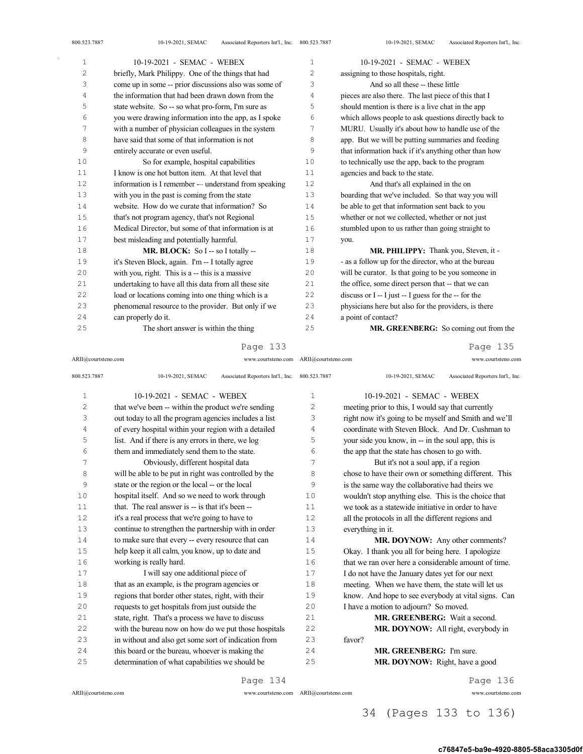briefly, Mark Philippy. One of the things that had come up in some -- prior discussions also was some of the information that had been drawn down from the state website. So -- so what pro-form, I'm sure as you were drawing information into the app, as I spoke with a number of physician colleagues in the system have said that some of that information is not entirely accurate or even useful.

So for example, hospital capabilities I know is one hot button item. At that level that information is I remember -– understand from speaking with you in the past is coming from the state website. How do we curate that information? So that's not program agency, that's not Regional Medical Director, but some of that information is at best misleading and potentially harmful.

**MR. BLOCK:** So I -- so I totally -- it's Steven Block, again. I'm -- I totally agree with you, right. This is a -- this is a massive undertaking to have all this data from all these site load or locations coming into one thing which is a phenomenal resource to the provider. But only if we can properly do it.

The short answer is within the thing that we've been -- within the product we're sending out today to all the program agencies includes a list of every hospital within your region with a detailed list. And if there is any errors in there, we log them and immediately send them to the state.

Obviously, different hospital data will be able to be put in right was controlled by the state or the region or the local -- or the local hospital itself. And so we need to work through that. The real answer is -- is that it's been -- it's a real process that we're going to have to continue to strengthen the partnership with in order to make sure that every -- every resource that can help keep it all calm, you know, up to date and working is really hard.

I will say one additional piece of that as an example, is the program agencies or regions that border other states, right, with their requests to get hospitals from just outside the state, right. That's a process we have to discuss with the bureau now on how do we put those hospitals in without and also get some sort of indication from this board or the bureau, whoever is making the determination of what capabilities we should be assigning to those hospitals, right.

And so all these -- these little pieces are also there. The last piece of this that I should mention is there is a live chat in the app which allows people to ask questions directly back to MURU. Usually it's about how to handle use of the app. But we will be putting summaries and feeding that information back if it's anything other than how to technically use the app, back to the program agencies and back to the state.

And that's all explained in the on boarding that we've included. So that way you will be able to get that information sent back to you whether or not we collected, whether or not just stumbled upon to us rather than going straight to you.

**MR. PHILIPPY:** Thank you, Steven, it - - as a follow up for the director, who at the bureau will be curator. Is that going to be you someone in the office, some direct person that -- that we can discuss or I -- I just -- I guess for the -- for the physicians here but also for the providers, is there a point of contact?

**MR. GREENBERG:** So coming out from the meeting prior to this, I would say that currently right now it's going to be myself and Smith and we'll coordinate with Steven Block. And Dr. Cushman to your side you know, in -- in the soul app, this is the app that the state has chosen to go with.

But it's not a soul app, if a region chose to have their own or something different. This is the same way the collaborative had theirs we wouldn't stop anything else. This is the choice that we took as a statewide initiative in order to have all the protocols in all the different regions and everything in it.

**MR. DOYNOW:** Any other comments? Okay. I thank you all for being here. I apologize that we ran over here a considerable amount of time. I do not have the January dates yet for our next meeting. When we have them, the state will let us know. And hope to see everybody at vital signs. Can I have a motion to adjourn? So moved.

**MR. GREENBERG:** Wait a second.

**MR. DOYNOW:** All right, everybody in favor?

**MR. GREENBERG:** I'm sure.

**MR. DOYNOW:** Right, have a good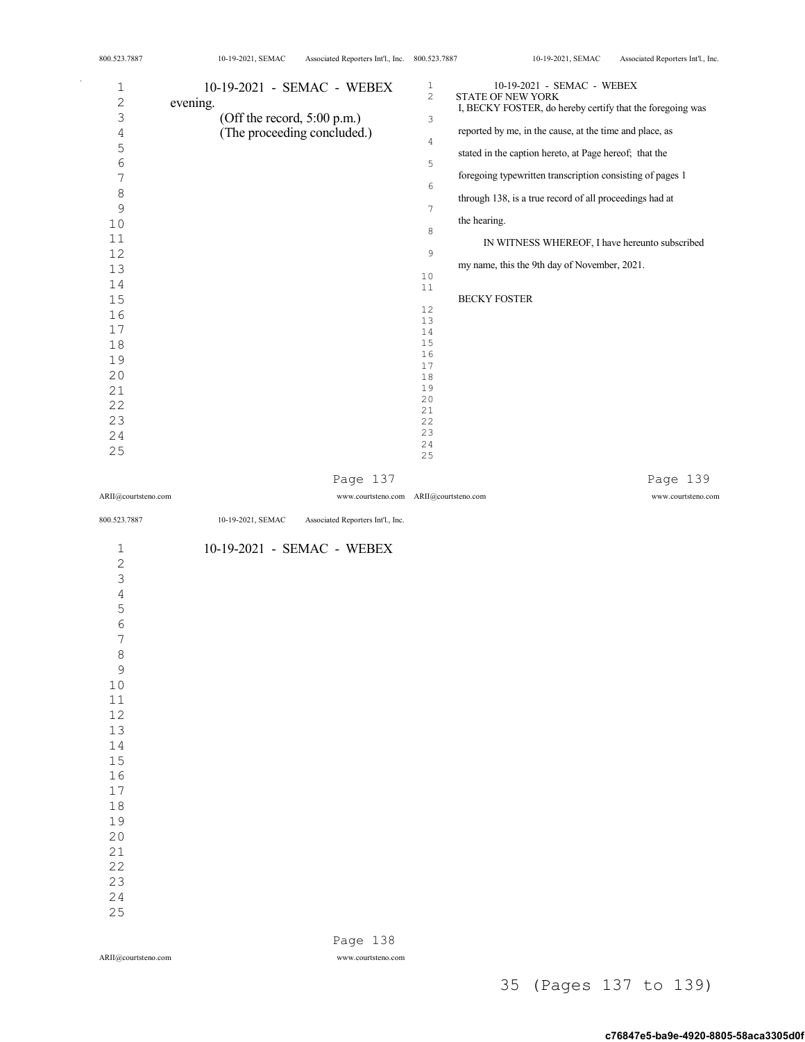evening.

(Off the record, 5:00 p.m.)

(The proceeding concluded.)

STATE OF NEW YORK

I, BECKY FOSTER, do hereby certify that the foregoing was reported by me, in the cause, at the time and place, as stated in the caption hereto, at Page hereof; that the foregoing typewritten transcription consisting of pages 1 through 138, is a true record of all proceedings had at the hearing.

IN WITNESS WHEREOF, I have hereunto subscribed my name, this the 9th day of November, 2021.

BECKY FOSTER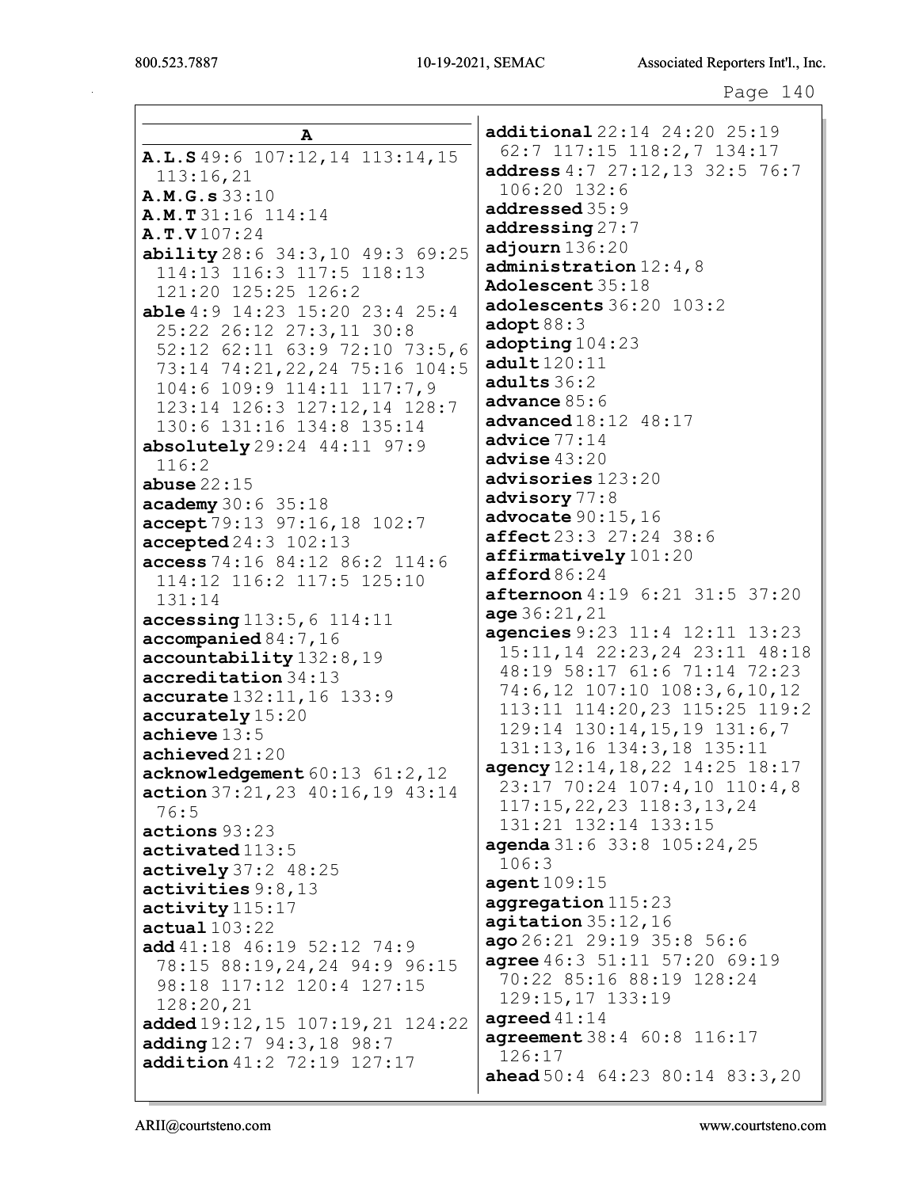## A

**A.L.S** 49:6 107:12,14 113:14,15 113:16,21
**A.M.G.s** 33:10
**A.M.T** 31:16 114:14
**A.T.V** 107:24
**ability** 28:6 34:3,10 49:3 69:25 114:13 116:3 117:5 118:13 121:20 125:25 126:2
**able** 4:9 14:23 15:20 23:4 25:4 25:22 26:12 27:3,11 30:8 52:12 62:11 63:9 72:10 73:5,6 73:14 74:21,22,24 75:16 104:5 104:6 109:9 114:11 117:7,9 123:14 126:3 127:12,14 128:7 130:6 131:16 134:8 135:14
**absolutely** 29:24 44:11 97:9 116:2
**abuse** 22:15
**academy** 30:6 35:18
**accept** 79:13 97:16,18 102:7
**accepted** 24:3 102:13
**access** 74:16 84:12 86:2 114:6 114:12 116:2 117:5 125:10 131:14
**accessing** 113:5,6 114:11
**accompanied** 84:7,16
**accountability** 132:8,19
**accreditation** 34:13
**accurate** 132:11,16 133:9
**accurately** 15:20
**achieve** 13:5
**achieved** 21:20
**acknowledgement** 60:13 61:2,12
**action** 37:21,23 40:16,19 43:14 76:5
**actions** 93:23
**activated** 113:5
**actively** 37:2 48:25
**activities** 9:8,13
**activity** 115:17
**actual** 103:22
**add** 41:18 46:19 52:12 74:9 78:15 88:19,24,24 94:9 96:15 98:18 117:12 120:4 127:15 128:20,21
**added** 19:12,15 107:19,21 124:22
**adding** 12:7 94:3,18 98:7
**addition** 41:2 72:19 127:17
**additional** 22:14 24:20 25:19 62:7 117:15 118:2,7 134:17
**address** 4:7 27:12,13 32:5 76:7 106:20 132:6
**addressed** 35:9
**addressing** 27:7
**adjourn** 136:20
**administration** 12:4,8
**Adolescent** 35:18
**adolescents** 36:20 103:2
**adopt** 88:3
**adopting** 104:23
**adult** 120:11
**adults** 36:2
**advance** 85:6
**advanced** 18:12 48:17
**advice** 77:14
**advise** 43:20
**advisories** 123:20
**advisory** 77:8
**advocate** 90:15,16
**affect** 23:3 27:24 38:6
**affirmatively** 101:20
**afford** 86:24
**afternoon** 4:19 6:21 31:5 37:20
**age** 36:21,21
**agencies** 9:23 11:4 12:11 13:23 15:11,14 22:23,24 23:11 48:18 48:19 58:17 61:6 71:14 72:23 74:6,12 107:10 108:3,6,10,12 113:11 114:20,23 115:25 119:2 129:14 130:14,15,19 131:6,7 131:13,16 134:3,18 135:11
**agency** 12:14,18,22 14:25 18:17 23:17 70:24 107:4,10 110:4,8 117:15,22,23 118:3,13,24 131:21 132:14 133:15
**agenda** 31:6 33:8 105:24,25 106:3
**agent** 109:15
**aggregation** 115:23
**agitation** 35:12,16
**ago** 26:21 29:19 35:8 56:6
**agree** 46:3 51:11 57:20 69:19 70:22 85:16 88:19 128:24 129:15,17 133:19
**agreed** 41:14
**agreement** 38:4 60:8 116:17 126:17
**ahead** 50:4 64:23 80:14 83:3,20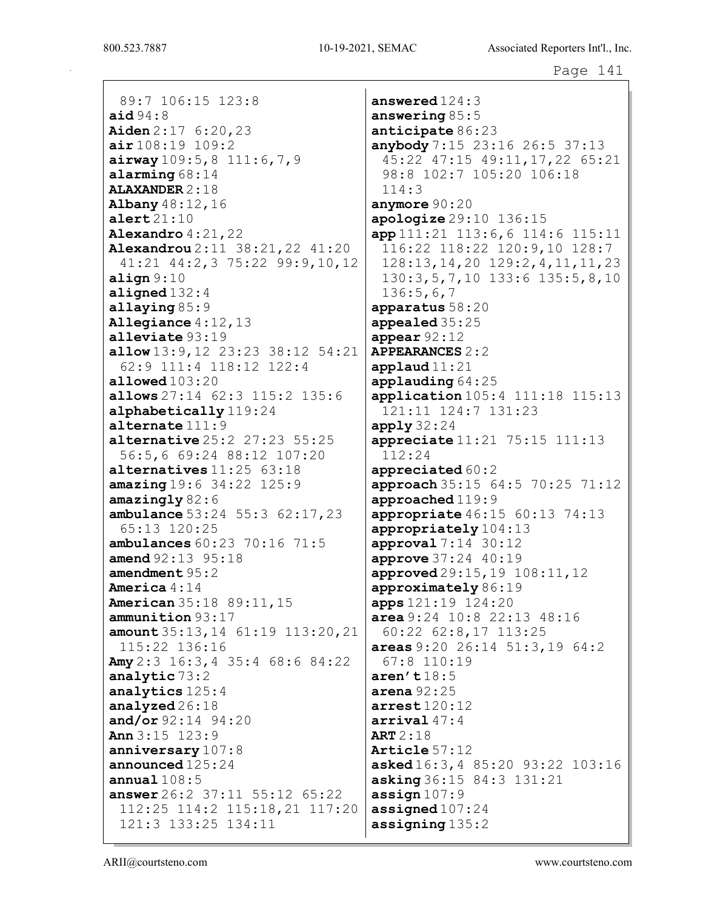89:7 106:15 123:8
**aid** 94:8
**Aiden** 2:17 6:20,23
**air** 108:19 109:2
**airway** 109:5,8 111:6,7,9
**alarming** 68:14
**ALAXANDER** 2:18
**Albany** 48:12,16
**alert** 21:10
**Alexandro** 4:21,22
**Alexandrou** 2:11 38:21,22 41:20 41:21 44:2,3 75:22 99:9,10,12
**align** 9:10
**aligned** 132:4
**allaying** 85:9
**Allegiance** 4:12,13
**alleviate** 93:19
**allow** 13:9,12 23:23 38:12 54:21 62:9 111:4 118:12 122:4
**allowed** 103:20
**allows** 27:14 62:3 115:2 135:6
**alphabetically** 119:24
**alternate** 111:9
**alternative** 25:2 27:23 55:25 56:5,6 69:24 88:12 107:20
**alternatives** 11:25 63:18
**amazing** 19:6 34:22 125:9
**amazingly** 82:6
**ambulance** 53:24 55:3 62:17,23 65:13 120:25
**ambulances** 60:23 70:16 71:5
**amend** 92:13 95:18
**amendment** 95:2
**America** 4:14
**American** 35:18 89:11,15
**ammunition** 93:17
**amount** 35:13,14 61:19 113:20,21 115:22 136:16
**Amy** 2:3 16:3,4 35:4 68:6 84:22
**analytic** 73:2
**analytics** 125:4
**analyzed** 26:18
**and/or** 92:14 94:20
**Ann** 3:15 123:9
**anniversary** 107:8
**announced** 125:24
**annual** 108:5
**answer** 26:2 37:11 55:12 65:22 112:25 114:2 115:18,21 117:20 121:3 133:25 134:11
**answered** 124:3
**answering** 85:5
**anticipate** 86:23
**anybody** 7:15 23:16 26:5 37:13 45:22 47:15 49:11,17,22 65:21 98:8 102:7 105:20 106:18 114:3
**anymore** 90:20
**apologize** 29:10 136:15
**app** 111:21 113:6,6 114:6 115:11 116:22 118:22 120:9,10 128:7 128:13,14,20 129:2,4,11,11,23 130:3,5,7,10 133:6 135:5,8,10 136:5,6,7
**apparatus** 58:20
**appealed** 35:25
**appear** 92:12
**APPEARANCES** 2:2
**applaud** 11:21
**applauding** 64:25
**application** 105:4 111:18 115:13 121:11 124:7 131:23
**apply** 32:24
**appreciate** 11:21 75:15 111:13 112:24
**appreciated** 60:2
**approach** 35:15 64:5 70:25 71:12
**approached** 119:9
**appropriate** 46:15 60:13 74:13
**appropriately** 104:13
**approval** 7:14 30:12
**approve** 37:24 40:19
**approved** 29:15,19 108:11,12
**approximately** 86:19
**apps** 121:19 124:20
**area** 9:24 10:8 22:13 48:16 60:22 62:8,17 113:25
**areas** 9:20 26:14 51:3,19 64:2 67:8 110:19
**aren't** 18:5
**arena** 92:25
**arrest** 120:12
**arrival** 47:4
**ART** 2:18
**Article** 57:12
**asked** 16:3,4 85:20 93:22 103:16
**asking** 36:15 84:3 131:21
**assign** 107:9
**assigned** 107:24
**assigning** 135:2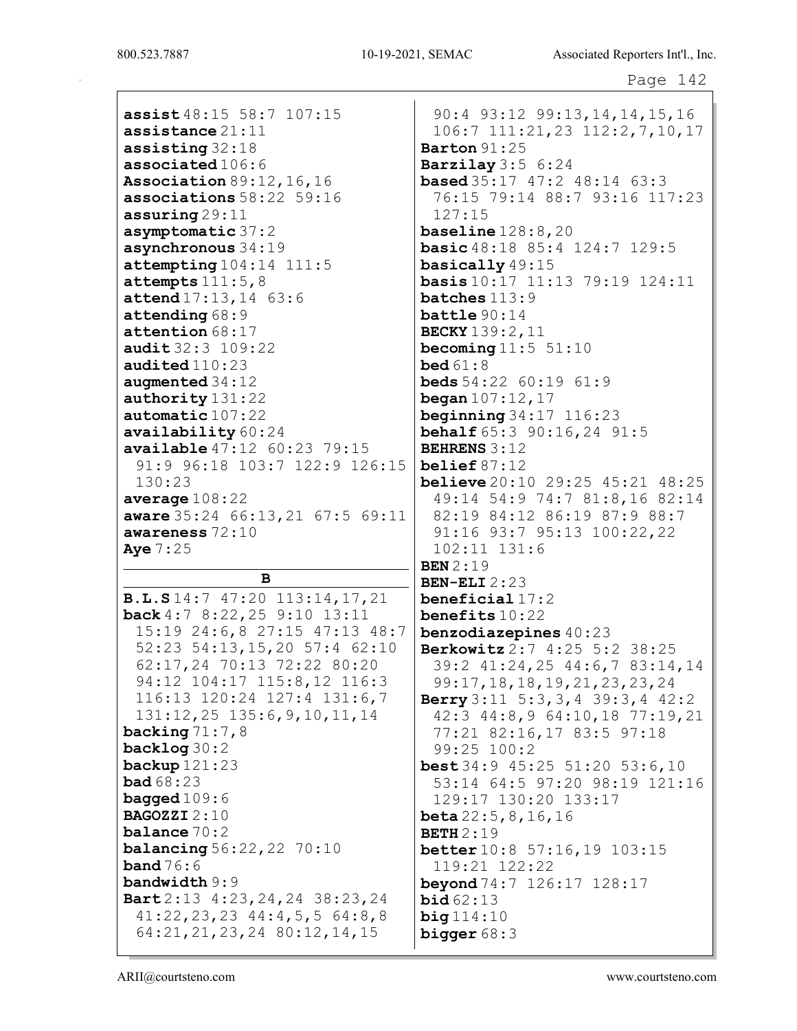**assist** 48:15 58:7 107:15
**assistance** 21:11
**assisting** 32:18
**associated** 106:6
**Association** 89:12,16,16
**associations** 58:22 59:16
**assuring** 29:11
**asymptomatic** 37:2
**asynchronous** 34:19
**attempting** 104:14 111:5
**attempts** 111:5,8
**attend** 17:13,14 63:6
**attending** 68:9
**attention** 68:17
**audit** 32:3 109:22
**audited** 110:23
**augmented** 34:12
**authority** 131:22
**automatic** 107:22
**availability** 60:24
**available** 47:12 60:23 79:15 91:9 96:18 103:7 122:9 126:15 130:23
**average** 108:22
**aware** 35:24 66:13,21 67:5 69:11
**awareness** 72:10
**Aye** 7:25

## B

**B.L.S** 14:7 47:20 113:14,17,21
**back** 4:7 8:22,25 9:10 13:11 15:19 24:6,8 27:15 47:13 48:7 52:23 54:13,15,20 57:4 62:10 62:17,24 70:13 72:22 80:20 94:12 104:17 115:8,12 116:3 116:13 120:24 127:4 131:6,7 131:12,25 135:6,9,10,11,14
**backing** 71:7,8
**backlog** 30:2
**backup** 121:23
**bad** 68:23
**bagged** 109:6
**BAGOZZI** 2:10
**balance** 70:2
**balancing** 56:22,22 70:10
**band** 76:6
**bandwidth** 9:9
**Bart** 2:13 4:23,24,24 38:23,24 41:22,23,23 44:4,5,5 64:8,8 64:21,21,23,24 80:12,14,15 90:4 93:12 99:13,14,14,15,16 106:7 111:21,23 112:2,7,10,17
**Barton** 91:25
**Barzilay** 3:5 6:24
**based** 35:17 47:2 48:14 63:3 76:15 79:14 88:7 93:16 117:23 127:15
**baseline** 128:8,20
**basic** 48:18 85:4 124:7 129:5
**basically** 49:15
**basis** 10:17 11:13 79:19 124:11
**batches** 113:9
**battle** 90:14
**BECKY** 139:2,11
**becoming** 11:5 51:10
**bed** 61:8
**beds** 54:22 60:19 61:9
**began** 107:12,17
**beginning** 34:17 116:23
**behalf** 65:3 90:16,24 91:5
**BEHRENS** 3:12
**belief** 87:12
**believe** 20:10 29:25 45:21 48:25 49:14 54:9 74:7 81:8,16 82:14 82:19 84:12 86:19 87:9 88:7 91:16 93:7 95:13 100:22,22 102:11 131:6
**BEN** 2:19
**BEN-ELI** 2:23
**beneficial** 17:2
**benefits** 10:22
**benzodiazepines** 40:23
**Berkowitz** 2:7 4:25 5:2 38:25 39:2 41:24,25 44:6,7 83:14,14 99:17,18,18,19,21,23,23,24
**Berry** 3:11 5:3,3,4 39:3,4 42:2 42:3 44:8,9 64:10,18 77:19,21 77:21 82:16,17 83:5 97:18 99:25 100:2
**best** 34:9 45:25 51:20 53:6,10 53:14 64:5 97:20 98:19 121:16 129:17 130:20 133:17
**beta** 22:5,8,16,16
**BETH** 2:19
**better** 10:8 57:16,19 103:15 119:21 122:22
**beyond** 74:7 126:17 128:17
**bid** 62:13
**big** 114:10
**bigger** 68:3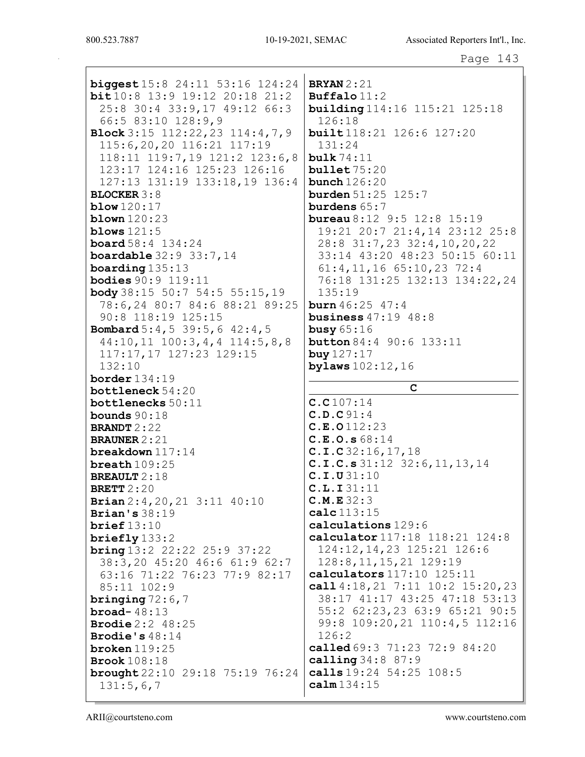**biggest** 15:8 24:11 53:16 124:24
**bit** 10:8 13:9 19:12 20:18 21:2 25:8 30:4 33:9,17 49:12 66:3 66:5 83:10 128:9,9
**Block** 3:15 112:22,23 114:4,7,9 115:6,20,20 116:21 117:19 118:11 119:7,19 121:2 123:6,8 123:17 124:16 125:23 126:16 127:13 131:19 133:18,19 136:4
**BLOCKER** 3:8
**blow** 120:17
**blown** 120:23
**blows** 121:5
**board** 58:4 134:24
**boardable** 32:9 33:7,14
**boarding** 135:13
**bodies** 90:9 119:11
**body** 38:15 50:7 54:5 55:15,19 78:6,24 80:7 84:6 88:21 89:25 90:8 118:19 125:15
**Bombard** 5:4,5 39:5,6 42:4,5 44:10,11 100:3,4,4 114:5,8,8 117:17,17 127:23 129:15 132:10
**border** 134:19
**bottleneck** 54:20
**bottlenecks** 50:11
**bounds** 90:18
**BRANDT** 2:22
**BRAUNER** 2:21
**breakdown** 117:14
**breath** 109:25
**BREAULT** 2:18
**BRETT** 2:20
**Brian** 2:4,20,21 3:11 40:10
**Brian's** 38:19
**brief** 13:10
**briefly** 133:2
**bring** 13:2 22:22 25:9 37:22 38:3,20 45:20 46:6 61:9 62:7 63:16 71:22 76:23 77:9 82:17 85:11 102:9
**bringing** 72:6,7
**broad-** 48:13
**Brodie** 2:2 48:25
**Brodie's** 48:14
**broken** 119:25
**Brook** 108:18
**brought** 22:10 29:18 75:19 76:24 131:5,6,7
**BRYAN** 2:21
**Buffalo** 11:2
**building** 114:16 115:21 125:18 126:18
**built** 118:21 126:6 127:20 131:24
**bulk** 74:11
**bullet** 75:20
**bunch** 126:20
**burden** 51:25 125:7
**burdens** 65:7
**bureau** 8:12 9:5 12:8 15:19 19:21 20:7 21:4,14 23:12 25:8 28:8 31:7,23 32:4,10,20,22 33:14 43:20 48:23 50:15 60:11 61:4,11,16 65:10,23 72:4 76:18 131:25 132:13 134:22,24 135:19
**burn** 46:25 47:4
**business** 47:19 48:8
**busy** 65:16
**button** 84:4 90:6 133:11
**buy** 127:17
**bylaws** 102:12,16

## C

**C.C** 107:14
**C.D.C** 91:4
**C.E.O** 112:23
**C.E.O.s** 68:14
**C.I.C** 32:16,17,18
**C.I.C.s** 31:12 32:6,11,13,14
**C.I.U** 31:10
**C.L.I** 31:11
**C.M.E** 32:3
**calc** 113:15
**calculations** 129:6
**calculator** 117:18 118:21 124:8 124:12,14,23 125:21 126:6 128:8,11,15,21 129:19
**calculators** 117:10 125:11
**call** 4:18,21 7:11 10:2 15:20,23 38:17 41:17 43:25 47:18 53:13 55:2 62:23,23 63:9 65:21 90:5 99:8 109:20,21 110:4,5 112:16 126:2
**called** 69:3 71:23 72:9 84:20
**calling** 34:8 87:9
**calls** 19:24 54:25 108:5
**calm** 134:15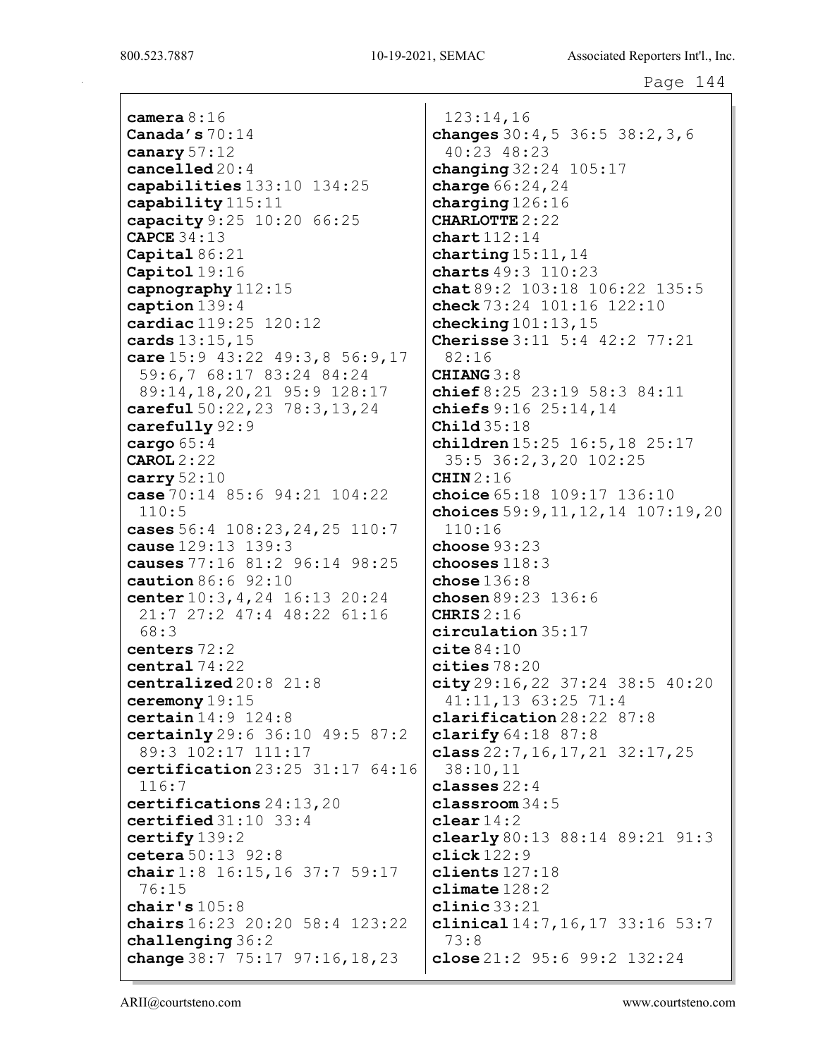**camera** 8:16
**Canada's** 70:14
**canary** 57:12
**cancelled** 20:4
**capabilities** 133:10 134:25
**capability** 115:11
**capacity** 9:25 10:20 66:25
**CAPCE** 34:13
**Capital** 86:21
**Capitol** 19:16
**capnography** 112:15
**caption** 139:4
**cardiac** 119:25 120:12
**cards** 13:15,15
**care** 15:9 43:22 49:3,8 56:9,17 59:6,7 68:17 83:24 84:24 89:14,18,20,21 95:9 128:17
**careful** 50:22,23 78:3,13,24
**carefully** 92:9
**cargo** 65:4
**CAROL** 2:22
**carry** 52:10
**case** 70:14 85:6 94:21 104:22 110:5
**cases** 56:4 108:23,24,25 110:7
**cause** 129:13 139:3
**causes** 77:16 81:2 96:14 98:25
**caution** 86:6 92:10
**center** 10:3,4,24 16:13 20:24 21:7 27:2 47:4 48:22 61:16 68:3
**centers** 72:2
**central** 74:22
**centralized** 20:8 21:8
**ceremony** 19:15
**certain** 14:9 124:8
**certainly** 29:6 36:10 49:5 87:2 89:3 102:17 111:17
**certification** 23:25 31:17 64:16 116:7
**certifications** 24:13,20
**certified** 31:10 33:4
**certify** 139:2
**cetera** 50:13 92:8
**chair** 1:8 16:15,16 37:7 59:17 76:15
**chair's** 105:8
**chairs** 16:23 20:20 58:4 123:22
**challenging** 36:2
**change** 38:7 75:17 97:16,18,23 123:14,16
**changes** 30:4,5 36:5 38:2,3,6 40:23 48:23
**changing** 32:24 105:17
**charge** 66:24,24
**charging** 126:16
**CHARLOTTE** 2:22
**chart** 112:14
**charting** 15:11,14
**charts** 49:3 110:23
**chat** 89:2 103:18 106:22 135:5
**check** 73:24 101:16 122:10
**checking** 101:13,15
**Cherisse** 3:11 5:4 42:2 77:21 82:16
**CHIANG** 3:8
**chief** 8:25 23:19 58:3 84:11
**chiefs** 9:16 25:14,14
**Child** 35:18
**children** 15:25 16:5,18 25:17 35:5 36:2,3,20 102:25
**CHIN** 2:16
**choice** 65:18 109:17 136:10
**choices** 59:9,11,12,14 107:19,20 110:16
**choose** 93:23
**chooses** 118:3
**chose** 136:8
**chosen** 89:23 136:6
**CHRIS** 2:16
**circulation** 35:17
**cite** 84:10
**cities** 78:20
**city** 29:16,22 37:24 38:5 40:20 41:11,13 63:25 71:4
**clarification** 28:22 87:8
**clarify** 64:18 87:8
**class** 22:7,16,17,21 32:17,25 38:10,11
**classes** 22:4
**classroom** 34:5
**clear** 14:2
**clearly** 80:13 88:14 89:21 91:3
**click** 122:9
**clients** 127:18
**climate** 128:2
**clinic** 33:21
**clinical** 14:7,16,17 33:16 53:7 73:8
**close** 21:2 95:6 99:2 132:24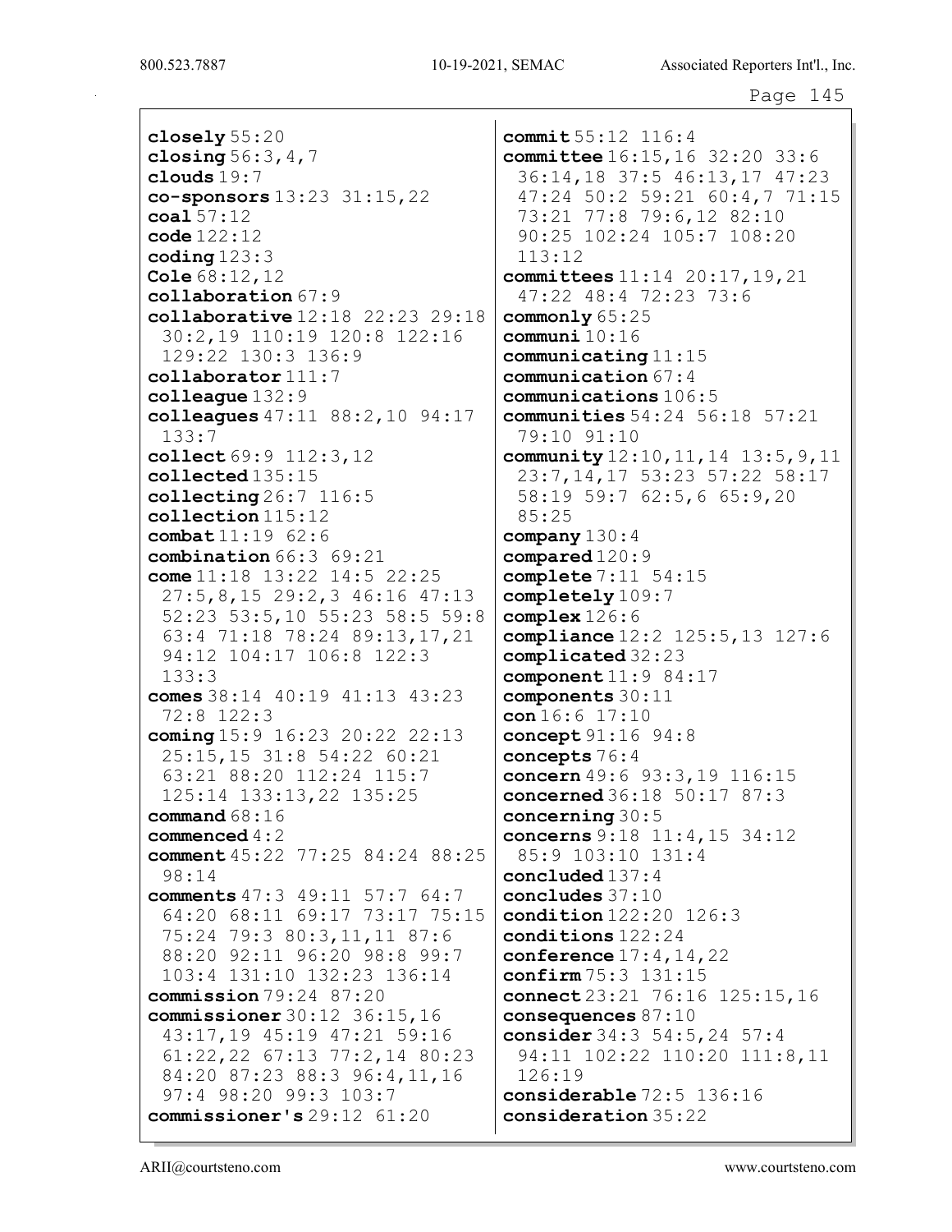**closely** 55:20
**closing** 56:3,4,7
**clouds** 19:7
**co-sponsors** 13:23 31:15,22
**coal** 57:12
**code** 122:12
**coding** 123:3
**Cole** 68:12,12
**collaboration** 67:9
**collaborative** 12:18 22:23 29:18 30:2,19 110:19 120:8 122:16 129:22 130:3 136:9
**collaborator** 111:7
**colleague** 132:9
**colleagues** 47:11 88:2,10 94:17 133:7
**collect** 69:9 112:3,12
**collected** 135:15
**collecting** 26:7 116:5
**collection** 115:12
**combat** 11:19 62:6
**combination** 66:3 69:21
**come** 11:18 13:22 14:5 22:25 27:5,8,15 29:2,3 46:16 47:13 52:23 53:5,10 55:23 58:5 59:8 63:4 71:18 78:24 89:13,17,21 94:12 104:17 106:8 122:3 133:3
**comes** 38:14 40:19 41:13 43:23 72:8 122:3
**coming** 15:9 16:23 20:22 22:13 25:15,15 31:8 54:22 60:21 63:21 88:20 112:24 115:7 125:14 133:13,22 135:25
**command** 68:16
**commenced** 4:2
**comment** 45:22 77:25 84:24 88:25 98:14
**comments** 47:3 49:11 57:7 64:7 64:20 68:11 69:17 73:17 75:15 75:24 79:3 80:3,11,11 87:6 88:20 92:11 96:20 98:8 99:7 103:4 131:10 132:23 136:14
**commission** 79:24 87:20
**commissioner** 30:12 36:15,16 43:17,19 45:19 47:21 59:16 61:22,22 67:13 77:2,14 80:23 84:20 87:23 88:3 96:4,11,16 97:4 98:20 99:3 103:7
**commissioner's** 29:12 61:20
**commit** 55:12 116:4
**committee** 16:15,16 32:20 33:6 36:14,18 37:5 46:13,17 47:23 47:24 50:2 59:21 60:4,7 71:15 73:21 77:8 79:6,12 82:10 90:25 102:24 105:7 108:20 113:12
**committees** 11:14 20:17,19,21 47:22 48:4 72:23 73:6
**commonly** 65:25
**communi** 10:16
**communicating** 11:15
**communication** 67:4
**communications** 106:5
**communities** 54:24 56:18 57:21 79:10 91:10
**community** 12:10,11,14 13:5,9,11 23:7,14,17 53:23 57:22 58:17 58:19 59:7 62:5,6 65:9,20 85:25
**company** 130:4
**compared** 120:9
**complete** 7:11 54:15
**completely** 109:7
**complex** 126:6
**compliance** 12:2 125:5,13 127:6
**complicated** 32:23
**component** 11:9 84:17
**components** 30:11
**con** 16:6 17:10
**concept** 91:16 94:8
**concepts** 76:4
**concern** 49:6 93:3,19 116:15
**concerned** 36:18 50:17 87:3
**concerning** 30:5
**concerns** 9:18 11:4,15 34:12 85:9 103:10 131:4
**concluded** 137:4
**concludes** 37:10
**condition** 122:20 126:3
**conditions** 122:24
**conference** 17:4,14,22
**confirm** 75:3 131:15
**connect** 23:21 76:16 125:15,16
**consequences** 87:10
**consider** 34:3 54:5,24 57:4 94:11 102:22 110:20 111:8,11 126:19
**considerable** 72:5 136:16
**consideration** 35:22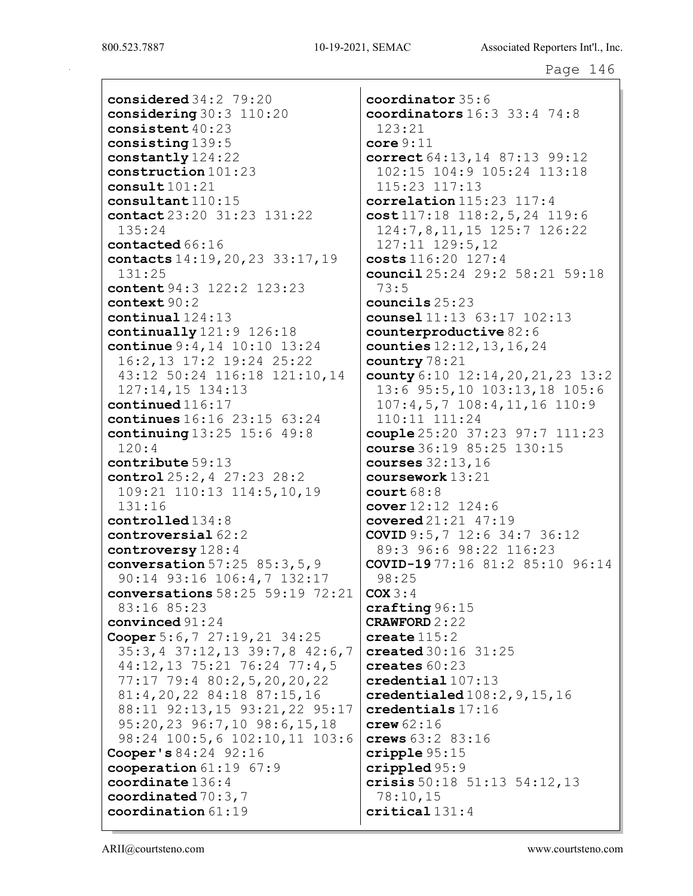**considered** 34:2 79:20
**considering** 30:3 110:20
**consistent** 40:23
**consisting** 139:5
**constantly** 124:22
**construction** 101:23
**consult** 101:21
**consultant** 110:15
**contact** 23:20 31:23 131:22 135:24
**contacted** 66:16
**contacts** 14:19,20,23 33:17,19 131:25
**content** 94:3 122:2 123:23
**context** 90:2
**continual** 124:13
**continually** 121:9 126:18
**continue** 9:4,14 10:10 13:24 16:2,13 17:2 19:24 25:22 43:12 50:24 116:18 121:10,14 127:14,15 134:13
**continued** 116:17
**continues** 16:16 23:15 63:24
**continuing** 13:25 15:6 49:8 120:4
**contribute** 59:13
**control** 25:2,4 27:23 28:2 109:21 110:13 114:5,10,19 131:16
**controlled** 134:8
**controversial** 62:2
**controversy** 128:4
**conversation** 57:25 85:3,5,9 90:14 93:16 106:4,7 132:17
**conversations** 58:25 59:19 72:21 83:16 85:23
**convinced** 91:24
**Cooper** 5:6,7 27:19,21 34:25 35:3,4 37:12,13 39:7,8 42:6,7 44:12,13 75:21 76:24 77:4,5 77:17 79:4 80:2,5,20,20,22 81:4,20,22 84:18 87:15,16 88:11 92:13,15 93:21,22 95:17 95:20,23 96:7,10 98:6,15,18 98:24 100:5,6 102:10,11 103:6
**Cooper's** 84:24 92:16
**cooperation** 61:19 67:9
**coordinate** 136:4
**coordinated** 70:3,7
**coordination** 61:19
**coordinator** 35:6
**coordinators** 16:3 33:4 74:8 123:21
**core** 9:11
**correct** 64:13,14 87:13 99:12 102:15 104:9 105:24 113:18 115:23 117:13
**correlation** 115:23 117:4
**cost** 117:18 118:2,5,24 119:6 124:7,8,11,15 125:7 126:22 127:11 129:5,12
**costs** 116:20 127:4
**council** 25:24 29:2 58:21 59:18 73:5
**councils** 25:23
**counsel** 11:13 63:17 102:13
**counterproductive** 82:6
**counties** 12:12,13,16,24
**country** 78:21
**county** 6:10 12:14,20,21,23 13:2 13:6 95:5,10 103:13,18 105:6 107:4,5,7 108:4,11,16 110:9 110:11 111:24
**couple** 25:20 37:23 97:7 111:23
**course** 36:19 85:25 130:15
**courses** 32:13,16
**coursework** 13:21
**court** 68:8
**cover** 12:12 124:6
**covered** 21:21 47:19
**COVID** 9:5,7 12:6 34:7 36:12 89:3 96:6 98:22 116:23
**COVID-19** 77:16 81:2 85:10 96:14 98:25
**COX** 3:4
**crafting** 96:15
**CRAWFORD** 2:22
**create** 115:2
**created** 30:16 31:25
**creates** 60:23
**credential** 107:13
**credentialed** 108:2,9,15,16
**credentials** 17:16
**crew** 62:16
**crews** 63:2 83:16
**cripple** 95:15
**crippled** 95:9
**crisis** 50:18 51:13 54:12,13 78:10,15
**critical** 131:4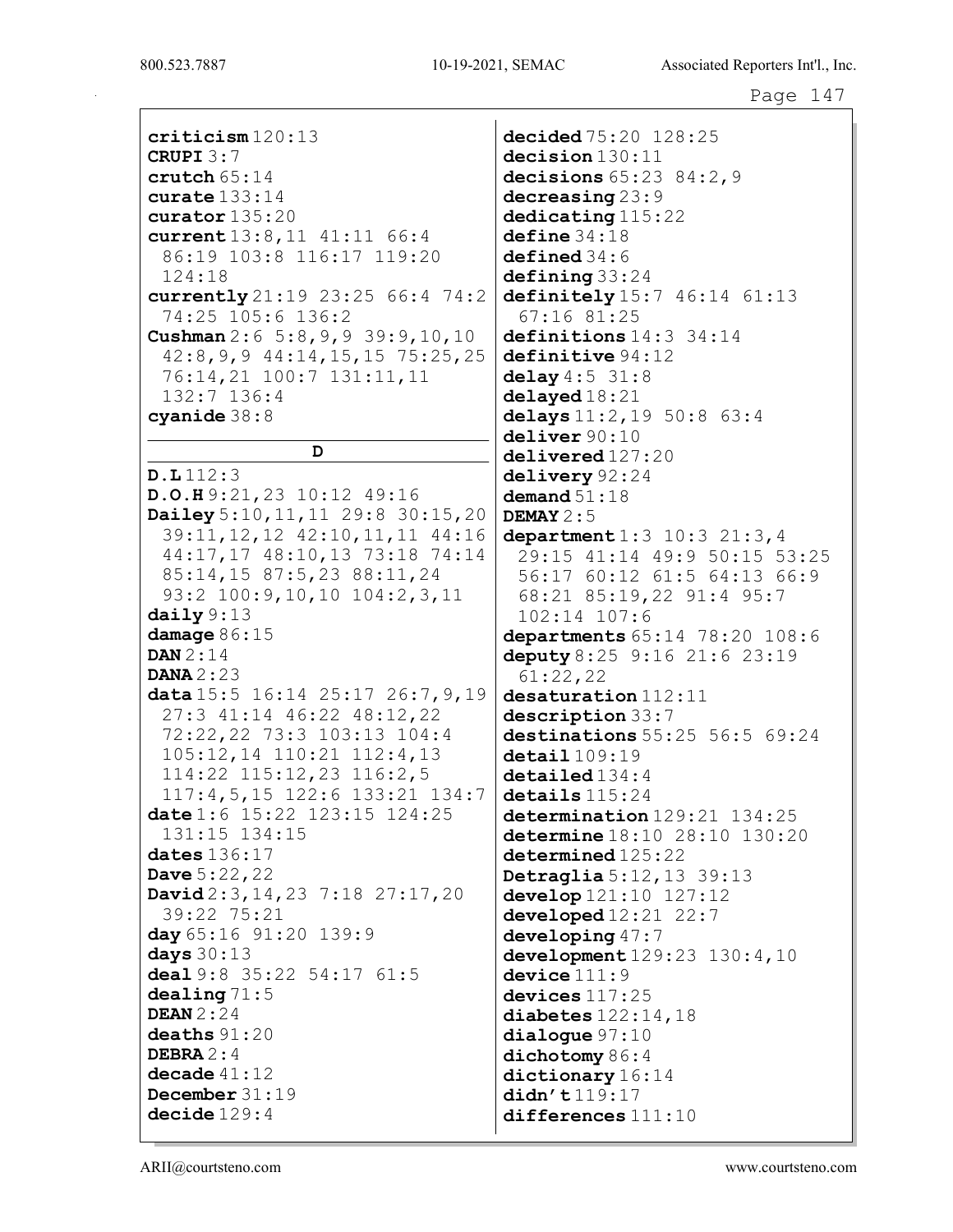**criticism** 120:13
**CRUPI** 3:7
**crutch** 65:14
**curate** 133:14
**curator** 135:20
**current** 13:8,11 41:11 66:4 86:19 103:8 116:17 119:20 124:18
**currently** 21:19 23:25 66:4 74:2 74:25 105:6 136:2
**Cushman** 2:6 5:8,9,9 39:9,10,10 42:8,9,9 44:14,15,15 75:25,25 76:14,21 100:7 131:11,11 132:7 136:4
**cyanide** 38:8

## D

**D.L** 112:3
**D.O.H** 9:21,23 10:12 49:16
**Dailey** 5:10,11,11 29:8 30:15,20 39:11,12,12 42:10,11,11 44:16 44:17,17 48:10,13 73:18 74:14 85:14,15 87:5,23 88:11,24 93:2 100:9,10,10 104:2,3,11
**daily** 9:13
**damage** 86:15
**DAN** 2:14
**DANA** 2:23
**data** 15:5 16:14 25:17 26:7,9,19 27:3 41:14 46:22 48:12,22 72:22,22 73:3 103:13 104:4 105:12,14 110:21 112:4,13 114:22 115:12,23 116:2,5 117:4,5,15 122:6 133:21 134:7
**date** 1:6 15:22 123:15 124:25 131:15 134:15
**dates** 136:17
**Dave** 5:22,22
**David** 2:3,14,23 7:18 27:17,20 39:22 75:21
**day** 65:16 91:20 139:9
**days** 30:13
**deal** 9:8 35:22 54:17 61:5
**dealing** 71:5
**DEAN** 2:24
**deaths** 91:20
**DEBRA** 2:4
**decade** 41:12
**December** 31:19
**decide** 129:4
**decided** 75:20 128:25
**decision** 130:11
**decisions** 65:23 84:2,9
**decreasing** 23:9
**dedicating** 115:22
**define** 34:18
**defined** 34:6
**defining** 33:24
**definitely** 15:7 46:14 61:13 67:16 81:25
**definitions** 14:3 34:14
**definitive** 94:12
**delay** 4:5 31:8
**delayed** 18:21
**delays** 11:2,19 50:8 63:4
**deliver** 90:10
**delivered** 127:20
**delivery** 92:24
**demand** 51:18
**DEMAY** 2:5
**department** 1:3 10:3 21:3,4 29:15 41:14 49:9 50:15 53:25 56:17 60:12 61:5 64:13 66:9 68:21 85:19,22 91:4 95:7 102:14 107:6
**departments** 65:14 78:20 108:6
**deputy** 8:25 9:16 21:6 23:19 61:22,22
**desaturation** 112:11
**description** 33:7
**destinations** 55:25 56:5 69:24
**detail** 109:19
**detailed** 134:4
**details** 115:24
**determination** 129:21 134:25
**determine** 18:10 28:10 130:20
**determined** 125:22
**Detraglia** 5:12,13 39:13
**develop** 121:10 127:12
**developed** 12:21 22:7
**developing** 47:7
**development** 129:23 130:4,10
**device** 111:9
**devices** 117:25
**diabetes** 122:14,18
**dialogue** 97:10
**dichotomy** 86:4
**dictionary** 16:14
**didn't** 119:17
**differences** 111:10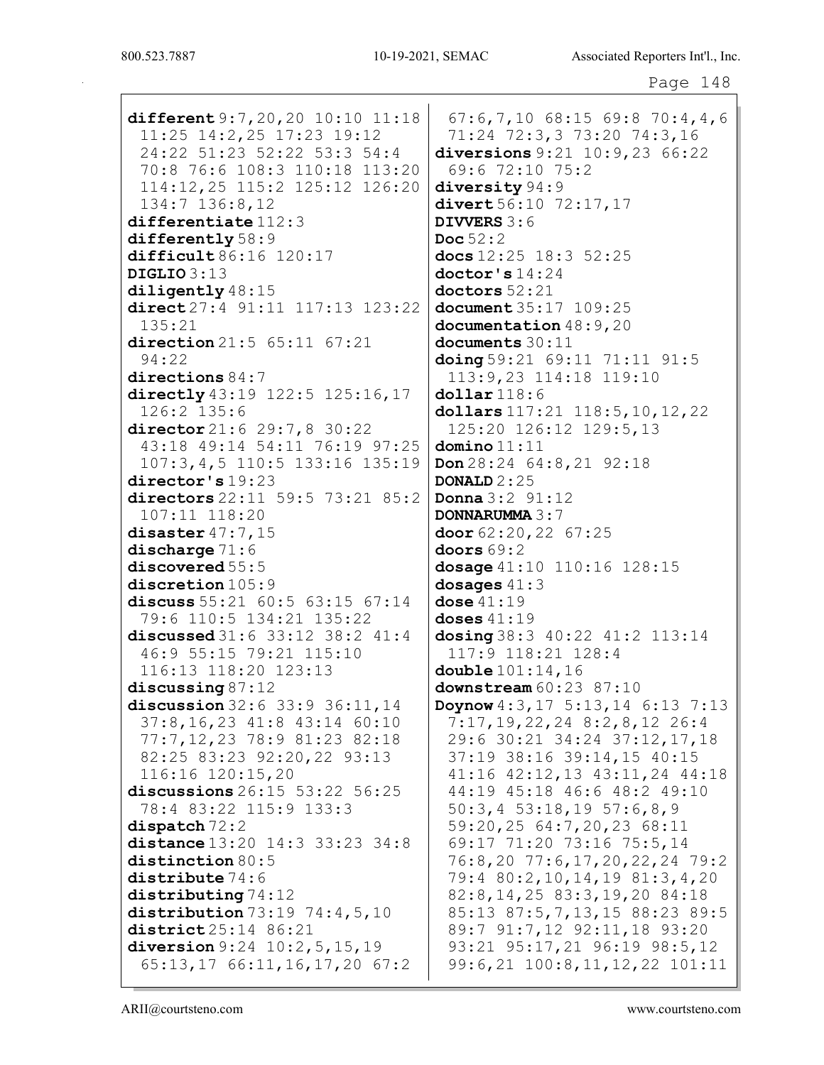**different** 9:7,20,20 10:10 11:18 11:25 14:2,25 17:23 19:12 24:22 51:23 52:22 53:3 54:4 70:8 76:6 108:3 110:18 113:20 114:12,25 115:2 125:12 126:20 134:7 136:8,12
**differentiate** 112:3
**differently** 58:9
**difficult** 86:16 120:17
**DIGLIO** 3:13
**diligently** 48:15
**direct** 27:4 91:11 117:13 123:22 135:21
**direction** 21:5 65:11 67:21 94:22
**directions** 84:7
**directly** 43:19 122:5 125:16,17 126:2 135:6
**director** 21:6 29:7,8 30:22 43:18 49:14 54:11 76:19 97:25 107:3,4,5 110:5 133:16 135:19
**director's** 19:23
**directors** 22:11 59:5 73:21 85:2 107:11 118:20
**disaster** 47:7,15
**discharge** 71:6
**discovered** 55:5
**discretion** 105:9
**discuss** 55:21 60:5 63:15 67:14 79:6 110:5 134:21 135:22
**discussed** 31:6 33:12 38:2 41:4 46:9 55:15 79:21 115:10 116:13 118:20 123:13
**discussing** 87:12
**discussion** 32:6 33:9 36:11,14 37:8,16,23 41:8 43:14 60:10 77:7,12,23 78:9 81:23 82:18 82:25 83:23 92:20,22 93:13 116:16 120:15,20
**discussions** 26:15 53:22 56:25 78:4 83:22 115:9 133:3
**dispatch** 72:2
**distance** 13:20 14:3 33:23 34:8
**distinction** 80:5
**distribute** 74:6
**distributing** 74:12
**distribution** 73:19 74:4,5,10
**district** 25:14 86:21
**diversion** 9:24 10:2,5,15,19 65:13,17 66:11,16,17,20 67:2 67:6,7,10 68:15 69:8 70:4,4,6 71:24 72:3,3 73:20 74:3,16
**diversions** 9:21 10:9,23 66:22 69:6 72:10 75:2
**diversity** 94:9
**divert** 56:10 72:17,17
**DIVVERS** 3:6
**Doc** 52:2
**docs** 12:25 18:3 52:25
**doctor's** 14:24
**doctors** 52:21
**document** 35:17 109:25
**documentation** 48:9,20
**documents** 30:11
**doing** 59:21 69:11 71:11 91:5 113:9,23 114:18 119:10
**dollar** 118:6
**dollars** 117:21 118:5,10,12,22 125:20 126:12 129:5,13
**domino** 11:11
**Don** 28:24 64:8,21 92:18
**DONALD** 2:25
**Donna** 3:2 91:12
**DONNARUMMA** 3:7
**door** 62:20,22 67:25
**doors** 69:2
**dosage** 41:10 110:16 128:15
**dosages** 41:3
**dose** 41:19
**doses** 41:19
**dosing** 38:3 40:22 41:2 113:14 117:9 118:21 128:4
**double** 101:14,16
**downstream** 60:23 87:10
**Doynow** 4:3,17 5:13,14 6:13 7:13 7:17,19,22,24 8:2,8,12 26:4 29:6 30:21 34:24 37:12,17,18 37:19 38:16 39:14,15 40:15 41:16 42:12,13 43:11,24 44:18 44:19 45:18 46:6 48:2 49:10 50:3,4 53:18,19 57:6,8,9 59:20,25 64:7,20,23 68:11 69:17 71:20 73:16 75:5,14 76:8,20 77:6,17,20,22,24 79:2 79:4 80:2,10,14,19 81:3,4,20 82:8,14,25 83:3,19,20 84:18 85:13 87:5,7,13,15 88:23 89:5 89:7 91:7,12 92:11,18 93:20 93:21 95:17,21 96:19 98:5,12 99:6,21 100:8,11,12,22 101:11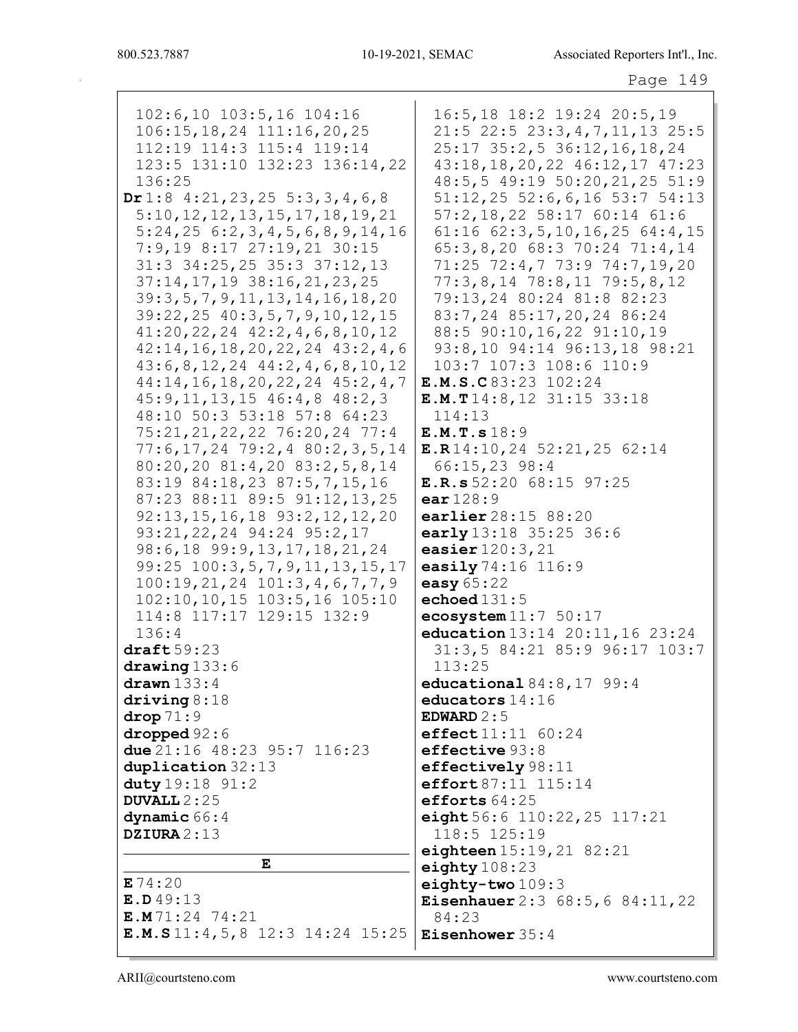102:6,10 103:5,16 104:16 106:15,18,24 111:16,20,25 112:19 114:3 115:4 119:14 123:5 131:10 132:23 136:14,22 136:25

**Dr** 1:8 4:21,23,25 5:3,3,4,6,8 5:10,12,12,13,15,17,18,19,21 5:24,25 6:2,3,4,5,6,8,9,14,16 7:9,19 8:17 27:19,21 30:15 31:3 34:25,25 35:3 37:12,13 37:14,17,19 38:16,21,23,25 39:3,5,7,9,11,13,14,16,18,20 39:22,25 40:3,5,7,9,10,12,15 41:20,22,24 42:2,4,6,8,10,12 42:14,16,18,20,22,24 43:2,4,6 43:6,8,12,24 44:2,4,6,8,10,12 44:14,16,18,20,22,24 45:2,4,7 45:9,11,13,15 46:4,8 48:2,3 48:10 50:3 53:18 57:8 64:23 75:21,21,22,22 76:20,24 77:4 77:6,17,24 79:2,4 80:2,3,5,14 80:20,20 81:4,20 83:2,5,8,14 83:19 84:18,23 87:5,7,15,16 87:23 88:11 89:5 91:12,13,25 92:13,15,16,18 93:2,12,12,20 93:21,22,24 94:24 95:2,17 98:6,18 99:9,13,17,18,21,24 99:25 100:3,5,7,9,11,13,15,17 100:19,21,24 101:3,4,6,7,7,9 102:10,10,15 103:5,16 105:10 114:8 117:17 129:15 132:9 136:4

**draft** 59:23

**drawing** 133:6

**drawn** 133:4

**driving** 8:18

**drop** 71:9

**dropped** 92:6

**due** 21:16 48:23 95:7 116:23

**duplication** 32:13

**duty** 19:18 91:2

**DUVALL** 2:25

**dynamic** 66:4

**DZIURA** 2:13

## E

**E** 74:20

**E.D** 49:13

**E.M** 71:24 74:21

**E.M.S** 11:4,5,8 12:3 14:24 15:25 16:5,18 18:2 19:24 20:5,19 21:5 22:5 23:3,4,7,11,13 25:5 25:17 35:2,5 36:12,16,18,24 43:18,18,20,22 46:12,17 47:23 48:5,5 49:19 50:20,21,25 51:9 51:12,25 52:6,6,16 53:7 54:13 57:2,18,22 58:17 60:14 61:6 61:16 62:3,5,10,16,25 64:4,15 65:3,8,20 68:3 70:24 71:4,14 71:25 72:4,7 73:9 74:7,19,20 77:3,8,14 78:8,11 79:5,8,12 79:13,24 80:24 81:8 82:23 83:7,24 85:17,20,24 86:24 88:5 90:10,16,22 91:10,19 93:8,10 94:14 96:13,18 98:21 103:7 107:3 108:6 110:9

**E.M.S.C** 83:23 102:24

**E.M.T** 14:8,12 31:15 33:18 114:13

**E.M.T.s** 18:9

**E.R** 14:10,24 52:21,25 62:14 66:15,23 98:4

**E.R.s** 52:20 68:15 97:25

**ear** 128:9

**earlier** 28:15 88:20

**early** 13:18 35:25 36:6

**easier** 120:3,21

**easily** 74:16 116:9

**easy** 65:22

**echoed** 131:5

**ecosystem** 11:7 50:17

**education** 13:14 20:11,16 23:24 31:3,5 84:21 85:9 96:17 103:7 113:25

**educational** 84:8,17 99:4

**educators** 14:16

**EDWARD** 2:5

**effect** 11:11 60:24

**effective** 93:8

**effectively** 98:11

**effort** 87:11 115:14

**efforts** 64:25

**eight** 56:6 110:22,25 117:21 118:5 125:19

**eighteen** 15:19,21 82:21

**eighty** 108:23

**eighty-two** 109:3

**Eisenhauer** 2:3 68:5,6 84:11,22 84:23

**Eisenhower** 35:4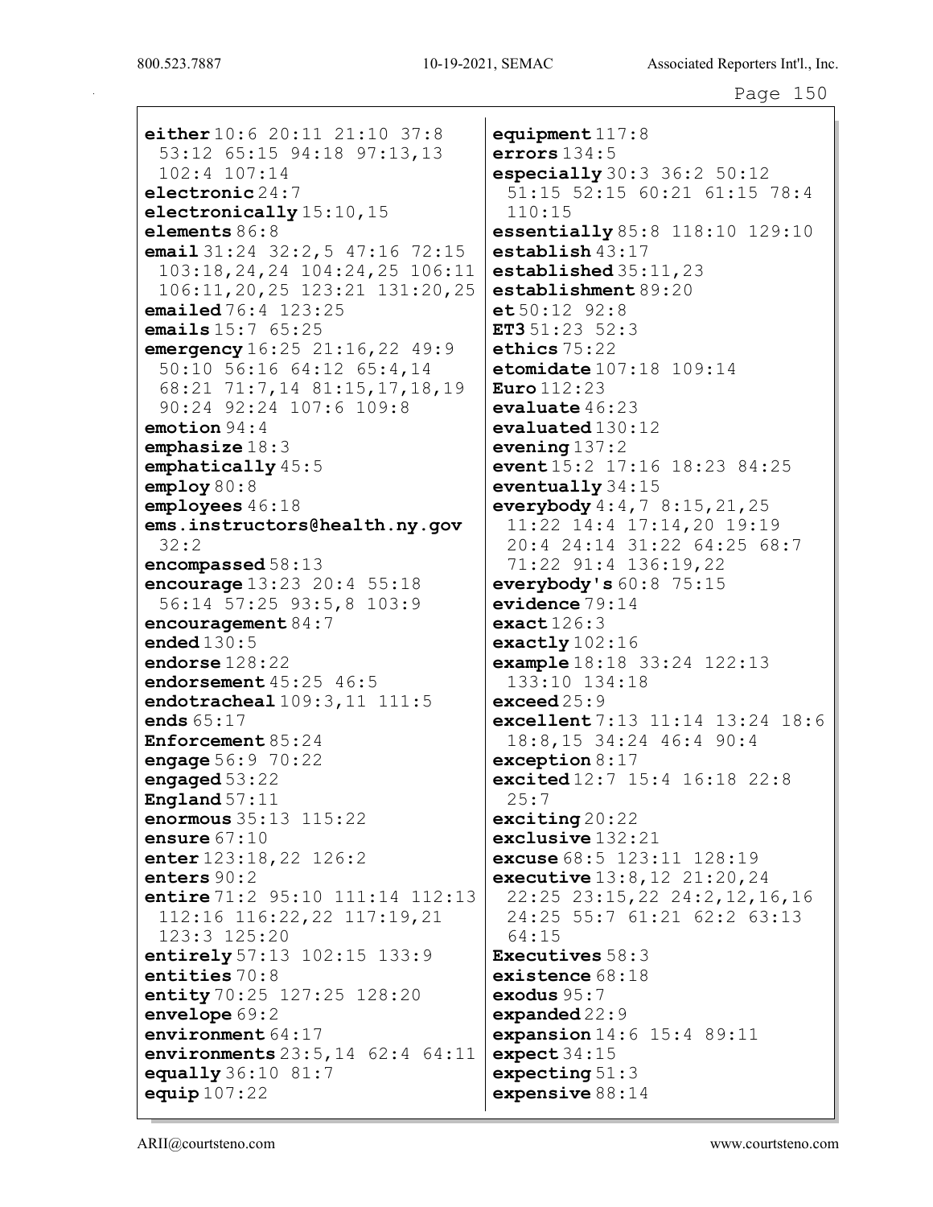**either** 10:6 20:11 21:10 37:8 53:12 65:15 94:18 97:13,13 102:4 107:14
**electronic** 24:7
**electronically** 15:10,15
**elements** 86:8
**email** 31:24 32:2,5 47:16 72:15 103:18,24,24 104:24,25 106:11 106:11,20,25 123:21 131:20,25
**emailed** 76:4 123:25
**emails** 15:7 65:25
**emergency** 16:25 21:16,22 49:9 50:10 56:16 64:12 65:4,14 68:21 71:7,14 81:15,17,18,19 90:24 92:24 107:6 109:8
**emotion** 94:4
**emphasize** 18:3
**emphatically** 45:5
**employ** 80:8
**employees** 46:18
**ems.instructors@health.ny.gov** 32:2
**encompassed** 58:13
**encourage** 13:23 20:4 55:18 56:14 57:25 93:5,8 103:9
**encouragement** 84:7
**ended** 130:5
**endorse** 128:22
**endorsement** 45:25 46:5
**endotracheal** 109:3,11 111:5
**ends** 65:17
**Enforcement** 85:24
**engage** 56:9 70:22
**engaged** 53:22
**England** 57:11
**enormous** 35:13 115:22
**ensure** 67:10
**enter** 123:18,22 126:2
**enters** 90:2
**entire** 71:2 95:10 111:14 112:13 112:16 116:22,22 117:19,21 123:3 125:20
**entirely** 57:13 102:15 133:9
**entities** 70:8
**entity** 70:25 127:25 128:20
**envelope** 69:2
**environment** 64:17
**environments** 23:5,14 62:4 64:11
**equally** 36:10 81:7
**equip** 107:22
**equipment** 117:8
**errors** 134:5
**especially** 30:3 36:2 50:12 51:15 52:15 60:21 61:15 78:4 110:15
**essentially** 85:8 118:10 129:10
**establish** 43:17
**established** 35:11,23
**establishment** 89:20
**et** 50:12 92:8
**ET3** 51:23 52:3
**ethics** 75:22
**etomidate** 107:18 109:14
**Euro** 112:23
**evaluate** 46:23
**evaluated** 130:12
**evening** 137:2
**event** 15:2 17:16 18:23 84:25
**eventually** 34:15
**everybody** 4:4,7 8:15,21,25 11:22 14:4 17:14,20 19:19 20:4 24:14 31:22 64:25 68:7 71:22 91:4 136:19,22
**everybody's** 60:8 75:15
**evidence** 79:14
**exact** 126:3
**exactly** 102:16
**example** 18:18 33:24 122:13 133:10 134:18
**exceed** 25:9
**excellent** 7:13 11:14 13:24 18:6 18:8,15 34:24 46:4 90:4
**exception** 8:17
**excited** 12:7 15:4 16:18 22:8 25:7
**exciting** 20:22
**exclusive** 132:21
**excuse** 68:5 123:11 128:19
**executive** 13:8,12 21:20,24 22:25 23:15,22 24:2,12,16,16 24:25 55:7 61:21 62:2 63:13 64:15
**Executives** 58:3
**existence** 68:18
**exodus** 95:7
**expanded** 22:9
**expansion** 14:6 15:4 89:11
**expect** 34:15
**expecting** 51:3
**expensive** 88:14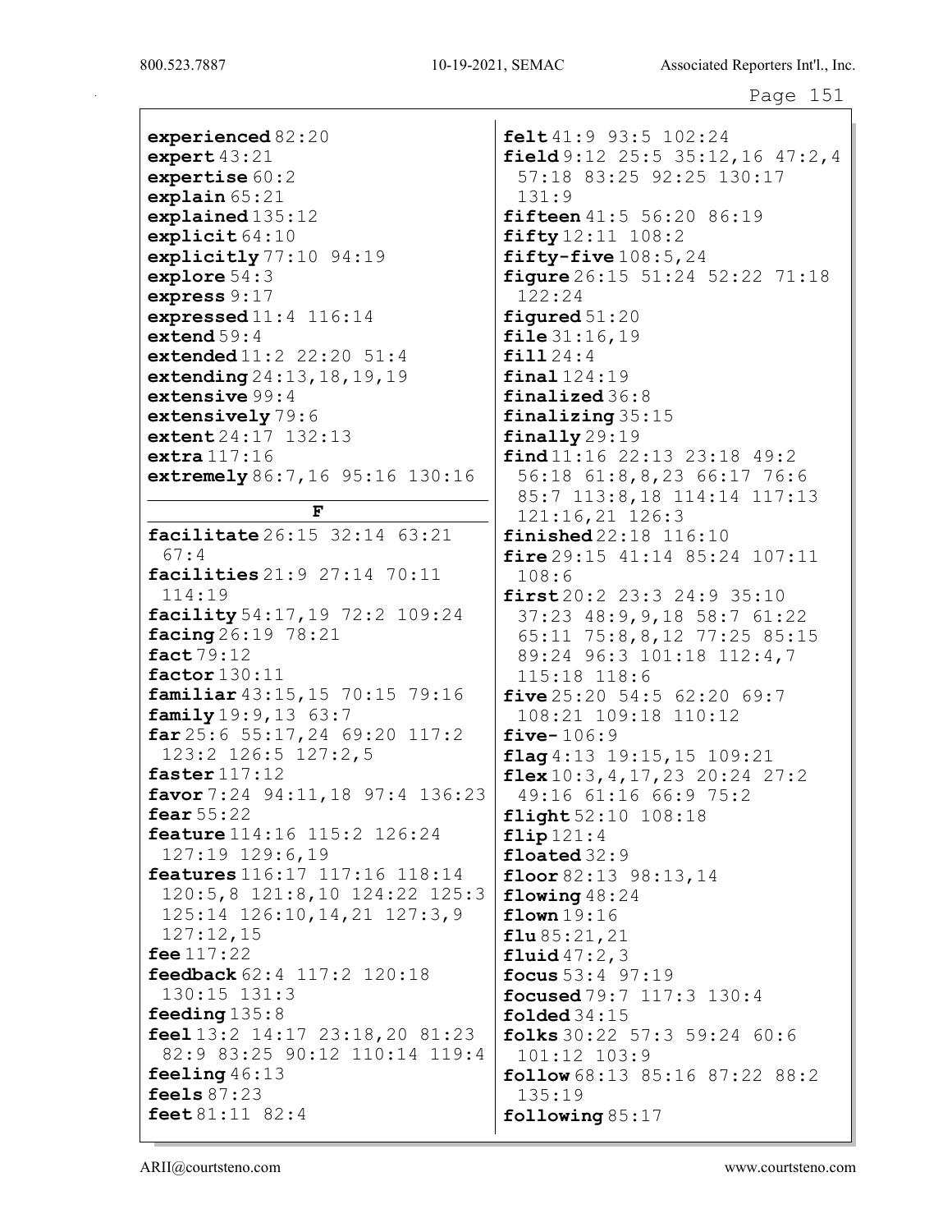**experienced** 82:20
**expert** 43:21
**expertise** 60:2
**explain** 65:21
**explained** 135:12
**explicit** 64:10
**explicitly** 77:10 94:19
**explore** 54:3
**express** 9:17
**expressed** 11:4 116:14
**extend** 59:4
**extended** 11:2 22:20 51:4
**extending** 24:13,18,19,19
**extensive** 99:4
**extensively** 79:6
**extent** 24:17 132:13
**extra** 117:16
**extremely** 86:7,16 95:16 130:16

## F

**facilitate** 26:15 32:14 63:21 67:4
**facilities** 21:9 27:14 70:11 114:19
**facility** 54:17,19 72:2 109:24
**facing** 26:19 78:21
**fact** 79:12
**factor** 130:11
**familiar** 43:15,15 70:15 79:16
**family** 19:9,13 63:7
**far** 25:6 55:17,24 69:20 117:2 123:2 126:5 127:2,5
**faster** 117:12
**favor** 7:24 94:11,18 97:4 136:23
**fear** 55:22
**feature** 114:16 115:2 126:24 127:19 129:6,19
**features** 116:17 117:16 118:14 120:5,8 121:8,10 124:22 125:3 125:14 126:10,14,21 127:3,9 127:12,15
**fee** 117:22
**feedback** 62:4 117:2 120:18 130:15 131:3
**feeding** 135:8
**feel** 13:2 14:17 23:18,20 81:23 82:9 83:25 90:12 110:14 119:4
**feeling** 46:13
**feels** 87:23
**feet** 81:11 82:4
**felt** 41:9 93:5 102:24
**field** 9:12 25:5 35:12,16 47:2,4 57:18 83:25 92:25 130:17 131:9
**fifteen** 41:5 56:20 86:19
**fifty** 12:11 108:2
**fifty-five** 108:5,24
**figure** 26:15 51:24 52:22 71:18 122:24
**figured** 51:20
**file** 31:16,19
**fill** 24:4
**final** 124:19
**finalized** 36:8
**finalizing** 35:15
**finally** 29:19
**find** 11:16 22:13 23:18 49:2 56:18 61:8,8,23 66:17 76:6 85:7 113:8,18 114:14 117:13 121:16,21 126:3
**finished** 22:18 116:10
**fire** 29:15 41:14 85:24 107:11 108:6
**first** 20:2 23:3 24:9 35:10 37:23 48:9,9,18 58:7 61:22 65:11 75:8,8,12 77:25 85:15 89:24 96:3 101:18 112:4,7 115:18 118:6
**five** 25:20 54:5 62:20 69:7 108:21 109:18 110:12
**five-** 106:9
**flag** 4:13 19:15,15 109:21
**flex** 10:3,4,17,23 20:24 27:2 49:16 61:16 66:9 75:2
**flight** 52:10 108:18
**flip** 121:4
**floated** 32:9
**floor** 82:13 98:13,14
**flowing** 48:24
**flown** 19:16
**flu** 85:21,21
**fluid** 47:2,3
**focus** 53:4 97:19
**focused** 79:7 117:3 130:4
**folded** 34:15
**folks** 30:22 57:3 59:24 60:6 101:12 103:9
**follow** 68:13 85:16 87:22 88:2 135:19
**following** 85:17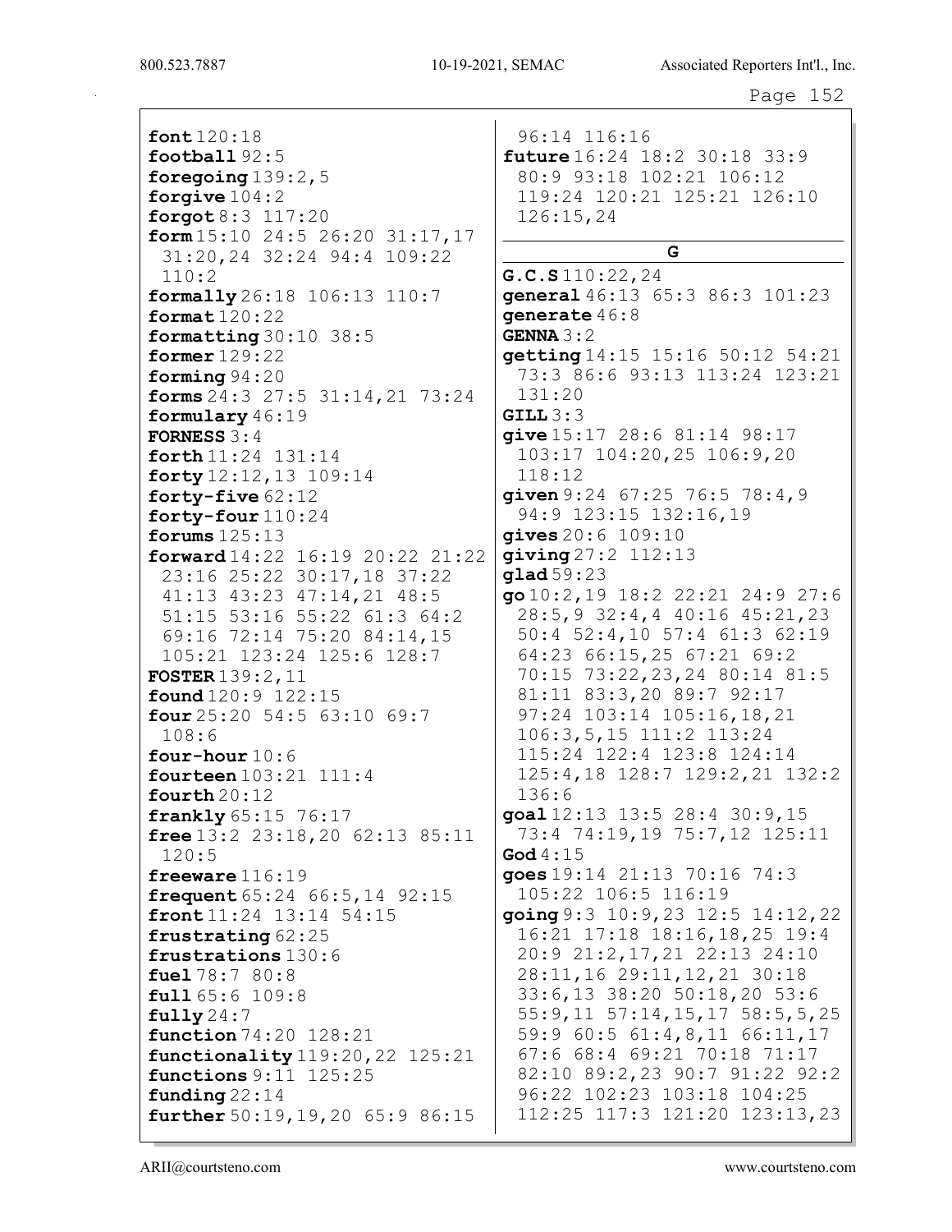**font** 120:18
**football** 92:5
**foregoing** 139:2,5
**forgive** 104:2
**forgot** 8:3 117:20
**form** 15:10 24:5 26:20 31:17,17 31:20,24 32:24 94:4 109:22 110:2
**formally** 26:18 106:13 110:7
**format** 120:22
**formatting** 30:10 38:5
**former** 129:22
**forming** 94:20
**forms** 24:3 27:5 31:14,21 73:24
**formulary** 46:19
**FORNESS** 3:4
**forth** 11:24 131:14
**forty** 12:12,13 109:14
**forty-five** 62:12
**forty-four** 110:24
**forums** 125:13
**forward** 14:22 16:19 20:22 21:22 23:16 25:22 30:17,18 37:22 41:13 43:23 47:14,21 48:5 51:15 53:16 55:22 61:3 64:2 69:16 72:14 75:20 84:14,15 105:21 123:24 125:6 128:7
**FOSTER** 139:2,11
**found** 120:9 122:15
**four** 25:20 54:5 63:10 69:7 108:6
**four-hour** 10:6
**fourteen** 103:21 111:4
**fourth** 20:12
**frankly** 65:15 76:17
**free** 13:2 23:18,20 62:13 85:11 120:5
**freeware** 116:19
**frequent** 65:24 66:5,14 92:15
**front** 11:24 13:14 54:15
**frustrating** 62:25
**frustrations** 130:6
**fuel** 78:7 80:8
**full** 65:6 109:8
**fully** 24:7
**function** 74:20 128:21
**functionality** 119:20,22 125:21
**functions** 9:11 125:25
**funding** 22:14
**further** 50:19,19,20 65:9 86:15 96:14 116:16
**future** 16:24 18:2 30:18 33:9 80:9 93:18 102:21 106:12 119:24 120:21 125:21 126:10 126:15,24

## G

**G.C.S** 110:22,24
**general** 46:13 65:3 86:3 101:23
**generate** 46:8
**GENNA** 3:2
**getting** 14:15 15:16 50:12 54:21 73:3 86:6 93:13 113:24 123:21 131:20
**GILL** 3:3
**give** 15:17 28:6 81:14 98:17 103:17 104:20,25 106:9,20 118:12
**given** 9:24 67:25 76:5 78:4,9 94:9 123:15 132:16,19
**gives** 20:6 109:10
**giving** 27:2 112:13
**glad** 59:23
**go** 10:2,19 18:2 22:21 24:9 27:6 28:5,9 32:4,4 40:16 45:21,23 50:4 52:4,10 57:4 61:3 62:19 64:23 66:15,25 67:21 69:2 70:15 73:22,23,24 80:14 81:5 81:11 83:3,20 89:7 92:17 97:24 103:14 105:16,18,21 106:3,5,15 111:2 113:24 115:24 122:4 123:8 124:14 125:4,18 128:7 129:2,21 132:2 136:6
**goal** 12:13 13:5 28:4 30:9,15 73:4 74:19,19 75:7,12 125:11
**God** 4:15
**goes** 19:14 21:13 70:16 74:3 105:22 106:5 116:19
**going** 9:3 10:9,23 12:5 14:12,22 16:21 17:18 18:16,18,25 19:4 20:9 21:2,17,21 22:13 24:10 28:11,16 29:11,12,21 30:18 33:6,13 38:20 50:18,20 53:6 55:9,11 57:14,15,17 58:5,5,25 59:9 60:5 61:4,8,11 66:11,17 67:6 68:4 69:21 70:18 71:17 82:10 89:2,23 90:7 91:22 92:2 96:22 102:23 103:18 104:25 112:25 117:3 121:20 123:13,23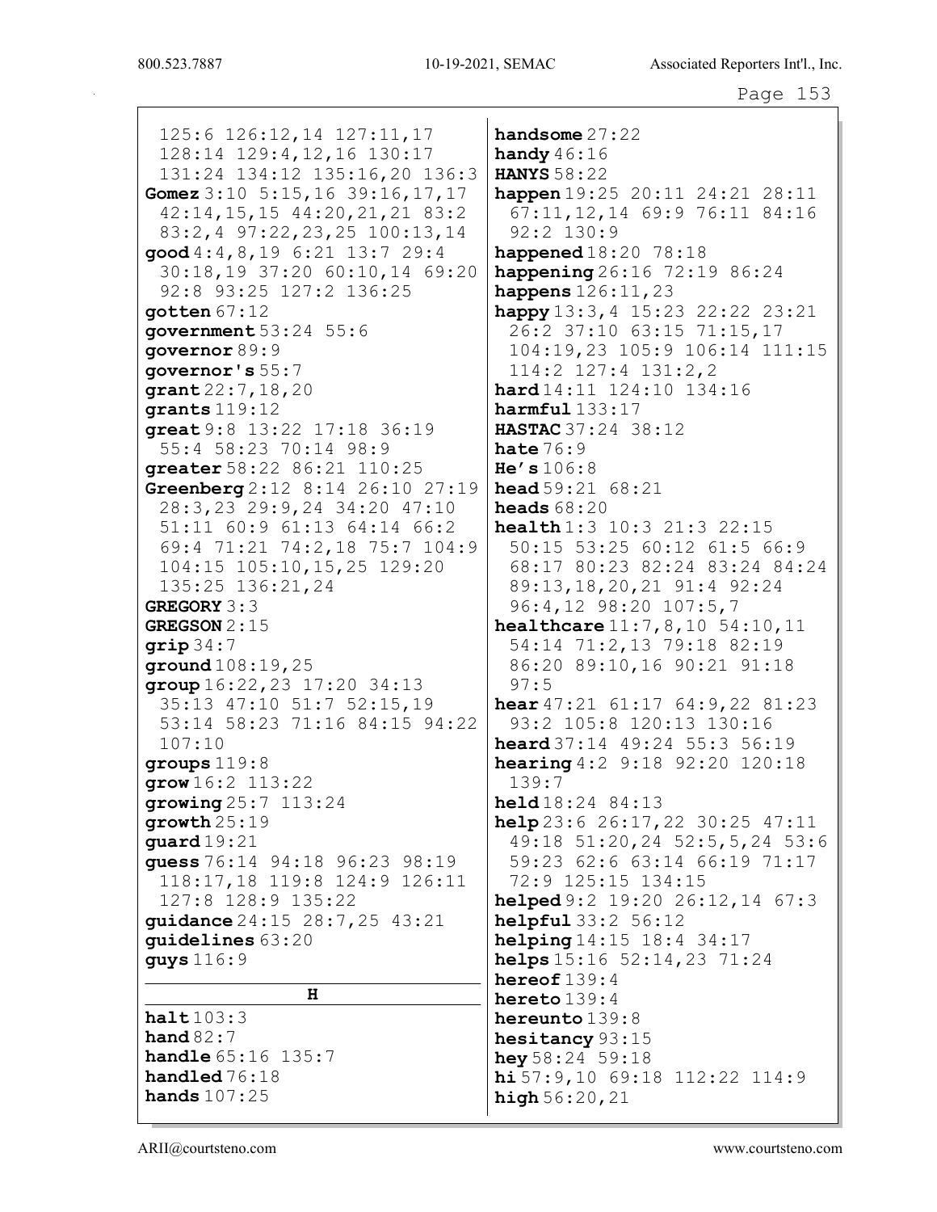125:6 126:12,14 127:11,17 128:14 129:4,12,16 130:17 131:24 134:12 135:16,20 136:3
**Gomez** 3:10 5:15,16 39:16,17,17 42:14,15,15 44:20,21,21 83:2 83:2,4 97:22,23,25 100:13,14
**good** 4:4,8,19 6:21 13:7 29:4 30:18,19 37:20 60:10,14 69:20 92:8 93:25 127:2 136:25
**gotten** 67:12
**government** 53:24 55:6
**governor** 89:9
**governor's** 55:7
**grant** 22:7,18,20
**grants** 119:12
**great** 9:8 13:22 17:18 36:19 55:4 58:23 70:14 98:9
**greater** 58:22 86:21 110:25
**Greenberg** 2:12 8:14 26:10 27:19 28:3,23 29:9,24 34:20 47:10 51:11 60:9 61:13 64:14 66:2 69:4 71:21 74:2,18 75:7 104:9 104:15 105:10,15,25 129:20 135:25 136:21,24
**GREGORY** 3:3
**GREGSON** 2:15
**grip** 34:7
**ground** 108:19,25
**group** 16:22,23 17:20 34:13 35:13 47:10 51:7 52:15,19 53:14 58:23 71:16 84:15 94:22 107:10
**groups** 119:8
**grow** 16:2 113:22
**growing** 25:7 113:24
**growth** 25:19
**guard** 19:21
**guess** 76:14 94:18 96:23 98:19 118:17,18 119:8 124:9 126:11 127:8 128:9 135:22
**guidance** 24:15 28:7,25 43:21
**guidelines** 63:20
**guys** 116:9

**H**

**halt** 103:3
**hand** 82:7
**handle** 65:16 135:7
**handled** 76:18
**hands** 107:25
**handsome** 27:22
**handy** 46:16
**HANYS** 58:22
**happen** 19:25 20:11 24:21 28:11 67:11,12,14 69:9 76:11 84:16 92:2 130:9
**happened** 18:20 78:18
**happening** 26:16 72:19 86:24
**happens** 126:11,23
**happy** 13:3,4 15:23 22:22 23:21 26:2 37:10 63:15 71:15,17 104:19,23 105:9 106:14 111:15 114:2 127:4 131:2,2
**hard** 14:11 124:10 134:16
**harmful** 133:17
**HASTAC** 37:24 38:12
**hate** 76:9
**He's** 106:8
**head** 59:21 68:21
**heads** 68:20
**health** 1:3 10:3 21:3 22:15 50:15 53:25 60:12 61:5 66:9 68:17 80:23 82:24 83:24 84:24 89:13,18,20,21 91:4 92:24 96:4,12 98:20 107:5,7
**healthcare** 11:7,8,10 54:10,11 54:14 71:2,13 79:18 82:19 86:20 89:10,16 90:21 91:18 97:5
**hear** 47:21 61:17 64:9,22 81:23 93:2 105:8 120:13 130:16
**heard** 37:14 49:24 55:3 56:19
**hearing** 4:2 9:18 92:20 120:18 139:7
**held** 18:24 84:13
**help** 23:6 26:17,22 30:25 47:11 49:18 51:20,24 52:5,5,24 53:6 59:23 62:6 63:14 66:19 71:17 72:9 125:15 134:15
**helped** 9:2 19:20 26:12,14 67:3
**helpful** 33:2 56:12
**helping** 14:15 18:4 34:17
**helps** 15:16 52:14,23 71:24
**hereof** 139:4
**hereto** 139:4
**hereunto** 139:8
**hesitancy** 93:15
**hey** 58:24 59:18
**hi** 57:9,10 69:18 112:22 114:9
**high** 56:20,21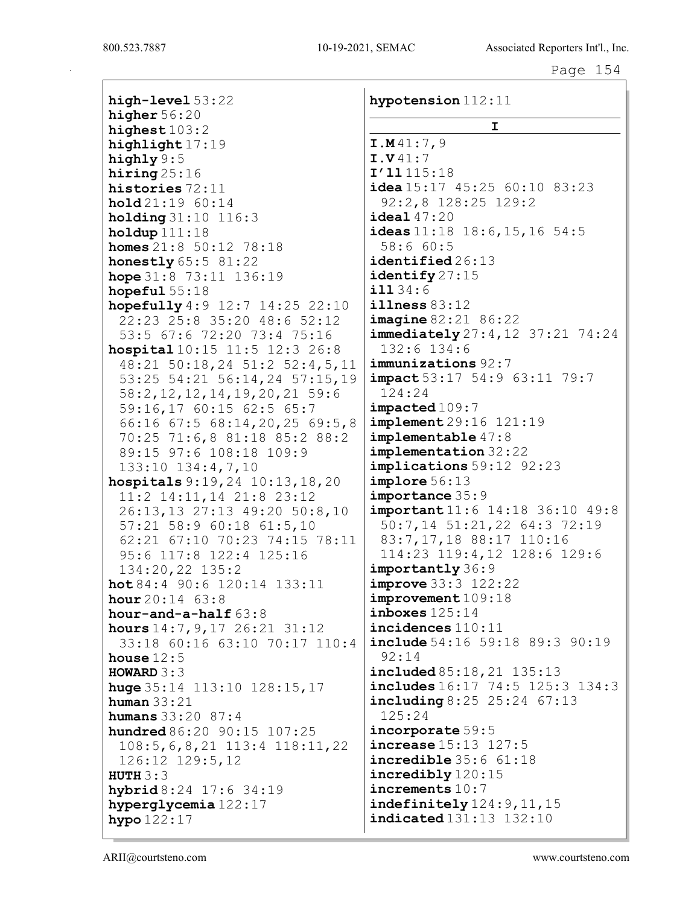**high-level** 53:22
**higher** 56:20
**highest** 103:2
**highlight** 17:19
**highly** 9:5
**hiring** 25:16
**histories** 72:11
**hold** 21:19 60:14
**holding** 31:10 116:3
**holdup** 111:18
**homes** 21:8 50:12 78:18
**honestly** 65:5 81:22
**hope** 31:8 73:11 136:19
**hopeful** 55:18
**hopefully** 4:9 12:7 14:25 22:10 22:23 25:8 35:20 48:6 52:12 53:5 67:6 72:20 73:4 75:16
**hospital** 10:15 11:5 12:3 26:8 48:21 50:18,24 51:2 52:4,5,11 53:25 54:21 56:14,24 57:15,19 58:2,12,12,14,19,20,21 59:6 59:16,17 60:15 62:5 65:7 66:16 67:5 68:14,20,25 69:5,8 70:25 71:6,8 81:18 85:2 88:2 89:15 97:6 108:18 109:9 133:10 134:4,7,10
**hospitals** 9:19,24 10:13,18,20 11:2 14:11,14 21:8 23:12 26:13,13 27:13 49:20 50:8,10 57:21 58:9 60:18 61:5,10 62:21 67:10 70:23 74:15 78:11 95:6 117:8 122:4 125:16 134:20,22 135:2
**hot** 84:4 90:6 120:14 133:11
**hour** 20:14 63:8
**hour-and-a-half** 63:8
**hours** 14:7,9,17 26:21 31:12 33:18 60:16 63:10 70:17 110:4
**house** 12:5
**HOWARD** 3:3
**huge** 35:14 113:10 128:15,17
**human** 33:21
**humans** 33:20 87:4
**hundred** 86:20 90:15 107:25 108:5,6,8,21 113:4 118:11,22 126:12 129:5,12
**HUTH** 3:3
**hybrid** 8:24 17:6 34:19
**hyperglycemia** 122:17
**hypo** 122:17
**hypotension** 112:11

## I

**I.M** 41:7,9
**I.V** 41:7
**I'll** 115:18
**idea** 15:17 45:25 60:10 83:23 92:2,8 128:25 129:2
**ideal** 47:20
**ideas** 11:18 18:6,15,16 54:5 58:6 60:5
**identified** 26:13
**identify** 27:15
**ill** 34:6
**illness** 83:12
**imagine** 82:21 86:22
**immediately** 27:4,12 37:21 74:24 132:6 134:6
**immunizations** 92:7
**impact** 53:17 54:9 63:11 79:7 124:24
**impacted** 109:7
**implement** 29:16 121:19
**implementable** 47:8
**implementation** 32:22
**implications** 59:12 92:23
**implore** 56:13
**importance** 35:9
**important** 11:6 14:18 36:10 49:8 50:7,14 51:21,22 64:3 72:19 83:7,17,18 88:17 110:16 114:23 119:4,12 128:6 129:6
**importantly** 36:9
**improve** 33:3 122:22
**improvement** 109:18
**inboxes** 125:14
**incidences** 110:11
**include** 54:16 59:18 89:3 90:19 92:14
**included** 85:18,21 135:13
**includes** 16:17 74:5 125:3 134:3
**including** 8:25 25:24 67:13 125:24
**incorporate** 59:5
**increase** 15:13 127:5
**incredible** 35:6 61:18
**incredibly** 120:15
**increments** 10:7
**indefinitely** 124:9,11,15
**indicated** 131:13 132:10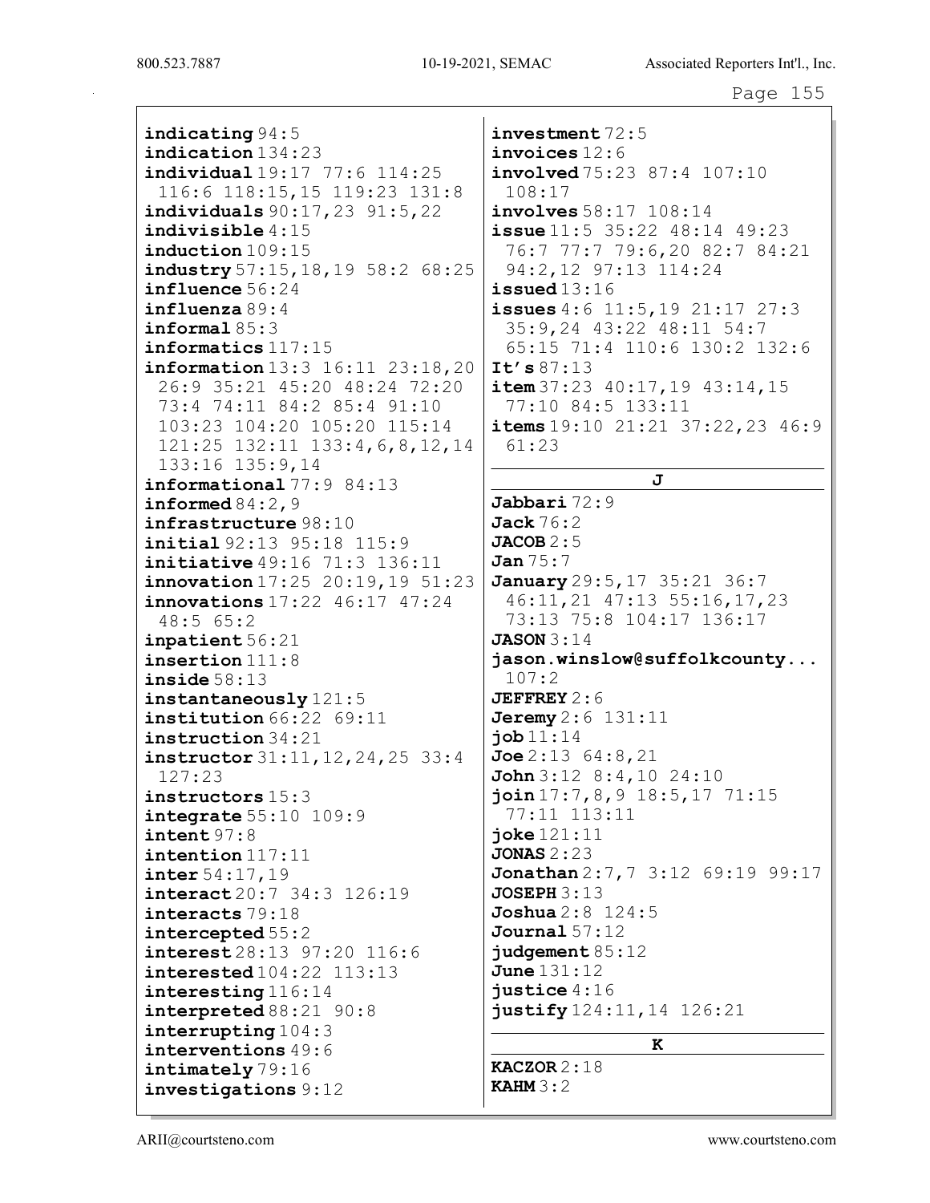**indicating** 94:5
**indication** 134:23
**individual** 19:17 77:6 114:25 116:6 118:15,15 119:23 131:8
**individuals** 90:17,23 91:5,22
**indivisible** 4:15
**induction** 109:15
**industry** 57:15,18,19 58:2 68:25
**influence** 56:24
**influenza** 89:4
**informal** 85:3
**informatics** 117:15
**information** 13:3 16:11 23:18,20 26:9 35:21 45:20 48:24 72:20 73:4 74:11 84:2 85:4 91:10 103:23 104:20 105:20 115:14 121:25 132:11 133:4,6,8,12,14 133:16 135:9,14
**informational** 77:9 84:13
**informed** 84:2,9
**infrastructure** 98:10
**initial** 92:13 95:18 115:9
**initiative** 49:16 71:3 136:11
**innovation** 17:25 20:19,19 51:23
**innovations** 17:22 46:17 47:24 48:5 65:2
**inpatient** 56:21
**insertion** 111:8
**inside** 58:13
**instantaneously** 121:5
**institution** 66:22 69:11
**instruction** 34:21
**instructor** 31:11,12,24,25 33:4 127:23
**instructors** 15:3
**integrate** 55:10 109:9
**intent** 97:8
**intention** 117:11
**inter** 54:17,19
**interact** 20:7 34:3 126:19
**interacts** 79:18
**intercepted** 55:2
**interest** 28:13 97:20 116:6
**interested** 104:22 113:13
**interesting** 116:14
**interpreted** 88:21 90:8
**interrupting** 104:3
**interventions** 49:6
**intimately** 79:16
**investigations** 9:12
**investment** 72:5
**invoices** 12:6
**involved** 75:23 87:4 107:10 108:17
**involves** 58:17 108:14
**issue** 11:5 35:22 48:14 49:23 76:7 77:7 79:6,20 82:7 84:21 94:2,12 97:13 114:24
**issued** 13:16
**issues** 4:6 11:5,19 21:17 27:3 35:9,24 43:22 48:11 54:7 65:15 71:4 110:6 130:2 132:6
**It's** 87:13
**item** 37:23 40:17,19 43:14,15 77:10 84:5 133:11
**items** 19:10 21:21 37:22,23 46:9 61:23

**J**

**Jabbari** 72:9
**Jack** 76:2
**JACOB** 2:5
**Jan** 75:7
**January** 29:5,17 35:21 36:7 46:11,21 47:13 55:16,17,23 73:13 75:8 104:17 136:17
**JASON** 3:14
**jason.winslow@suffolkcounty...** 107:2
**JEFFREY** 2:6
**Jeremy** 2:6 131:11
**job** 11:14
**Joe** 2:13 64:8,21
**John** 3:12 8:4,10 24:10
**join** 17:7,8,9 18:5,17 71:15 77:11 113:11
**joke** 121:11
**JONAS** 2:23
**Jonathan** 2:7,7 3:12 69:19 99:17
**JOSEPH** 3:13
**Joshua** 2:8 124:5
**Journal** 57:12
**judgement** 85:12
**June** 131:12
**justice** 4:16
**justify** 124:11,14 126:21

**K**

**KACZOR** 2:18
**KAHM** 3:2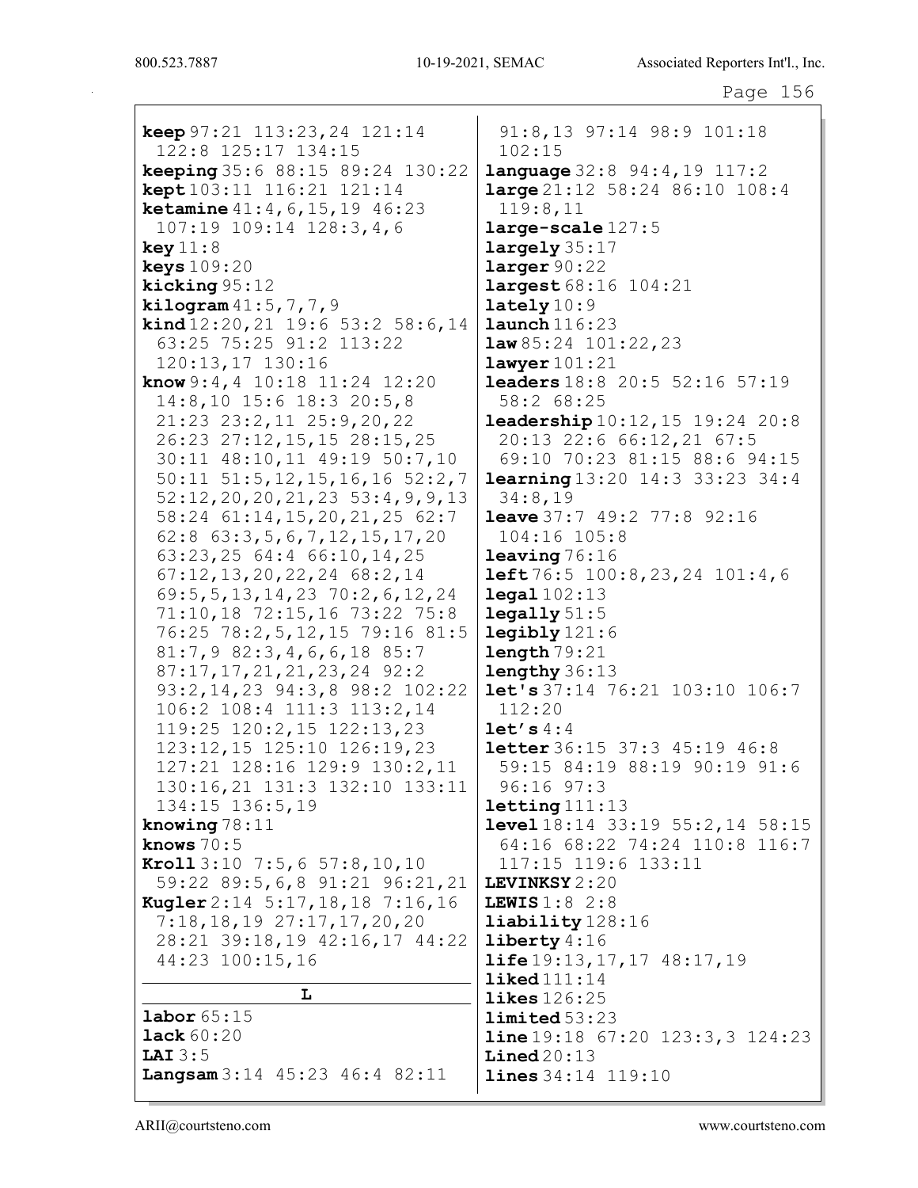**keep** 97:21 113:23,24 121:14 122:8 125:17 134:15
**keeping** 35:6 88:15 89:24 130:22
**kept** 103:11 116:21 121:14
**ketamine** 41:4,6,15,19 46:23 107:19 109:14 128:3,4,6
**key** 11:8
**keys** 109:20
**kicking** 95:12
**kilogram** 41:5,7,7,9
**kind** 12:20,21 19:6 53:2 58:6,14 63:25 75:25 91:2 113:22 120:13,17 130:16
**know** 9:4,4 10:18 11:24 12:20 14:8,10 15:6 18:3 20:5,8 21:23 23:2,11 25:9,20,22 26:23 27:12,15,15 28:15,25 30:11 48:10,11 49:19 50:7,10 50:11 51:5,12,15,16,16 52:2,7 52:12,20,20,21,23 53:4,9,9,13 58:24 61:14,15,20,21,25 62:7 62:8 63:3,5,6,7,12,15,17,20 63:23,25 64:4 66:10,14,25 67:12,13,20,22,24 68:2,14 69:5,5,13,14,23 70:2,6,12,24 71:10,18 72:15,16 73:22 75:8 76:25 78:2,5,12,15 79:16 81:5 81:7,9 82:3,4,6,6,18 85:7 87:17,17,21,21,23,24 92:2 93:2,14,23 94:3,8 98:2 102:22 106:2 108:4 111:3 113:2,14 119:25 120:2,15 122:13,23 123:12,15 125:10 126:19,23 127:21 128:16 129:9 130:2,11 130:16,21 131:3 132:10 133:11 134:15 136:5,19
**knowing** 78:11
**knows** 70:5
**Kroll** 3:10 7:5,6 57:8,10,10 59:22 89:5,6,8 91:21 96:21,21
**Kugler** 2:14 5:17,18,18 7:16,16 7:18,18,19 27:17,17,20,20 28:21 39:18,19 42:16,17 44:22 44:23 100:15,16

## L

**labor** 65:15
**lack** 60:20
**LAI** 3:5
**Langsam** 3:14 45:23 46:4 82:11 91:8,13 97:14 98:9 101:18 102:15
**language** 32:8 94:4,19 117:2
**large** 21:12 58:24 86:10 108:4 119:8,11
**large-scale** 127:5
**largely** 35:17
**larger** 90:22
**largest** 68:16 104:21
**lately** 10:9
**launch** 116:23
**law** 85:24 101:22,23
**lawyer** 101:21
**leaders** 18:8 20:5 52:16 57:19 58:2 68:25
**leadership** 10:12,15 19:24 20:8 20:13 22:6 66:12,21 67:5 69:10 70:23 81:15 88:6 94:15
**learning** 13:20 14:3 33:23 34:4 34:8,19
**leave** 37:7 49:2 77:8 92:16 104:16 105:8
**leaving** 76:16
**left** 76:5 100:8,23,24 101:4,6
**legal** 102:13
**legally** 51:5
**legibly** 121:6
**length** 79:21
**lengthy** 36:13
**let's** 37:14 76:21 103:10 106:7 112:20
**let's** 4:4
**letter** 36:15 37:3 45:19 46:8 59:15 84:19 88:19 90:19 91:6 96:16 97:3
**letting** 111:13
**level** 18:14 33:19 55:2,14 58:15 64:16 68:22 74:24 110:8 116:7 117:15 119:6 133:11
**LEVINKSY** 2:20
**LEWIS** 1:8 2:8
**liability** 128:16
**liberty** 4:16
**life** 19:13,17,17 48:17,19
**liked** 111:14
**likes** 126:25
**limited** 53:23
**line** 19:18 67:20 123:3,3 124:23
**Lined** 20:13
**lines** 34:14 119:10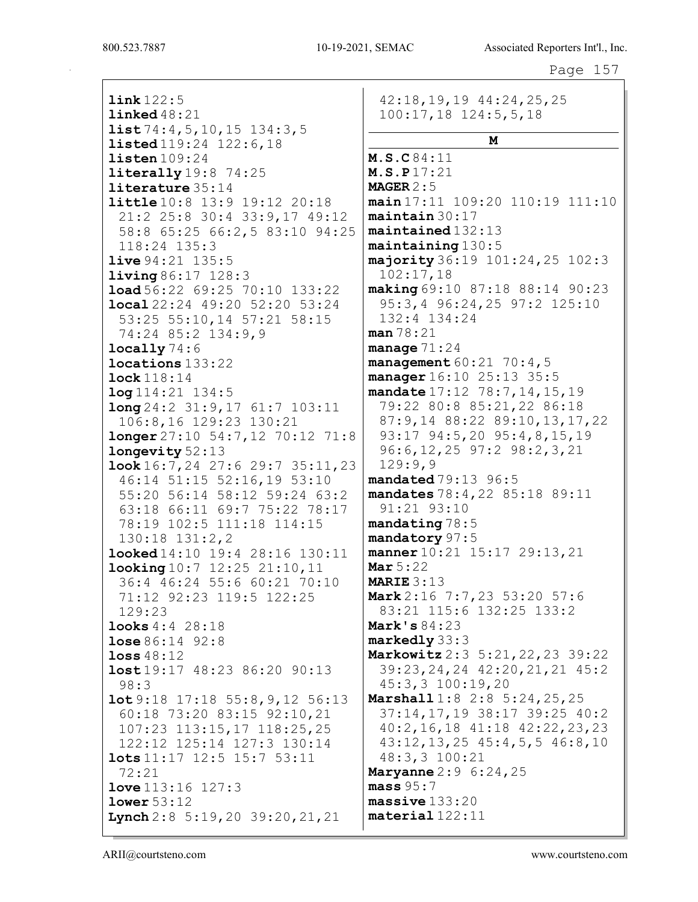**link** 122:5
**linked** 48:21
**list** 74:4,5,10,15 134:3,5
**listed** 119:24 122:6,18
**listen** 109:24
**literally** 19:8 74:25
**literature** 35:14
**little** 10:8 13:9 19:12 20:18 21:2 25:8 30:4 33:9,17 49:12 58:8 65:25 66:2,5 83:10 94:25 118:24 135:3
**live** 94:21 135:5
**living** 86:17 128:3
**load** 56:22 69:25 70:10 133:22
**local** 22:24 49:20 52:20 53:24 53:25 55:10,14 57:21 58:15 74:24 85:2 134:9,9
**locally** 74:6
**locations** 133:22
**lock** 118:14
**log** 114:21 134:5
**long** 24:2 31:9,17 61:7 103:11 106:8,16 129:23 130:21
**longer** 27:10 54:7,12 70:12 71:8
**longevity** 52:13
**look** 16:7,24 27:6 29:7 35:11,23 46:14 51:15 52:16,19 53:10 55:20 56:14 58:12 59:24 63:2 63:18 66:11 69:7 75:22 78:17 78:19 102:5 111:18 114:15 130:18 131:2,2
**looked** 14:10 19:4 28:16 130:11
**looking** 10:7 12:25 21:10,11 36:4 46:24 55:6 60:21 70:10 71:12 92:23 119:5 122:25 129:23
**looks** 4:4 28:18
**lose** 86:14 92:8
**loss** 48:12
**lost** 19:17 48:23 86:20 90:13 98:3
**lot** 9:18 17:18 55:8,9,12 56:13 60:18 73:20 83:15 92:10,21 107:23 113:15,17 118:25,25 122:12 125:14 127:3 130:14
**lots** 11:17 12:5 15:7 53:11 72:21
**love** 113:16 127:3
**lower** 53:12
**Lynch** 2:8 5:19,20 39:20,21,21 42:18,19,19 44:24,25,25 100:17,18 124:5,5,18

## M

**M.S.C** 84:11
**M.S.P** 17:21
**MAGER** 2:5
**main** 17:11 109:20 110:19 111:10
**maintain** 30:17
**maintained** 132:13
**maintaining** 130:5
**majority** 36:19 101:24,25 102:3 102:17,18
**making** 69:10 87:18 88:14 90:23 95:3,4 96:24,25 97:2 125:10 132:4 134:24
**man** 78:21
**manage** 71:24
**management** 60:21 70:4,5
**manager** 16:10 25:13 35:5
**mandate** 17:12 78:7,14,15,19 79:22 80:8 85:21,22 86:18 87:9,14 88:22 89:10,13,17,22 93:17 94:5,20 95:4,8,15,19 96:6,12,25 97:2 98:2,3,21 129:9,9
**mandated** 79:13 96:5
**mandates** 78:4,22 85:18 89:11 91:21 93:10
**mandating** 78:5
**mandatory** 97:5
**manner** 10:21 15:17 29:13,21
**Mar** 5:22
**MARIE** 3:13
**Mark** 2:16 7:7,23 53:20 57:6 83:21 115:6 132:25 133:2
**Mark's** 84:23
**markedly** 33:3
**Markowitz** 2:3 5:21,22,23 39:22 39:23,24,24 42:20,21,21 45:2 45:3,3 100:19,20
**Marshall** 1:8 2:8 5:24,25,25 37:14,17,19 38:17 39:25 40:2 40:2,16,18 41:18 42:22,23,23 43:12,13,25 45:4,5,5 46:8,10 48:3,3 100:21
**Maryanne** 2:9 6:24,25
**mass** 95:7
**massive** 133:20
**material** 122:11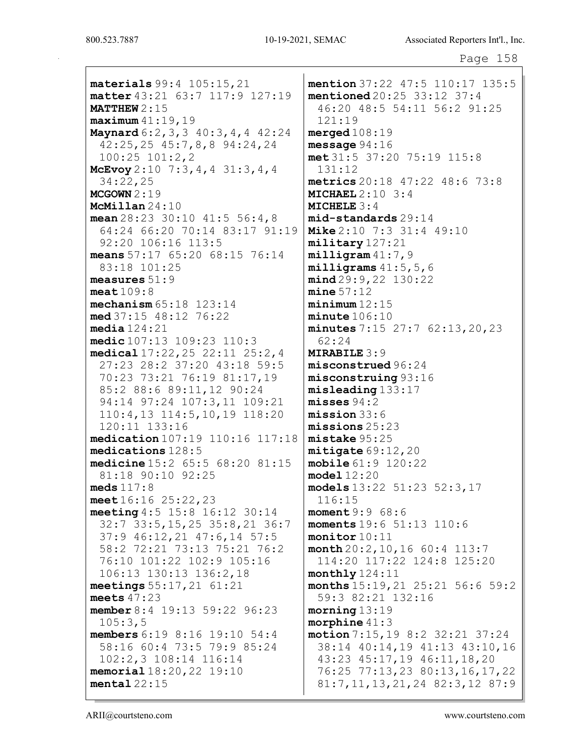**materials** 99:4 105:15,21
**matter** 43:21 63:7 117:9 127:19
**MATTHEW** 2:15
**maximum** 41:19,19
**Maynard** 6:2,3,3 40:3,4,4 42:24 42:25,25 45:7,8,8 94:24,24 100:25 101:2,2
**McEvoy** 2:10 7:3,4,4 31:3,4,4 34:22,25
**MCGOWN** 2:19
**McMillan** 24:10
**mean** 28:23 30:10 41:5 56:4,8 64:24 66:20 70:14 83:17 91:19 92:20 106:16 113:5
**means** 57:17 65:20 68:15 76:14 83:18 101:25
**measures** 51:9
**meat** 109:8
**mechanism** 65:18 123:14
**med** 37:15 48:12 76:22
**media** 124:21
**medic** 107:13 109:23 110:3
**medical** 17:22,25 22:11 25:2,4 27:23 28:2 37:20 43:18 59:5 70:23 73:21 76:19 81:17,19 85:2 88:6 89:11,12 90:24 94:14 97:24 107:3,11 109:21 110:4,13 114:5,10,19 118:20 120:11 133:16
**medication** 107:19 110:16 117:18
**medications** 128:5
**medicine** 15:2 65:5 68:20 81:15 81:18 90:10 92:25
**meds** 117:8
**meet** 16:16 25:22,23
**meeting** 4:5 15:8 16:12 30:14 32:7 33:5,15,25 35:8,21 36:7 37:9 46:12,21 47:6,14 57:5 58:2 72:21 73:13 75:21 76:2 76:10 101:22 102:9 105:16 106:13 130:13 136:2,18
**meetings** 55:17,21 61:21
**meets** 47:23
**member** 8:4 19:13 59:22 96:23 105:3,5
**members** 6:19 8:16 19:10 54:4 58:16 60:4 73:5 79:9 85:24 102:2,3 108:14 116:14
**memorial** 18:20,22 19:10
**mental** 22:15
**mention** 37:22 47:5 110:17 135:5
**mentioned** 20:25 33:12 37:4 46:20 48:5 54:11 56:2 91:25 121:19
**merged** 108:19
**message** 94:16
**met** 31:5 37:20 75:19 115:8 131:12
**metrics** 20:18 47:22 48:6 73:8
**MICHAEL** 2:10 3:4
**MICHELE** 3:4
**mid-standards** 29:14
**Mike** 2:10 7:3 31:4 49:10
**military** 127:21
**milligram** 41:7,9
**milligrams** 41:5,5,6
**mind** 29:9,22 130:22
**mine** 57:12
**minimum** 12:15
**minute** 106:10
**minutes** 7:15 27:7 62:13,20,23 62:24
**MIRABILE** 3:9
**misconstrued** 96:24
**misconstruing** 93:16
**misleading** 133:17
**misses** 94:2
**mission** 33:6
**missions** 25:23
**mistake** 95:25
**mitigate** 69:12,20
**mobile** 61:9 120:22
**model** 12:20
**models** 13:22 51:23 52:3,17 116:15
**moment** 9:9 68:6
**moments** 19:6 51:13 110:6
**monitor** 10:11
**month** 20:2,10,16 60:4 113:7 114:20 117:22 124:8 125:20
**monthly** 124:11
**months** 15:19,21 25:21 56:6 59:2 59:3 82:21 132:16
**morning** 13:19
**morphine** 41:3
**motion** 7:15,19 8:2 32:21 37:24 38:14 40:14,19 41:13 43:10,16 43:23 45:17,19 46:11,18,20 76:25 77:13,23 80:13,16,17,22 81:7,11,13,21,24 82:3,12 87:9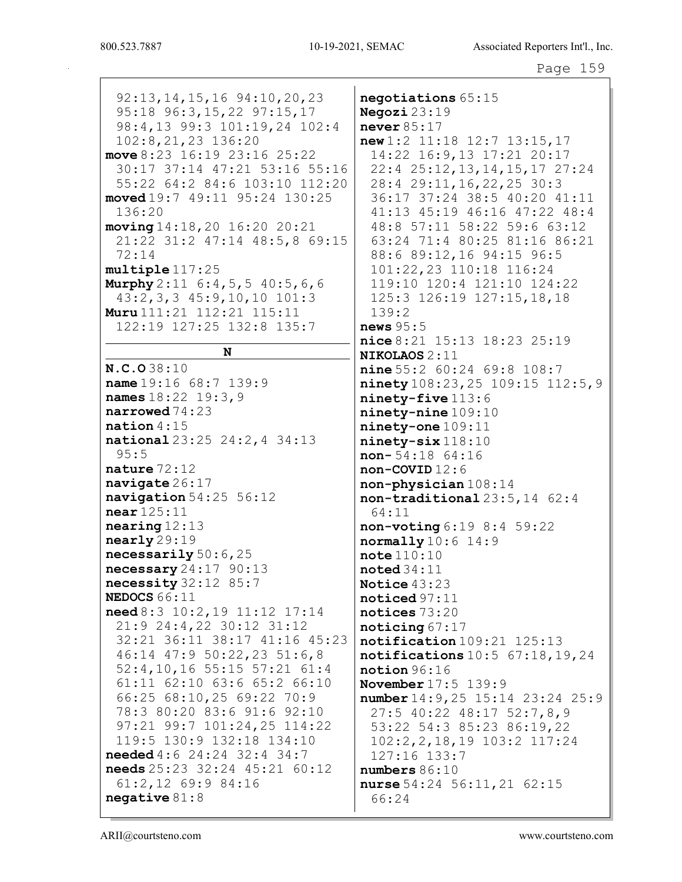92:13,14,15,16 94:10,20,23 95:18 96:3,15,22 97:15,17 98:4,13 99:3 101:19,24 102:4 102:8,21,23 136:20

**move** 8:23 16:19 23:16 25:22 30:17 37:14 47:21 53:16 55:16 55:22 64:2 84:6 103:10 112:20

**moved** 19:7 49:11 95:24 130:25 136:20

**moving** 14:18,20 16:20 20:21 21:22 31:2 47:14 48:5,8 69:15 72:14

**multiple** 117:25

**Murphy** 2:11 6:4,5,5 40:5,6,6 43:2,3,3 45:9,10,10 101:3

**Muru** 111:21 112:21 115:11 122:19 127:25 132:8 135:7

## N

**N.C.O** 38:10

**name** 19:16 68:7 139:9

**names** 18:22 19:3,9

**narrowed** 74:23

**nation** 4:15

**national** 23:25 24:2,4 34:13 95:5

**nature** 72:12

**navigate** 26:17

**navigation** 54:25 56:12

**near** 125:11

**nearing** 12:13

**nearly** 29:19

**necessarily** 50:6,25

**necessary** 24:17 90:13

**necessity** 32:12 85:7

**NEDOCS** 66:11

**need** 8:3 10:2,19 11:12 17:14 21:9 24:4,22 30:12 31:12 32:21 36:11 38:17 41:16 45:23 46:14 47:9 50:22,23 51:6,8 52:4,10,16 55:15 57:21 61:4 61:11 62:10 63:6 65:2 66:10 66:25 68:10,25 69:22 70:9 78:3 80:20 83:6 91:6 92:10 97:21 99:7 101:24,25 114:22 119:5 130:9 132:18 134:10

**needed** 4:6 24:24 32:4 34:7

**needs** 25:23 32:24 45:21 60:12 61:2,12 69:9 84:16

**negative** 81:8

**negotiations** 65:15

**Negozi** 23:19

**never** 85:17

**new** 1:2 11:18 12:7 13:15,17 14:22 16:9,13 17:21 20:17 22:4 25:12,13,14,15,17 27:24 28:4 29:11,16,22,25 30:3 36:17 37:24 38:5 40:20 41:11 41:13 45:19 46:16 47:22 48:4 48:8 57:11 58:22 59:6 63:12 63:24 71:4 80:25 81:16 86:21 88:6 89:12,16 94:15 96:5 101:22,23 110:18 116:24 119:10 120:4 121:10 124:22 125:3 126:19 127:15,18,18 139:2

**news** 95:5

**nice** 8:21 15:13 18:23 25:19

**NIKOLAOS** 2:11

**nine** 55:2 60:24 69:8 108:7

**ninety** 108:23,25 109:15 112:5,9

**ninety-five** 113:6

**ninety-nine** 109:10

**ninety-one** 109:11

**ninety-six** 118:10

**non-** 54:18 64:16

**non-COVID** 12:6

**non-physician** 108:14

**non-traditional** 23:5,14 62:4 64:11

**non-voting** 6:19 8:4 59:22

**normally** 10:6 14:9

**note** 110:10

**noted** 34:11

**Notice** 43:23

**noticed** 97:11

**notices** 73:20

**noticing** 67:17

**notification** 109:21 125:13

**notifications** 10:5 67:18,19,24

**notion** 96:16

**November** 17:5 139:9

**number** 14:9,25 15:14 23:24 25:9 27:5 40:22 48:17 52:7,8,9 53:22 54:3 85:23 86:19,22 102:2,2,18,19 103:2 117:24 127:16 133:7

**numbers** 86:10

**nurse** 54:24 56:11,21 62:15 66:24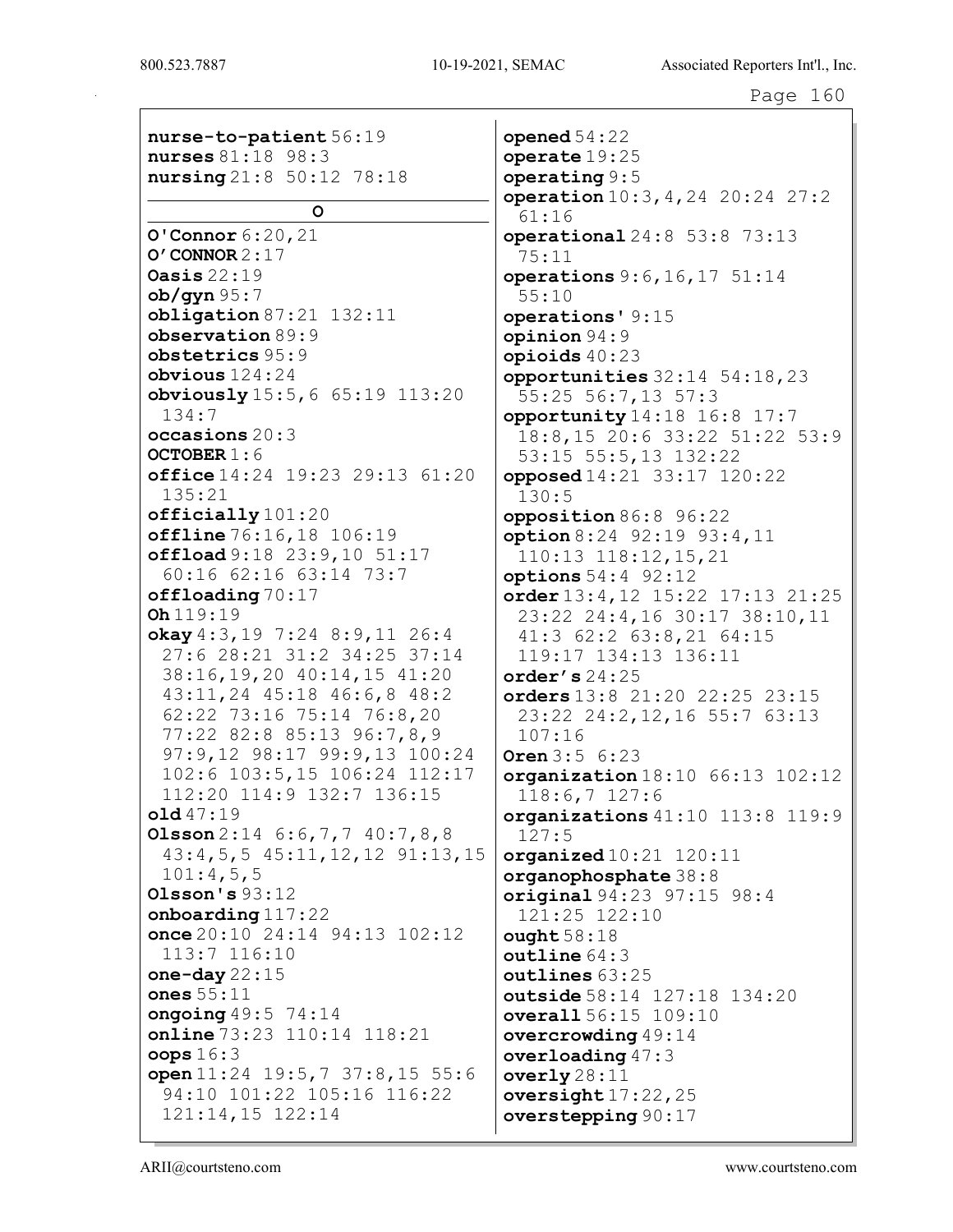**nurse-to-patient** 56:19
**nurses** 81:18 98:3
**nursing** 21:8 50:12 78:18

## O

**O'Connor** 6:20,21
**O'CONNOR** 2:17
**Oasis** 22:19
**ob/gyn** 95:7
**obligation** 87:21 132:11
**observation** 89:9
**obstetrics** 95:9
**obvious** 124:24
**obviously** 15:5,6 65:19 113:20 134:7
**occasions** 20:3
**OCTOBER** 1:6
**office** 14:24 19:23 29:13 61:20 135:21
**officially** 101:20
**offline** 76:16,18 106:19
**offload** 9:18 23:9,10 51:17 60:16 62:16 63:14 73:7
**offloading** 70:17
**Oh** 119:19
**okay** 4:3,19 7:24 8:9,11 26:4 27:6 28:21 31:2 34:25 37:14 38:16,19,20 40:14,15 41:20 43:11,24 45:18 46:6,8 48:2 62:22 73:16 75:14 76:8,20 77:22 82:8 85:13 96:7,8,9 97:9,12 98:17 99:9,13 100:24 102:6 103:5,15 106:24 112:17 112:20 114:9 132:7 136:15
**old** 47:19
**Olsson** 2:14 6:6,7,7 40:7,8,8 43:4,5,5 45:11,12,12 91:13,15 101:4,5,5
**Olsson's** 93:12
**onboarding** 117:22
**once** 20:10 24:14 94:13 102:12 113:7 116:10
**one-day** 22:15
**ones** 55:11
**ongoing** 49:5 74:14
**online** 73:23 110:14 118:21
**oops** 16:3
**open** 11:24 19:5,7 37:8,15 55:6 94:10 101:22 105:16 116:22 121:14,15 122:14
**opened** 54:22
**operate** 19:25
**operating** 9:5
**operation** 10:3,4,24 20:24 27:2 61:16
**operational** 24:8 53:8 73:13 75:11
**operations** 9:6,16,17 51:14 55:10
**operations'** 9:15
**opinion** 94:9
**opioids** 40:23
**opportunities** 32:14 54:18,23 55:25 56:7,13 57:3
**opportunity** 14:18 16:8 17:7 18:8,15 20:6 33:22 51:22 53:9 53:15 55:5,13 132:22
**opposed** 14:21 33:17 120:22 130:5
**opposition** 86:8 96:22
**option** 8:24 92:19 93:4,11 110:13 118:12,15,21
**options** 54:4 92:12
**order** 13:4,12 15:22 17:13 21:25 23:22 24:4,16 30:17 38:10,11 41:3 62:2 63:8,21 64:15 119:17 134:13 136:11
**order's** 24:25
**orders** 13:8 21:20 22:25 23:15 23:22 24:2,12,16 55:7 63:13 107:16
**Oren** 3:5 6:23
**organization** 18:10 66:13 102:12 118:6,7 127:6
**organizations** 41:10 113:8 119:9 127:5
**organized** 10:21 120:11
**organophosphate** 38:8
**original** 94:23 97:15 98:4 121:25 122:10
**ought** 58:18
**outline** 64:3
**outlines** 63:25
**outside** 58:14 127:18 134:20
**overall** 56:15 109:10
**overcrowding** 49:14
**overloading** 47:3
**overly** 28:11
**oversight** 17:22,25
**overstepping** 90:17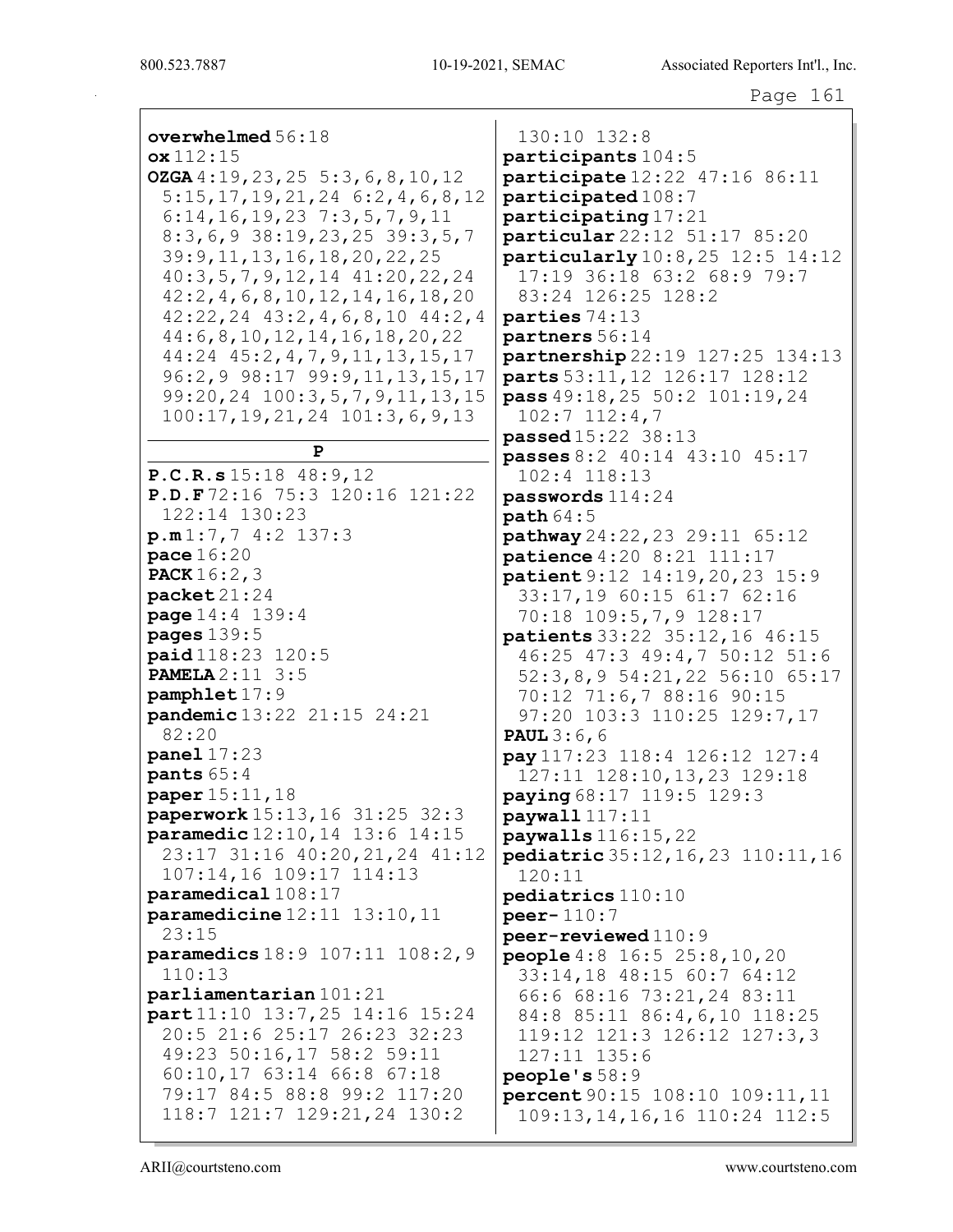**overwhelmed** 56:18
**ox** 112:15
**OZGA** 4:19,23,25 5:3,6,8,10,12 5:15,17,19,21,24 6:2,4,6,8,12 6:14,16,19,23 7:3,5,7,9,11 8:3,6,9 38:19,23,25 39:3,5,7 39:9,11,13,16,18,20,22,25 40:3,5,7,9,12,14 41:20,22,24 42:2,4,6,8,10,12,14,16,18,20 42:22,24 43:2,4,6,8,10 44:2,4 44:6,8,10,12,14,16,18,20,22 44:24 45:2,4,7,9,11,13,15,17 96:2,9 98:17 99:9,11,13,15,17 99:20,24 100:3,5,7,9,11,13,15 100:17,19,21,24 101:3,6,9,13

## P

**P.C.R.s** 15:18 48:9,12
**P.D.F** 72:16 75:3 120:16 121:22 122:14 130:23
**p.m** 1:7,7 4:2 137:3
**pace** 16:20
**PACK** 16:2,3
**packet** 21:24
**page** 14:4 139:4
**pages** 139:5
**paid** 118:23 120:5
**PAMELA** 2:11 3:5
**pamphlet** 17:9
**pandemic** 13:22 21:15 24:21 82:20
**panel** 17:23
**pants** 65:4
**paper** 15:11,18
**paperwork** 15:13,16 31:25 32:3
**paramedic** 12:10,14 13:6 14:15 23:17 31:16 40:20,21,24 41:12 107:14,16 109:17 114:13
**paramedical** 108:17
**paramedicine** 12:11 13:10,11 23:15
**paramedics** 18:9 107:11 108:2,9 110:13
**parliamentarian** 101:21
**part** 11:10 13:7,25 14:16 15:24 20:5 21:6 25:17 26:23 32:23 49:23 50:16,17 58:2 59:11 60:10,17 63:14 66:8 67:18 79:17 84:5 88:8 99:2 117:20 118:7 121:7 129:21,24 130:2 130:10 132:8
**participants** 104:5
**participate** 12:22 47:16 86:11
**participated** 108:7
**participating** 17:21
**particular** 22:12 51:17 85:20
**particularly** 10:8,25 12:5 14:12 17:19 36:18 63:2 68:9 79:7 83:24 126:25 128:2
**parties** 74:13
**partners** 56:14
**partnership** 22:19 127:25 134:13
**parts** 53:11,12 126:17 128:12
**pass** 49:18,25 50:2 101:19,24 102:7 112:4,7
**passed** 15:22 38:13
**passes** 8:2 40:14 43:10 45:17 102:4 118:13
**passwords** 114:24
**path** 64:5
**pathway** 24:22,23 29:11 65:12
**patience** 4:20 8:21 111:17
**patient** 9:12 14:19,20,23 15:9 33:17,19 60:15 61:7 62:16 70:18 109:5,7,9 128:17
**patients** 33:22 35:12,16 46:15 46:25 47:3 49:4,7 50:12 51:6 52:3,8,9 54:21,22 56:10 65:17 70:12 71:6,7 88:16 90:15 97:20 103:3 110:25 129:7,17
**PAUL** 3:6,6
**pay** 117:23 118:4 126:12 127:4 127:11 128:10,13,23 129:18
**paying** 68:17 119:5 129:3
**paywall** 117:11
**paywalls** 116:15,22
**pediatric** 35:12,16,23 110:11,16 120:11
**pediatrics** 110:10
**peer-** 110:7
**peer-reviewed** 110:9
**people** 4:8 16:5 25:8,10,20 33:14,18 48:15 60:7 64:12 66:6 68:16 73:21,24 83:11 84:8 85:11 86:4,6,10 118:25 119:12 121:3 126:12 127:3,3 127:11 135:6
**people's** 58:9
**percent** 90:15 108:10 109:11,11 109:13,14,16,16 110:24 112:5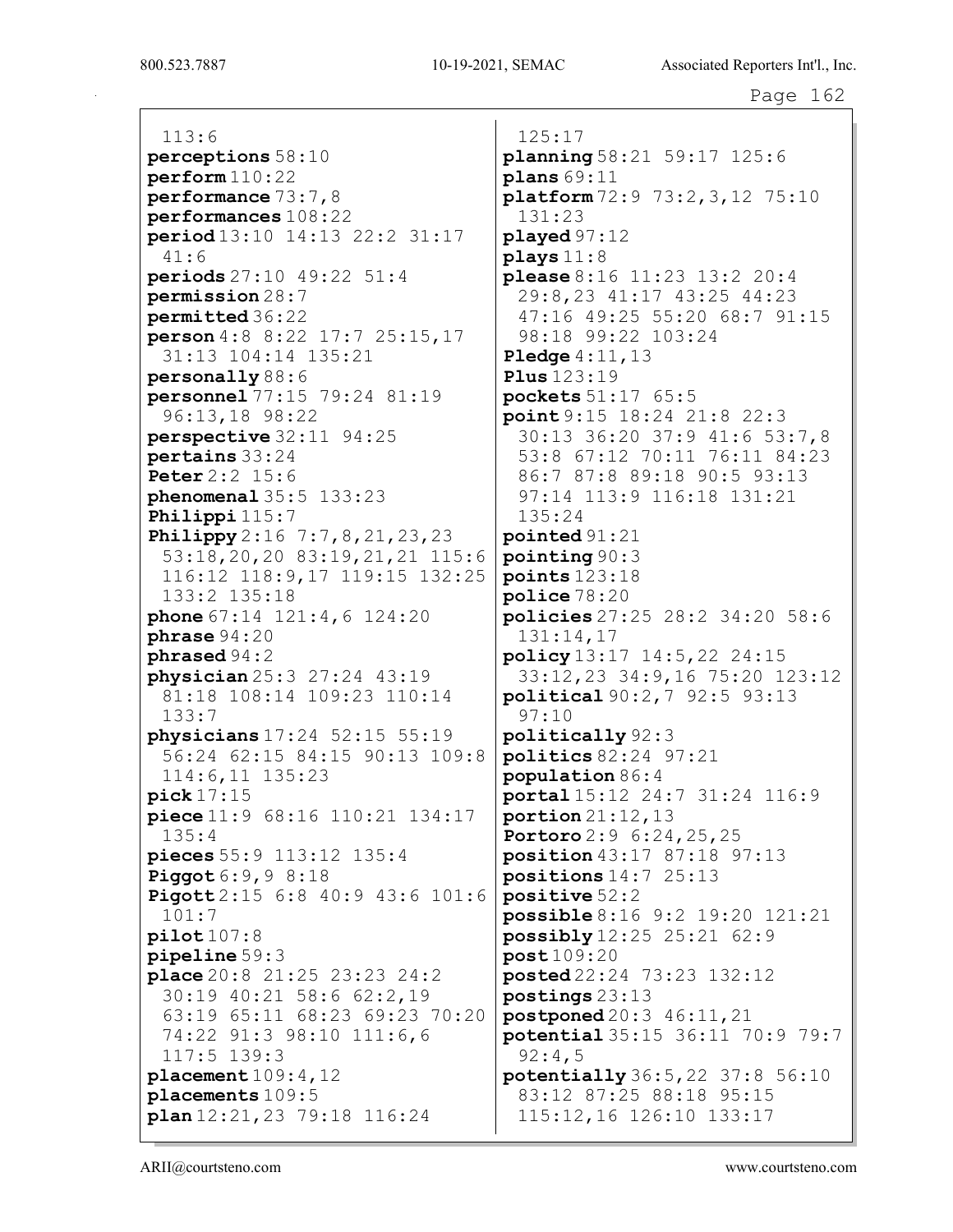113:6
**perceptions** 58:10
**perform** 110:22
**performance** 73:7,8
**performances** 108:22
**period** 13:10 14:13 22:2 31:17 41:6
**periods** 27:10 49:22 51:4
**permission** 28:7
**permitted** 36:22
**person** 4:8 8:22 17:7 25:15,17 31:13 104:14 135:21
**personally** 88:6
**personnel** 77:15 79:24 81:19 96:13,18 98:22
**perspective** 32:11 94:25
**pertains** 33:24
**Peter** 2:2 15:6
**phenomenal** 35:5 133:23
**Philippi** 115:7
**Philippy** 2:16 7:7,8,21,23,23 53:18,20,20 83:19,21,21 115:6 116:12 118:9,17 119:15 132:25 133:2 135:18
**phone** 67:14 121:4,6 124:20
**phrase** 94:20
**phrased** 94:2
**physician** 25:3 27:24 43:19 81:18 108:14 109:23 110:14 133:7
**physicians** 17:24 52:15 55:19 56:24 62:15 84:15 90:13 109:8 114:6,11 135:23
**pick** 17:15
**piece** 11:9 68:16 110:21 134:17 135:4
**pieces** 55:9 113:12 135:4
**Piggot** 6:9,9 8:18
**Pigott** 2:15 6:8 40:9 43:6 101:6 101:7
**pilot** 107:8
**pipeline** 59:3
**place** 20:8 21:25 23:23 24:2 30:19 40:21 58:6 62:2,19 63:19 65:11 68:23 69:23 70:20 74:22 91:3 98:10 111:6,6 117:5 139:3
**placement** 109:4,12
**placements** 109:5
**plan** 12:21,23 79:18 116:24 125:17
**planning** 58:21 59:17 125:6
**plans** 69:11
**platform** 72:9 73:2,3,12 75:10 131:23
**played** 97:12
**plays** 11:8
**please** 8:16 11:23 13:2 20:4 29:8,23 41:17 43:25 44:23 47:16 49:25 55:20 68:7 91:15 98:18 99:22 103:24
**Pledge** 4:11,13
**Plus** 123:19
**pockets** 51:17 65:5
**point** 9:15 18:24 21:8 22:3 30:13 36:20 37:9 41:6 53:7,8 53:8 67:12 70:11 76:11 84:23 86:7 87:8 89:18 90:5 93:13 97:14 113:9 116:18 131:21 135:24
**pointed** 91:21
**pointing** 90:3
**points** 123:18
**police** 78:20
**policies** 27:25 28:2 34:20 58:6 131:14,17
**policy** 13:17 14:5,22 24:15 33:12,23 34:9,16 75:20 123:12
**political** 90:2,7 92:5 93:13 97:10
**politically** 92:3
**politics** 82:24 97:21
**population** 86:4
**portal** 15:12 24:7 31:24 116:9
**portion** 21:12,13
**Portoro** 2:9 6:24,25,25
**position** 43:17 87:18 97:13
**positions** 14:7 25:13
**positive** 52:2
**possible** 8:16 9:2 19:20 121:21
**possibly** 12:25 25:21 62:9
**post** 109:20
**posted** 22:24 73:23 132:12
**postings** 23:13
**postponed** 20:3 46:11,21
**potential** 35:15 36:11 70:9 79:7 92:4,5
**potentially** 36:5,22 37:8 56:10 83:12 87:25 88:18 95:15 115:12,16 126:10 133:17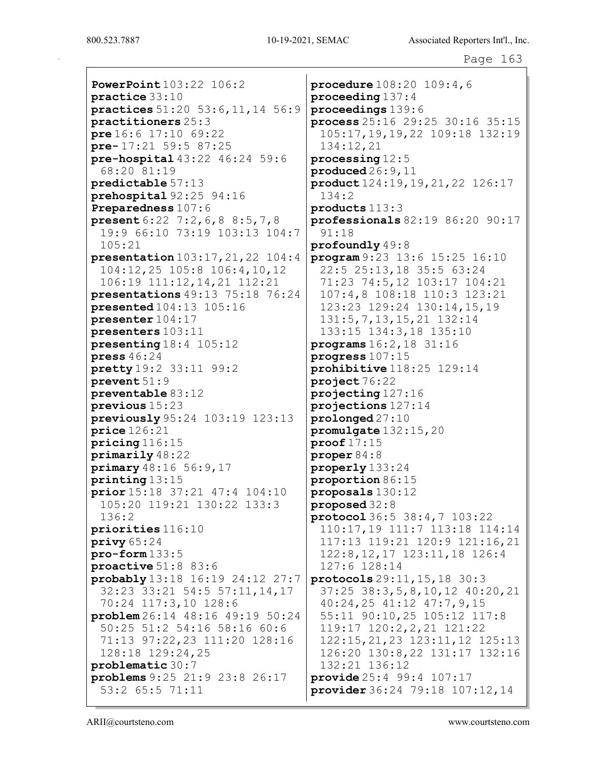**PowerPoint** 103:22 106:2
**practice** 33:10
**practices** 51:20 53:6,11,14 56:9
**practitioners** 25:3
**pre** 16:6 17:10 69:22
**pre-** 17:21 59:5 87:25
**pre-hospital** 43:22 46:24 59:6 68:20 81:19
**predictable** 57:13
**prehospital** 92:25 94:16
**Preparedness** 107:6
**present** 6:22 7:2,6,8 8:5,7,8 19:9 66:10 73:19 103:13 104:7 105:21
**presentation** 103:17,21,22 104:4 104:12,25 105:8 106:4,10,12 106:19 111:12,14,21 112:21
**presentations** 49:13 75:18 76:24
**presented** 104:13 105:16
**presenter** 104:17
**presenters** 103:11
**presenting** 18:4 105:12
**press** 46:24
**pretty** 19:2 33:11 99:2
**prevent** 51:9
**preventable** 83:12
**previous** 15:23
**previously** 95:24 103:19 123:13
**price** 126:21
**pricing** 116:15
**primarily** 48:22
**primary** 48:16 56:9,17
**printing** 13:15
**prior** 15:18 37:21 47:4 104:10 105:20 119:21 130:22 133:3 136:2
**priorities** 116:10
**privy** 65:24
**pro-form** 133:5
**proactive** 51:8 83:6
**probably** 13:18 16:19 24:12 27:7 32:23 33:21 54:5 57:11,14,17 70:24 117:3,10 128:6
**problem** 26:14 48:16 49:19 50:24 50:25 51:2 54:16 58:16 60:6 71:13 97:22,23 111:20 128:16 128:18 129:24,25
**problematic** 30:7
**problems** 9:25 21:9 23:8 26:17 53:2 65:5 71:11
**procedure** 108:20 109:4,6
**proceeding** 137:4
**proceedings** 139:6
**process** 25:16 29:25 30:16 35:15 105:17,19,19,22 109:18 132:19 134:12,21
**processing** 12:5
**produced** 26:9,11
**product** 124:19,19,21,22 126:17 134:2
**products** 113:3
**professionals** 82:19 86:20 90:17 91:18
**profoundly** 49:8
**program** 9:23 13:6 15:25 16:10 22:5 25:13,18 35:5 63:24 71:23 74:5,12 103:17 104:21 107:4,8 108:18 110:3 123:21 123:23 129:24 130:14,15,19 131:5,7,13,15,21 132:14 133:15 134:3,18 135:10
**programs** 16:2,18 31:16
**progress** 107:15
**prohibitive** 118:25 129:14
**project** 76:22
**projecting** 127:16
**projections** 127:14
**prolonged** 27:10
**promulgate** 132:15,20
**proof** 17:15
**proper** 84:8
**properly** 133:24
**proportion** 86:15
**proposals** 130:12
**proposed** 32:8
**protocol** 36:5 38:4,7 103:22 110:17,19 111:7 113:18 114:14 117:13 119:21 120:9 121:16,21 122:8,12,17 123:11,18 126:4 127:6 128:14
**protocols** 29:11,15,18 30:3 37:25 38:3,5,8,10,12 40:20,21 40:24,25 41:12 47:7,9,15 55:11 90:10,25 105:12 117:8 119:17 120:2,2,21 121:22 122:15,21,23 123:11,12 125:13 126:20 130:8,22 131:17 132:16 132:21 136:12
**provide** 25:4 99:4 107:17
**provider** 36:24 79:18 107:12,14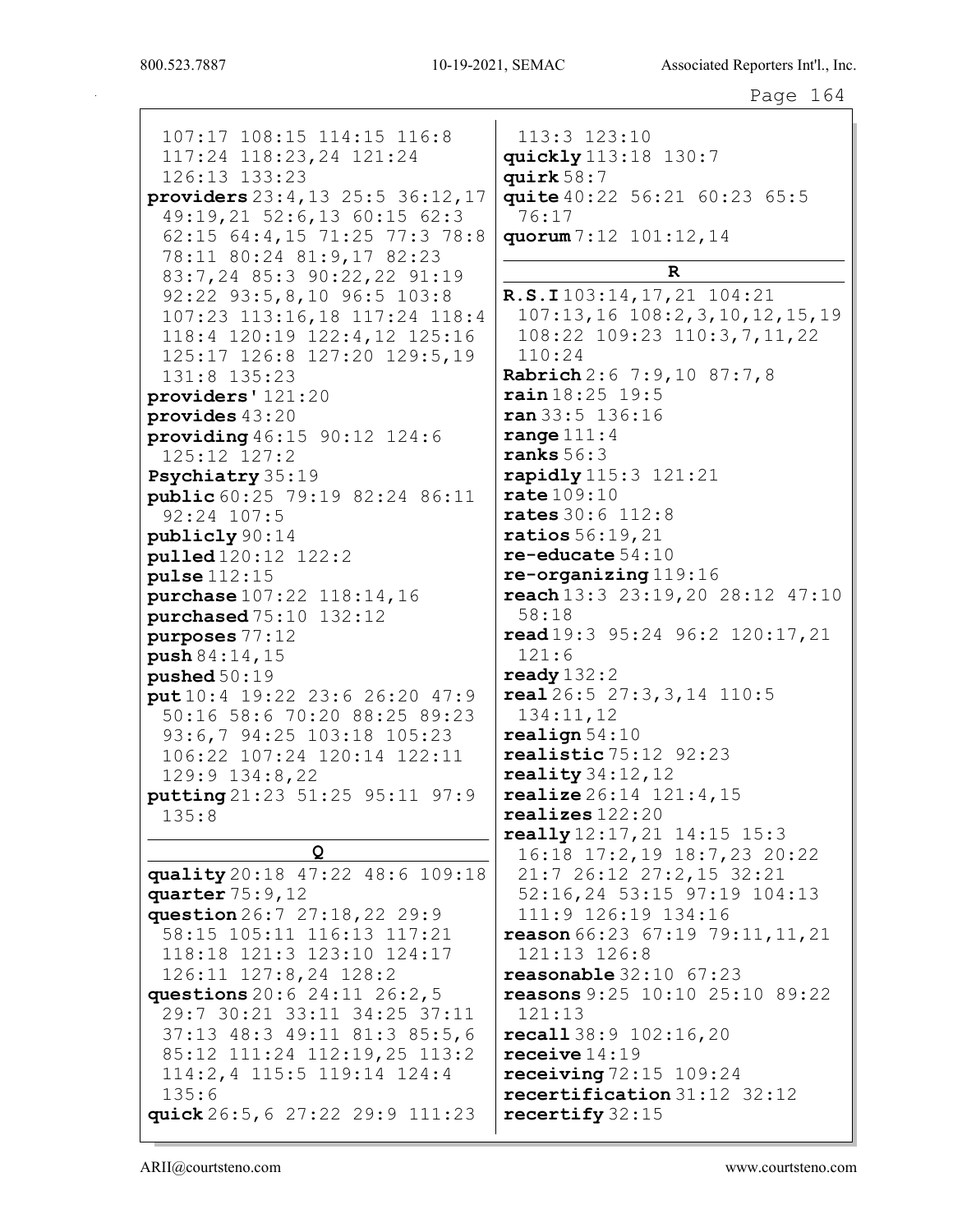107:17 108:15 114:15 116:8 117:24 118:23,24 121:24 126:13 133:23

**providers** 23:4,13 25:5 36:12,17 49:19,21 52:6,13 60:15 62:3 62:15 64:4,15 71:25 77:3 78:8 78:11 80:24 81:9,17 82:23 83:7,24 85:3 90:22,22 91:19 92:22 93:5,8,10 96:5 103:8 107:23 113:16,18 117:24 118:4 118:4 120:19 122:4,12 125:16 125:17 126:8 127:20 129:5,19 131:8 135:23

**providers'** 121:20

**provides** 43:20

**providing** 46:15 90:12 124:6 125:12 127:2

**Psychiatry** 35:19

**public** 60:25 79:19 82:24 86:11 92:24 107:5

**publicly** 90:14

**pulled** 120:12 122:2

**pulse** 112:15

**purchase** 107:22 118:14,16

**purchased** 75:10 132:12

**purposes** 77:12

**push** 84:14,15

**pushed** 50:19

**put** 10:4 19:22 23:6 26:20 47:9 50:16 58:6 70:20 88:25 89:23 93:6,7 94:25 103:18 105:23 106:22 107:24 120:14 122:11 129:9 134:8,22

**putting** 21:23 51:25 95:11 97:9 135:8

## Q

**quality** 20:18 47:22 48:6 109:18

**quarter** 75:9,12

**question** 26:7 27:18,22 29:9 58:15 105:11 116:13 117:21 118:18 121:3 123:10 124:17 126:11 127:8,24 128:2

**questions** 20:6 24:11 26:2,5 29:7 30:21 33:11 34:25 37:11 37:13 48:3 49:11 81:3 85:5,6 85:12 111:24 112:19,25 113:2 114:2,4 115:5 119:14 124:4 135:6

**quick** 26:5,6 27:22 29:9 111:23 113:3 123:10

**quickly** 113:18 130:7

**quirk** 58:7

**quite** 40:22 56:21 60:23 65:5 76:17

**quorum** 7:12 101:12,14

## R

**R.S.I** 103:14,17,21 104:21 107:13,16 108:2,3,10,12,15,19 108:22 109:23 110:3,7,11,22 110:24

**Rabrich** 2:6 7:9,10 87:7,8

**rain** 18:25 19:5

**ran** 33:5 136:16

**range** 111:4

**ranks** 56:3

**rapidly** 115:3 121:21

**rate** 109:10

**rates** 30:6 112:8

**ratios** 56:19,21

**re-educate** 54:10

**re-organizing** 119:16

**reach** 13:3 23:19,20 28:12 47:10 58:18

**read** 19:3 95:24 96:2 120:17,21 121:6

**ready** 132:2

**real** 26:5 27:3,3,14 110:5 134:11,12

**realign** 54:10

**realistic** 75:12 92:23

**reality** 34:12,12

**realize** 26:14 121:4,15

**realizes** 122:20

**really** 12:17,21 14:15 15:3 16:18 17:2,19 18:7,23 20:22 21:7 26:12 27:2,15 32:21 52:16,24 53:15 97:19 104:13 111:9 126:19 134:16

**reason** 66:23 67:19 79:11,11,21 121:13 126:8

**reasonable** 32:10 67:23

**reasons** 9:25 10:10 25:10 89:22 121:13

**recall** 38:9 102:16,20

**receive** 14:19

**receiving** 72:15 109:24

**recertification** 31:12 32:12

**recertify** 32:15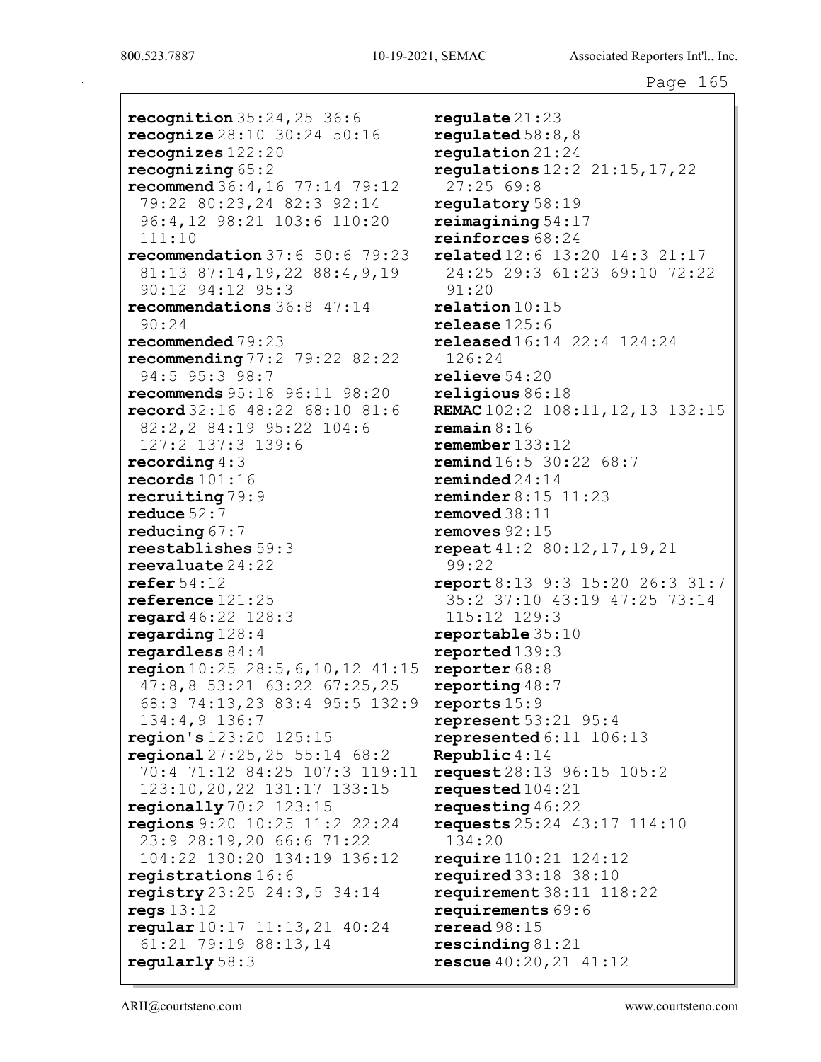**recognition** 35:24,25 36:6
**recognize** 28:10 30:24 50:16
**recognizes** 122:20
**recognizing** 65:2
**recommend** 36:4,16 77:14 79:12 79:22 80:23,24 82:3 92:14 96:4,12 98:21 103:6 110:20 111:10
**recommendation** 37:6 50:6 79:23 81:13 87:14,19,22 88:4,9,19 90:12 94:12 95:3
**recommendations** 36:8 47:14 90:24
**recommended** 79:23
**recommending** 77:2 79:22 82:22 94:5 95:3 98:7
**recommends** 95:18 96:11 98:20
**record** 32:16 48:22 68:10 81:6 82:2,2 84:19 95:22 104:6 127:2 137:3 139:6
**recording** 4:3
**records** 101:16
**recruiting** 79:9
**reduce** 52:7
**reducing** 67:7
**reestablishes** 59:3
**reevaluate** 24:22
**refer** 54:12
**reference** 121:25
**regard** 46:22 128:3
**regarding** 128:4
**regardless** 84:4
**region** 10:25 28:5,6,10,12 41:15 47:8,8 53:21 63:22 67:25,25 68:3 74:13,23 83:4 95:5 132:9 134:4,9 136:7
**region's** 123:20 125:15
**regional** 27:25,25 55:14 68:2 70:4 71:12 84:25 107:3 119:11 123:10,20,22 131:17 133:15
**regionally** 70:2 123:15
**regions** 9:20 10:25 11:2 22:24 23:9 28:19,20 66:6 71:22 104:22 130:20 134:19 136:12
**registrations** 16:6
**registry** 23:25 24:3,5 34:14
**regs** 13:12
**regular** 10:17 11:13,21 40:24 61:21 79:19 88:13,14
**regularly** 58:3
**regulate** 21:23
**regulated** 58:8,8
**regulation** 21:24
**regulations** 12:2 21:15,17,22 27:25 69:8
**regulatory** 58:19
**reimagining** 54:17
**reinforces** 68:24
**related** 12:6 13:20 14:3 21:17 24:25 29:3 61:23 69:10 72:22 91:20
**relation** 10:15
**release** 125:6
**released** 16:14 22:4 124:24 126:24
**relieve** 54:20
**religious** 86:18
**REMAC** 102:2 108:11,12,13 132:15
**remain** 8:16
**remember** 133:12
**remind** 16:5 30:22 68:7
**reminded** 24:14
**reminder** 8:15 11:23
**removed** 38:11
**removes** 92:15
**repeat** 41:2 80:12,17,19,21 99:22
**report** 8:13 9:3 15:20 26:3 31:7 35:2 37:10 43:19 47:25 73:14 115:12 129:3
**reportable** 35:10
**reported** 139:3
**reporter** 68:8
**reporting** 48:7
**reports** 15:9
**represent** 53:21 95:4
**represented** 6:11 106:13
**Republic** 4:14
**request** 28:13 96:15 105:2
**requested** 104:21
**requesting** 46:22
**requests** 25:24 43:17 114:10 134:20
**require** 110:21 124:12
**required** 33:18 38:10
**requirement** 38:11 118:22
**requirements** 69:6
**reread** 98:15
**rescinding** 81:21
**rescue** 40:20,21 41:12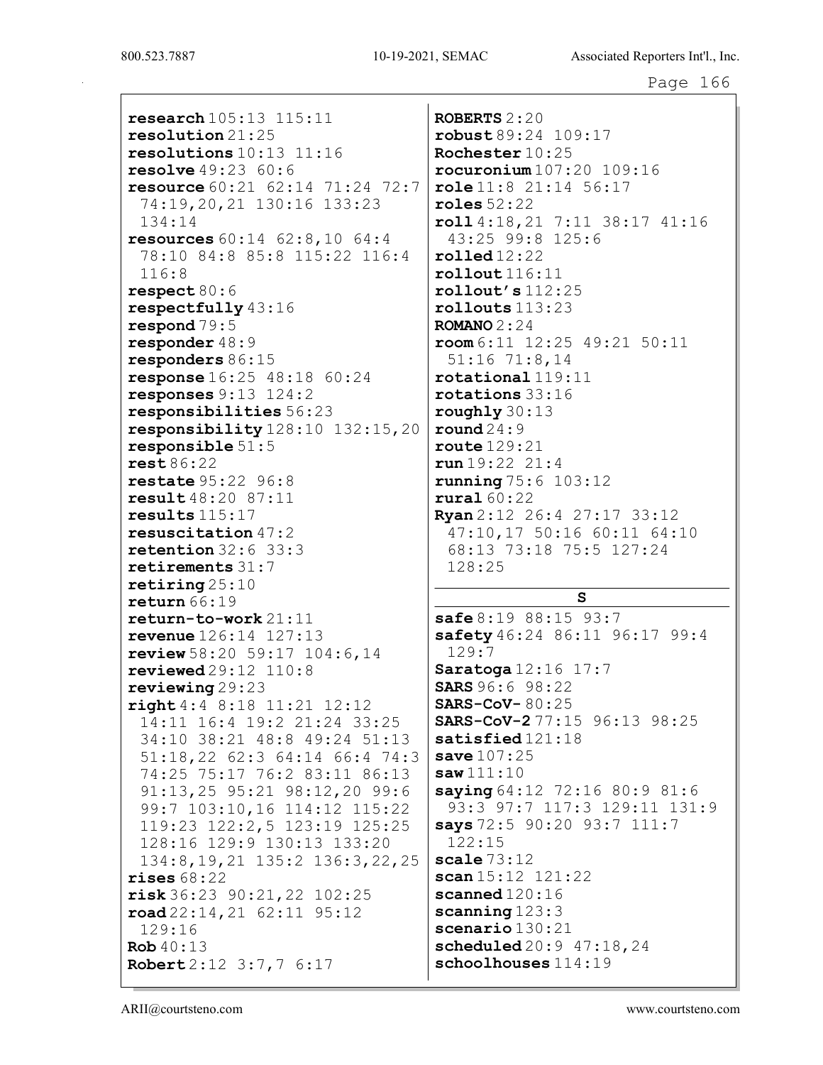**research** 105:13 115:11
**resolution** 21:25
**resolutions** 10:13 11:16
**resolve** 49:23 60:6
**resource** 60:21 62:14 71:24 72:7 74:19,20,21 130:16 133:23 134:14
**resources** 60:14 62:8,10 64:4 78:10 84:8 85:8 115:22 116:4 116:8
**respect** 80:6
**respectfully** 43:16
**respond** 79:5
**responder** 48:9
**responders** 86:15
**response** 16:25 48:18 60:24
**responses** 9:13 124:2
**responsibilities** 56:23
**responsibility** 128:10 132:15,20
**responsible** 51:5
**rest** 86:22
**restate** 95:22 96:8
**result** 48:20 87:11
**results** 115:17
**resuscitation** 47:2
**retention** 32:6 33:3
**retirements** 31:7
**retiring** 25:10
**return** 66:19
**return-to-work** 21:11
**revenue** 126:14 127:13
**review** 58:20 59:17 104:6,14
**reviewed** 29:12 110:8
**reviewing** 29:23
**right** 4:4 8:18 11:21 12:12 14:11 16:4 19:2 21:24 33:25 34:10 38:21 48:8 49:24 51:13 51:18,22 62:3 64:14 66:4 74:3 74:25 75:17 76:2 83:11 86:13 91:13,25 95:21 98:12,20 99:6 99:7 103:10,16 114:12 115:22 119:23 122:2,5 123:19 125:25 128:16 129:9 130:13 133:20 134:8,19,21 135:2 136:3,22,25
**rises** 68:22
**risk** 36:23 90:21,22 102:25
**road** 22:14,21 62:11 95:12 129:16
**Rob** 40:13
**Robert** 2:12 3:7,7 6:17
**ROBERTS** 2:20
**robust** 89:24 109:17
**Rochester** 10:25
**rocuronium** 107:20 109:16
**role** 11:8 21:14 56:17
**roles** 52:22
**roll** 4:18,21 7:11 38:17 41:16 43:25 99:8 125:6
**rolled** 12:22
**rollout** 116:11
**rollout's** 112:25
**rollouts** 113:23
**ROMANO** 2:24
**room** 6:11 12:25 49:21 50:11 51:16 71:8,14
**rotational** 119:11
**rotations** 33:16
**roughly** 30:13
**round** 24:9
**route** 129:21
**run** 19:22 21:4
**running** 75:6 103:12
**rural** 60:22
**Ryan** 2:12 26:4 27:17 33:12 47:10,17 50:16 60:11 64:10 68:13 73:18 75:5 127:24 128:25

## S

**safe** 8:19 88:15 93:7
**safety** 46:24 86:11 96:17 99:4 129:7
**Saratoga** 12:16 17:7
**SARS** 96:6 98:22
**SARS-CoV-** 80:25
**SARS-CoV-2** 77:15 96:13 98:25
**satisfied** 121:18
**save** 107:25
**saw** 111:10
**saying** 64:12 72:16 80:9 81:6 93:3 97:7 117:3 129:11 131:9
**says** 72:5 90:20 93:7 111:7 122:15
**scale** 73:12
**scan** 15:12 121:22
**scanned** 120:16
**scanning** 123:3
**scenario** 130:21
**scheduled** 20:9 47:18,24
**schoolhouses** 114:19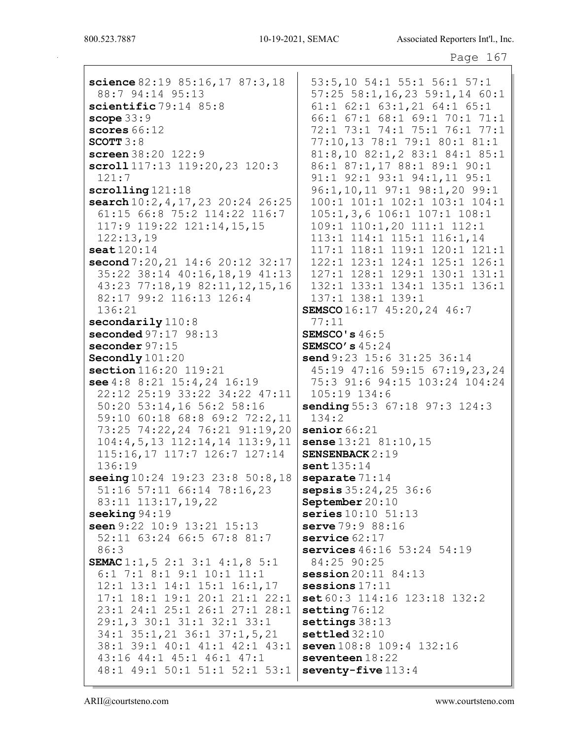**science** 82:19 85:16,17 87:3,18 88:7 94:14 95:13
**scientific** 79:14 85:8
**scope** 33:9
**scores** 66:12
**SCOTT** 3:8
**screen** 38:20 122:9
**scroll** 117:13 119:20,23 120:3 121:7
**scrolling** 121:18
**search** 10:2,4,17,23 20:24 26:25 61:15 66:8 75:2 114:22 116:7 117:9 119:22 121:14,15,15 122:13,19
**seat** 120:14
**second** 7:20,21 14:6 20:12 32:17 35:22 38:14 40:16,18,19 41:13 43:23 77:18,19 82:11,12,15,16 82:17 99:2 116:13 126:4 136:21
**secondarily** 110:8
**seconded** 97:17 98:13
**seconder** 97:15
**Secondly** 101:20
**section** 116:20 119:21
**see** 4:8 8:21 15:4,24 16:19 22:12 25:19 33:22 34:22 47:11 50:20 53:14,16 56:2 58:16 59:10 60:18 68:8 69:2 72:2,11 73:25 74:22,24 76:21 91:19,20 104:4,5,13 112:14,14 113:9,11 115:16,17 117:7 126:7 127:14 136:19
**seeing** 10:24 19:23 23:8 50:8,18 51:16 57:11 66:14 78:16,23 83:11 113:17,19,22
**seeking** 94:19
**seen** 9:22 10:9 13:21 15:13 52:11 63:24 66:5 67:8 81:7 86:3
**SEMAC** 1:1,5 2:1 3:1 4:1,8 5:1 6:1 7:1 8:1 9:1 10:1 11:1 12:1 13:1 14:1 15:1 16:1,17 17:1 18:1 19:1 20:1 21:1 22:1 23:1 24:1 25:1 26:1 27:1 28:1 29:1,3 30:1 31:1 32:1 33:1 34:1 35:1,21 36:1 37:1,5,21 38:1 39:1 40:1 41:1 42:1 43:1 43:16 44:1 45:1 46:1 47:1 48:1 49:1 50:1 51:1 52:1 53:1 53:5,10 54:1 55:1 56:1 57:1 57:25 58:1,16,23 59:1,14 60:1 61:1 62:1 63:1,21 64:1 65:1 66:1 67:1 68:1 69:1 70:1 71:1 72:1 73:1 74:1 75:1 76:1 77:1 77:10,13 78:1 79:1 80:1 81:1 81:8,10 82:1,2 83:1 84:1 85:1 86:1 87:1,17 88:1 89:1 90:1 91:1 92:1 93:1 94:1,11 95:1 96:1,10,11 97:1 98:1,20 99:1 100:1 101:1 102:1 103:1 104:1 105:1,3,6 106:1 107:1 108:1 109:1 110:1,20 111:1 112:1 113:1 114:1 115:1 116:1,14 117:1 118:1 119:1 120:1 121:1 122:1 123:1 124:1 125:1 126:1 127:1 128:1 129:1 130:1 131:1 132:1 133:1 134:1 135:1 136:1 137:1 138:1 139:1
**SEMSCO** 16:17 45:20,24 46:7 77:11
**SEMSCO's** 46:5
**SEMSCO's** 45:24
**send** 9:23 15:6 31:25 36:14 45:19 47:16 59:15 67:19,23,24 75:3 91:6 94:15 103:24 104:24 105:19 134:6
**sending** 55:3 67:18 97:3 124:3 134:2
**senior** 66:21
**sense** 13:21 81:10,15
**SENSENBACK** 2:19
**sent** 135:14
**separate** 71:14
**sepsis** 35:24,25 36:6
**September** 20:10
**series** 10:10 51:13
**serve** 79:9 88:16
**service** 62:17
**services** 46:16 53:24 54:19 84:25 90:25
**session** 20:11 84:13
**sessions** 17:11
**set** 60:3 114:16 123:18 132:2
**setting** 76:12
**settings** 38:13
**settled** 32:10
**seven** 108:8 109:4 132:16
**seventeen** 18:22
**seventy-five** 113:4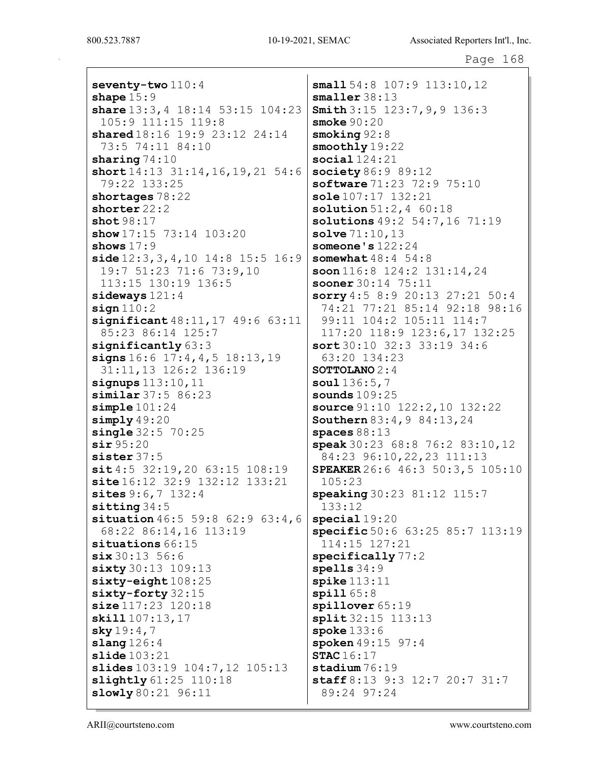**seventy-two** 110:4
**shape** 15:9
**share** 13:3,4 18:14 53:15 104:23 105:9 111:15 119:8
**shared** 18:16 19:9 23:12 24:14 73:5 74:11 84:10
**sharing** 74:10
**short** 14:13 31:14,16,19,21 54:6 79:22 133:25
**shortages** 78:22
**shorter** 22:2
**shot** 98:17
**show** 17:15 73:14 103:20
**shows** 17:9
**side** 12:3,3,4,10 14:8 15:5 16:9 19:7 51:23 71:6 73:9,10 113:15 130:19 136:5
**sideways** 121:4
**sign** 110:2
**significant** 48:11,17 49:6 63:11 85:23 86:14 125:7
**significantly** 63:3
**signs** 16:6 17:4,4,5 18:13,19 31:11,13 126:2 136:19
**signups** 113:10,11
**similar** 37:5 86:23
**simple** 101:24
**simply** 49:20
**single** 32:5 70:25
**sir** 95:20
**sister** 37:5
**sit** 4:5 32:19,20 63:15 108:19
**site** 16:12 32:9 132:12 133:21
**sites** 9:6,7 132:4
**sitting** 34:5
**situation** 46:5 59:8 62:9 63:4,6 68:22 86:14,16 113:19
**situations** 66:15
**six** 30:13 56:6
**sixty** 30:13 109:13
**sixty-eight** 108:25
**sixty-forty** 32:15
**size** 117:23 120:18
**skill** 107:13,17
**sky** 19:4,7
**slang** 126:4
**slide** 103:21
**slides** 103:19 104:7,12 105:13
**slightly** 61:25 110:18
**slowly** 80:21 96:11
**small** 54:8 107:9 113:10,12
**smaller** 38:13
**Smith** 3:15 123:7,9,9 136:3
**smoke** 90:20
**smoking** 92:8
**smoothly** 19:22
**social** 124:21
**society** 86:9 89:12
**software** 71:23 72:9 75:10
**sole** 107:17 132:21
**solution** 51:2,4 60:18
**solutions** 49:2 54:7,16 71:19
**solve** 71:10,13
**someone's** 122:24
**somewhat** 48:4 54:8
**soon** 116:8 124:2 131:14,24
**sooner** 30:14 75:11
**sorry** 4:5 8:9 20:13 27:21 50:4 74:21 77:21 85:14 92:18 98:16 99:11 104:2 105:11 114:7 117:20 118:9 123:6,17 132:25
**sort** 30:10 32:3 33:19 34:6 63:20 134:23
**SOTTOLANO** 2:4
**soul** 136:5,7
**sounds** 109:25
**source** 91:10 122:2,10 132:22
**Southern** 83:4,9 84:13,24
**spaces** 88:13
**speak** 30:23 68:8 76:2 83:10,12 84:23 96:10,22,23 111:13
**SPEAKER** 26:6 46:3 50:3,5 105:10 105:23
**speaking** 30:23 81:12 115:7 133:12
**special** 19:20
**specific** 50:6 63:25 85:7 113:19 114:15 127:21
**specifically** 77:2
**spells** 34:9
**spike** 113:11
**spill** 65:8
**spillover** 65:19
**split** 32:15 113:13
**spoke** 133:6
**spoken** 49:15 97:4
**STAC** 16:17
**stadium** 76:19
**staff** 8:13 9:3 12:7 20:7 31:7 89:24 97:24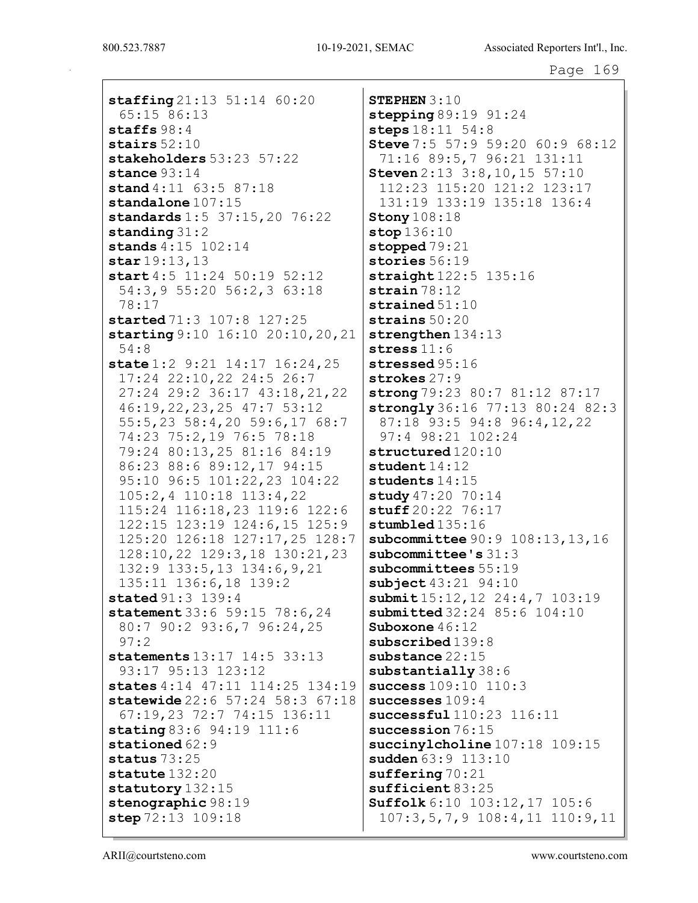**staffing** 21:13 51:14 60:20 65:15 86:13
**staffs** 98:4
**stairs** 52:10
**stakeholders** 53:23 57:22
**stance** 93:14
**stand** 4:11 63:5 87:18
**standalone** 107:15
**standards** 1:5 37:15,20 76:22
**standing** 31:2
**stands** 4:15 102:14
**star** 19:13,13
**start** 4:5 11:24 50:19 52:12 54:3,9 55:20 56:2,3 63:18 78:17
**started** 71:3 107:8 127:25
**starting** 9:10 16:10 20:10,20,21 54:8
**state** 1:2 9:21 14:17 16:24,25 17:24 22:10,22 24:5 26:7 27:24 29:2 36:17 43:18,21,22 46:19,22,23,25 47:7 53:12 55:5,23 58:4,20 59:6,17 68:7 74:23 75:2,19 76:5 78:18 79:24 80:13,25 81:16 84:19 86:23 88:6 89:12,17 94:15 95:10 96:5 101:22,23 104:22 105:2,4 110:18 113:4,22 115:24 116:18,23 119:6 122:6 122:15 123:19 124:6,15 125:9 125:20 126:18 127:17,25 128:7 128:10,22 129:3,18 130:21,23 132:9 133:5,13 134:6,9,21 135:11 136:6,18 139:2
**stated** 91:3 139:4
**statement** 33:6 59:15 78:6,24 80:7 90:2 93:6,7 96:24,25 97:2
**statements** 13:17 14:5 33:13 93:17 95:13 123:12
**states** 4:14 47:11 114:25 134:19
**statewide** 22:6 57:24 58:3 67:18 67:19,23 72:7 74:15 136:11
**stating** 83:6 94:19 111:6
**stationed** 62:9
**status** 73:25
**statute** 132:20
**statutory** 132:15
**stenographic** 98:19
**step** 72:13 109:18
**STEPHEN** 3:10
**stepping** 89:19 91:24
**steps** 18:11 54:8
**Steve** 7:5 57:9 59:20 60:9 68:12 71:16 89:5,7 96:21 131:11
**Steven** 2:13 3:8,10,15 57:10 112:23 115:20 121:2 123:17 131:19 133:19 135:18 136:4
**Stony** 108:18
**stop** 136:10
**stopped** 79:21
**stories** 56:19
**straight** 122:5 135:16
**strain** 78:12
**strained** 51:10
**strains** 50:20
**strengthen** 134:13
**stress** 11:6
**stressed** 95:16
**strokes** 27:9
**strong** 79:23 80:7 81:12 87:17
**strongly** 36:16 77:13 80:24 82:3 87:18 93:5 94:8 96:4,12,22 97:4 98:21 102:24
**structured** 120:10
**student** 14:12
**students** 14:15
**study** 47:20 70:14
**stuff** 20:22 76:17
**stumbled** 135:16
**subcommittee** 90:9 108:13,13,16
**subcommittee's** 31:3
**subcommittees** 55:19
**subject** 43:21 94:10
**submit** 15:12,12 24:4,7 103:19
**submitted** 32:24 85:6 104:10
**Suboxone** 46:12
**subscribed** 139:8
**substance** 22:15
**substantially** 38:6
**success** 109:10 110:3
**successes** 109:4
**successful** 110:23 116:11
**succession** 76:15
**succinylcholine** 107:18 109:15
**sudden** 63:9 113:10
**suffering** 70:21
**sufficient** 83:25
**Suffolk** 6:10 103:12,17 105:6 107:3,5,7,9 108:4,11 110:9,11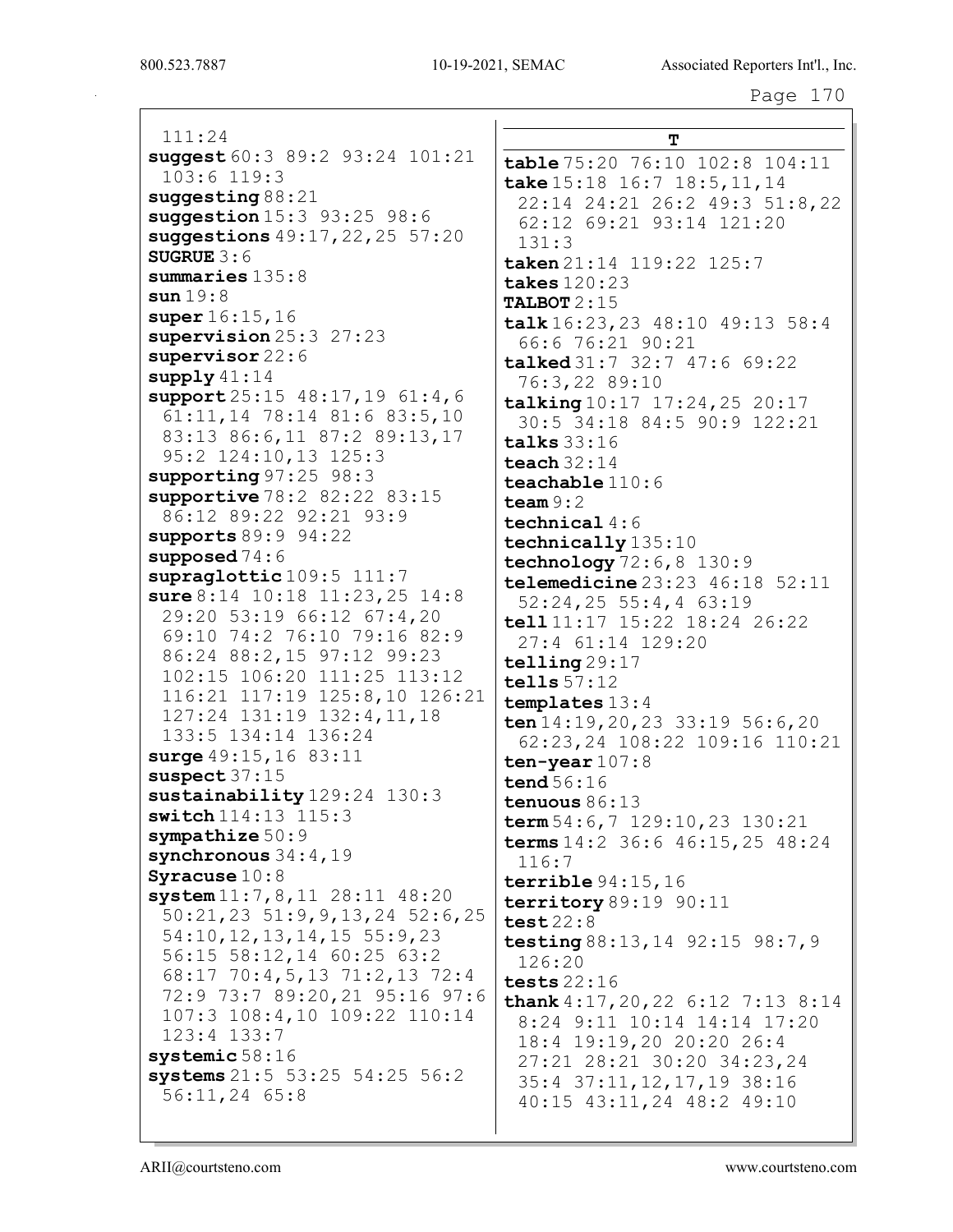111:24

**suggest** 60:3 89:2 93:24 101:21 103:6 119:3

**suggesting** 88:21

**suggestion** 15:3 93:25 98:6

**suggestions** 49:17,22,25 57:20

**SUGRUE** 3:6

**summaries** 135:8

**sun** 19:8

**super** 16:15,16

**supervision** 25:3 27:23

**supervisor** 22:6

**supply** 41:14

**support** 25:15 48:17,19 61:4,6 61:11,14 78:14 81:6 83:5,10 83:13 86:6,11 87:2 89:13,17 95:2 124:10,13 125:3

**supporting** 97:25 98:3

**supportive** 78:2 82:22 83:15 86:12 89:22 92:21 93:9

**supports** 89:9 94:22

**supposed** 74:6

**supraglottic** 109:5 111:7

**sure** 8:14 10:18 11:23,25 14:8 29:20 53:19 66:12 67:4,20 69:10 74:2 76:10 79:16 82:9 86:24 88:2,15 97:12 99:23 102:15 106:20 111:25 113:12 116:21 117:19 125:8,10 126:21 127:24 131:19 132:4,11,18 133:5 134:14 136:24

**surge** 49:15,16 83:11

**suspect** 37:15

**sustainability** 129:24 130:3

**switch** 114:13 115:3

**sympathize** 50:9

**synchronous** 34:4,19

**Syracuse** 10:8

**system** 11:7,8,11 28:11 48:20 50:21,23 51:9,9,13,24 52:6,25 54:10,12,13,14,15 55:9,23 56:15 58:12,14 60:25 63:2 68:17 70:4,5,13 71:2,13 72:4 72:9 73:7 89:20,21 95:16 97:6 107:3 108:4,10 109:22 110:14 123:4 133:7

**systemic** 58:16

**systems** 21:5 53:25 54:25 56:2 56:11,24 65:8

## T

**table** 75:20 76:10 102:8 104:11

**take** 15:18 16:7 18:5,11,14 22:14 24:21 26:2 49:3 51:8,22 62:12 69:21 93:14 121:20 131:3

**taken** 21:14 119:22 125:7

**takes** 120:23

**TALBOT** 2:15

**talk** 16:23,23 48:10 49:13 58:4 66:6 76:21 90:21

**talked** 31:7 32:7 47:6 69:22 76:3,22 89:10

**talking** 10:17 17:24,25 20:17 30:5 34:18 84:5 90:9 122:21

**talks** 33:16

**teach** 32:14

**teachable** 110:6

**team** 9:2

**technical** 4:6

**technically** 135:10

**technology** 72:6,8 130:9

**telemedicine** 23:23 46:18 52:11 52:24,25 55:4,4 63:19

**tell** 11:17 15:22 18:24 26:22 27:4 61:14 129:20

**telling** 29:17

**tells** 57:12

**templates** 13:4

**ten** 14:19,20,23 33:19 56:6,20 62:23,24 108:22 109:16 110:21

**ten-year** 107:8

**tend** 56:16

**tenuous** 86:13

**term** 54:6,7 129:10,23 130:21

**terms** 14:2 36:6 46:15,25 48:24 116:7

**terrible** 94:15,16

**territory** 89:19 90:11

**test** 22:8

**testing** 88:13,14 92:15 98:7,9 126:20

**tests** 22:16

**thank** 4:17,20,22 6:12 7:13 8:14 8:24 9:11 10:14 14:14 17:20 18:4 19:19,20 20:20 26:4 27:21 28:21 30:20 34:23,24 35:4 37:11,12,17,19 38:16 40:15 43:11,24 48:2 49:10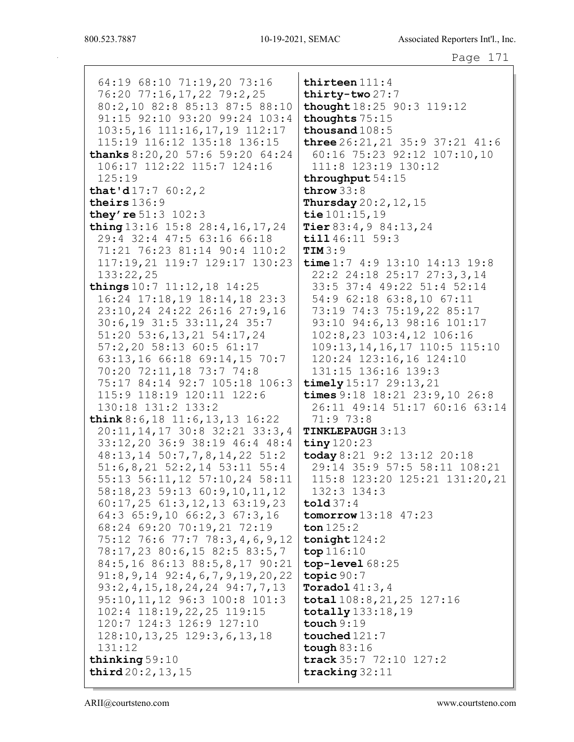64:19 68:10 71:19,20 73:16 76:20 77:16,17,22 79:2,25 80:2,10 82:8 85:13 87:5 88:10 91:15 92:10 93:20 99:24 103:4 103:5,16 111:16,17,19 112:17 115:19 116:12 135:18 136:15

**thanks** 8:20,20 57:6 59:20 64:24 106:17 112:22 115:7 124:16 125:19

**that'd** 17:7 60:2,2

**theirs** 136:9

**they're** 51:3 102:3

**thing** 13:16 15:8 28:4,16,17,24 29:4 32:4 47:5 63:16 66:18 71:21 76:23 81:14 90:4 110:2 117:19,21 119:7 129:17 130:23 133:22,25

**things** 10:7 11:12,18 14:25 16:24 17:18,19 18:14,18 23:3 23:10,24 24:22 26:16 27:9,16 30:6,19 31:5 33:11,24 35:7 51:20 53:6,13,21 54:17,24 57:2,20 58:13 60:5 61:17 63:13,16 66:18 69:14,15 70:7 70:20 72:11,18 73:7 74:8 75:17 84:14 92:7 105:18 106:3 115:9 118:19 120:11 122:6 130:18 131:2 133:2

**think** 8:6,18 11:6,13,13 16:22 20:11,14,17 30:8 32:21 33:3,4 33:12,20 36:9 38:19 46:4 48:4 48:13,14 50:7,7,8,14,22 51:2 51:6,8,21 52:2,14 53:11 55:4 55:13 56:11,12 57:10,24 58:11 58:18,23 59:13 60:9,10,11,12 60:17,25 61:3,12,13 63:19,23 64:3 65:9,10 66:2,3 67:3,16 68:24 69:20 70:19,21 72:19 75:12 76:6 77:7 78:3,4,6,9,12 78:17,23 80:6,15 82:5 83:5,7 84:5,16 86:13 88:5,8,17 90:21 91:8,9,14 92:4,6,7,9,19,20,22 93:2,4,15,18,24,24 94:7,7,13 95:10,11,12 96:3 100:8 101:3 102:4 118:19,22,25 119:15 120:7 124:3 126:9 127:10 128:10,13,25 129:3,6,13,18 131:12

**thinking** 59:10

**third** 20:2,13,15

**thirteen** 111:4

**thirty-two** 27:7

**thought** 18:25 90:3 119:12

**thoughts** 75:15

**thousand** 108:5

**three** 26:21,21 35:9 37:21 41:6 60:16 75:23 92:12 107:10,10 111:8 123:19 130:12

**throughput** 54:15

**throw** 33:8

**Thursday** 20:2,12,15

**tie** 101:15,19

**Tier** 83:4,9 84:13,24

**till** 46:11 59:3

**TIM** 3:9

**time** 1:7 4:9 13:10 14:13 19:8 22:2 24:18 25:17 27:3,3,14 33:5 37:4 49:22 51:4 52:14 54:9 62:18 63:8,10 67:11 73:19 74:3 75:19,22 85:17 93:10 94:6,13 98:16 101:17 102:8,23 103:4,12 106:16 109:13,14,16,17 110:5 115:10 120:24 123:16,16 124:10 131:15 136:16 139:3

**timely** 15:17 29:13,21

**times** 9:18 18:21 23:9,10 26:8 26:11 49:14 51:17 60:16 63:14 71:9 73:8

**TINKLEPAUGH** 3:13

**tiny** 120:23

**today** 8:21 9:2 13:12 20:18 29:14 35:9 57:5 58:11 108:21 115:8 123:20 125:21 131:20,21 132:3 134:3

**told** 37:4

**tomorrow** 13:18 47:23

**ton** 125:2

**tonight** 124:2

**top** 116:10

**top-level** 68:25

**topic** 90:7

**Toradol** 41:3,4

**total** 108:8,21,25 127:16

**totally** 133:18,19

**touch** 9:19

**touched** 121:7

**tough** 83:16

**track** 35:7 72:10 127:2

**tracking** 32:11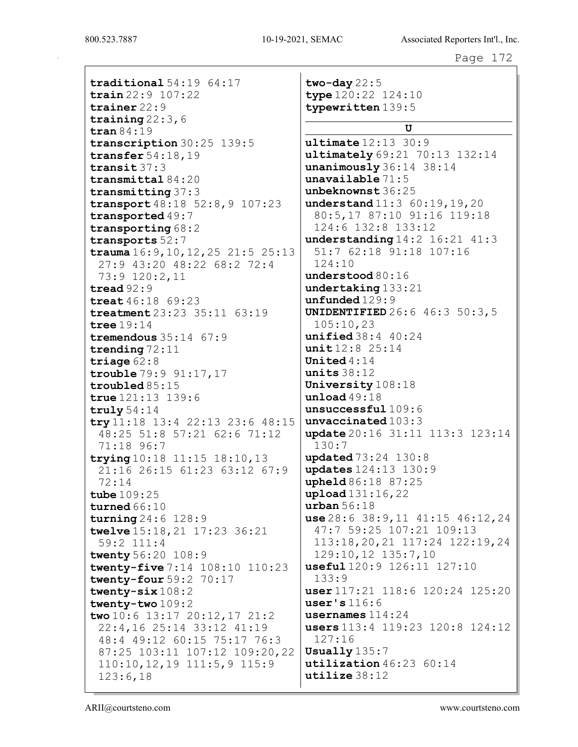**traditional** 54:19 64:17
**train** 22:9 107:22
**trainer** 22:9
**training** 22:3,6
**tran** 84:19
**transcription** 30:25 139:5
**transfer** 54:18,19
**transit** 37:3
**transmittal** 84:20
**transmitting** 37:3
**transport** 48:18 52:8,9 107:23
**transported** 49:7
**transporting** 68:2
**transports** 52:7
**trauma** 16:9,10,12,25 21:5 25:13 27:9 43:20 48:22 68:2 72:4 73:9 120:2,11
**tread** 92:9
**treat** 46:18 69:23
**treatment** 23:23 35:11 63:19
**tree** 19:14
**tremendous** 35:14 67:9
**trending** 72:11
**triage** 62:8
**trouble** 79:9 91:17,17
**troubled** 85:15
**true** 121:13 139:6
**truly** 54:14
**try** 11:18 13:4 22:13 23:6 48:15 48:25 51:8 57:21 62:6 71:12 71:18 96:7
**trying** 10:18 11:15 18:10,13 21:16 26:15 61:23 63:12 67:9 72:14
**tube** 109:25
**turned** 66:10
**turning** 24:6 128:9
**twelve** 15:18,21 17:23 36:21 59:2 111:4
**twenty** 56:20 108:9
**twenty-five** 7:14 108:10 110:23
**twenty-four** 59:2 70:17
**twenty-six** 108:2
**twenty-two** 109:2
**two** 10:6 13:17 20:12,17 21:2 22:4,16 25:14 33:12 41:19 48:4 49:12 60:15 75:17 76:3 87:25 103:11 107:12 109:20,22 110:10,12,19 111:5,9 115:9 123:6,18
**two-day** 22:5
**type** 120:22 124:10
**typewritten** 139:5

## U

**ultimate** 12:13 30:9
**ultimately** 69:21 70:13 132:14
**unanimously** 36:14 38:14
**unavailable** 71:5
**unbeknownst** 36:25
**understand** 11:3 60:19,19,20 80:5,17 87:10 91:16 119:18 124:6 132:8 133:12
**understanding** 14:2 16:21 41:3 51:7 62:18 91:18 107:16 124:10
**understood** 80:16
**undertaking** 133:21
**unfunded** 129:9
**UNIDENTIFIED** 26:6 46:3 50:3,5 105:10,23
**unified** 38:4 40:24
**unit** 12:8 25:14
**United** 4:14
**units** 38:12
**University** 108:18
**unload** 49:18
**unsuccessful** 109:6
**unvaccinated** 103:3
**update** 20:16 31:11 113:3 123:14 130:7
**updated** 73:24 130:8
**updates** 124:13 130:9
**upheld** 86:18 87:25
**upload** 131:16,22
**urban** 56:18
**use** 28:6 38:9,11 41:15 46:12,24 47:7 59:25 107:21 109:13 113:18,20,21 117:24 122:19,24 129:10,12 135:7,10
**useful** 120:9 126:11 127:10 133:9
**user** 117:21 118:6 120:24 125:20
**user's** 116:6
**usernames** 114:24
**users** 113:4 119:23 120:8 124:12 127:16
**Usually** 135:7
**utilization** 46:23 60:14
**utilize** 38:12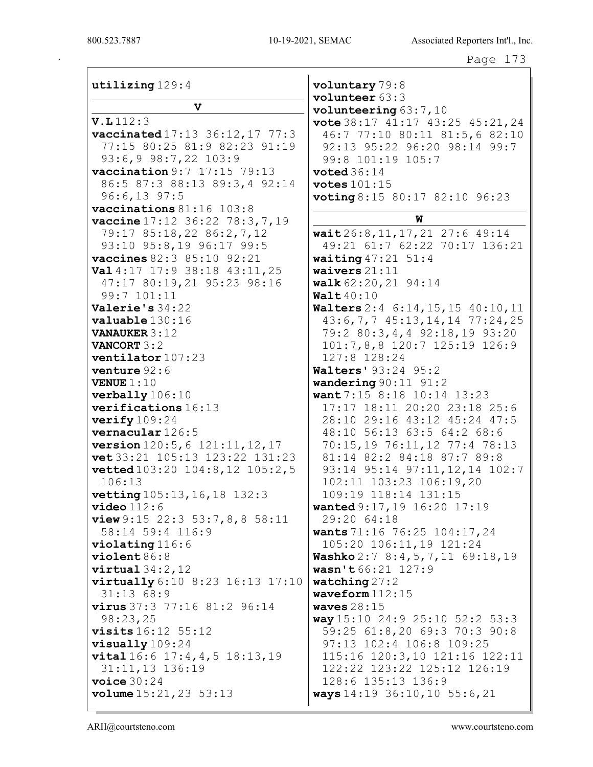**utilizing** 129:4

## V

**V.L** 112:3
**vaccinated** 17:13 36:12,17 77:3 77:15 80:25 81:9 82:23 91:19 93:6,9 98:7,22 103:9
**vaccination** 9:7 17:15 79:13 86:5 87:3 88:13 89:3,4 92:14 96:6,13 97:5
**vaccinations** 81:16 103:8
**vaccine** 17:12 36:22 78:3,7,19 79:17 85:18,22 86:2,7,12 93:10 95:8,19 96:17 99:5
**vaccines** 82:3 85:10 92:21
**Val** 4:17 17:9 38:18 43:11,25 47:17 80:19,21 95:23 98:16 99:7 101:11
**Valerie's** 34:22
**valuable** 130:16
**VANAUKER** 3:12
**VANCORT** 3:2
**ventilator** 107:23
**venture** 92:6
**VENUE** 1:10
**verbally** 106:10
**verifications** 16:13
**verify** 109:24
**vernacular** 126:5
**version** 120:5,6 121:11,12,17
**vet** 33:21 105:13 123:22 131:23
**vetted** 103:20 104:8,12 105:2,5 106:13
**vetting** 105:13,16,18 132:3
**video** 112:6
**view** 9:15 22:3 53:7,8,8 58:11 58:14 59:4 116:9
**violating** 116:6
**violent** 86:8
**virtual** 34:2,12
**virtually** 6:10 8:23 16:13 17:10 31:13 68:9
**virus** 37:3 77:16 81:2 96:14 98:23,25
**visits** 16:12 55:12
**visually** 109:24
**vital** 16:6 17:4,4,5 18:13,19 31:11,13 136:19
**voice** 30:24
**volume** 15:21,23 53:13
**voluntary** 79:8
**volunteer** 63:3
**volunteering** 63:7,10
**vote** 38:17 41:17 43:25 45:21,24 46:7 77:10 80:11 81:5,6 82:10 92:13 95:22 96:20 98:14 99:7 99:8 101:19 105:7
**voted** 36:14
**votes** 101:15
**voting** 8:15 80:17 82:10 96:23

## W

**wait** 26:8,11,17,21 27:6 49:14 49:21 61:7 62:22 70:17 136:21
**waiting** 47:21 51:4
**waivers** 21:11
**walk** 62:20,21 94:14
**Walt** 40:10
**Walters** 2:4 6:14,15,15 40:10,11 43:6,7,7 45:13,14,14 77:24,25 79:2 80:3,4,4 92:18,19 93:20 101:7,8,8 120:7 125:19 126:9 127:8 128:24
**Walters'** 93:24 95:2
**wandering** 90:11 91:2
**want** 7:15 8:18 10:14 13:23 17:17 18:11 20:20 23:18 25:6 28:10 29:16 43:12 45:24 47:5 48:10 56:13 63:5 64:2 68:6 70:15,19 76:11,12 77:4 78:13 81:14 82:2 84:18 87:7 89:8 93:14 95:14 97:11,12,14 102:7 102:11 103:23 106:19,20 109:19 118:14 131:15
**wanted** 9:17,19 16:20 17:19 29:20 64:18
**wants** 71:16 76:25 104:17,24 105:20 106:11,19 121:24
**Washko** 2:7 8:4,5,7,11 69:18,19
**wasn't** 66:21 127:9
**watching** 27:2
**waveform** 112:15
**waves** 28:15
**way** 15:10 24:9 25:10 52:2 53:3 59:25 61:8,20 69:3 70:3 90:8 97:13 102:4 106:8 109:25 115:16 120:3,10 121:16 122:11 122:22 123:22 125:12 126:19 128:6 135:13 136:9
**ways** 14:19 36:10,10 55:6,21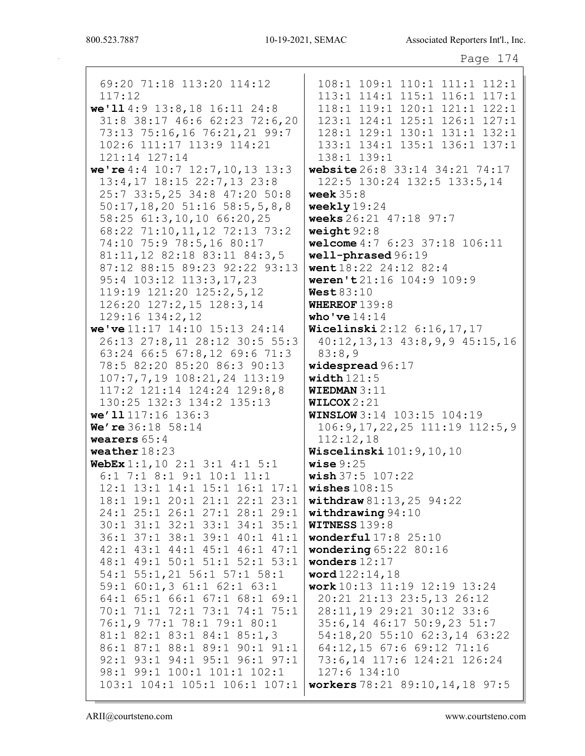69:20 71:18 113:20 114:12 117:12

**we'll** 4:9 13:8,18 16:11 24:8 31:8 38:17 46:6 62:23 72:6,20 73:13 75:16,16 76:21,21 99:7 102:6 111:17 113:9 114:21 121:14 127:14

**we're** 4:4 10:7 12:7,10,13 13:3 13:4,17 18:15 22:7,13 23:8 25:7 33:5,25 34:8 47:20 50:8 50:17,18,20 51:16 58:5,5,8,8 58:25 61:3,10,10 66:20,25 68:22 71:10,11,12 72:13 73:2 74:10 75:9 78:5,16 80:17 81:11,12 82:18 83:11 84:3,5 87:12 88:15 89:23 92:22 93:13 95:4 103:12 113:3,17,23 119:19 121:20 125:2,5,12 126:20 127:2,15 128:3,14 129:16 134:2,12

**we've** 11:17 14:10 15:13 24:14 26:13 27:8,11 28:12 30:5 55:3 63:24 66:5 67:8,12 69:6 71:3 78:5 82:20 85:20 86:3 90:13 107:7,7,19 108:21,24 113:19 117:2 121:14 124:24 129:8,8 130:25 132:3 134:2 135:13

**we'll** 117:16 136:3

**We're** 36:18 58:14

**wearers** 65:4

**weather** 18:23

**WebEx** 1:1,10 2:1 3:1 4:1 5:1 6:1 7:1 8:1 9:1 10:1 11:1 12:1 13:1 14:1 15:1 16:1 17:1 18:1 19:1 20:1 21:1 22:1 23:1 24:1 25:1 26:1 27:1 28:1 29:1 30:1 31:1 32:1 33:1 34:1 35:1 36:1 37:1 38:1 39:1 40:1 41:1 42:1 43:1 44:1 45:1 46:1 47:1 48:1 49:1 50:1 51:1 52:1 53:1 54:1 55:1,21 56:1 57:1 58:1 59:1 60:1,3 61:1 62:1 63:1 64:1 65:1 66:1 67:1 68:1 69:1 70:1 71:1 72:1 73:1 74:1 75:1 76:1,9 77:1 78:1 79:1 80:1 81:1 82:1 83:1 84:1 85:1,3 86:1 87:1 88:1 89:1 90:1 91:1 92:1 93:1 94:1 95:1 96:1 97:1 98:1 99:1 100:1 101:1 102:1 103:1 104:1 105:1 106:1 107:1 108:1 109:1 110:1 111:1 112:1 113:1 114:1 115:1 116:1 117:1 118:1 119:1 120:1 121:1 122:1 123:1 124:1 125:1 126:1 127:1 128:1 129:1 130:1 131:1 132:1 133:1 134:1 135:1 136:1 137:1 138:1 139:1

**website** 26:8 33:14 34:21 74:17 122:5 130:24 132:5 133:5,14

**week** 35:8

**weekly** 19:24

**weeks** 26:21 47:18 97:7

**weight** 92:8

**welcome** 4:7 6:23 37:18 106:11

**well-phrased** 96:19

**went** 18:22 24:12 82:4

**weren't** 21:16 104:9 109:9

**West** 83:10

**WHEREOF** 139:8

**who've** 14:14

**Wicelinski** 2:12 6:16,17,17 40:12,13,13 43:8,9,9 45:15,16 83:8,9

**widespread** 96:17

**width** 121:5

**WIEDMAN** 3:11

**WILCOX** 2:21

**WINSLOW** 3:14 103:15 104:19 106:9,17,22,25 111:19 112:5,9 112:12,18

**Wiscelinski** 101:9,10,10

**wise** 9:25

**wish** 37:5 107:22

**wishes** 108:15

**withdraw** 81:13,25 94:22

**withdrawing** 94:10

**WITNESS** 139:8

**wonderful** 17:8 25:10

**wondering** 65:22 80:16

**wonders** 12:17

**word** 122:14,18

**work** 10:13 11:19 12:19 13:24 20:21 21:13 23:5,13 26:12 28:11,19 29:21 30:12 33:6 35:6,14 46:17 50:9,23 51:7 54:18,20 55:10 62:3,14 63:22 64:12,15 67:6 69:12 71:16 73:6,14 117:6 124:21 126:24 127:6 134:10

**workers** 78:21 89:10,14,18 97:5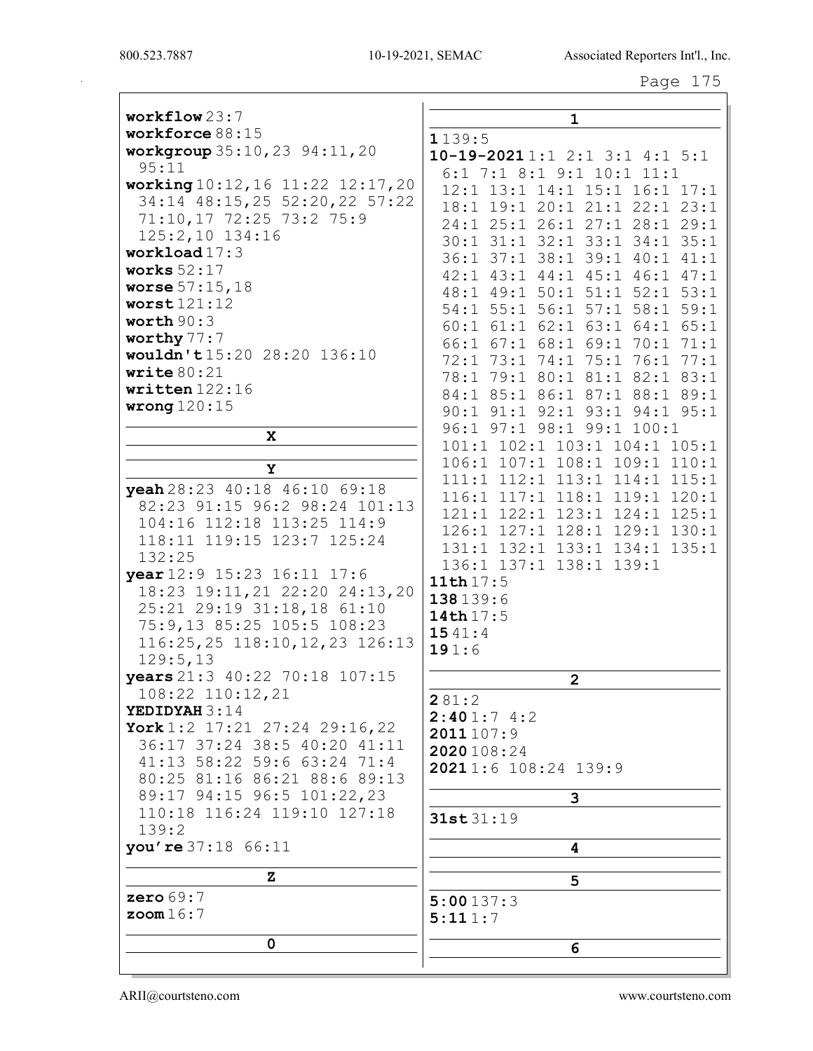**workflow** 23:7
**workforce** 88:15
**workgroup** 35:10,23 94:11,20 95:11
**working** 10:12,16 11:22 12:17,20 34:14 48:15,25 52:20,22 57:22 71:10,17 72:25 73:2 75:9 125:2,10 134:16
**workload** 17:3
**works** 52:17
**worse** 57:15,18
**worst** 121:12
**worth** 90:3
**worthy** 77:7
**wouldn't** 15:20 28:20 136:10
**write** 80:21
**written** 122:16
**wrong** 120:15

## X

## Y

**yeah** 28:23 40:18 46:10 69:18 82:23 91:15 96:2 98:24 101:13 104:16 112:18 113:25 114:9 118:11 119:15 123:7 125:24 132:25
**year** 12:9 15:23 16:11 17:6 18:23 19:11,21 22:20 24:13,20 25:21 29:19 31:18,18 61:10 75:9,13 85:25 105:5 108:23 116:25,25 118:10,12,23 126:13 129:5,13
**years** 21:3 40:22 70:18 107:15 108:22 110:12,21
**YEDIDYAH** 3:14
**York** 1:2 17:21 27:24 29:16,22 36:17 37:24 38:5 40:20 41:11 41:13 58:22 59:6 63:24 71:4 80:25 81:16 86:21 88:6 89:13 89:17 94:15 96:5 101:22,23 110:18 116:24 119:10 127:18 139:2
**you're** 37:18 66:11

## Z

**zero** 69:7
**zoom** 16:7

## 0

## 1

**1** 139:5
**10-19-2021** 1:1 2:1 3:1 4:1 5:1 6:1 7:1 8:1 9:1 10:1 11:1 12:1 13:1 14:1 15:1 16:1 17:1 18:1 19:1 20:1 21:1 22:1 23:1 24:1 25:1 26:1 27:1 28:1 29:1 30:1 31:1 32:1 33:1 34:1 35:1 36:1 37:1 38:1 39:1 40:1 41:1 42:1 43:1 44:1 45:1 46:1 47:1 48:1 49:1 50:1 51:1 52:1 53:1 54:1 55:1 56:1 57:1 58:1 59:1 60:1 61:1 62:1 63:1 64:1 65:1 66:1 67:1 68:1 69:1 70:1 71:1 72:1 73:1 74:1 75:1 76:1 77:1 78:1 79:1 80:1 81:1 82:1 83:1 84:1 85:1 86:1 87:1 88:1 89:1 90:1 91:1 92:1 93:1 94:1 95:1 96:1 97:1 98:1 99:1 100:1 101:1 102:1 103:1 104:1 105:1 106:1 107:1 108:1 109:1 110:1 111:1 112:1 113:1 114:1 115:1 116:1 117:1 118:1 119:1 120:1 121:1 122:1 123:1 124:1 125:1 126:1 127:1 128:1 129:1 130:1 131:1 132:1 133:1 134:1 135:1 136:1 137:1 138:1 139:1
**11th** 17:5
**138** 139:6
**14th** 17:5
**15** 41:4
**19** 1:6

## 2

**2** 81:2
**2:40** 1:7 4:2
**2011** 107:9
**2020** 108:24
**2021** 1:6 108:24 139:9

## 3

**31st** 31:19

## 4

## 5

**5:00** 137:3
**5:11** 1:7

## 6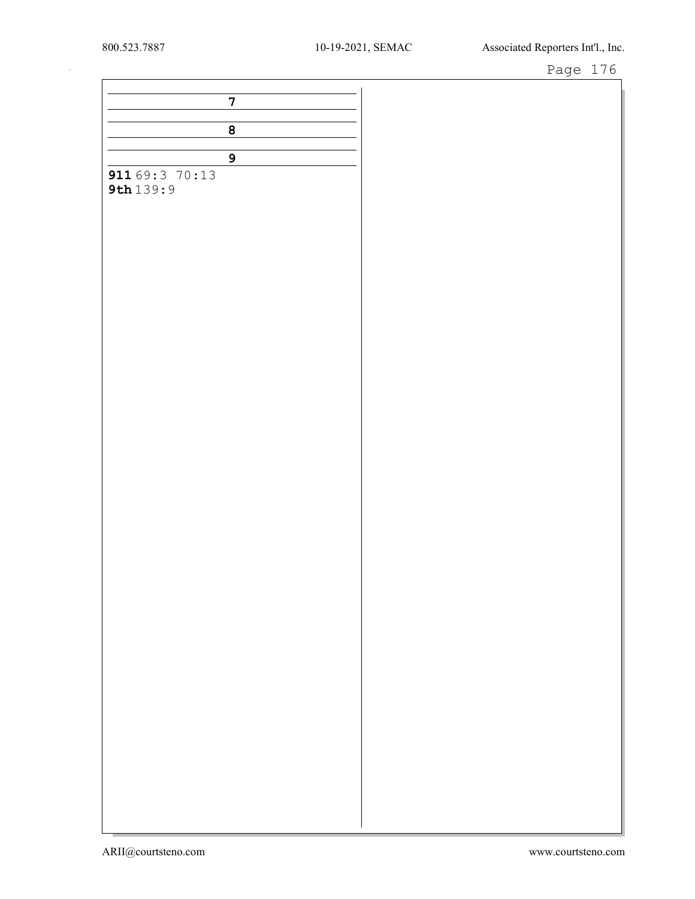**7**

**8**

**9**

**911** 69:3 70:13
**9th** 139:9